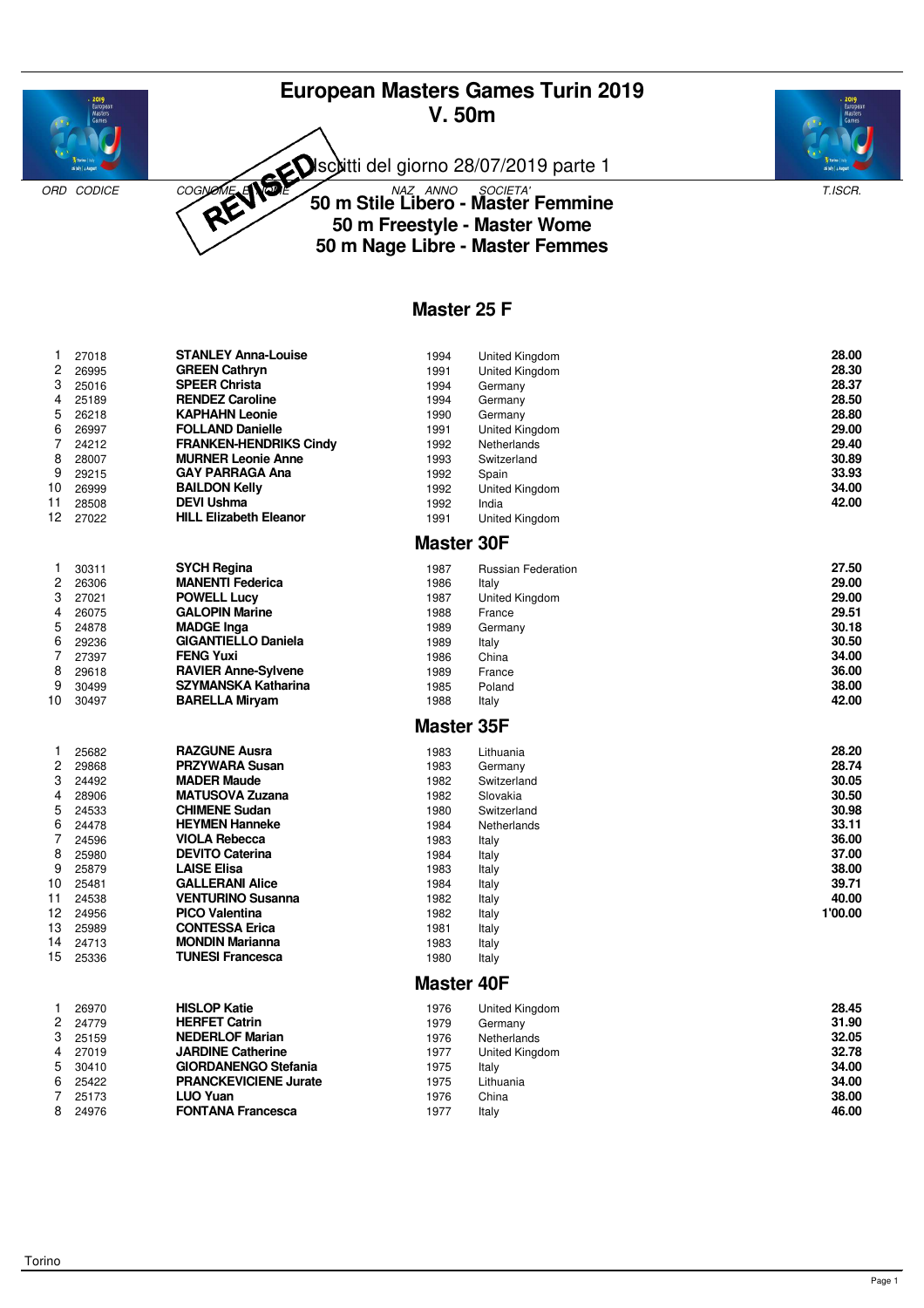# European Masters Games Turin 2019
## V. 50m

REVISED Iscritti del giorno 28/07/2019 parte 1

## 50 m Stile Libero - Master Femmine
## 50 m Freestyle - Master Wome
## 50 m Nage Libre - Master Femmes

### Master 25 F

| ORD | CODICE | COGNOME E NOME | ANNO | SOCIETA' | T.ISCR. |
|---|---|---|---|---|---|
| 1 | 27018 | **STANLEY Anna-Louise** | 1994 | United Kingdom | **28.00** |
| 2 | 26995 | **GREEN Cathryn** | 1991 | United Kingdom | **28.30** |
| 3 | 25016 | **SPEER Christa** | 1994 | Germany | **28.37** |
| 4 | 25189 | **RENDEZ Caroline** | 1994 | Germany | **28.50** |
| 5 | 26218 | **KAPHAHN Leonie** | 1990 | Germany | **28.80** |
| 6 | 26997 | **FOLLAND Danielle** | 1991 | United Kingdom | **29.00** |
| 7 | 24212 | **FRANKEN-HENDRIKS Cindy** | 1992 | Netherlands | **29.40** |
| 8 | 28007 | **MURNER Leonie Anne** | 1993 | Switzerland | **30.89** |
| 9 | 29215 | **GAY PARRAGA Ana** | 1992 | Spain | **33.93** |
| 10 | 26999 | **BAILDON Kelly** | 1992 | United Kingdom | **34.00** |
| 11 | 28508 | **DEVI Ushma** | 1992 | India | **42.00** |
| 12 | 27022 | **HILL Elizabeth Eleanor** | 1991 | United Kingdom | |

### Master 30F

| ORD | CODICE | COGNOME E NOME | ANNO | SOCIETA' | T.ISCR. |
|---|---|---|---|---|---|
| 1 | 30311 | **SYCH Regina** | 1987 | Russian Federation | **27.50** |
| 2 | 26306 | **MANENTI Federica** | 1986 | Italy | **29.00** |
| 3 | 27021 | **POWELL Lucy** | 1987 | United Kingdom | **29.00** |
| 4 | 26075 | **GALOPIN Marine** | 1988 | France | **29.51** |
| 5 | 24878 | **MADGE Inga** | 1989 | Germany | **30.18** |
| 6 | 29236 | **GIGANTIELLO Daniela** | 1989 | Italy | **30.50** |
| 7 | 27397 | **FENG Yuxi** | 1986 | China | **34.00** |
| 8 | 29618 | **RAVIER Anne-Sylvene** | 1989 | France | **36.00** |
| 9 | 30499 | **SZYMANSKA Katharina** | 1985 | Poland | **38.00** |
| 10 | 30497 | **BARELLA Miryam** | 1988 | Italy | **42.00** |

### Master 35F

| ORD | CODICE | COGNOME E NOME | ANNO | SOCIETA' | T.ISCR. |
|---|---|---|---|---|---|
| 1 | 25682 | **RAZGUNE Ausra** | 1983 | Lithuania | **28.20** |
| 2 | 29868 | **PRZYWARA Susan** | 1983 | Germany | **28.74** |
| 3 | 24492 | **MADER Maude** | 1982 | Switzerland | **30.05** |
| 4 | 28906 | **MATUSOVA Zuzana** | 1982 | Slovakia | **30.50** |
| 5 | 24533 | **CHIMENE Sudan** | 1980 | Switzerland | **30.98** |
| 6 | 24478 | **HEYMEN Hanneke** | 1984 | Netherlands | **33.11** |
| 7 | 24596 | **VIOLA Rebecca** | 1983 | Italy | **36.00** |
| 8 | 25980 | **DEVITO Caterina** | 1984 | Italy | **37.00** |
| 9 | 25879 | **LAISE Elisa** | 1983 | Italy | **38.00** |
| 10 | 25481 | **GALLERANI Alice** | 1984 | Italy | **39.71** |
| 11 | 24538 | **VENTURINO Susanna** | 1982 | Italy | **40.00** |
| 12 | 24956 | **PICO Valentina** | 1982 | Italy | **1'00.00** |
| 13 | 25989 | **CONTESSA Erica** | 1981 | Italy | |
| 14 | 24713 | **MONDIN Marianna** | 1983 | Italy | |
| 15 | 25336 | **TUNESI Francesca** | 1980 | Italy | |

### Master 40F

| ORD | CODICE | COGNOME E NOME | ANNO | SOCIETA' | T.ISCR. |
|---|---|---|---|---|---|
| 1 | 26970 | **HISLOP Katie** | 1976 | United Kingdom | **28.45** |
| 2 | 24779 | **HERFET Catrin** | 1979 | Germany | **31.90** |
| 3 | 25159 | **NEDERLOF Marian** | 1976 | Netherlands | **32.05** |
| 4 | 27019 | **JARDINE Catherine** | 1977 | United Kingdom | **32.78** |
| 5 | 30410 | **GIORDANENGO Stefania** | 1975 | Italy | **34.00** |
| 6 | 25422 | **PRANCKEVICIENE Jurate** | 1975 | Lithuania | **34.00** |
| 7 | 25173 | **LUO Yuan** | 1976 | China | **38.00** |
| 8 | 24976 | **FONTANA Francesca** | 1977 | Italy | **46.00** |

Torino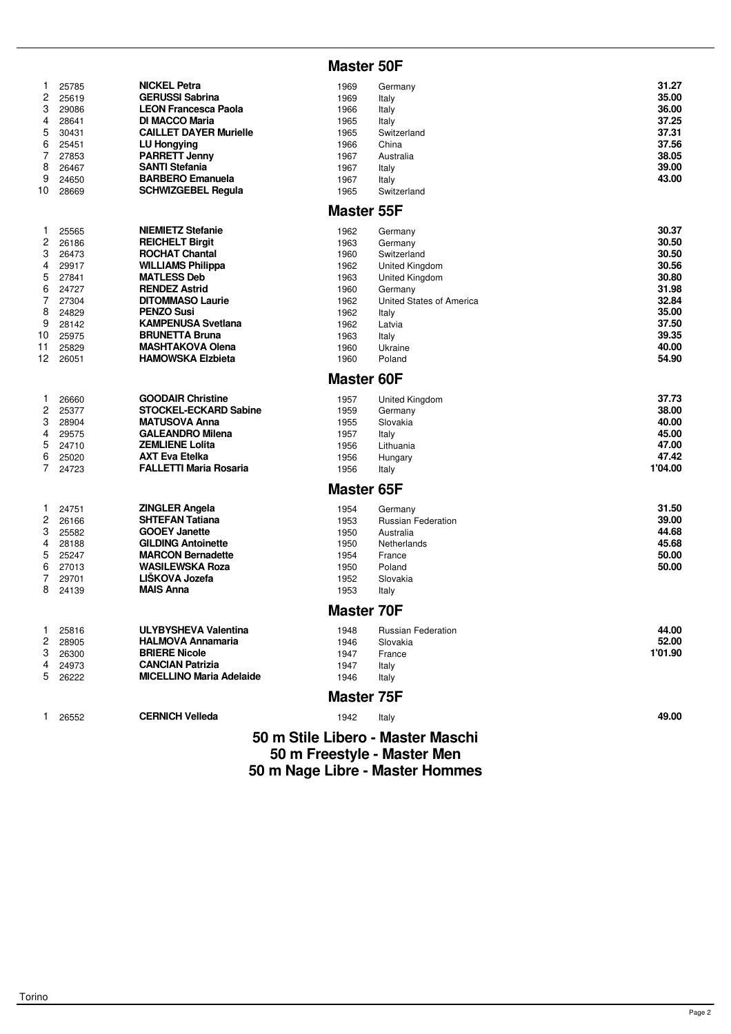## Master 50F

| | | | | | |
|---|---|---|---|---|---|
| 1 | 25785 | **NICKEL Petra** | 1969 | Germany | **31.27** |
| 2 | 25619 | **GERUSSI Sabrina** | 1969 | Italy | **35.00** |
| 3 | 29086 | **LEON Francesca Paola** | 1966 | Italy | **36.00** |
| 4 | 28641 | **DI MACCO Maria** | 1965 | Italy | **37.25** |
| 5 | 30431 | **CAILLET DAYER Murielle** | 1965 | Switzerland | **37.31** |
| 6 | 25451 | **LU Hongying** | 1966 | China | **37.56** |
| 7 | 27853 | **PARRETT Jenny** | 1967 | Australia | **38.05** |
| 8 | 26467 | **SANTI Stefania** | 1967 | Italy | **39.00** |
| 9 | 24650 | **BARBERO Emanuela** | 1967 | Italy | **43.00** |
| 10 | 28669 | **SCHWIZGEBEL Regula** | 1965 | Switzerland | |

## Master 55F

| | | | | | |
|---|---|---|---|---|---|
| 1 | 25565 | **NIEMIETZ Stefanie** | 1962 | Germany | **30.37** |
| 2 | 26186 | **REICHELT Birgit** | 1963 | Germany | **30.50** |
| 3 | 26473 | **ROCHAT Chantal** | 1960 | Switzerland | **30.50** |
| 4 | 29917 | **WILLIAMS Philippa** | 1962 | United Kingdom | **30.56** |
| 5 | 27841 | **MATLESS Deb** | 1963 | United Kingdom | **30.80** |
| 6 | 24727 | **RENDEZ Astrid** | 1960 | Germany | **31.98** |
| 7 | 27304 | **DITOMMASO Laurie** | 1962 | United States of America | **32.84** |
| 8 | 24829 | **PENZO Susi** | 1962 | Italy | **35.00** |
| 9 | 28142 | **KAMPENUSA Svetlana** | 1962 | Latvia | **37.50** |
| 10 | 25975 | **BRUNETTA Bruna** | 1963 | Italy | **39.35** |
| 11 | 25829 | **MASHTAKOVA Olena** | 1960 | Ukraine | **40.00** |
| 12 | 26051 | **HAMOWSKA Elzbieta** | 1960 | Poland | **54.90** |

## Master 60F

| | | | | | |
|---|---|---|---|---|---|
| 1 | 26660 | **GOODAIR Christine** | 1957 | United Kingdom | **37.73** |
| 2 | 25377 | **STOCKEL-ECKARD Sabine** | 1959 | Germany | **38.00** |
| 3 | 28904 | **MATUSOVA Anna** | 1955 | Slovakia | **40.00** |
| 4 | 29575 | **GALEANDRO Milena** | 1957 | Italy | **45.00** |
| 5 | 24710 | **ZEMLIENE Lolita** | 1956 | Lithuania | **47.00** |
| 6 | 25020 | **AXT Eva Etelka** | 1956 | Hungary | **47.42** |
| 7 | 24723 | **FALLETTI Maria Rosaria** | 1956 | Italy | **1'04.00** |

## Master 65F

| | | | | | |
|---|---|---|---|---|---|
| 1 | 24751 | **ZINGLER Angela** | 1954 | Germany | **31.50** |
| 2 | 26166 | **SHTEFAN Tatiana** | 1953 | Russian Federation | **39.00** |
| 3 | 25582 | **GOOEY Janette** | 1950 | Australia | **44.68** |
| 4 | 28188 | **GILDING Antoinette** | 1950 | Netherlands | **45.68** |
| 5 | 25247 | **MARCON Bernadette** | 1954 | France | **50.00** |
| 6 | 27013 | **WASILEWSKA Roza** | 1950 | Poland | **50.00** |
| 7 | 29701 | **LIŠKOVA Jozefa** | 1952 | Slovakia | |
| 8 | 24139 | **MAIS Anna** | 1953 | Italy | |

## Master 70F

| | | | | | |
|---|---|---|---|---|---|
| 1 | 25816 | **ULYBYSHEVA Valentina** | 1948 | Russian Federation | **44.00** |
| 2 | 28905 | **HALMOVA Annamaria** | 1946 | Slovakia | **52.00** |
| 3 | 26300 | **BRIERE Nicole** | 1947 | France | **1'01.90** |
| 4 | 24973 | **CANCIAN Patrizia** | 1947 | Italy | |
| 5 | 26222 | **MICELLINO Maria Adelaide** | 1946 | Italy | |

## Master 75F

| | | | | | |
|---|---|---|---|---|---|
| 1 | 26552 | **CERNICH Velleda** | 1942 | Italy | **49.00** |

# 50 m Stile Libero - Master Maschi
# 50 m Freestyle - Master Men
# 50 m Nage Libre - Master Hommes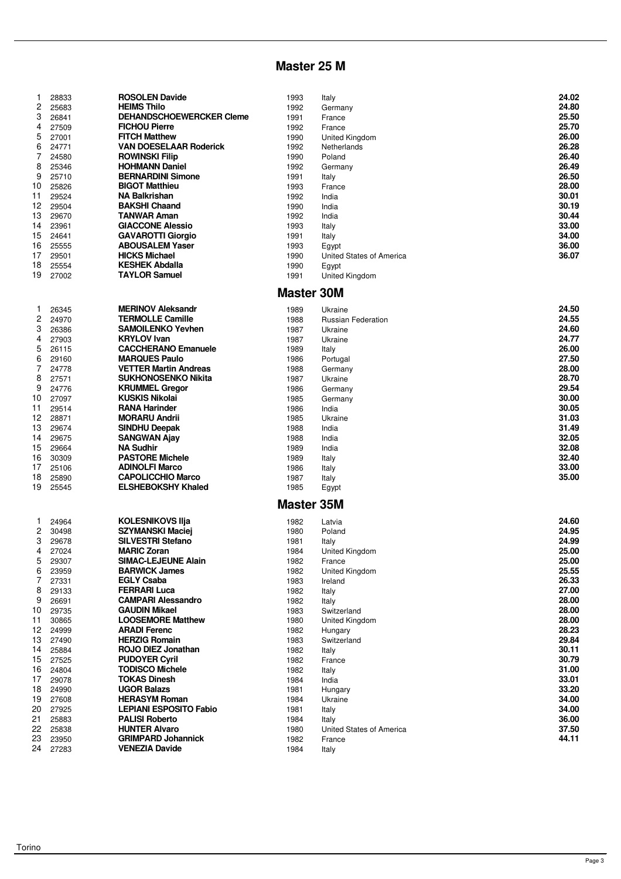## Master 25 M

| | | | | | |
|---|---|---|---|---|---|
| 1 | 28833 | **ROSOLEN Davide** | 1993 | Italy | **24.02** |
| 2 | 25683 | **HEIMS Thilo** | 1992 | Germany | **24.80** |
| 3 | 26841 | **DEHANDSCHOEWERCKER Cleme** | 1991 | France | **25.50** |
| 4 | 27509 | **FICHOU Pierre** | 1992 | France | **25.70** |
| 5 | 27001 | **FITCH Matthew** | 1990 | United Kingdom | **26.00** |
| 6 | 24771 | **VAN DOESELAAR Roderick** | 1992 | Netherlands | **26.28** |
| 7 | 24580 | **ROWINSKI Filip** | 1990 | Poland | **26.40** |
| 8 | 25346 | **HOHMANN Daniel** | 1992 | Germany | **26.49** |
| 9 | 25710 | **BERNARDINI Simone** | 1991 | Italy | **26.50** |
| 10 | 25826 | **BIGOT Matthieu** | 1993 | France | **28.00** |
| 11 | 29524 | **NA Balkrishan** | 1992 | India | **30.01** |
| 12 | 29504 | **BAKSHI Chaand** | 1990 | India | **30.19** |
| 13 | 29670 | **TANWAR Aman** | 1992 | India | **30.44** |
| 14 | 23961 | **GIACCONE Alessio** | 1993 | Italy | **33.00** |
| 15 | 24641 | **GAVAROTTI Giorgio** | 1991 | Italy | **34.00** |
| 16 | 25555 | **ABOUSALEM Yaser** | 1993 | Egypt | **36.00** |
| 17 | 29501 | **HICKS Michael** | 1990 | United States of America | **36.07** |
| 18 | 25554 | **KESHEK Abdalla** | 1990 | Egypt | |
| 19 | 27002 | **TAYLOR Samuel** | 1991 | United Kingdom | |

## Master 30M

| | | | | | |
|---|---|---|---|---|---|
| 1 | 26345 | **MERINOV Aleksandr** | 1989 | Ukraine | **24.50** |
| 2 | 24970 | **TERMOLLE Camille** | 1988 | Russian Federation | **24.55** |
| 3 | 26386 | **SAMOILENKO Yevhen** | 1987 | Ukraine | **24.60** |
| 4 | 27903 | **KRYLOV Ivan** | 1987 | Ukraine | **24.77** |
| 5 | 26115 | **CACCHERANO Emanuele** | 1989 | Italy | **26.00** |
| 6 | 29160 | **MARQUES Paulo** | 1986 | Portugal | **27.50** |
| 7 | 24778 | **VETTER Martin Andreas** | 1988 | Germany | **28.00** |
| 8 | 27571 | **SUKHONOSENKO Nikita** | 1987 | Ukraine | **28.70** |
| 9 | 24776 | **KRUMMEL Gregor** | 1986 | Germany | **29.54** |
| 10 | 27097 | **KUSKIS Nikolai** | 1985 | Germany | **30.00** |
| 11 | 29514 | **RANA Harinder** | 1986 | India | **30.05** |
| 12 | 28871 | **MORARU Andrii** | 1985 | Ukraine | **31.03** |
| 13 | 29674 | **SINDHU Deepak** | 1988 | India | **31.49** |
| 14 | 29675 | **SANGWAN Ajay** | 1988 | India | **32.05** |
| 15 | 29664 | **NA Sudhir** | 1989 | India | **32.08** |
| 16 | 30309 | **PASTORE Michele** | 1989 | Italy | **32.40** |
| 17 | 25106 | **ADINOLFI Marco** | 1986 | Italy | **33.00** |
| 18 | 25890 | **CAPOLICCHIO Marco** | 1987 | Italy | **35.00** |
| 19 | 25545 | **ELSHEBOKSHY Khaled** | 1985 | Egypt | |

## Master 35M

| | | | | | |
|---|---|---|---|---|---|
| 1 | 24964 | **KOLESNIKOVS Ilja** | 1982 | Latvia | **24.60** |
| 2 | 30498 | **SZYMANSKI Maciej** | 1980 | Poland | **24.95** |
| 3 | 29678 | **SILVESTRI Stefano** | 1981 | Italy | **24.99** |
| 4 | 27024 | **MARIC Zoran** | 1984 | United Kingdom | **25.00** |
| 5 | 29307 | **SIMAC-LEJEUNE Alain** | 1982 | France | **25.00** |
| 6 | 23959 | **BARWICK James** | 1982 | United Kingdom | **25.55** |
| 7 | 27331 | **EGLY Csaba** | 1983 | Ireland | **26.33** |
| 8 | 29133 | **FERRARI Luca** | 1982 | Italy | **27.00** |
| 9 | 26691 | **CAMPARI Alessandro** | 1982 | Italy | **28.00** |
| 10 | 29735 | **GAUDIN Mikael** | 1983 | Switzerland | **28.00** |
| 11 | 30865 | **LOOSEMORE Matthew** | 1980 | United Kingdom | **28.00** |
| 12 | 24999 | **ARADI Ferenc** | 1982 | Hungary | **28.23** |
| 13 | 27490 | **HERZIG Romain** | 1983 | Switzerland | **29.84** |
| 14 | 25884 | **ROJO DIEZ Jonathan** | 1982 | Italy | **30.11** |
| 15 | 27525 | **PUDOYER Cyril** | 1982 | France | **30.79** |
| 16 | 24804 | **TODISCO Michele** | 1982 | Italy | **31.00** |
| 17 | 29078 | **TOKAS Dinesh** | 1984 | India | **33.01** |
| 18 | 24990 | **UGOR Balazs** | 1981 | Hungary | **33.20** |
| 19 | 27608 | **HERASYM Roman** | 1984 | Ukraine | **34.00** |
| 20 | 27925 | **LEPIANI ESPOSITO Fabio** | 1981 | Italy | **34.00** |
| 21 | 25883 | **PALISI Roberto** | 1984 | Italy | **36.00** |
| 22 | 25838 | **HUNTER Alvaro** | 1980 | United States of America | **37.50** |
| 23 | 23950 | **GRIMPARD Johannick** | 1982 | France | **44.11** |
| 24 | 27283 | **VENEZIA Davide** | 1984 | Italy | |

Torino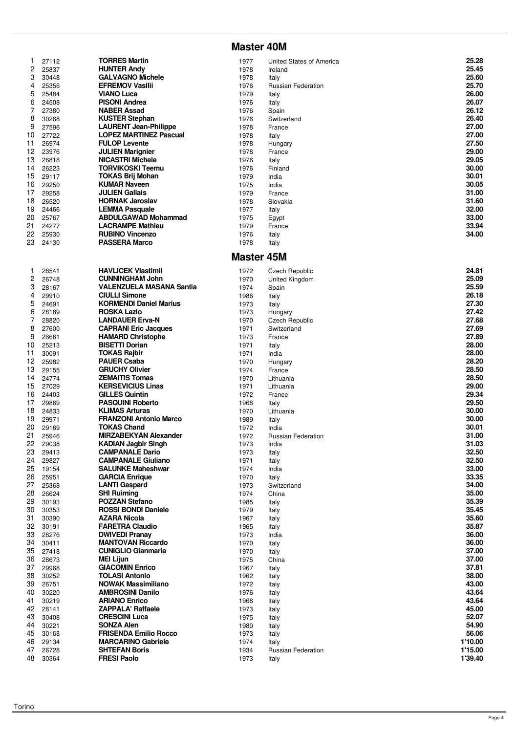## Master 40M

| | | | | | |
|---|---|---|---|---|---|
| 1 | 27112 | **TORRES Martin** | 1977 | United States of America | **25.28** |
| 2 | 25837 | **HUNTER Andy** | 1978 | Ireland | **25.45** |
| 3 | 30448 | **GALVAGNO Michele** | 1978 | Italy | **25.60** |
| 4 | 25356 | **EFREMOV Vasilii** | 1976 | Russian Federation | **25.70** |
| 5 | 25484 | **VIANO Luca** | 1979 | Italy | **26.00** |
| 6 | 24508 | **PISONI Andrea** | 1976 | Italy | **26.07** |
| 7 | 27380 | **NABER Assad** | 1976 | Spain | **26.12** |
| 8 | 30268 | **KUSTER Stephan** | 1976 | Switzerland | **26.40** |
| 9 | 27596 | **LAURENT Jean-Philippe** | 1978 | France | **27.00** |
| 10 | 27722 | **LOPEZ MARTINEZ Pascual** | 1978 | Italy | **27.00** |
| 11 | 26974 | **FULOP Levente** | 1978 | Hungary | **27.50** |
| 12 | 23976 | **JULIEN Marignier** | 1978 | France | **29.00** |
| 13 | 26818 | **NICASTRI Michele** | 1976 | Italy | **29.05** |
| 14 | 26223 | **TORVIKOSKI Teemu** | 1976 | Finland | **30.00** |
| 15 | 29117 | **TOKAS Brij Mohan** | 1979 | India | **30.01** |
| 16 | 29250 | **KUMAR Naveen** | 1975 | India | **30.05** |
| 17 | 29258 | **JULIEN Gallais** | 1979 | France | **31.00** |
| 18 | 26520 | **HORNAK Jaroslav** | 1978 | Slovakia | **31.60** |
| 19 | 24466 | **LEMMA Pasquale** | 1977 | Italy | **32.00** |
| 20 | 25767 | **ABDULGAWAD Mohammad** | 1975 | Egypt | **33.00** |
| 21 | 24277 | **LACRAMPE Mathieu** | 1979 | France | **33.94** |
| 22 | 25930 | **RUBINO Vincenzo** | 1976 | Italy | **34.00** |
| 23 | 24130 | **PASSERA Marco** | 1978 | Italy | |

## Master 45M

| | | | | | |
|---|---|---|---|---|---|
| 1 | 28541 | **HAVLICEK Vlastimil** | 1972 | Czech Republic | **24.81** |
| 2 | 26748 | **CUNNINGHAM John** | 1970 | United Kingdom | **25.09** |
| 3 | 28167 | **VALENZUELA MASANA Santia** | 1974 | Spain | **25.59** |
| 4 | 29910 | **CIULLI Simone** | 1986 | Italy | **26.18** |
| 5 | 24691 | **KORMENDI Daniel Marius** | 1973 | Italy | **27.30** |
| 6 | 28189 | **ROSKA Lazlo** | 1973 | Hungary | **27.42** |
| 7 | 28820 | **LANDAUER Erva-N** | 1970 | Czech Republic | **27.68** |
| 8 | 27600 | **CAPRANI Eric Jacques** | 1971 | Switzerland | **27.69** |
| 9 | 26661 | **HAMARD Christophe** | 1973 | France | **27.89** |
| 10 | 25213 | **BISETTI Dorian** | 1971 | Italy | **28.00** |
| 11 | 30091 | **TOKAS Rajbir** | 1971 | India | **28.00** |
| 12 | 25982 | **PAUER Csaba** | 1970 | Hungary | **28.20** |
| 13 | 29155 | **GRUCHY Olivier** | 1974 | France | **28.50** |
| 14 | 24774 | **ZEMAITIS Tomas** | 1970 | Lithuania | **28.50** |
| 15 | 27029 | **KERSEVICIUS Linas** | 1971 | Lithuania | **29.00** |
| 16 | 24403 | **GILLES Quintin** | 1972 | France | **29.34** |
| 17 | 29869 | **PASQUINI Roberto** | 1968 | Italy | **29.50** |
| 18 | 24833 | **KLIMAS Arturas** | 1970 | Lithuania | **30.00** |
| 19 | 29971 | **FRANZONI Antonio Marco** | 1989 | Italy | **30.00** |
| 20 | 29169 | **TOKAS Chand** | 1972 | India | **30.01** |
| 21 | 25946 | **MIRZABEKYAN Alexander** | 1972 | Russian Federation | **31.00** |
| 22 | 29038 | **KADIAN Jagbir Singh** | 1973 | India | **31.03** |
| 23 | 29413 | **CAMPANALE Dario** | 1973 | Italy | **32.50** |
| 24 | 29827 | **CAMPANALE Giuliano** | 1971 | Italy | **32.50** |
| 25 | 19154 | **SALUNKE Maheshwar** | 1974 | India | **33.00** |
| 26 | 25951 | **GARCIA Enrique** | 1970 | Italy | **33.35** |
| 27 | 25368 | **LANTI Gaspard** | 1973 | Switzerland | **34.00** |
| 28 | 26624 | **SHI Ruiming** | 1974 | China | **35.00** |
| 29 | 30193 | **POZZAN Stefano** | 1985 | Italy | **35.39** |
| 30 | 30353 | **ROSSI BONDI Daniele** | 1979 | Italy | **35.45** |
| 31 | 30390 | **AZARA Nicola** | 1967 | Italy | **35.60** |
| 32 | 30191 | **FARETRA Claudio** | 1965 | Italy | **35.87** |
| 33 | 28276 | **DWIVEDI Pranay** | 1973 | India | **36.00** |
| 34 | 30411 | **MANTOVAN Riccardo** | 1970 | Italy | **36.00** |
| 35 | 27418 | **CUNIGLIO Gianmaria** | 1970 | Italy | **37.00** |
| 36 | 28673 | **MEI Lijun** | 1975 | China | **37.00** |
| 37 | 29968 | **GIACOMIN Enrico** | 1967 | Italy | **37.81** |
| 38 | 30252 | **TOLASI Antonio** | 1962 | Italy | **38.00** |
| 39 | 26751 | **NOWAK Massimiliano** | 1972 | Italy | **43.00** |
| 40 | 30220 | **AMBROSINI Danilo** | 1976 | Italy | **43.64** |
| 41 | 30219 | **ARIANO Enrico** | 1968 | Italy | **43.64** |
| 42 | 28141 | **ZAPPALA' Raffaele** | 1973 | Italy | **45.00** |
| 43 | 30408 | **CRESCINI Luca** | 1975 | Italy | **52.07** |
| 44 | 30221 | **SONZA Alen** | 1980 | Italy | **54.90** |
| 45 | 30168 | **FRISENDA Emilio Rocco** | 1973 | Italy | **56.06** |
| 46 | 29134 | **MARCARINO Gabriele** | 1974 | Italy | **1'10.00** |
| 47 | 26728 | **SHTEFAN Boris** | 1934 | Russian Federation | **1'15.00** |
| 48 | 30364 | **FRESI Paolo** | 1973 | Italy | **1'39.40** |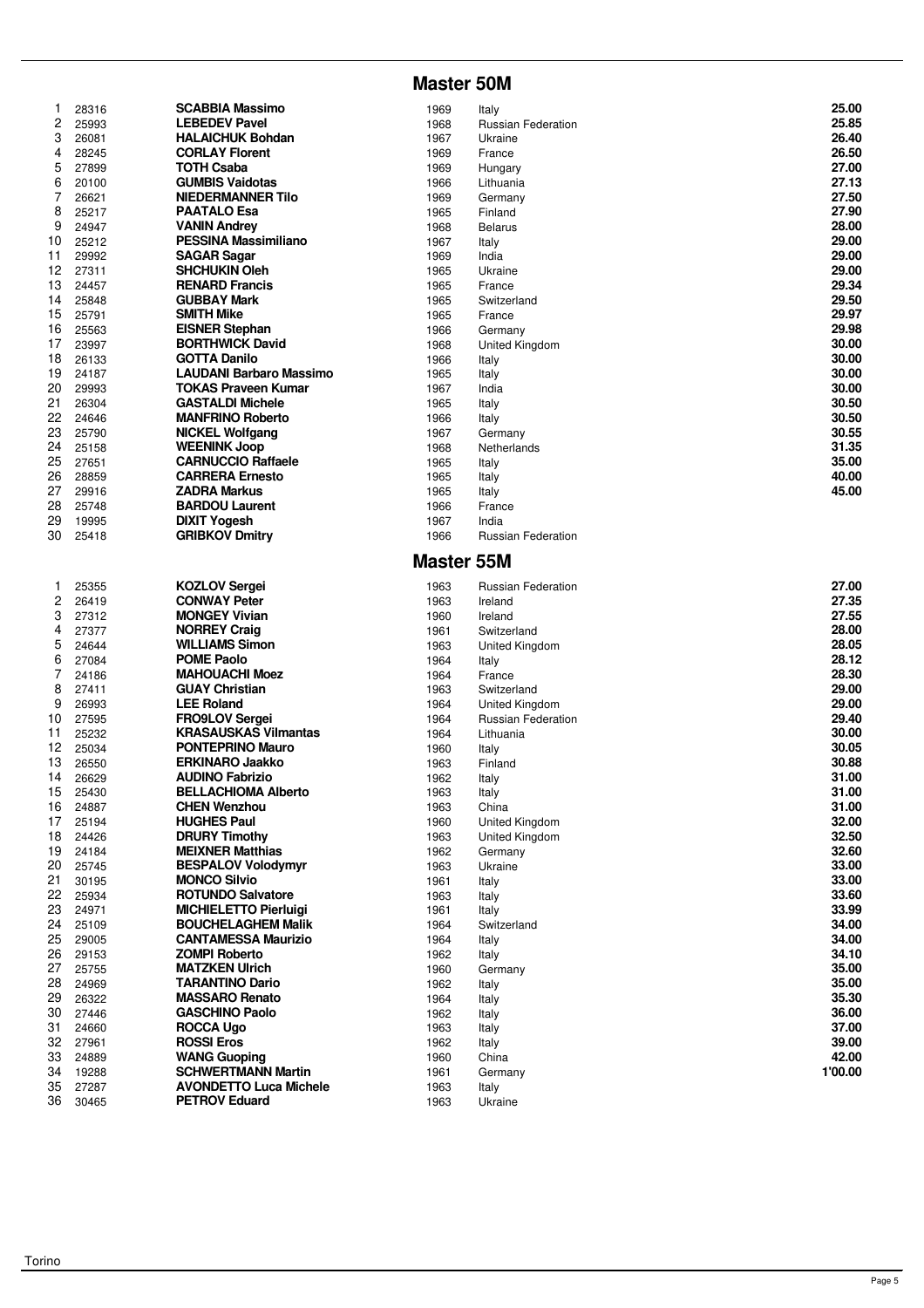## Master 50M

| | | | | | |
|---|---|---|---|---|---|
| 1 | 28316 | **SCABBIA Massimo** | 1969 | Italy | **25.00** |
| 2 | 25993 | **LEBEDEV Pavel** | 1968 | Russian Federation | **25.85** |
| 3 | 26081 | **HALAICHUK Bohdan** | 1967 | Ukraine | **26.40** |
| 4 | 28245 | **CORLAY Florent** | 1969 | France | **26.50** |
| 5 | 27899 | **TOTH Csaba** | 1969 | Hungary | **27.00** |
| 6 | 20100 | **GUMBIS Vaidotas** | 1966 | Lithuania | **27.13** |
| 7 | 26621 | **NIEDERMANNER Tilo** | 1969 | Germany | **27.50** |
| 8 | 25217 | **PAATALO Esa** | 1965 | Finland | **27.90** |
| 9 | 24947 | **VANIN Andrey** | 1968 | Belarus | **28.00** |
| 10 | 25212 | **PESSINA Massimiliano** | 1967 | Italy | **29.00** |
| 11 | 29992 | **SAGAR Sagar** | 1969 | India | **29.00** |
| 12 | 27311 | **SHCHUKIN Oleh** | 1965 | Ukraine | **29.00** |
| 13 | 24457 | **RENARD Francis** | 1965 | France | **29.34** |
| 14 | 25848 | **GUBBAY Mark** | 1965 | Switzerland | **29.50** |
| 15 | 25791 | **SMITH Mike** | 1965 | France | **29.97** |
| 16 | 25563 | **EISNER Stephan** | 1966 | Germany | **29.98** |
| 17 | 23997 | **BORTHWICK David** | 1968 | United Kingdom | **30.00** |
| 18 | 26133 | **GOTTA Danilo** | 1966 | Italy | **30.00** |
| 19 | 24187 | **LAUDANI Barbaro Massimo** | 1965 | Italy | **30.00** |
| 20 | 29993 | **TOKAS Praveen Kumar** | 1967 | India | **30.00** |
| 21 | 26304 | **GASTALDI Michele** | 1965 | Italy | **30.50** |
| 22 | 24646 | **MANFRINO Roberto** | 1966 | Italy | **30.50** |
| 23 | 25790 | **NICKEL Wolfgang** | 1967 | Germany | **30.55** |
| 24 | 25158 | **WEENINK Joop** | 1968 | Netherlands | **31.35** |
| 25 | 27651 | **CARNUCCIO Raffaele** | 1965 | Italy | **35.00** |
| 26 | 28859 | **CARRERA Ernesto** | 1965 | Italy | **40.00** |
| 27 | 29916 | **ZADRA Markus** | 1965 | Italy | **45.00** |
| 28 | 25748 | **BARDOU Laurent** | 1966 | France | |
| 29 | 19995 | **DIXIT Yogesh** | 1967 | India | |
| 30 | 25418 | **GRIBKOV Dmitry** | 1966 | Russian Federation | |

## Master 55M

| | | | | | |
|---|---|---|---|---|---|
| 1 | 25355 | **KOZLOV Sergei** | 1963 | Russian Federation | **27.00** |
| 2 | 26419 | **CONWAY Peter** | 1963 | Ireland | **27.35** |
| 3 | 27312 | **MONGEY Vivian** | 1960 | Ireland | **27.55** |
| 4 | 27377 | **NORREY Craig** | 1961 | Switzerland | **28.00** |
| 5 | 24644 | **WILLIAMS Simon** | 1963 | United Kingdom | **28.05** |
| 6 | 27084 | **POME Paolo** | 1964 | Italy | **28.12** |
| 7 | 24186 | **MAHOUACHI Moez** | 1964 | France | **28.30** |
| 8 | 27411 | **GUAY Christian** | 1963 | Switzerland | **29.00** |
| 9 | 26993 | **LEE Roland** | 1964 | United Kingdom | **29.00** |
| 10 | 27595 | **FRO9LOV Sergei** | 1964 | Russian Federation | **29.40** |
| 11 | 25232 | **KRASAUSKAS Vilmantas** | 1964 | Lithuania | **30.00** |
| 12 | 25034 | **PONTEPRINO Mauro** | 1960 | Italy | **30.05** |
| 13 | 26550 | **ERKINARO Jaakko** | 1963 | Finland | **30.88** |
| 14 | 26629 | **AUDINO Fabrizio** | 1962 | Italy | **31.00** |
| 15 | 25430 | **BELLACHIOMA Alberto** | 1963 | Italy | **31.00** |
| 16 | 24887 | **CHEN Wenzhou** | 1963 | China | **31.00** |
| 17 | 25194 | **HUGHES Paul** | 1960 | United Kingdom | **32.00** |
| 18 | 24426 | **DRURY Timothy** | 1963 | United Kingdom | **32.50** |
| 19 | 24184 | **MEIXNER Matthias** | 1962 | Germany | **32.60** |
| 20 | 25745 | **BESPALOV Volodymyr** | 1963 | Ukraine | **33.00** |
| 21 | 30195 | **MONCO Silvio** | 1961 | Italy | **33.00** |
| 22 | 25934 | **ROTUNDO Salvatore** | 1963 | Italy | **33.60** |
| 23 | 24971 | **MICHIELETTO Pierluigi** | 1961 | Italy | **33.99** |
| 24 | 25109 | **BOUCHELAGHEM Malik** | 1964 | Switzerland | **34.00** |
| 25 | 29005 | **CANTAMESSA Maurizio** | 1964 | Italy | **34.00** |
| 26 | 29153 | **ZOMPI Roberto** | 1962 | Italy | **34.10** |
| 27 | 25755 | **MATZKEN Ulrich** | 1960 | Germany | **35.00** |
| 28 | 24969 | **TARANTINO Dario** | 1962 | Italy | **35.00** |
| 29 | 26322 | **MASSARO Renato** | 1964 | Italy | **35.30** |
| 30 | 27446 | **GASCHINO Paolo** | 1962 | Italy | **36.00** |
| 31 | 24660 | **ROCCA Ugo** | 1963 | Italy | **37.00** |
| 32 | 27961 | **ROSSI Eros** | 1962 | Italy | **39.00** |
| 33 | 24889 | **WANG Guoping** | 1960 | China | **42.00** |
| 34 | 19288 | **SCHWERTMANN Martin** | 1961 | Germany | **1'00.00** |
| 35 | 27287 | **AVONDETTO Luca Michele** | 1963 | Italy | |
| 36 | 30465 | **PETROV Eduard** | 1963 | Ukraine | |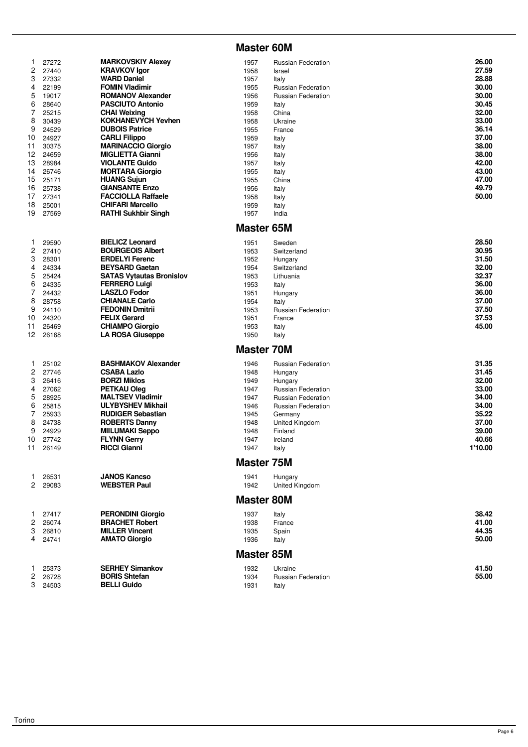## Master 60M

| | | | | | |
|---|---|---|---|---|---|
| 1 | 27272 | **MARKOVSKIY Alexey** | 1957 | Russian Federation | **26.00** |
| 2 | 27440 | **KRAVKOV Igor** | 1958 | Israel | **27.59** |
| 3 | 27332 | **WARD Daniel** | 1957 | Italy | **28.88** |
| 4 | 22199 | **FOMIN Vladimir** | 1955 | Russian Federation | **30.00** |
| 5 | 19017 | **ROMANOV Alexander** | 1956 | Russian Federation | **30.00** |
| 6 | 28640 | **PASCIUTO Antonio** | 1959 | Italy | **30.45** |
| 7 | 25215 | **CHAI Weixing** | 1958 | China | **32.00** |
| 8 | 30439 | **KOKHANEVYCH Yevhen** | 1958 | Ukraine | **33.00** |
| 9 | 24529 | **DUBOIS Patrice** | 1955 | France | **36.14** |
| 10 | 24927 | **CARLI Filippo** | 1959 | Italy | **37.00** |
| 11 | 30375 | **MARINACCIO Giorgio** | 1957 | Italy | **38.00** |
| 12 | 24659 | **MIGLIETTA Gianni** | 1956 | Italy | **38.00** |
| 13 | 28984 | **VIOLANTE Guido** | 1957 | Italy | **42.00** |
| 14 | 26746 | **MORTARA Giorgio** | 1955 | Italy | **43.00** |
| 15 | 25171 | **HUANG Sujun** | 1955 | China | **47.00** |
| 16 | 25738 | **GIANSANTE Enzo** | 1956 | Italy | **49.79** |
| 17 | 27341 | **FACCIOLLA Raffaele** | 1958 | Italy | **50.00** |
| 18 | 25001 | **CHIFARI Marcello** | 1959 | Italy | |
| 19 | 27569 | **RATHI Sukhbir Singh** | 1957 | India | |

## Master 65M

| | | | | | |
|---|---|---|---|---|---|
| 1 | 29590 | **BIELICZ Leonard** | 1951 | Sweden | **28.50** |
| 2 | 27410 | **BOURGEOIS Albert** | 1953 | Switzerland | **30.95** |
| 3 | 28301 | **ERDELYI Ferenc** | 1952 | Hungary | **31.50** |
| 4 | 24334 | **BEYSARD Gaetan** | 1954 | Switzerland | **32.00** |
| 5 | 25424 | **SATAS Vytautas Bronislov** | 1953 | Lithuania | **32.37** |
| 6 | 24335 | **FERRERO Luigi** | 1953 | Italy | **36.00** |
| 7 | 24432 | **LASZLO Fodor** | 1951 | Hungary | **36.00** |
| 8 | 28758 | **CHIANALE Carlo** | 1954 | Italy | **37.00** |
| 9 | 24110 | **FEDONIN Dmitrii** | 1953 | Russian Federation | **37.50** |
| 10 | 24320 | **FELIX Gerard** | 1951 | France | **37.53** |
| 11 | 26469 | **CHIAMPO Giorgio** | 1953 | Italy | **45.00** |
| 12 | 26168 | **LA ROSA Giuseppe** | 1950 | Italy | |

## Master 70M

| | | | | | |
|---|---|---|---|---|---|
| 1 | 25102 | **BASHMAKOV Alexander** | 1946 | Russian Federation | **31.35** |
| 2 | 27746 | **CSABA Lazlo** | 1948 | Hungary | **31.45** |
| 3 | 26416 | **BORZI Miklos** | 1949 | Hungary | **32.00** |
| 4 | 27062 | **PETKAU Oleg** | 1947 | Russian Federation | **33.00** |
| 5 | 28925 | **MALTSEV Vladimir** | 1947 | Russian Federation | **34.00** |
| 6 | 25815 | **ULYBYSHEV Mikhail** | 1946 | Russian Federation | **34.00** |
| 7 | 25933 | **RUDIGER Sebastian** | 1945 | Germany | **35.22** |
| 8 | 24738 | **ROBERTS Danny** | 1948 | United Kingdom | **37.00** |
| 9 | 24929 | **MIILUMAKI Seppo** | 1948 | Finland | **39.00** |
| 10 | 27742 | **FLYNN Gerry** | 1947 | Ireland | **40.66** |
| 11 | 26149 | **RICCI Gianni** | 1947 | Italy | **1'10.00** |

## Master 75M

| | | | | | |
|---|---|---|---|---|---|
| 1 | 26531 | **JANOS Kancso** | 1941 | Hungary | |
| 2 | 29083 | **WEBSTER Paul** | 1942 | United Kingdom | |

## Master 80M

| | | | | | |
|---|---|---|---|---|---|
| 1 | 27417 | **PERONDINI Giorgio** | 1937 | Italy | **38.42** |
| 2 | 26074 | **BRACHET Robert** | 1938 | France | **41.00** |
| 3 | 26810 | **MILLER Vincent** | 1935 | Spain | **44.35** |
| 4 | 24741 | **AMATO Giorgio** | 1936 | Italy | **50.00** |

## Master 85M

| | | | | | |
|---|---|---|---|---|---|
| 1 | 25373 | **SERHEY Simankov** | 1932 | Ukraine | **41.50** |
| 2 | 26728 | **BORIS Shtefan** | 1934 | Russian Federation | **55.00** |
| 3 | 24503 | **BELLI Guido** | 1931 | Italy | |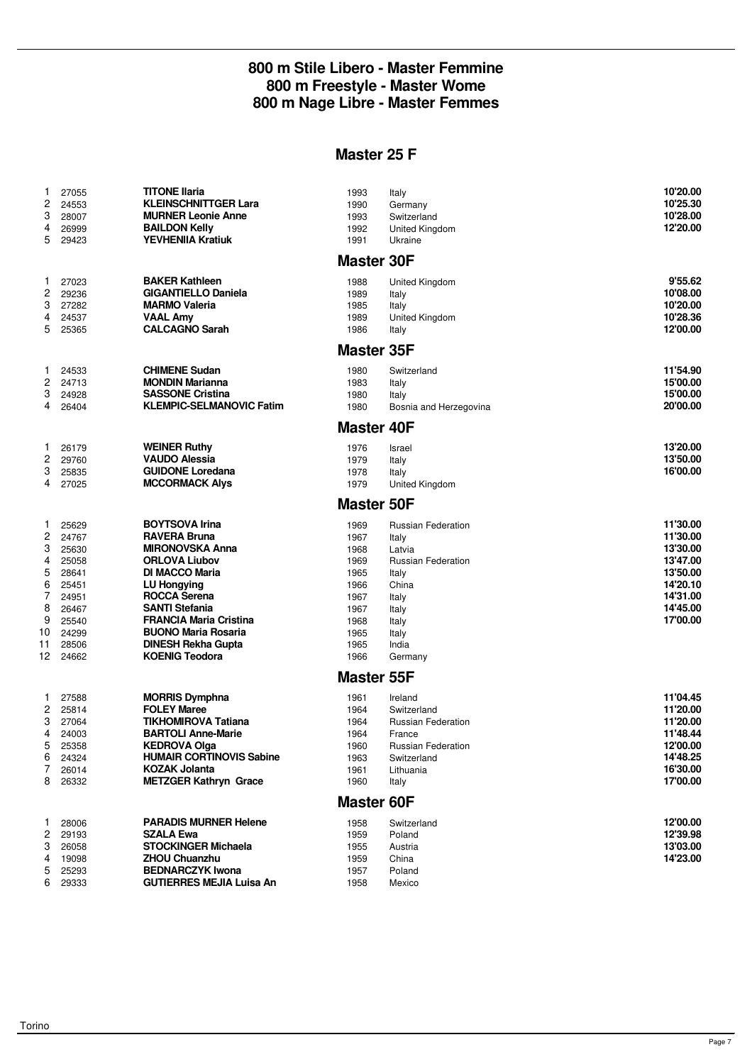# 800 m Stile Libero - Master Femmine
# 800 m Freestyle - Master Wome
# 800 m Nage Libre - Master Femmes

## Master 25 F

| | | | | | |
|---|---|---|---|---|---|
| 1 | 27055 | **TITONE Ilaria** | 1993 | Italy | **10'20.00** |
| 2 | 24553 | **KLEINSCHNITTGER Lara** | 1990 | Germany | **10'25.30** |
| 3 | 28007 | **MURNER Leonie Anne** | 1993 | Switzerland | **10'28.00** |
| 4 | 26999 | **BAILDON Kelly** | 1992 | United Kingdom | **12'20.00** |
| 5 | 29423 | **YEVHENIIA Kratiuk** | 1991 | Ukraine | |

## Master 30F

| | | | | | |
|---|---|---|---|---|---|
| 1 | 27023 | **BAKER Kathleen** | 1988 | United Kingdom | **9'55.62** |
| 2 | 29236 | **GIGANTIELLO Daniela** | 1989 | Italy | **10'08.00** |
| 3 | 27282 | **MARMO Valeria** | 1985 | Italy | **10'20.00** |
| 4 | 24537 | **VAAL Amy** | 1989 | United Kingdom | **10'28.36** |
| 5 | 25365 | **CALCAGNO Sarah** | 1986 | Italy | **12'00.00** |

## Master 35F

| | | | | | |
|---|---|---|---|---|---|
| 1 | 24533 | **CHIMENE Sudan** | 1980 | Switzerland | **11'54.90** |
| 2 | 24713 | **MONDIN Marianna** | 1983 | Italy | **15'00.00** |
| 3 | 24928 | **SASSONE Cristina** | 1980 | Italy | **15'00.00** |
| 4 | 26404 | **KLEMPIC-SELMANOVIC Fatim** | 1980 | Bosnia and Herzegovina | **20'00.00** |

## Master 40F

| | | | | | |
|---|---|---|---|---|---|
| 1 | 26179 | **WEINER Ruthy** | 1976 | Israel | **13'20.00** |
| 2 | 29760 | **VAUDO Alessia** | 1979 | Italy | **13'50.00** |
| 3 | 25835 | **GUIDONE Loredana** | 1978 | Italy | **16'00.00** |
| 4 | 27025 | **MCCORMACK Alys** | 1979 | United Kingdom | |

## Master 50F

| | | | | | |
|---|---|---|---|---|---|
| 1 | 25629 | **BOYTSOVA Irina** | 1969 | Russian Federation | **11'30.00** |
| 2 | 24767 | **RAVERA Bruna** | 1967 | Italy | **11'30.00** |
| 3 | 25630 | **MIRONOVSKA Anna** | 1968 | Latvia | **13'30.00** |
| 4 | 25058 | **ORLOVA Liubov** | 1969 | Russian Federation | **13'47.00** |
| 5 | 28641 | **DI MACCO Maria** | 1965 | Italy | **13'50.00** |
| 6 | 25451 | **LU Hongying** | 1966 | China | **14'20.10** |
| 7 | 24951 | **ROCCA Serena** | 1967 | Italy | **14'31.00** |
| 8 | 26467 | **SANTI Stefania** | 1967 | Italy | **14'45.00** |
| 9 | 25540 | **FRANCIA Maria Cristina** | 1968 | Italy | **17'00.00** |
| 10 | 24299 | **BUONO Maria Rosaria** | 1965 | Italy | |
| 11 | 28506 | **DINESH Rekha Gupta** | 1965 | India | |
| 12 | 24662 | **KOENIG Teodora** | 1966 | Germany | |

## Master 55F

| | | | | | |
|---|---|---|---|---|---|
| 1 | 27588 | **MORRIS Dymphna** | 1961 | Ireland | **11'04.45** |
| 2 | 25814 | **FOLEY Maree** | 1964 | Switzerland | **11'20.00** |
| 3 | 27064 | **TIKHOMIROVA Tatiana** | 1964 | Russian Federation | **11'20.00** |
| 4 | 24003 | **BARTOLI Anne-Marie** | 1964 | France | **11'48.44** |
| 5 | 25358 | **KEDROVA Olga** | 1960 | Russian Federation | **12'00.00** |
| 6 | 24324 | **HUMAIR CORTINOVIS Sabine** | 1963 | Switzerland | **14'48.25** |
| 7 | 26014 | **KOZAK Jolanta** | 1961 | Lithuania | **16'30.00** |
| 8 | 26332 | **METZGER Kathryn Grace** | 1960 | Italy | **17'00.00** |

## Master 60F

| | | | | | |
|---|---|---|---|---|---|
| 1 | 28006 | **PARADIS MURNER Helene** | 1958 | Switzerland | **12'00.00** |
| 2 | 29193 | **SZALA Ewa** | 1959 | Poland | **12'39.98** |
| 3 | 26058 | **STOCKINGER Michaela** | 1955 | Austria | **13'03.00** |
| 4 | 19098 | **ZHOU Chuanzhu** | 1959 | China | **14'23.00** |
| 5 | 25293 | **BEDNARCZYK Iwona** | 1957 | Poland | |
| 6 | 29333 | **GUTIERRES MEJIA Luisa An** | 1958 | Mexico | |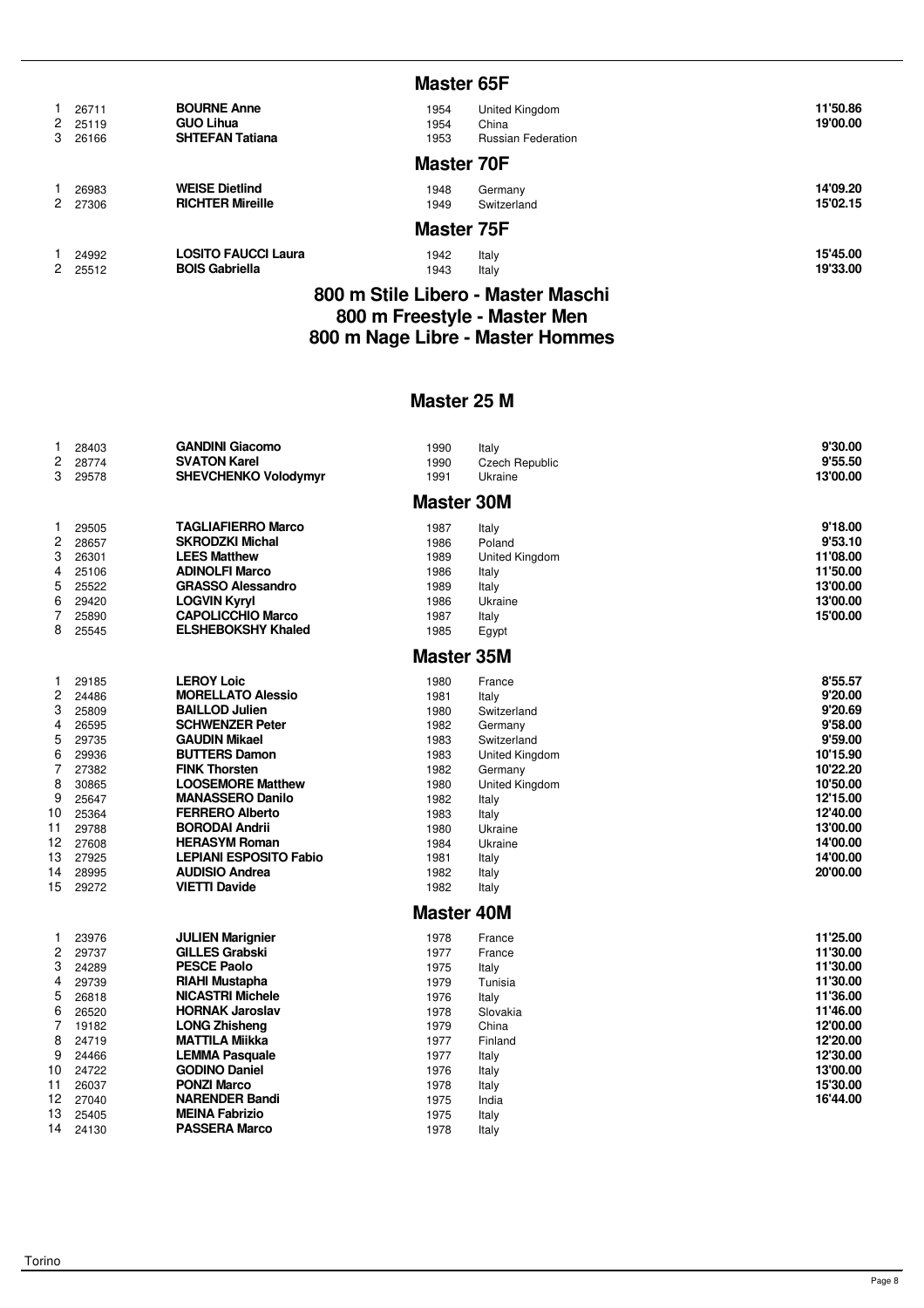## Master 65F

| | | | | | |
|---|---|---|---|---|---|
| 1 | 26711 | **BOURNE Anne** | 1954 | United Kingdom | **11'50.86** |
| 2 | 25119 | **GUO Lihua** | 1954 | China | **19'00.00** |
| 3 | 26166 | **SHTEFAN Tatiana** | 1953 | Russian Federation | |

## Master 70F

| | | | | | |
|---|---|---|---|---|---|
| 1 | 26983 | **WEISE Dietlind** | 1948 | Germany | **14'09.20** |
| 2 | 27306 | **RICHTER Mireille** | 1949 | Switzerland | **15'02.15** |

## Master 75F

| | | | | | |
|---|---|---|---|---|---|
| 1 | 24992 | **LOSITO FAUCCI Laura** | 1942 | Italy | **15'45.00** |
| 2 | 25512 | **BOIS Gabriella** | 1943 | Italy | **19'33.00** |

# 800 m Stile Libero - Master Maschi
# 800 m Freestyle - Master Men
# 800 m Nage Libre - Master Hommes

## Master 25 M

| | | | | | |
|---|---|---|---|---|---|
| 1 | 28403 | **GANDINI Giacomo** | 1990 | Italy | **9'30.00** |
| 2 | 28774 | **SVATON Karel** | 1990 | Czech Republic | **9'55.50** |
| 3 | 29578 | **SHEVCHENKO Volodymyr** | 1991 | Ukraine | **13'00.00** |

## Master 30M

| | | | | | |
|---|---|---|---|---|---|
| 1 | 29505 | **TAGLIAFIERRO Marco** | 1987 | Italy | **9'18.00** |
| 2 | 28657 | **SKRODZKI Michal** | 1986 | Poland | **9'53.10** |
| 3 | 26301 | **LEES Matthew** | 1989 | United Kingdom | **11'08.00** |
| 4 | 25106 | **ADINOLFI Marco** | 1986 | Italy | **11'50.00** |
| 5 | 25522 | **GRASSO Alessandro** | 1989 | Italy | **13'00.00** |
| 6 | 29420 | **LOGVIN Kyryl** | 1986 | Ukraine | **13'00.00** |
| 7 | 25890 | **CAPOLICCHIO Marco** | 1987 | Italy | **15'00.00** |
| 8 | 25545 | **ELSHEBOKSHY Khaled** | 1985 | Egypt | |

## Master 35M

| | | | | | |
|---|---|---|---|---|---|
| 1 | 29185 | **LEROY Loic** | 1980 | France | **8'55.57** |
| 2 | 24486 | **MORELLATO Alessio** | 1981 | Italy | **9'20.00** |
| 3 | 25809 | **BAILLOD Julien** | 1980 | Switzerland | **9'20.69** |
| 4 | 26595 | **SCHWENZER Peter** | 1982 | Germany | **9'58.00** |
| 5 | 29735 | **GAUDIN Mikael** | 1983 | Switzerland | **9'59.00** |
| 6 | 29936 | **BUTTERS Damon** | 1983 | United Kingdom | **10'15.90** |
| 7 | 27382 | **FINK Thorsten** | 1982 | Germany | **10'22.20** |
| 8 | 30865 | **LOOSEMORE Matthew** | 1980 | United Kingdom | **10'50.00** |
| 9 | 25647 | **MANASSERO Danilo** | 1982 | Italy | **12'15.00** |
| 10 | 25364 | **FERRERO Alberto** | 1983 | Italy | **12'40.00** |
| 11 | 29788 | **BORODAI Andrii** | 1980 | Ukraine | **13'00.00** |
| 12 | 27608 | **HERASYM Roman** | 1984 | Ukraine | **14'00.00** |
| 13 | 27925 | **LEPIANI ESPOSITO Fabio** | 1981 | Italy | **14'00.00** |
| 14 | 28995 | **AUDISIO Andrea** | 1982 | Italy | **20'00.00** |
| 15 | 29272 | **VIETTI Davide** | 1982 | Italy | |

## Master 40M

| | | | | | |
|---|---|---|---|---|---|
| 1 | 23976 | **JULIEN Marignier** | 1978 | France | **11'25.00** |
| 2 | 29737 | **GILLES Grabski** | 1977 | France | **11'30.00** |
| 3 | 24289 | **PESCE Paolo** | 1975 | Italy | **11'30.00** |
| 4 | 29739 | **RIAHI Mustapha** | 1979 | Tunisia | **11'30.00** |
| 5 | 26818 | **NICASTRI Michele** | 1976 | Italy | **11'36.00** |
| 6 | 26520 | **HORNAK Jaroslav** | 1978 | Slovakia | **11'46.00** |
| 7 | 19182 | **LONG Zhisheng** | 1979 | China | **12'00.00** |
| 8 | 24719 | **MATTILA Miikka** | 1977 | Finland | **12'20.00** |
| 9 | 24466 | **LEMMA Pasquale** | 1977 | Italy | **12'30.00** |
| 10 | 24722 | **GODINO Daniel** | 1976 | Italy | **13'00.00** |
| 11 | 26037 | **PONZI Marco** | 1978 | Italy | **15'30.00** |
| 12 | 27040 | **NARENDER Bandi** | 1975 | India | **16'44.00** |
| 13 | 25405 | **MEINA Fabrizio** | 1975 | Italy | |
| 14 | 24130 | **PASSERA Marco** | 1978 | Italy | |

Torino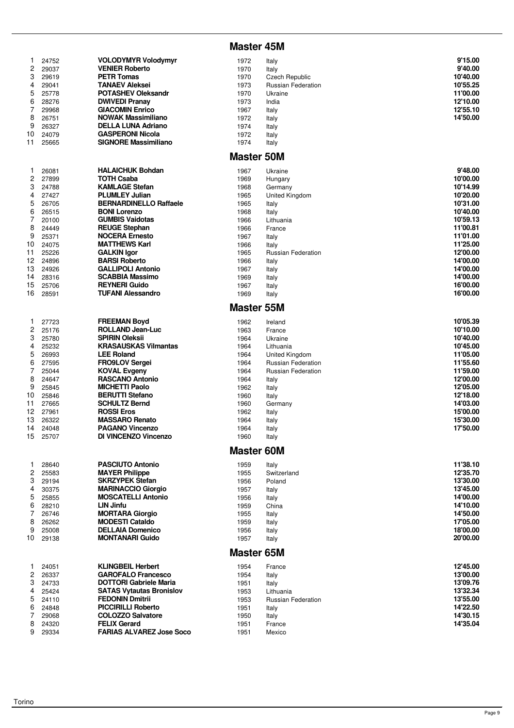## Master 45M

| | | | | | |
|---|---|---|---|---|---|
| 1 | 24752 | **VOLODYMYR Volodymyr** | 1972 | Italy | **9'15.00** |
| 2 | 29037 | **VENIER Roberto** | 1970 | Italy | **9'40.00** |
| 3 | 29619 | **PETR Tomas** | 1970 | Czech Republic | **10'40.00** |
| 4 | 29041 | **TANAEV Aleksei** | 1973 | Russian Federation | **10'55.25** |
| 5 | 25778 | **POTASHEV Oleksandr** | 1970 | Ukraine | **11'00.00** |
| 6 | 28276 | **DWIVEDI Pranay** | 1973 | India | **12'10.00** |
| 7 | 29968 | **GIACOMIN Enrico** | 1967 | Italy | **12'55.10** |
| 8 | 26751 | **NOWAK Massimiliano** | 1972 | Italy | **14'50.00** |
| 9 | 26327 | **DELLA LUNA Adriano** | 1974 | Italy | |
| 10 | 24079 | **GASPERONI Nicola** | 1972 | Italy | |
| 11 | 25665 | **SIGNORE Massimiliano** | 1974 | Italy | |

## Master 50M

| | | | | | |
|---|---|---|---|---|---|
| 1 | 26081 | **HALAICHUK Bohdan** | 1967 | Ukraine | **9'48.00** |
| 2 | 27899 | **TOTH Csaba** | 1969 | Hungary | **10'00.00** |
| 3 | 24788 | **KAMLAGE Stefan** | 1968 | Germany | **10'14.99** |
| 4 | 27427 | **PLUMLEY Julian** | 1965 | United Kingdom | **10'20.00** |
| 5 | 26705 | **BERNARDINELLO Raffaele** | 1965 | Italy | **10'31.00** |
| 6 | 26515 | **BONI Lorenzo** | 1968 | Italy | **10'40.00** |
| 7 | 20100 | **GUMBIS Vaidotas** | 1966 | Lithuania | **10'59.13** |
| 8 | 24449 | **REUGE Stephan** | 1966 | France | **11'00.81** |
| 9 | 25371 | **NOCERA Ernesto** | 1967 | Italy | **11'01.00** |
| 10 | 24075 | **MATTHEWS Karl** | 1966 | Italy | **11'25.00** |
| 11 | 25226 | **GALKIN Igor** | 1965 | Russian Federation | **12'00.00** |
| 12 | 24896 | **BARSI Roberto** | 1966 | Italy | **14'00.00** |
| 13 | 24926 | **GALLIPOLI Antonio** | 1967 | Italy | **14'00.00** |
| 14 | 28316 | **SCABBIA Massimo** | 1969 | Italy | **14'00.00** |
| 15 | 25706 | **REYNERI Guido** | 1967 | Italy | **16'00.00** |
| 16 | 28591 | **TUFANI Alessandro** | 1969 | Italy | **16'00.00** |

## Master 55M

| | | | | | |
|---|---|---|---|---|---|
| 1 | 27723 | **FREEMAN Boyd** | 1962 | Ireland | **10'05.39** |
| 2 | 25176 | **ROLLAND Jean-Luc** | 1963 | France | **10'10.00** |
| 3 | 25780 | **SPIRIN Oleksii** | 1964 | Ukraine | **10'40.00** |
| 4 | 25232 | **KRASAUSKAS Vilmantas** | 1964 | Lithuania | **10'45.00** |
| 5 | 26993 | **LEE Roland** | 1964 | United Kingdom | **11'05.00** |
| 6 | 27595 | **FRO9LOV Sergei** | 1964 | Russian Federation | **11'55.60** |
| 7 | 25044 | **KOVAL Evgeny** | 1964 | Russian Federation | **11'59.00** |
| 8 | 24647 | **RASCANO Antonio** | 1964 | Italy | **12'00.00** |
| 9 | 25845 | **MICHETTI Paolo** | 1962 | Italy | **12'05.00** |
| 10 | 25846 | **BERUTTI Stefano** | 1960 | Italy | **12'18.00** |
| 11 | 27665 | **SCHULTZ Bernd** | 1960 | Germany | **14'03.00** |
| 12 | 27961 | **ROSSI Eros** | 1962 | Italy | **15'00.00** |
| 13 | 26322 | **MASSARO Renato** | 1964 | Italy | **15'30.00** |
| 14 | 24048 | **PAGANO Vincenzo** | 1964 | Italy | **17'50.00** |
| 15 | 25707 | **DI VINCENZO Vincenzo** | 1960 | Italy | |

## Master 60M

| | | | | | |
|---|---|---|---|---|---|
| 1 | 28640 | **PASCIUTO Antonio** | 1959 | Italy | **11'38.10** |
| 2 | 25583 | **MAYER Philippe** | 1955 | Switzerland | **12'35.70** |
| 3 | 29194 | **SKRZYPEK Stefan** | 1956 | Poland | **13'30.00** |
| 4 | 30375 | **MARINACCIO Giorgio** | 1957 | Italy | **13'45.00** |
| 5 | 25855 | **MOSCATELLI Antonio** | 1956 | Italy | **14'00.00** |
| 6 | 28210 | **LIN Jinfu** | 1959 | China | **14'10.00** |
| 7 | 26746 | **MORTARA Giorgio** | 1955 | Italy | **14'50.00** |
| 8 | 26262 | **MODESTI Cataldo** | 1959 | Italy | **17'05.00** |
| 9 | 25008 | **DELLAIA Domenico** | 1956 | Italy | **18'00.00** |
| 10 | 29138 | **MONTANARI Guido** | 1957 | Italy | **20'00.00** |

## Master 65M

| | | | | | |
|---|---|---|---|---|---|
| 1 | 24051 | **KLINGBEIL Herbert** | 1954 | France | **12'45.00** |
| 2 | 26337 | **GAROFALO Francesco** | 1954 | Italy | **13'00.00** |
| 3 | 24733 | **DOTTORI Gabriele Maria** | 1951 | Italy | **13'09.76** |
| 4 | 25424 | **SATAS Vytautas Bronislov** | 1953 | Lithuania | **13'32.34** |
| 5 | 24110 | **FEDONIN Dmitrii** | 1953 | Russian Federation | **13'55.00** |
| 6 | 24848 | **PICCIRILLI Roberto** | 1951 | Italy | **14'22.50** |
| 7 | 29068 | **COLOZZO Salvatore** | 1950 | Italy | **14'30.15** |
| 8 | 24320 | **FELIX Gerard** | 1951 | France | **14'35.04** |
| 9 | 29334 | **FARIAS ALVAREZ Jose Soco** | 1951 | Mexico | |

Torino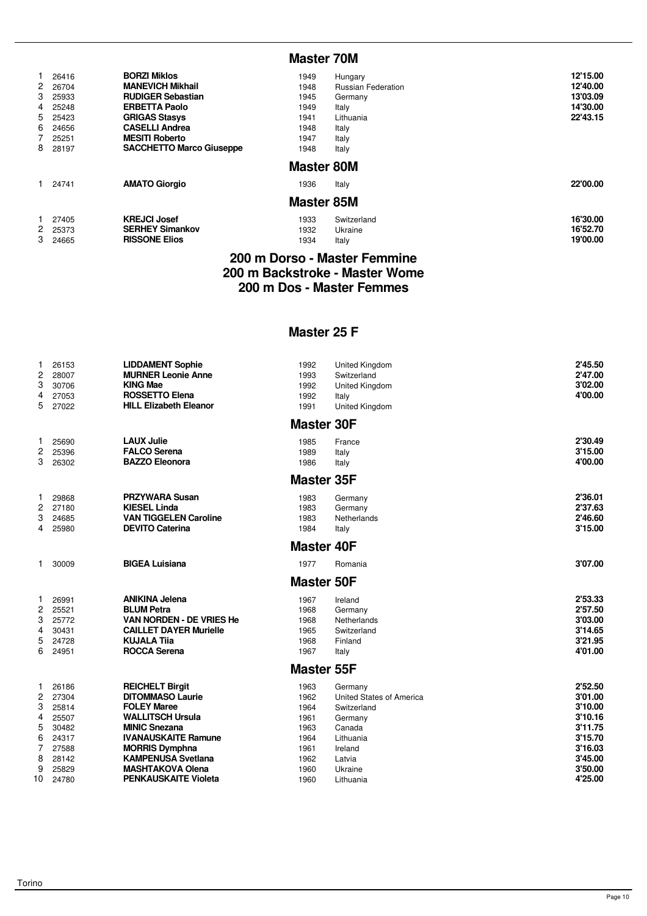## Master 70M

| | | | | | |
|---|---|---|---|---|---|
| 1 | 26416 | **BORZI Miklos** | 1949 | Hungary | **12'15.00** |
| 2 | 26704 | **MANEVICH Mikhail** | 1948 | Russian Federation | **12'40.00** |
| 3 | 25933 | **RUDIGER Sebastian** | 1945 | Germany | **13'03.09** |
| 4 | 25248 | **ERBETTA Paolo** | 1949 | Italy | **14'30.00** |
| 5 | 25423 | **GRIGAS Stasys** | 1941 | Lithuania | **22'43.15** |
| 6 | 24656 | **CASELLI Andrea** | 1948 | Italy | |
| 7 | 25251 | **MESITI Roberto** | 1947 | Italy | |
| 8 | 28197 | **SACCHETTO Marco Giuseppe** | 1948 | Italy | |

## Master 80M

| | | | | | |
|---|---|---|---|---|---|
| 1 | 24741 | **AMATO Giorgio** | 1936 | Italy | **22'00.00** |

## Master 85M

| | | | | | |
|---|---|---|---|---|---|
| 1 | 27405 | **KREJCI Josef** | 1933 | Switzerland | **16'30.00** |
| 2 | 25373 | **SERHEY Simankov** | 1932 | Ukraine | **16'52.70** |
| 3 | 24665 | **RISSONE Elios** | 1934 | Italy | **19'00.00** |

# 200 m Dorso - Master Femmine
# 200 m Backstroke - Master Wome
# 200 m Dos - Master Femmes

## Master 25 F

| | | | | | |
|---|---|---|---|---|---|
| 1 | 26153 | **LIDDAMENT Sophie** | 1992 | United Kingdom | **2'45.50** |
| 2 | 28007 | **MURNER Leonie Anne** | 1993 | Switzerland | **2'47.00** |
| 3 | 30706 | **KING Mae** | 1992 | United Kingdom | **3'02.00** |
| 4 | 27053 | **ROSSETTO Elena** | 1992 | Italy | **4'00.00** |
| 5 | 27022 | **HILL Elizabeth Eleanor** | 1991 | United Kingdom | |

## Master 30F

| | | | | | |
|---|---|---|---|---|---|
| 1 | 25690 | **LAUX Julie** | 1985 | France | **2'30.49** |
| 2 | 25396 | **FALCO Serena** | 1989 | Italy | **3'15.00** |
| 3 | 26302 | **BAZZO Eleonora** | 1986 | Italy | **4'00.00** |

## Master 35F

| | | | | | |
|---|---|---|---|---|---|
| 1 | 29868 | **PRZYWARA Susan** | 1983 | Germany | **2'36.01** |
| 2 | 27180 | **KIESEL Linda** | 1983 | Germany | **2'37.63** |
| 3 | 24685 | **VAN TIGGELEN Caroline** | 1983 | Netherlands | **2'46.60** |
| 4 | 25980 | **DEVITO Caterina** | 1984 | Italy | **3'15.00** |

## Master 40F

| | | | | | |
|---|---|---|---|---|---|
| 1 | 30009 | **BIGEA Luisiana** | 1977 | Romania | **3'07.00** |

## Master 50F

| | | | | | |
|---|---|---|---|---|---|
| 1 | 26991 | **ANIKINA Jelena** | 1967 | Ireland | **2'53.33** |
| 2 | 25521 | **BLUM Petra** | 1968 | Germany | **2'57.50** |
| 3 | 25772 | **VAN NORDEN - DE VRIES He** | 1968 | Netherlands | **3'03.00** |
| 4 | 30431 | **CAILLET DAYER Murielle** | 1965 | Switzerland | **3'14.65** |
| 5 | 24728 | **KUJALA Tiia** | 1968 | Finland | **3'21.95** |
| 6 | 24951 | **ROCCA Serena** | 1967 | Italy | **4'01.00** |

## Master 55F

| | | | | | |
|---|---|---|---|---|---|
| 1 | 26186 | **REICHELT Birgit** | 1963 | Germany | **2'52.50** |
| 2 | 27304 | **DITOMMASO Laurie** | 1962 | United States of America | **3'01.00** |
| 3 | 25814 | **FOLEY Maree** | 1964 | Switzerland | **3'10.00** |
| 4 | 25507 | **WALLITSCH Ursula** | 1961 | Germany | **3'10.16** |
| 5 | 30482 | **MINIC Snezana** | 1963 | Canada | **3'11.75** |
| 6 | 24317 | **IVANAUSKAITE Ramune** | 1964 | Lithuania | **3'15.70** |
| 7 | 27588 | **MORRIS Dymphna** | 1961 | Ireland | **3'16.03** |
| 8 | 28142 | **KAMPENUSA Svetlana** | 1962 | Latvia | **3'45.00** |
| 9 | 25829 | **MASHTAKOVA Olena** | 1960 | Ukraine | **3'50.00** |
| 10 | 24780 | **PENKAUSKAITE Violeta** | 1960 | Lithuania | **4'25.00** |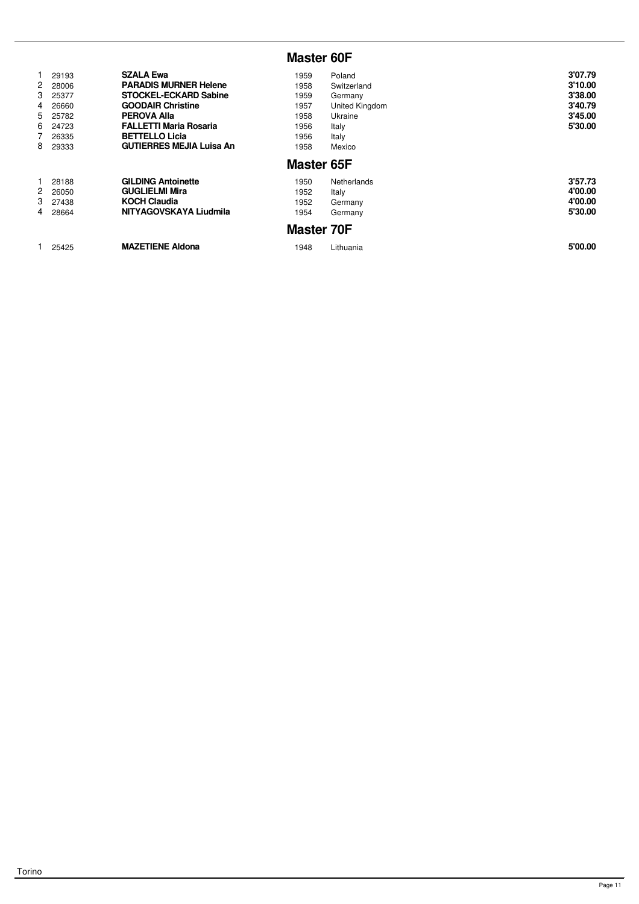## Master 60F

| | | | | | |
|---|---|---|---|---|---|
| 1 | 29193 | **SZALA Ewa** | 1959 | Poland | **3'07.79** |
| 2 | 28006 | **PARADIS MURNER Helene** | 1958 | Switzerland | **3'10.00** |
| 3 | 25377 | **STOCKEL-ECKARD Sabine** | 1959 | Germany | **3'38.00** |
| 4 | 26660 | **GOODAIR Christine** | 1957 | United Kingdom | **3'40.79** |
| 5 | 25782 | **PEROVA Alla** | 1958 | Ukraine | **3'45.00** |
| 6 | 24723 | **FALLETTI Maria Rosaria** | 1956 | Italy | **5'30.00** |
| 7 | 26335 | **BETTELLO Licia** | 1956 | Italy | |
| 8 | 29333 | **GUTIERRES MEJIA Luisa An** | 1958 | Mexico | |

## Master 65F

| | | | | | |
|---|---|---|---|---|---|
| 1 | 28188 | **GILDING Antoinette** | 1950 | Netherlands | **3'57.73** |
| 2 | 26050 | **GUGLIELMI Mira** | 1952 | Italy | **4'00.00** |
| 3 | 27438 | **KOCH Claudia** | 1952 | Germany | **4'00.00** |
| 4 | 28664 | **NITYAGOVSKAYA Liudmila** | 1954 | Germany | **5'30.00** |

## Master 70F

| | | | | | |
|---|---|---|---|---|---|
| 1 | 25425 | **MAZETIENE Aldona** | 1948 | Lithuania | **5'00.00** |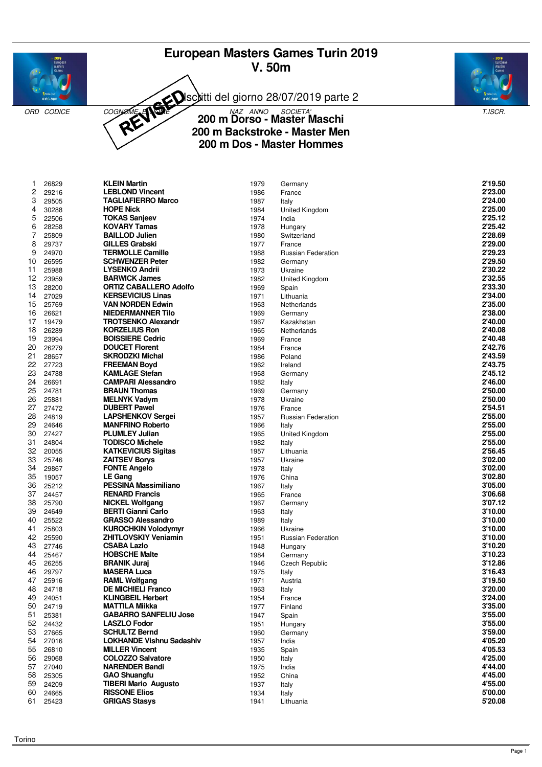# European Masters Games Turin 2019

## V. 50m

REVISED Iscritti del giorno 28/07/2019 parte 2

### 200 m Dorso - Master Maschi
### 200 m Backstroke - Master Men
### 200 m Dos - Master Hommes

| ORD | CODICE | COGNOME E NOME | NAZ ANNO | SOCIETA' | T.ISCR. |
|---|---|---|---|---|---|
| 1 | 26829 | **KLEIN Martin** | 1979 | Germany | **2'19.50** |
| 2 | 29216 | **LEBLOND Vincent** | 1986 | France | **2'23.00** |
| 3 | 29505 | **TAGLIAFIERRO Marco** | 1987 | Italy | **2'24.00** |
| 4 | 30288 | **HOPE Nick** | 1984 | United Kingdom | **2'25.00** |
| 5 | 22506 | **TOKAS Sanjeev** | 1974 | India | **2'25.12** |
| 6 | 28258 | **KOVARY Tamas** | 1978 | Hungary | **2'25.42** |
| 7 | 25809 | **BAILLOD Julien** | 1980 | Switzerland | **2'28.69** |
| 8 | 29737 | **GILLES Grabski** | 1977 | France | **2'29.00** |
| 9 | 24970 | **TERMOLLE Camille** | 1988 | Russian Federation | **2'29.23** |
| 10 | 26595 | **SCHWENZER Peter** | 1982 | Germany | **2'29.50** |
| 11 | 25988 | **LYSENKO Andrii** | 1973 | Ukraine | **2'30.22** |
| 12 | 23959 | **BARWICK James** | 1982 | United Kingdom | **2'32.55** |
| 13 | 28200 | **ORTIZ CABALLERO Adolfo** | 1969 | Spain | **2'33.30** |
| 14 | 27029 | **KERSEVICIUS Linas** | 1971 | Lithuania | **2'34.00** |
| 15 | 25769 | **VAN NORDEN Edwin** | 1963 | Netherlands | **2'35.00** |
| 16 | 26621 | **NIEDERMANNER Tilo** | 1969 | Germany | **2'38.00** |
| 17 | 19479 | **TROTSENKO Alexandr** | 1967 | Kazakhstan | **2'40.00** |
| 18 | 26289 | **KORZELIUS Ron** | 1965 | Netherlands | **2'40.08** |
| 19 | 23994 | **BOISSIERE Cedric** | 1969 | France | **2'40.48** |
| 20 | 26279 | **DOUCET Florent** | 1984 | France | **2'42.76** |
| 21 | 28657 | **SKRODZKI Michal** | 1986 | Poland | **2'43.59** |
| 22 | 27723 | **FREEMAN Boyd** | 1962 | Ireland | **2'43.75** |
| 23 | 24788 | **KAMLAGE Stefan** | 1968 | Germany | **2'45.12** |
| 24 | 26691 | **CAMPARI Alessandro** | 1982 | Italy | **2'46.00** |
| 25 | 24781 | **BRAUN Thomas** | 1969 | Germany | **2'50.00** |
| 26 | 25881 | **MELNYK Vadym** | 1978 | Ukraine | **2'50.00** |
| 27 | 27472 | **DUBERT Pawel** | 1976 | France | **2'54.51** |
| 28 | 24819 | **LAPSHENKOV Sergei** | 1957 | Russian Federation | **2'55.00** |
| 29 | 24646 | **MANFRINO Roberto** | 1966 | Italy | **2'55.00** |
| 30 | 27427 | **PLUMLEY Julian** | 1965 | United Kingdom | **2'55.00** |
| 31 | 24804 | **TODISCO Michele** | 1982 | Italy | **2'55.00** |
| 32 | 20055 | **KATKEVICIUS Sigitas** | 1957 | Lithuania | **2'56.45** |
| 33 | 25746 | **ZAITSEV Borys** | 1957 | Ukraine | **3'02.00** |
| 34 | 29867 | **FONTE Angelo** | 1978 | Italy | **3'02.00** |
| 35 | 19057 | **LE Gang** | 1976 | China | **3'02.80** |
| 36 | 25212 | **PESSINA Massimiliano** | 1967 | Italy | **3'05.00** |
| 37 | 24457 | **RENARD Francis** | 1965 | France | **3'06.68** |
| 38 | 25790 | **NICKEL Wolfgang** | 1967 | Germany | **3'07.12** |
| 39 | 24649 | **BERTI Gianni Carlo** | 1963 | Italy | **3'10.00** |
| 40 | 25522 | **GRASSO Alessandro** | 1989 | Italy | **3'10.00** |
| 41 | 25803 | **KUROCHKIN Volodymyr** | 1966 | Ukraine | **3'10.00** |
| 42 | 25590 | **ZHITLOVSKIY Veniamin** | 1951 | Russian Federation | **3'10.00** |
| 43 | 27746 | **CSABA Lazlo** | 1948 | Hungary | **3'10.20** |
| 44 | 25467 | **HOBSCHE Malte** | 1984 | Germany | **3'10.23** |
| 45 | 26255 | **BRANIK Juraj** | 1946 | Czech Republic | **3'12.86** |
| 46 | 29797 | **MASERA Luca** | 1975 | Italy | **3'16.43** |
| 47 | 25916 | **RAML Wolfgang** | 1971 | Austria | **3'19.50** |
| 48 | 24718 | **DE MICHIELI Franco** | 1963 | Italy | **3'20.00** |
| 49 | 24051 | **KLINGBEIL Herbert** | 1954 | France | **3'24.00** |
| 50 | 24719 | **MATTILA Miikka** | 1977 | Finland | **3'35.00** |
| 51 | 25381 | **GABARRO SANFELIU Jose** | 1947 | Spain | **3'55.00** |
| 52 | 24432 | **LASZLO Fodor** | 1951 | Hungary | **3'55.00** |
| 53 | 27665 | **SCHULTZ Bernd** | 1960 | Germany | **3'59.00** |
| 54 | 27016 | **LOKHANDE Vishnu Sadashiv** | 1957 | India | **4'05.20** |
| 55 | 26810 | **MILLER Vincent** | 1935 | Spain | **4'05.53** |
| 56 | 29068 | **COLOZZO Salvatore** | 1950 | Italy | **4'25.00** |
| 57 | 27040 | **NARENDER Bandi** | 1975 | India | **4'44.00** |
| 58 | 25305 | **GAO Shuangfu** | 1952 | China | **4'45.00** |
| 59 | 24209 | **TIBERI Mario Augusto** | 1937 | Italy | **4'55.00** |
| 60 | 24665 | **RISSONE Elios** | 1934 | Italy | **5'00.00** |
| 61 | 25423 | **GRIGAS Stasys** | 1941 | Lithuania | **5'20.08** |

Torino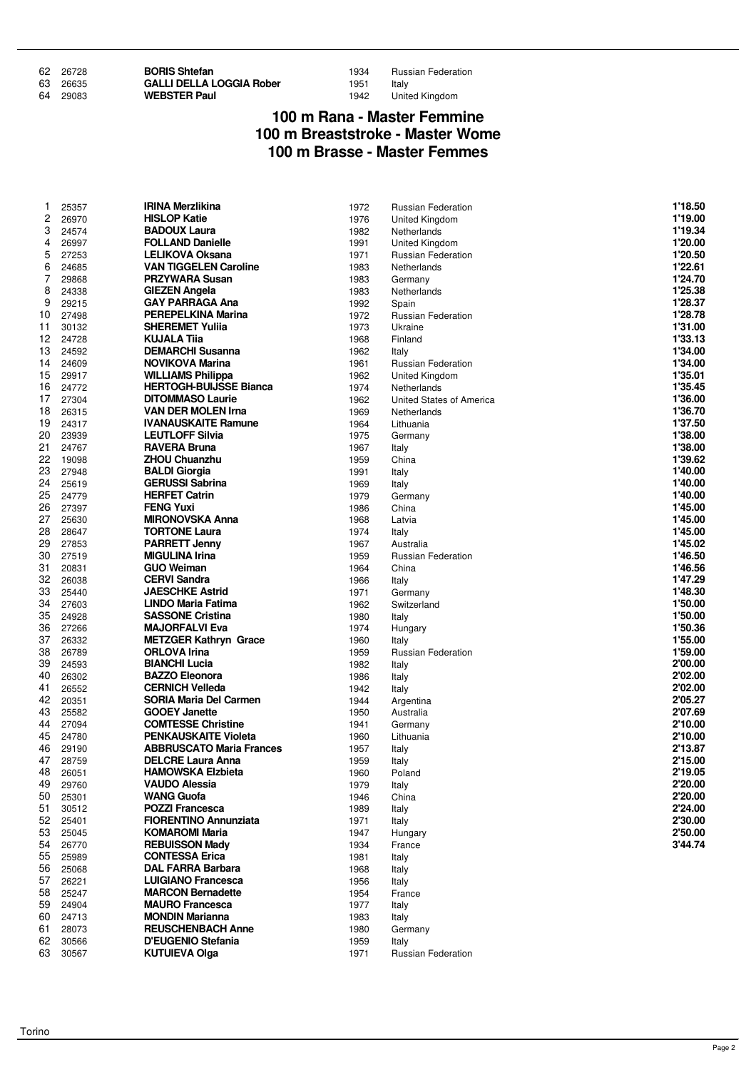| | | | | |
|---|---|---|---|---|
| 62 | 26728 | **BORIS Shtefan** | 1934 | Russian Federation |
| 63 | 26635 | **GALLI DELLA LOGGIA Rober** | 1951 | Italy |
| 64 | 29083 | **WEBSTER Paul** | 1942 | United Kingdom |

## 100 m Rana - Master Femmine
## 100 m Breaststroke - Master Wome
## 100 m Brasse - Master Femmes

| | | | | | |
|---|---|---|---|---|---|
| 1 | 25357 | **IRINA Merzlikina** | 1972 | Russian Federation | **1'18.50** |
| 2 | 26970 | **HISLOP Katie** | 1976 | United Kingdom | **1'19.00** |
| 3 | 24574 | **BADOUX Laura** | 1982 | Netherlands | **1'19.34** |
| 4 | 26997 | **FOLLAND Danielle** | 1991 | United Kingdom | **1'20.00** |
| 5 | 27253 | **LELIKOVA Oksana** | 1971 | Russian Federation | **1'20.50** |
| 6 | 24685 | **VAN TIGGELEN Caroline** | 1983 | Netherlands | **1'22.61** |
| 7 | 29868 | **PRZYWARA Susan** | 1983 | Germany | **1'24.70** |
| 8 | 24338 | **GIEZEN Angela** | 1983 | Netherlands | **1'25.38** |
| 9 | 29215 | **GAY PARRAGA Ana** | 1992 | Spain | **1'28.37** |
| 10 | 27498 | **PEREPELKINA Marina** | 1972 | Russian Federation | **1'28.78** |
| 11 | 30132 | **SHEREMET Yuliia** | 1973 | Ukraine | **1'31.00** |
| 12 | 24728 | **KUJALA Tiia** | 1968 | Finland | **1'33.13** |
| 13 | 24592 | **DEMARCHI Susanna** | 1962 | Italy | **1'34.00** |
| 14 | 24609 | **NOVIKOVA Marina** | 1961 | Russian Federation | **1'34.00** |
| 15 | 29917 | **WILLIAMS Philippa** | 1962 | United Kingdom | **1'35.01** |
| 16 | 24772 | **HERTOGH-BUIJSSE Bianca** | 1974 | Netherlands | **1'35.45** |
| 17 | 27304 | **DITOMMASO Laurie** | 1962 | United States of America | **1'36.00** |
| 18 | 26315 | **VAN DER MOLEN Irna** | 1969 | Netherlands | **1'36.70** |
| 19 | 24317 | **IVANAUSKAITE Ramune** | 1964 | Lithuania | **1'37.50** |
| 20 | 23939 | **LEUTLOFF Silvia** | 1975 | Germany | **1'38.00** |
| 21 | 24767 | **RAVERA Bruna** | 1967 | Italy | **1'38.00** |
| 22 | 19098 | **ZHOU Chuanzhu** | 1959 | China | **1'39.62** |
| 23 | 27948 | **BALDI Giorgia** | 1991 | Italy | **1'40.00** |
| 24 | 25619 | **GERUSSI Sabrina** | 1969 | Italy | **1'40.00** |
| 25 | 24779 | **HERFET Catrin** | 1979 | Germany | **1'40.00** |
| 26 | 27397 | **FENG Yuxi** | 1986 | China | **1'45.00** |
| 27 | 25630 | **MIRONOVSKA Anna** | 1968 | Latvia | **1'45.00** |
| 28 | 28647 | **TORTONE Laura** | 1974 | Italy | **1'45.00** |
| 29 | 27853 | **PARRETT Jenny** | 1967 | Australia | **1'45.02** |
| 30 | 27519 | **MIGULINA Irina** | 1959 | Russian Federation | **1'46.50** |
| 31 | 20831 | **GUO Weiman** | 1964 | China | **1'46.56** |
| 32 | 26038 | **CERVI Sandra** | 1966 | Italy | **1'47.29** |
| 33 | 25440 | **JAESCHKE Astrid** | 1971 | Germany | **1'48.30** |
| 34 | 27603 | **LINDO Maria Fatima** | 1962 | Switzerland | **1'50.00** |
| 35 | 24928 | **SASSONE Cristina** | 1980 | Italy | **1'50.00** |
| 36 | 27266 | **MAJORFALVI Eva** | 1974 | Hungary | **1'50.36** |
| 37 | 26332 | **METZGER Kathryn Grace** | 1960 | Italy | **1'55.00** |
| 38 | 26789 | **ORLOVA Irina** | 1959 | Russian Federation | **1'59.00** |
| 39 | 24593 | **BIANCHI Lucia** | 1982 | Italy | **2'00.00** |
| 40 | 26302 | **BAZZO Eleonora** | 1986 | Italy | **2'02.00** |
| 41 | 26552 | **CERNICH Velleda** | 1942 | Italy | **2'02.00** |
| 42 | 20351 | **SORIA Maria Del Carmen** | 1944 | Argentina | **2'05.27** |
| 43 | 25582 | **GOOEY Janette** | 1950 | Australia | **2'07.69** |
| 44 | 27094 | **COMTESSE Christine** | 1941 | Germany | **2'10.00** |
| 45 | 24780 | **PENKAUSKAITE Violeta** | 1960 | Lithuania | **2'10.00** |
| 46 | 29190 | **ABBRUSCATO Maria Frances** | 1957 | Italy | **2'13.87** |
| 47 | 28759 | **DELCRE Laura Anna** | 1959 | Italy | **2'15.00** |
| 48 | 26051 | **HAMOWSKA Elzbieta** | 1960 | Poland | **2'19.05** |
| 49 | 29760 | **VAUDO Alessia** | 1979 | Italy | **2'20.00** |
| 50 | 25301 | **WANG Guofa** | 1946 | China | **2'20.00** |
| 51 | 30512 | **POZZI Francesca** | 1989 | Italy | **2'24.00** |
| 52 | 25401 | **FIORENTINO Annunziata** | 1971 | Italy | **2'30.00** |
| 53 | 25045 | **KOMAROMI Maria** | 1947 | Hungary | **2'50.00** |
| 54 | 26770 | **REBUISSON Mady** | 1934 | France | **3'44.74** |
| 55 | 25989 | **CONTESSA Erica** | 1981 | Italy | |
| 56 | 25068 | **DAL FARRA Barbara** | 1968 | Italy | |
| 57 | 26221 | **LUIGIANO Francesca** | 1956 | Italy | |
| 58 | 25247 | **MARCON Bernadette** | 1954 | France | |
| 59 | 24904 | **MAURO Francesca** | 1977 | Italy | |
| 60 | 24713 | **MONDIN Marianna** | 1983 | Italy | |
| 61 | 28073 | **REUSCHENBACH Anne** | 1980 | Germany | |
| 62 | 30566 | **D'EUGENIO Stefania** | 1959 | Italy | |
| 63 | 30567 | **KUTUIEVA Olga** | 1971 | Russian Federation | |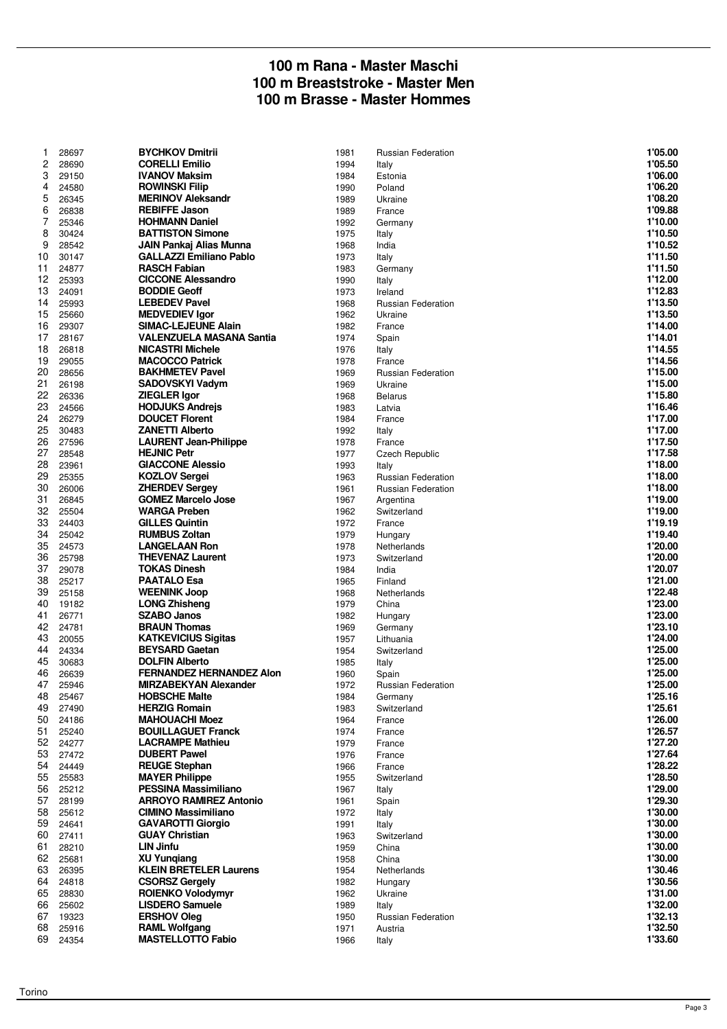# 100 m Rana - Master Maschi
# 100 m Breaststroke - Master Men
# 100 m Brasse - Master Hommes

| | | | | | |
|---|---|---|---|---|---|
| 1 | 28697 | **BYCHKOV Dmitrii** | 1981 | Russian Federation | **1'05.00** |
| 2 | 28690 | **CORELLI Emilio** | 1994 | Italy | **1'05.50** |
| 3 | 29150 | **IVANOV Maksim** | 1984 | Estonia | **1'06.00** |
| 4 | 24580 | **ROWINSKI Filip** | 1990 | Poland | **1'06.20** |
| 5 | 26345 | **MERINOV Aleksandr** | 1989 | Ukraine | **1'08.20** |
| 6 | 26838 | **REBIFFE Jason** | 1989 | France | **1'09.88** |
| 7 | 25346 | **HOHMANN Daniel** | 1992 | Germany | **1'10.00** |
| 8 | 30424 | **BATTISTON Simone** | 1975 | Italy | **1'10.50** |
| 9 | 28542 | **JAIN Pankaj Alias Munna** | 1968 | India | **1'10.52** |
| 10 | 30147 | **GALLAZZI Emiliano Pablo** | 1973 | Italy | **1'11.50** |
| 11 | 24877 | **RASCH Fabian** | 1983 | Germany | **1'11.50** |
| 12 | 25393 | **CICCONE Alessandro** | 1990 | Italy | **1'12.00** |
| 13 | 24091 | **BODDIE Geoff** | 1973 | Ireland | **1'12.83** |
| 14 | 25993 | **LEBEDEV Pavel** | 1968 | Russian Federation | **1'13.50** |
| 15 | 25660 | **MEDVEDIEV Igor** | 1962 | Ukraine | **1'13.50** |
| 16 | 29307 | **SIMAC-LEJEUNE Alain** | 1982 | France | **1'14.00** |
| 17 | 28167 | **VALENZUELA MASANA Santia** | 1974 | Spain | **1'14.01** |
| 18 | 26818 | **NICASTRI Michele** | 1976 | Italy | **1'14.55** |
| 19 | 29055 | **MACOCCO Patrick** | 1978 | France | **1'14.56** |
| 20 | 28656 | **BAKHMETEV Pavel** | 1969 | Russian Federation | **1'15.00** |
| 21 | 26198 | **SADOVSKYI Vadym** | 1969 | Ukraine | **1'15.00** |
| 22 | 26336 | **ZIEGLER Igor** | 1968 | Belarus | **1'15.80** |
| 23 | 24566 | **HODJUKS Andrejs** | 1983 | Latvia | **1'16.46** |
| 24 | 26279 | **DOUCET Florent** | 1984 | France | **1'17.00** |
| 25 | 30483 | **ZANETTI Alberto** | 1992 | Italy | **1'17.00** |
| 26 | 27596 | **LAURENT Jean-Philippe** | 1978 | France | **1'17.50** |
| 27 | 28548 | **HEJNIC Petr** | 1977 | Czech Republic | **1'17.58** |
| 28 | 23961 | **GIACCONE Alessio** | 1993 | Italy | **1'18.00** |
| 29 | 25355 | **KOZLOV Sergei** | 1963 | Russian Federation | **1'18.00** |
| 30 | 26006 | **ZHERDEV Sergey** | 1961 | Russian Federation | **1'18.00** |
| 31 | 26845 | **GOMEZ Marcelo Jose** | 1967 | Argentina | **1'19.00** |
| 32 | 25504 | **WARGA Preben** | 1962 | Switzerland | **1'19.00** |
| 33 | 24403 | **GILLES Quintin** | 1972 | France | **1'19.19** |
| 34 | 25042 | **RUMBUS Zoltan** | 1979 | Hungary | **1'19.40** |
| 35 | 24573 | **LANGELAAN Ron** | 1978 | Netherlands | **1'20.00** |
| 36 | 25798 | **THEVENAZ Laurent** | 1973 | Switzerland | **1'20.00** |
| 37 | 29078 | **TOKAS Dinesh** | 1984 | India | **1'20.07** |
| 38 | 25217 | **PAATALO Esa** | 1965 | Finland | **1'21.00** |
| 39 | 25158 | **WEENINK Joop** | 1968 | Netherlands | **1'22.48** |
| 40 | 19182 | **LONG Zhisheng** | 1979 | China | **1'23.00** |
| 41 | 26771 | **SZABO Janos** | 1982 | Hungary | **1'23.00** |
| 42 | 24781 | **BRAUN Thomas** | 1969 | Germany | **1'23.10** |
| 43 | 20055 | **KATKEVICIUS Sigitas** | 1957 | Lithuania | **1'24.00** |
| 44 | 24334 | **BEYSARD Gaetan** | 1954 | Switzerland | **1'25.00** |
| 45 | 30683 | **DOLFIN Alberto** | 1985 | Italy | **1'25.00** |
| 46 | 26639 | **FERNANDEZ HERNANDEZ Alon** | 1960 | Spain | **1'25.00** |
| 47 | 25946 | **MIRZABEKYAN Alexander** | 1972 | Russian Federation | **1'25.00** |
| 48 | 25467 | **HOBSCHE Malte** | 1984 | Germany | **1'25.16** |
| 49 | 27490 | **HERZIG Romain** | 1983 | Switzerland | **1'25.61** |
| 50 | 24186 | **MAHOUACHI Moez** | 1964 | France | **1'26.00** |
| 51 | 25240 | **BOUILLAGUET Franck** | 1974 | France | **1'26.57** |
| 52 | 24277 | **LACRAMPE Mathieu** | 1979 | France | **1'27.20** |
| 53 | 27472 | **DUBERT Pawel** | 1976 | France | **1'27.64** |
| 54 | 24449 | **REUGE Stephan** | 1966 | France | **1'28.22** |
| 55 | 25583 | **MAYER Philippe** | 1955 | Switzerland | **1'28.50** |
| 56 | 25212 | **PESSINA Massimiliano** | 1967 | Italy | **1'29.00** |
| 57 | 28199 | **ARROYO RAMIREZ Antonio** | 1961 | Spain | **1'29.30** |
| 58 | 25612 | **CIMINO Massimiliano** | 1972 | Italy | **1'30.00** |
| 59 | 24641 | **GAVAROTTI Giorgio** | 1991 | Italy | **1'30.00** |
| 60 | 27411 | **GUAY Christian** | 1963 | Switzerland | **1'30.00** |
| 61 | 28210 | **LIN Jinfu** | 1959 | China | **1'30.00** |
| 62 | 25681 | **XU Yunqiang** | 1958 | China | **1'30.00** |
| 63 | 26395 | **KLEIN BRETELER Laurens** | 1954 | Netherlands | **1'30.46** |
| 64 | 24818 | **CSORSZ Gergely** | 1982 | Hungary | **1'30.56** |
| 65 | 28830 | **ROIENKO Volodymyr** | 1962 | Ukraine | **1'31.00** |
| 66 | 25602 | **LISDERO Samuele** | 1989 | Italy | **1'32.00** |
| 67 | 19323 | **ERSHOV Oleg** | 1950 | Russian Federation | **1'32.13** |
| 68 | 25916 | **RAML Wolfgang** | 1971 | Austria | **1'32.50** |
| 69 | 24354 | **MASTELLOTTO Fabio** | 1966 | Italy | **1'33.60** |

Torino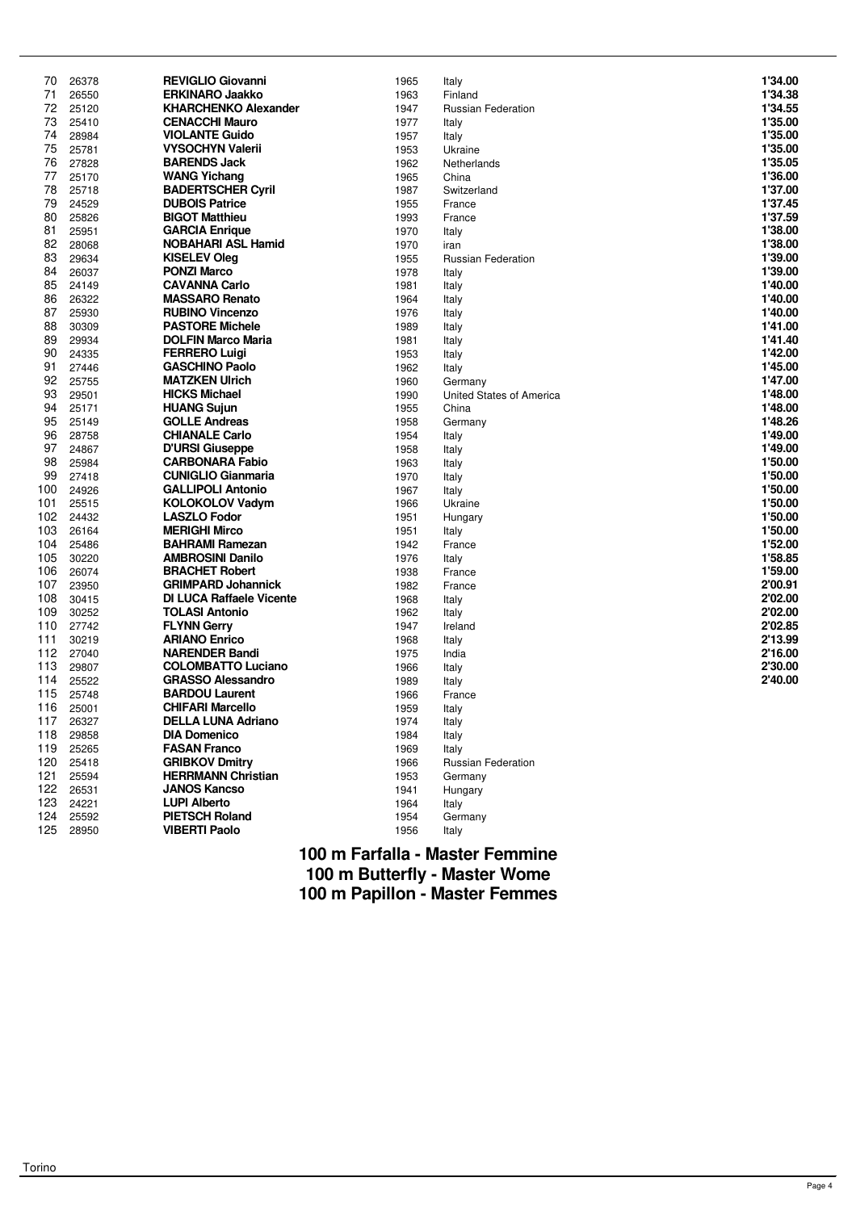| | | | | | |
|---|---|---|---|---|---|
| 70 | 26378 | **REVIGLIO Giovanni** | 1965 | Italy | **1'34.00** |
| 71 | 26550 | **ERKINARO Jaakko** | 1963 | Finland | **1'34.38** |
| 72 | 25120 | **KHARCHENKO Alexander** | 1947 | Russian Federation | **1'34.55** |
| 73 | 25410 | **CENACCHI Mauro** | 1977 | Italy | **1'35.00** |
| 74 | 28984 | **VIOLANTE Guido** | 1957 | Italy | **1'35.00** |
| 75 | 25781 | **VYSOCHYN Valerii** | 1953 | Ukraine | **1'35.00** |
| 76 | 27828 | **BARENDS Jack** | 1962 | Netherlands | **1'35.05** |
| 77 | 25170 | **WANG Yichang** | 1965 | China | **1'36.00** |
| 78 | 25718 | **BADERTSCHER Cyril** | 1987 | Switzerland | **1'37.00** |
| 79 | 24529 | **DUBOIS Patrice** | 1955 | France | **1'37.45** |
| 80 | 25826 | **BIGOT Matthieu** | 1993 | France | **1'37.59** |
| 81 | 25951 | **GARCIA Enrique** | 1970 | Italy | **1'38.00** |
| 82 | 28068 | **NOBAHARI ASL Hamid** | 1970 | iran | **1'38.00** |
| 83 | 29634 | **KISELEV Oleg** | 1955 | Russian Federation | **1'39.00** |
| 84 | 26037 | **PONZI Marco** | 1978 | Italy | **1'39.00** |
| 85 | 24149 | **CAVANNA Carlo** | 1981 | Italy | **1'40.00** |
| 86 | 26322 | **MASSARO Renato** | 1964 | Italy | **1'40.00** |
| 87 | 25930 | **RUBINO Vincenzo** | 1976 | Italy | **1'40.00** |
| 88 | 30309 | **PASTORE Michele** | 1989 | Italy | **1'41.00** |
| 89 | 29934 | **DOLFIN Marco Maria** | 1981 | Italy | **1'41.40** |
| 90 | 24335 | **FERRERO Luigi** | 1953 | Italy | **1'42.00** |
| 91 | 27446 | **GASCHINO Paolo** | 1962 | Italy | **1'45.00** |
| 92 | 25755 | **MATZKEN Ulrich** | 1960 | Germany | **1'47.00** |
| 93 | 29501 | **HICKS Michael** | 1990 | United States of America | **1'48.00** |
| 94 | 25171 | **HUANG Sujun** | 1955 | China | **1'48.00** |
| 95 | 25149 | **GOLLE Andreas** | 1958 | Germany | **1'48.26** |
| 96 | 28758 | **CHIANALE Carlo** | 1954 | Italy | **1'49.00** |
| 97 | 24867 | **D'URSI Giuseppe** | 1958 | Italy | **1'49.00** |
| 98 | 25984 | **CARBONARA Fabio** | 1963 | Italy | **1'50.00** |
| 99 | 27418 | **CUNIGLIO Gianmaria** | 1970 | Italy | **1'50.00** |
| 100 | 24926 | **GALLIPOLI Antonio** | 1967 | Italy | **1'50.00** |
| 101 | 25515 | **KOLOKOLOV Vadym** | 1966 | Ukraine | **1'50.00** |
| 102 | 24432 | **LASZLO Fodor** | 1951 | Hungary | **1'50.00** |
| 103 | 26164 | **MERIGHI Mirco** | 1951 | Italy | **1'50.00** |
| 104 | 25486 | **BAHRAMI Ramezan** | 1942 | France | **1'52.00** |
| 105 | 30220 | **AMBROSINI Danilo** | 1976 | Italy | **1'58.85** |
| 106 | 26074 | **BRACHET Robert** | 1938 | France | **1'59.00** |
| 107 | 23950 | **GRIMPARD Johannick** | 1982 | France | **2'00.91** |
| 108 | 30415 | **DI LUCA Raffaele Vicente** | 1968 | Italy | **2'02.00** |
| 109 | 30252 | **TOLASI Antonio** | 1962 | Italy | **2'02.00** |
| 110 | 27742 | **FLYNN Gerry** | 1947 | Ireland | **2'02.85** |
| 111 | 30219 | **ARIANO Enrico** | 1968 | Italy | **2'13.99** |
| 112 | 27040 | **NARENDER Bandi** | 1975 | India | **2'16.00** |
| 113 | 29807 | **COLOMBATTO Luciano** | 1966 | Italy | **2'30.00** |
| 114 | 25522 | **GRASSO Alessandro** | 1989 | Italy | **2'40.00** |
| 115 | 25748 | **BARDOU Laurent** | 1966 | France | |
| 116 | 25001 | **CHIFARI Marcello** | 1959 | Italy | |
| 117 | 26327 | **DELLA LUNA Adriano** | 1974 | Italy | |
| 118 | 29858 | **DIA Domenico** | 1984 | Italy | |
| 119 | 25265 | **FASAN Franco** | 1969 | Italy | |
| 120 | 25418 | **GRIBKOV Dmitry** | 1966 | Russian Federation | |
| 121 | 25594 | **HERRMANN Christian** | 1953 | Germany | |
| 122 | 26531 | **JANOS Kancso** | 1941 | Hungary | |
| 123 | 24221 | **LUPI Alberto** | 1964 | Italy | |
| 124 | 25592 | **PIETSCH Roland** | 1954 | Germany | |
| 125 | 28950 | **VIBERTI Paolo** | 1956 | Italy | |

## 100 m Farfalla - Master Femmine
## 100 m Butterfly - Master Wome
## 100 m Papillon - Master Femmes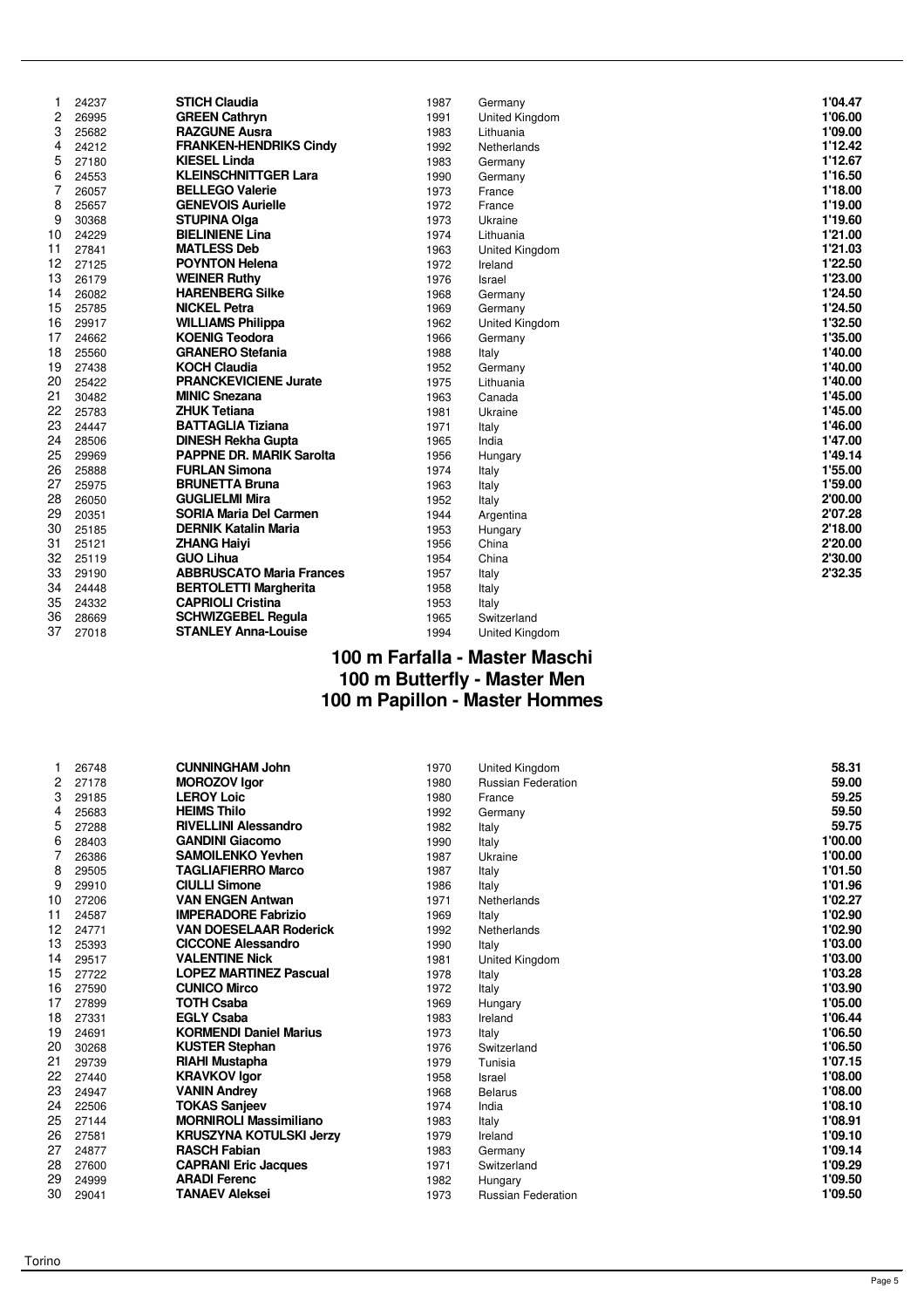| | | | | | |
|---|---|---|---|---|---|
| 1 | 24237 | **STICH Claudia** | 1987 | Germany | **1'04.47** |
| 2 | 26995 | **GREEN Cathryn** | 1991 | United Kingdom | **1'06.00** |
| 3 | 25682 | **RAZGUNE Ausra** | 1983 | Lithuania | **1'09.00** |
| 4 | 24212 | **FRANKEN-HENDRIKS Cindy** | 1992 | Netherlands | **1'12.42** |
| 5 | 27180 | **KIESEL Linda** | 1983 | Germany | **1'12.67** |
| 6 | 24553 | **KLEINSCHNITTGER Lara** | 1990 | Germany | **1'16.50** |
| 7 | 26057 | **BELLEGO Valerie** | 1973 | France | **1'18.00** |
| 8 | 25657 | **GENEVOIS Aurielle** | 1972 | France | **1'19.00** |
| 9 | 30368 | **STUPINA Olga** | 1973 | Ukraine | **1'19.60** |
| 10 | 24229 | **BIELINIENE Lina** | 1974 | Lithuania | **1'21.00** |
| 11 | 27841 | **MATLESS Deb** | 1963 | United Kingdom | **1'21.03** |
| 12 | 27125 | **POYNTON Helena** | 1972 | Ireland | **1'22.50** |
| 13 | 26179 | **WEINER Ruthy** | 1976 | Israel | **1'23.00** |
| 14 | 26082 | **HARENBERG Silke** | 1968 | Germany | **1'24.50** |
| 15 | 25785 | **NICKEL Petra** | 1969 | Germany | **1'24.50** |
| 16 | 29917 | **WILLIAMS Philippa** | 1962 | United Kingdom | **1'32.50** |
| 17 | 24662 | **KOENIG Teodora** | 1966 | Germany | **1'35.00** |
| 18 | 25560 | **GRANERO Stefania** | 1988 | Italy | **1'40.00** |
| 19 | 27438 | **KOCH Claudia** | 1952 | Germany | **1'40.00** |
| 20 | 25422 | **PRANCKEVICIENE Jurate** | 1975 | Lithuania | **1'40.00** |
| 21 | 30482 | **MINIC Snezana** | 1963 | Canada | **1'45.00** |
| 22 | 25783 | **ZHUK Tetiana** | 1981 | Ukraine | **1'45.00** |
| 23 | 24447 | **BATTAGLIA Tiziana** | 1971 | Italy | **1'46.00** |
| 24 | 28506 | **DINESH Rekha Gupta** | 1965 | India | **1'47.00** |
| 25 | 29969 | **PAPPNE DR. MARIK Sarolta** | 1956 | Hungary | **1'49.14** |
| 26 | 25888 | **FURLAN Simona** | 1974 | Italy | **1'55.00** |
| 27 | 25975 | **BRUNETTA Bruna** | 1963 | Italy | **1'59.00** |
| 28 | 26050 | **GUGLIELMI Mira** | 1952 | Italy | **2'00.00** |
| 29 | 20351 | **SORIA Maria Del Carmen** | 1944 | Argentina | **2'07.28** |
| 30 | 25185 | **DERNIK Katalin Maria** | 1953 | Hungary | **2'18.00** |
| 31 | 25121 | **ZHANG Haiyi** | 1956 | China | **2'20.00** |
| 32 | 25119 | **GUO Lihua** | 1954 | China | **2'30.00** |
| 33 | 29190 | **ABBRUSCATO Maria Frances** | 1957 | Italy | **2'32.35** |
| 34 | 24448 | **BERTOLETTI Margherita** | 1958 | Italy | |
| 35 | 24332 | **CAPRIOLI Cristina** | 1953 | Italy | |
| 36 | 28669 | **SCHWIZGEBEL Regula** | 1965 | Switzerland | |
| 37 | 27018 | **STANLEY Anna-Louise** | 1994 | United Kingdom | |

## 100 m Farfalla - Master Maschi
## 100 m Butterfly - Master Men
## 100 m Papillon - Master Hommes

| | | | | | |
|---|---|---|---|---|---|
| 1 | 26748 | **CUNNINGHAM John** | 1970 | United Kingdom | **58.31** |
| 2 | 27178 | **MOROZOV Igor** | 1980 | Russian Federation | **59.00** |
| 3 | 29185 | **LEROY Loic** | 1980 | France | **59.25** |
| 4 | 25683 | **HEIMS Thilo** | 1992 | Germany | **59.50** |
| 5 | 27288 | **RIVELLINI Alessandro** | 1982 | Italy | **59.75** |
| 6 | 28403 | **GANDINI Giacomo** | 1990 | Italy | **1'00.00** |
| 7 | 26386 | **SAMOILENKO Yevhen** | 1987 | Ukraine | **1'00.00** |
| 8 | 29505 | **TAGLIAFIERRO Marco** | 1987 | Italy | **1'01.50** |
| 9 | 29910 | **CIULLI Simone** | 1986 | Italy | **1'01.96** |
| 10 | 27206 | **VAN ENGEN Antwan** | 1971 | Netherlands | **1'02.27** |
| 11 | 24587 | **IMPERADORE Fabrizio** | 1969 | Italy | **1'02.90** |
| 12 | 24771 | **VAN DOESELAAR Roderick** | 1992 | Netherlands | **1'02.90** |
| 13 | 25393 | **CICCONE Alessandro** | 1990 | Italy | **1'03.00** |
| 14 | 29517 | **VALENTINE Nick** | 1981 | United Kingdom | **1'03.00** |
| 15 | 27722 | **LOPEZ MARTINEZ Pascual** | 1978 | Italy | **1'03.28** |
| 16 | 27590 | **CUNICO Mirco** | 1972 | Italy | **1'03.90** |
| 17 | 27899 | **TOTH Csaba** | 1969 | Hungary | **1'05.00** |
| 18 | 27331 | **EGLY Csaba** | 1983 | Ireland | **1'06.44** |
| 19 | 24691 | **KORMENDI Daniel Marius** | 1973 | Italy | **1'06.50** |
| 20 | 30268 | **KUSTER Stephan** | 1976 | Switzerland | **1'06.50** |
| 21 | 29739 | **RIAHI Mustapha** | 1979 | Tunisia | **1'07.15** |
| 22 | 27440 | **KRAVKOV Igor** | 1958 | Israel | **1'08.00** |
| 23 | 24947 | **VANIN Andrey** | 1968 | Belarus | **1'08.00** |
| 24 | 22506 | **TOKAS Sanjeev** | 1974 | India | **1'08.10** |
| 25 | 27144 | **MORNIROLI Massimiliano** | 1983 | Italy | **1'08.91** |
| 26 | 27581 | **KRUSZYNA KOTULSKI Jerzy** | 1979 | Ireland | **1'09.10** |
| 27 | 24877 | **RASCH Fabian** | 1983 | Germany | **1'09.14** |
| 28 | 27600 | **CAPRANI Eric Jacques** | 1971 | Switzerland | **1'09.29** |
| 29 | 24999 | **ARADI Ferenc** | 1982 | Hungary | **1'09.50** |
| 30 | 29041 | **TANAEV Aleksei** | 1973 | Russian Federation | **1'09.50** |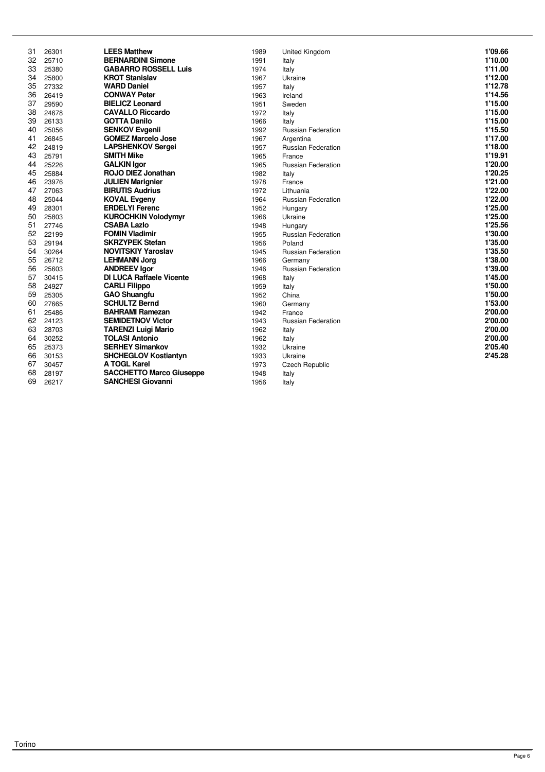| | | | | | |
|---|---|---|---|---|---|
| 31 | 26301 | **LEES Matthew** | 1989 | United Kingdom | **1'09.66** |
| 32 | 25710 | **BERNARDINI Simone** | 1991 | Italy | **1'10.00** |
| 33 | 25380 | **GABARRO ROSSELL Luis** | 1974 | Italy | **1'11.00** |
| 34 | 25800 | **KROT Stanislav** | 1967 | Ukraine | **1'12.00** |
| 35 | 27332 | **WARD Daniel** | 1957 | Italy | **1'12.78** |
| 36 | 26419 | **CONWAY Peter** | 1963 | Ireland | **1'14.56** |
| 37 | 29590 | **BIELICZ Leonard** | 1951 | Sweden | **1'15.00** |
| 38 | 24678 | **CAVALLO Riccardo** | 1972 | Italy | **1'15.00** |
| 39 | 26133 | **GOTTA Danilo** | 1966 | Italy | **1'15.00** |
| 40 | 25056 | **SENKOV Evgenii** | 1992 | Russian Federation | **1'15.50** |
| 41 | 26845 | **GOMEZ Marcelo Jose** | 1967 | Argentina | **1'17.00** |
| 42 | 24819 | **LAPSHENKOV Sergei** | 1957 | Russian Federation | **1'18.00** |
| 43 | 25791 | **SMITH Mike** | 1965 | France | **1'19.91** |
| 44 | 25226 | **GALKIN Igor** | 1965 | Russian Federation | **1'20.00** |
| 45 | 25884 | **ROJO DIEZ Jonathan** | 1982 | Italy | **1'20.25** |
| 46 | 23976 | **JULIEN Marignier** | 1978 | France | **1'21.00** |
| 47 | 27063 | **BIRUTIS Audrius** | 1972 | Lithuania | **1'22.00** |
| 48 | 25044 | **KOVAL Evgeny** | 1964 | Russian Federation | **1'22.00** |
| 49 | 28301 | **ERDELYI Ferenc** | 1952 | Hungary | **1'25.00** |
| 50 | 25803 | **KUROCHKIN Volodymyr** | 1966 | Ukraine | **1'25.00** |
| 51 | 27746 | **CSABA Lazlo** | 1948 | Hungary | **1'25.56** |
| 52 | 22199 | **FOMIN Vladimir** | 1955 | Russian Federation | **1'30.00** |
| 53 | 29194 | **SKRZYPEK Stefan** | 1956 | Poland | **1'35.00** |
| 54 | 30264 | **NOVITSKIY Yaroslav** | 1945 | Russian Federation | **1'35.50** |
| 55 | 26712 | **LEHMANN Jorg** | 1966 | Germany | **1'38.00** |
| 56 | 25603 | **ANDREEV Igor** | 1946 | Russian Federation | **1'39.00** |
| 57 | 30415 | **DI LUCA Raffaele Vicente** | 1968 | Italy | **1'45.00** |
| 58 | 24927 | **CARLI Filippo** | 1959 | Italy | **1'50.00** |
| 59 | 25305 | **GAO Shuangfu** | 1952 | China | **1'50.00** |
| 60 | 27665 | **SCHULTZ Bernd** | 1960 | Germany | **1'53.00** |
| 61 | 25486 | **BAHRAMI Ramezan** | 1942 | France | **2'00.00** |
| 62 | 24123 | **SEMIDETNOV Victor** | 1943 | Russian Federation | **2'00.00** |
| 63 | 28703 | **TARENZI Luigi Mario** | 1962 | Italy | **2'00.00** |
| 64 | 30252 | **TOLASI Antonio** | 1962 | Italy | **2'00.00** |
| 65 | 25373 | **SERHEY Simankov** | 1932 | Ukraine | **2'05.40** |
| 66 | 30153 | **SHCHEGLOV Kostiantyn** | 1933 | Ukraine | **2'45.28** |
| 67 | 30457 | **A TOGL Karel** | 1973 | Czech Republic | |
| 68 | 28197 | **SACCHETTO Marco Giuseppe** | 1948 | Italy | |
| 69 | 26217 | **SANCHESI Giovanni** | 1956 | Italy | |

Torino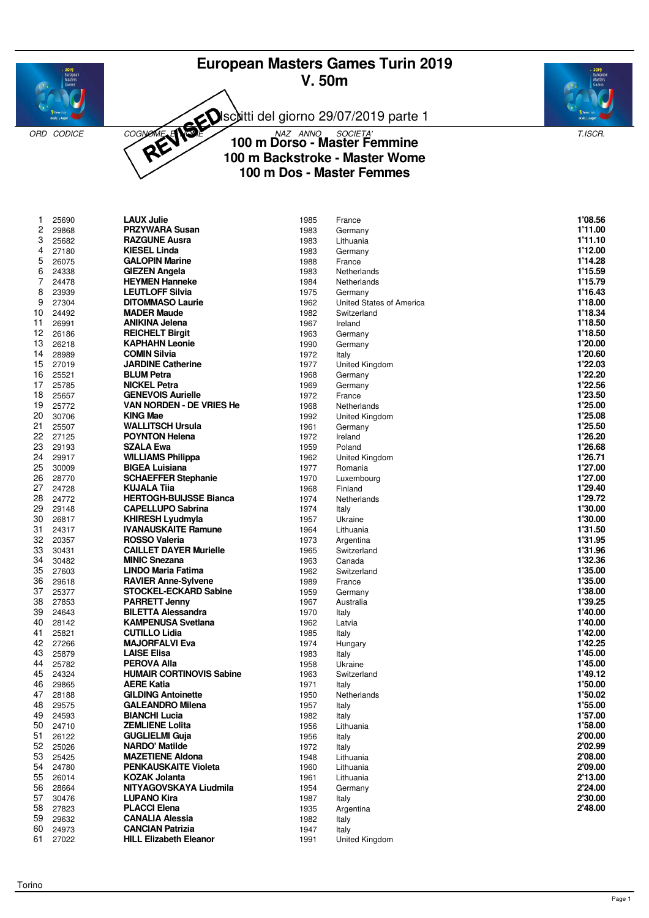# European Masters Games Turin 2019

## V. 50m

REVISED

Iscritti del giorno 29/07/2019 parte 1

### 100 m Dorso - Master Femmine
### 100 m Backstroke - Master Wome
### 100 m Dos - Master Femmes

| ORD | CODICE | COGNOME E NOME | NAZ ANNO | SOCIETA' | T.ISCR. |
|---|---|---|---|---|---|
| 1 | 25690 | **LAUX Julie** | 1985 | France | **1'08.56** |
| 2 | 29868 | **PRZYWARA Susan** | 1983 | Germany | **1'11.00** |
| 3 | 25682 | **RAZGUNE Ausra** | 1983 | Lithuania | **1'11.10** |
| 4 | 27180 | **KIESEL Linda** | 1983 | Germany | **1'12.00** |
| 5 | 26075 | **GALOPIN Marine** | 1988 | France | **1'14.28** |
| 6 | 24338 | **GIEZEN Angela** | 1983 | Netherlands | **1'15.59** |
| 7 | 24478 | **HEYMEN Hanneke** | 1984 | Netherlands | **1'15.79** |
| 8 | 23939 | **LEUTLOFF Silvia** | 1975 | Germany | **1'16.43** |
| 9 | 27304 | **DITOMMASO Laurie** | 1962 | United States of America | **1'18.00** |
| 10 | 24492 | **MADER Maude** | 1982 | Switzerland | **1'18.34** |
| 11 | 26991 | **ANIKINA Jelena** | 1967 | Ireland | **1'18.50** |
| 12 | 26186 | **REICHELT Birgit** | 1963 | Germany | **1'18.50** |
| 13 | 26218 | **KAPHAHN Leonie** | 1990 | Germany | **1'20.00** |
| 14 | 28989 | **COMIN Silvia** | 1972 | Italy | **1'20.60** |
| 15 | 27019 | **JARDINE Catherine** | 1977 | United Kingdom | **1'22.03** |
| 16 | 25521 | **BLUM Petra** | 1968 | Germany | **1'22.20** |
| 17 | 25785 | **NICKEL Petra** | 1969 | Germany | **1'22.56** |
| 18 | 25657 | **GENEVOIS Aurielle** | 1972 | France | **1'23.50** |
| 19 | 25772 | **VAN NORDEN - DE VRIES He** | 1968 | Netherlands | **1'25.00** |
| 20 | 30706 | **KING Mae** | 1992 | United Kingdom | **1'25.08** |
| 21 | 25507 | **WALLITSCH Ursula** | 1961 | Germany | **1'25.50** |
| 22 | 27125 | **POYNTON Helena** | 1972 | Ireland | **1'26.20** |
| 23 | 29193 | **SZALA Ewa** | 1959 | Poland | **1'26.68** |
| 24 | 29917 | **WILLIAMS Philippa** | 1962 | United Kingdom | **1'26.71** |
| 25 | 30009 | **BIGEA Luisiana** | 1977 | Romania | **1'27.00** |
| 26 | 28770 | **SCHAEFFER Stephanie** | 1970 | Luxembourg | **1'27.00** |
| 27 | 24728 | **KUJALA Tiia** | 1968 | Finland | **1'29.40** |
| 28 | 24772 | **HERTOGH-BUIJSSE Bianca** | 1974 | Netherlands | **1'29.72** |
| 29 | 29148 | **CAPELLUPO Sabrina** | 1974 | Italy | **1'30.00** |
| 30 | 26817 | **KHIRESH Lyudmyla** | 1957 | Ukraine | **1'30.00** |
| 31 | 24317 | **IVANAUSKAITE Ramune** | 1964 | Lithuania | **1'31.50** |
| 32 | 20357 | **ROSSO Valeria** | 1973 | Argentina | **1'31.95** |
| 33 | 30431 | **CAILLET DAYER Murielle** | 1965 | Switzerland | **1'31.96** |
| 34 | 30482 | **MINIC Snezana** | 1963 | Canada | **1'32.36** |
| 35 | 27603 | **LINDO Maria Fatima** | 1962 | Switzerland | **1'35.00** |
| 36 | 29618 | **RAVIER Anne-Sylvene** | 1989 | France | **1'35.00** |
| 37 | 25377 | **STOCKEL-ECKARD Sabine** | 1959 | Germany | **1'38.00** |
| 38 | 27853 | **PARRETT Jenny** | 1967 | Australia | **1'39.25** |
| 39 | 24643 | **BILETTA Alessandra** | 1970 | Italy | **1'40.00** |
| 40 | 28142 | **KAMPENUSA Svetlana** | 1962 | Latvia | **1'40.00** |
| 41 | 25821 | **CUTILLO Lidia** | 1985 | Italy | **1'42.00** |
| 42 | 27266 | **MAJORFALVI Eva** | 1974 | Hungary | **1'42.25** |
| 43 | 25879 | **LAISE Elisa** | 1983 | Italy | **1'45.00** |
| 44 | 25782 | **PEROVA Alla** | 1958 | Ukraine | **1'45.00** |
| 45 | 24324 | **HUMAIR CORTINOVIS Sabine** | 1963 | Switzerland | **1'49.12** |
| 46 | 29865 | **AERE Katia** | 1971 | Italy | **1'50.00** |
| 47 | 28188 | **GILDING Antoinette** | 1950 | Netherlands | **1'50.02** |
| 48 | 29575 | **GALEANDRO Milena** | 1957 | Italy | **1'55.00** |
| 49 | 24593 | **BIANCHI Lucia** | 1982 | Italy | **1'57.00** |
| 50 | 24710 | **ZEMLIENE Lolita** | 1956 | Lithuania | **1'58.00** |
| 51 | 26122 | **GUGLIELMI Guja** | 1956 | Italy | **2'00.00** |
| 52 | 25026 | **NARDO' Matilde** | 1972 | Italy | **2'02.99** |
| 53 | 25425 | **MAZETIENE Aldona** | 1948 | Lithuania | **2'08.00** |
| 54 | 24780 | **PENKAUSKAITE Violeta** | 1960 | Lithuania | **2'09.00** |
| 55 | 26014 | **KOZAK Jolanta** | 1961 | Lithuania | **2'13.00** |
| 56 | 28664 | **NITYAGOVSKAYA Liudmila** | 1954 | Germany | **2'24.00** |
| 57 | 30476 | **LUPANO Kira** | 1987 | Italy | **2'30.00** |
| 58 | 27823 | **PLACCI Elena** | 1935 | Argentina | **2'48.00** |
| 59 | 29632 | **CANALIA Alessia** | 1982 | Italy | |
| 60 | 24973 | **CANCIAN Patrizia** | 1947 | Italy | |
| 61 | 27022 | **HILL Elizabeth Eleanor** | 1991 | United Kingdom | |

Torino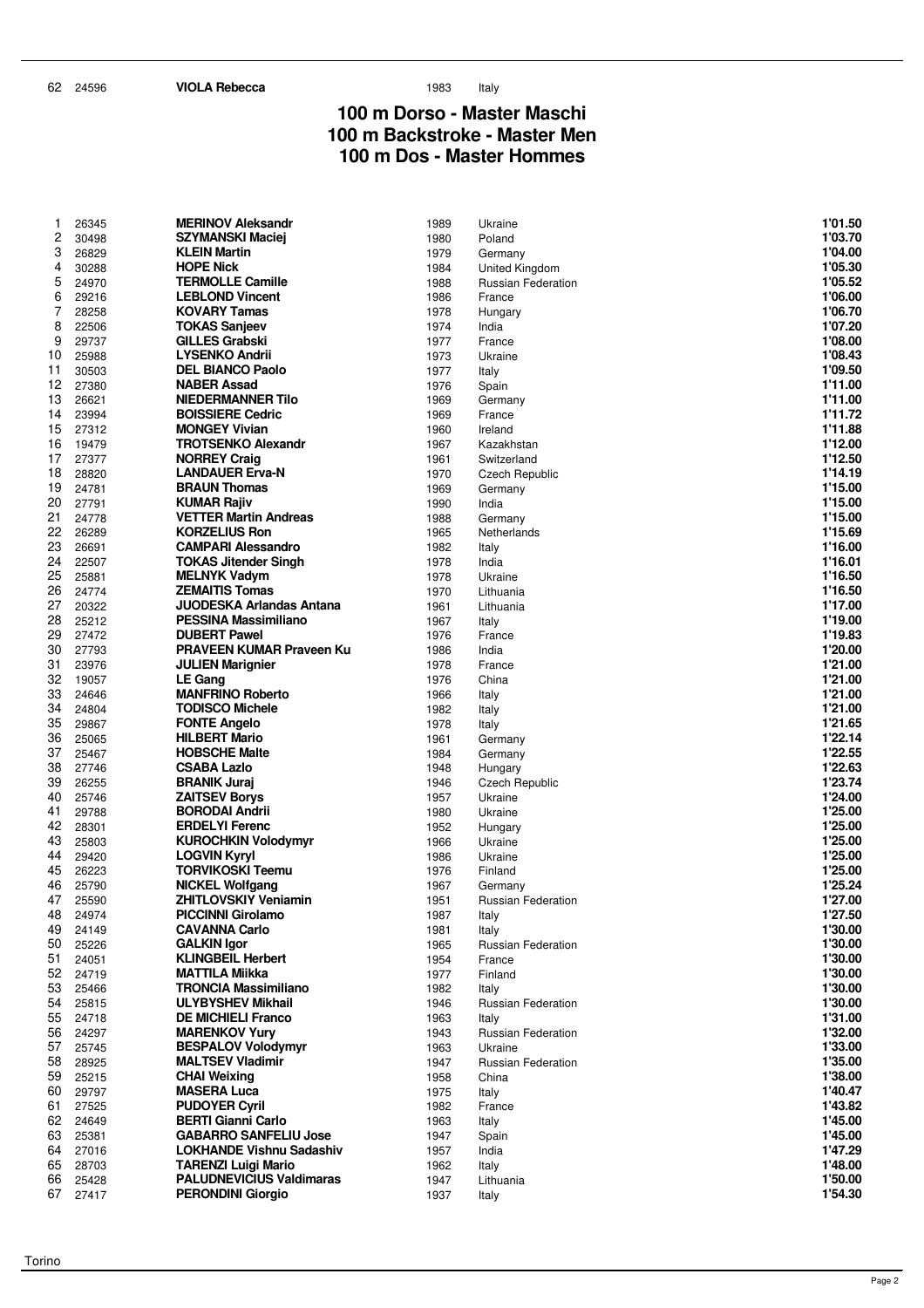| 62 | 24596 | **VIOLA Rebecca** | 1983 | Italy | |
|---|---|---|---|---|---|

## 100 m Dorso - Master Maschi
## 100 m Backstroke - Master Men
## 100 m Dos - Master Hommes

| | | | | | |
|---|---|---|---|---|---|
| 1 | 26345 | **MERINOV Aleksandr** | 1989 | Ukraine | **1'01.50** |
| 2 | 30498 | **SZYMANSKI Maciej** | 1980 | Poland | **1'03.70** |
| 3 | 26829 | **KLEIN Martin** | 1979 | Germany | **1'04.00** |
| 4 | 30288 | **HOPE Nick** | 1984 | United Kingdom | **1'05.30** |
| 5 | 24970 | **TERMOLLE Camille** | 1988 | Russian Federation | **1'05.52** |
| 6 | 29216 | **LEBLOND Vincent** | 1986 | France | **1'06.00** |
| 7 | 28258 | **KOVARY Tamas** | 1978 | Hungary | **1'06.70** |
| 8 | 22506 | **TOKAS Sanjeev** | 1974 | India | **1'07.20** |
| 9 | 29737 | **GILLES Grabski** | 1977 | France | **1'08.00** |
| 10 | 25988 | **LYSENKO Andrii** | 1973 | Ukraine | **1'08.43** |
| 11 | 30503 | **DEL BIANCO Paolo** | 1977 | Italy | **1'09.50** |
| 12 | 27380 | **NABER Assad** | 1976 | Spain | **1'11.00** |
| 13 | 26621 | **NIEDERMANNER Tilo** | 1969 | Germany | **1'11.00** |
| 14 | 23994 | **BOISSIERE Cedric** | 1969 | France | **1'11.72** |
| 15 | 27312 | **MONGEY Vivian** | 1960 | Ireland | **1'11.88** |
| 16 | 19479 | **TROTSENKO Alexandr** | 1967 | Kazakhstan | **1'12.00** |
| 17 | 27377 | **NORREY Craig** | 1961 | Switzerland | **1'12.50** |
| 18 | 28820 | **LANDAUER Erva-N** | 1970 | Czech Republic | **1'14.19** |
| 19 | 24781 | **BRAUN Thomas** | 1969 | Germany | **1'15.00** |
| 20 | 27791 | **KUMAR Rajiv** | 1990 | India | **1'15.00** |
| 21 | 24778 | **VETTER Martin Andreas** | 1988 | Germany | **1'15.00** |
| 22 | 26289 | **KORZELIUS Ron** | 1965 | Netherlands | **1'15.69** |
| 23 | 26691 | **CAMPARI Alessandro** | 1982 | Italy | **1'16.00** |
| 24 | 22507 | **TOKAS Jitender Singh** | 1978 | India | **1'16.01** |
| 25 | 25881 | **MELNYK Vadym** | 1978 | Ukraine | **1'16.50** |
| 26 | 24774 | **ZEMAITIS Tomas** | 1970 | Lithuania | **1'16.50** |
| 27 | 20322 | **JUODESKA Arlandas Antana** | 1961 | Lithuania | **1'17.00** |
| 28 | 25212 | **PESSINA Massimiliano** | 1967 | Italy | **1'19.00** |
| 29 | 27472 | **DUBERT Pawel** | 1976 | France | **1'19.83** |
| 30 | 27793 | **PRAVEEN KUMAR Praveen Ku** | 1986 | India | **1'20.00** |
| 31 | 23976 | **JULIEN Marignier** | 1978 | France | **1'21.00** |
| 32 | 19057 | **LE Gang** | 1976 | China | **1'21.00** |
| 33 | 24646 | **MANFRINO Roberto** | 1966 | Italy | **1'21.00** |
| 34 | 24804 | **TODISCO Michele** | 1982 | Italy | **1'21.00** |
| 35 | 29867 | **FONTE Angelo** | 1978 | Italy | **1'21.65** |
| 36 | 25065 | **HILBERT Mario** | 1961 | Germany | **1'22.14** |
| 37 | 25467 | **HOBSCHE Malte** | 1984 | Germany | **1'22.55** |
| 38 | 27746 | **CSABA Lazlo** | 1948 | Hungary | **1'22.63** |
| 39 | 26255 | **BRANIK Juraj** | 1946 | Czech Republic | **1'23.74** |
| 40 | 25746 | **ZAITSEV Borys** | 1957 | Ukraine | **1'24.00** |
| 41 | 29788 | **BORODAI Andrii** | 1980 | Ukraine | **1'25.00** |
| 42 | 28301 | **ERDELYI Ferenc** | 1952 | Hungary | **1'25.00** |
| 43 | 25803 | **KUROCHKIN Volodymyr** | 1966 | Ukraine | **1'25.00** |
| 44 | 29420 | **LOGVIN Kyryl** | 1986 | Ukraine | **1'25.00** |
| 45 | 26223 | **TORVIKOSKI Teemu** | 1976 | Finland | **1'25.00** |
| 46 | 25790 | **NICKEL Wolfgang** | 1967 | Germany | **1'25.24** |
| 47 | 25590 | **ZHITLOVSKIY Veniamin** | 1951 | Russian Federation | **1'27.00** |
| 48 | 24974 | **PICCINNI Girolamo** | 1987 | Italy | **1'27.50** |
| 49 | 24149 | **CAVANNA Carlo** | 1981 | Italy | **1'30.00** |
| 50 | 25226 | **GALKIN Igor** | 1965 | Russian Federation | **1'30.00** |
| 51 | 24051 | **KLINGBEIL Herbert** | 1954 | France | **1'30.00** |
| 52 | 24719 | **MATTILA Miikka** | 1977 | Finland | **1'30.00** |
| 53 | 25466 | **TRONCIA Massimiliano** | 1982 | Italy | **1'30.00** |
| 54 | 25815 | **ULYBYSHEV Mikhail** | 1946 | Russian Federation | **1'30.00** |
| 55 | 24718 | **DE MICHIELI Franco** | 1963 | Italy | **1'31.00** |
| 56 | 24297 | **MARENKOV Yury** | 1943 | Russian Federation | **1'32.00** |
| 57 | 25745 | **BESPALOV Volodymyr** | 1963 | Ukraine | **1'33.00** |
| 58 | 28925 | **MALTSEV Vladimir** | 1947 | Russian Federation | **1'35.00** |
| 59 | 25215 | **CHAI Weixing** | 1958 | China | **1'38.00** |
| 60 | 29797 | **MASERA Luca** | 1975 | Italy | **1'40.47** |
| 61 | 27525 | **PUDOYER Cyril** | 1982 | France | **1'43.82** |
| 62 | 24649 | **BERTI Gianni Carlo** | 1963 | Italy | **1'45.00** |
| 63 | 25381 | **GABARRO SANFELIU Jose** | 1947 | Spain | **1'45.00** |
| 64 | 27016 | **LOKHANDE Vishnu Sadashiv** | 1957 | India | **1'47.29** |
| 65 | 28703 | **TARENZI Luigi Mario** | 1962 | Italy | **1'48.00** |
| 66 | 25428 | **PALUDNEVICIUS Valdimaras** | 1947 | Lithuania | **1'50.00** |
| 67 | 27417 | **PERONDINI Giorgio** | 1937 | Italy | **1'54.30** |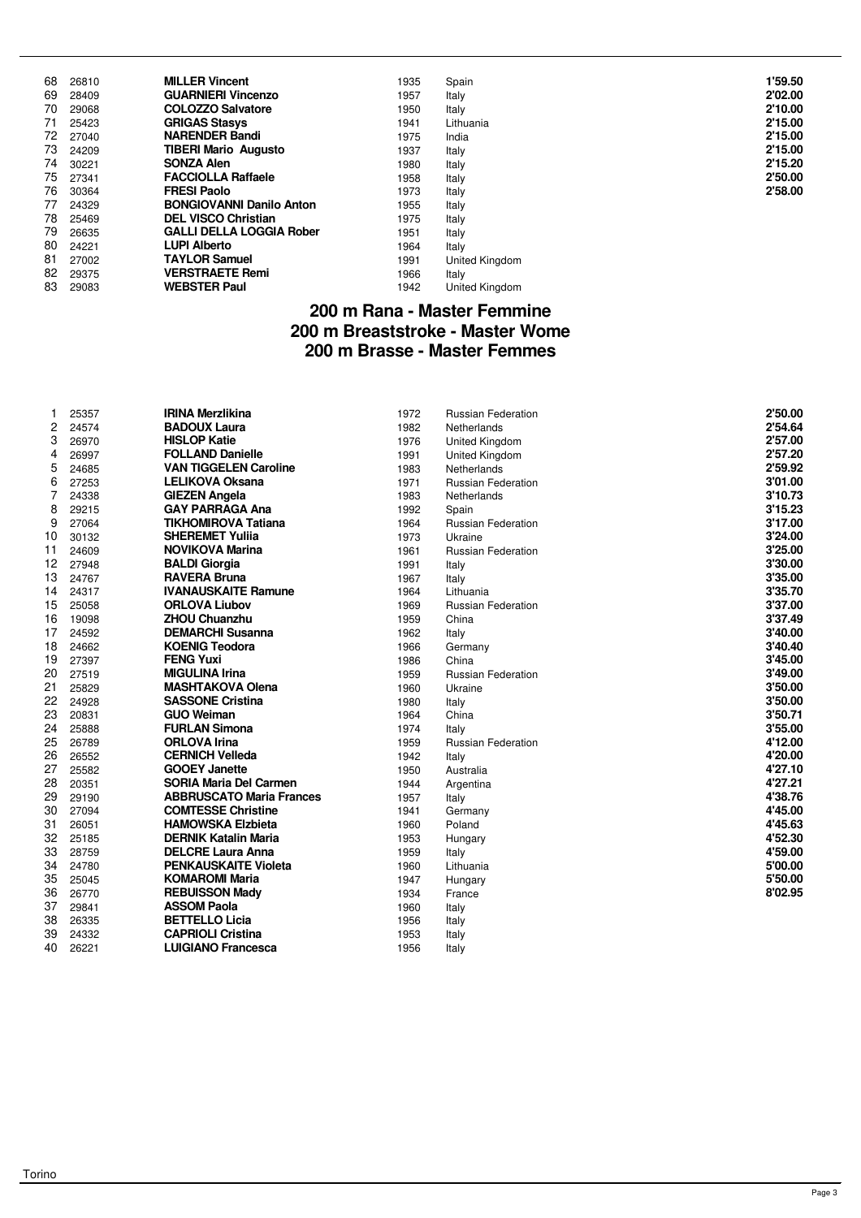| | | | | | |
|---|---|---|---|---|---|
| 68 | 26810 | **MILLER Vincent** | 1935 | Spain | **1'59.50** |
| 69 | 28409 | **GUARNIERI Vincenzo** | 1957 | Italy | **2'02.00** |
| 70 | 29068 | **COLOZZO Salvatore** | 1950 | Italy | **2'10.00** |
| 71 | 25423 | **GRIGAS Stasys** | 1941 | Lithuania | **2'15.00** |
| 72 | 27040 | **NARENDER Bandi** | 1975 | India | **2'15.00** |
| 73 | 24209 | **TIBERI Mario Augusto** | 1937 | Italy | **2'15.00** |
| 74 | 30221 | **SONZA Alen** | 1980 | Italy | **2'15.20** |
| 75 | 27341 | **FACCIOLLA Raffaele** | 1958 | Italy | **2'50.00** |
| 76 | 30364 | **FRESI Paolo** | 1973 | Italy | **2'58.00** |
| 77 | 24329 | **BONGIOVANNI Danilo Anton** | 1955 | Italy | |
| 78 | 25469 | **DEL VISCO Christian** | 1975 | Italy | |
| 79 | 26635 | **GALLI DELLA LOGGIA Rober** | 1951 | Italy | |
| 80 | 24221 | **LUPI Alberto** | 1964 | Italy | |
| 81 | 27002 | **TAYLOR Samuel** | 1991 | United Kingdom | |
| 82 | 29375 | **VERSTRAETE Remi** | 1966 | Italy | |
| 83 | 29083 | **WEBSTER Paul** | 1942 | United Kingdom | |

## 200 m Rana - Master Femmine
## 200 m Breaststroke - Master Wome
## 200 m Brasse - Master Femmes

| | | | | | |
|---|---|---|---|---|---|
| 1 | 25357 | **IRINA Merzlikina** | 1972 | Russian Federation | **2'50.00** |
| 2 | 24574 | **BADOUX Laura** | 1982 | Netherlands | **2'54.64** |
| 3 | 26970 | **HISLOP Katie** | 1976 | United Kingdom | **2'57.00** |
| 4 | 26997 | **FOLLAND Danielle** | 1991 | United Kingdom | **2'57.20** |
| 5 | 24685 | **VAN TIGGELEN Caroline** | 1983 | Netherlands | **2'59.92** |
| 6 | 27253 | **LELIKOVA Oksana** | 1971 | Russian Federation | **3'01.00** |
| 7 | 24338 | **GIEZEN Angela** | 1983 | Netherlands | **3'10.73** |
| 8 | 29215 | **GAY PARRAGA Ana** | 1992 | Spain | **3'15.23** |
| 9 | 27064 | **TIKHOMIROVA Tatiana** | 1964 | Russian Federation | **3'17.00** |
| 10 | 30132 | **SHEREMET Yuliia** | 1973 | Ukraine | **3'24.00** |
| 11 | 24609 | **NOVIKOVA Marina** | 1961 | Russian Federation | **3'25.00** |
| 12 | 27948 | **BALDI Giorgia** | 1991 | Italy | **3'30.00** |
| 13 | 24767 | **RAVERA Bruna** | 1967 | Italy | **3'35.00** |
| 14 | 24317 | **IVANAUSKAITE Ramune** | 1964 | Lithuania | **3'35.70** |
| 15 | 25058 | **ORLOVA Liubov** | 1969 | Russian Federation | **3'37.00** |
| 16 | 19098 | **ZHOU Chuanzhu** | 1959 | China | **3'37.49** |
| 17 | 24592 | **DEMARCHI Susanna** | 1962 | Italy | **3'40.00** |
| 18 | 24662 | **KOENIG Teodora** | 1966 | Germany | **3'40.40** |
| 19 | 27397 | **FENG Yuxi** | 1986 | China | **3'45.00** |
| 20 | 27519 | **MIGULINA Irina** | 1959 | Russian Federation | **3'49.00** |
| 21 | 25829 | **MASHTAKOVA Olena** | 1960 | Ukraine | **3'50.00** |
| 22 | 24928 | **SASSONE Cristina** | 1980 | Italy | **3'50.00** |
| 23 | 20831 | **GUO Weiman** | 1964 | China | **3'50.71** |
| 24 | 25888 | **FURLAN Simona** | 1974 | Italy | **3'55.00** |
| 25 | 26789 | **ORLOVA Irina** | 1959 | Russian Federation | **4'12.00** |
| 26 | 26552 | **CERNICH Velleda** | 1942 | Italy | **4'20.00** |
| 27 | 25582 | **GOOEY Janette** | 1950 | Australia | **4'27.10** |
| 28 | 20351 | **SORIA Maria Del Carmen** | 1944 | Argentina | **4'27.21** |
| 29 | 29190 | **ABBRUSCATO Maria Frances** | 1957 | Italy | **4'38.76** |
| 30 | 27094 | **COMTESSE Christine** | 1941 | Germany | **4'45.00** |
| 31 | 26051 | **HAMOWSKA Elzbieta** | 1960 | Poland | **4'45.63** |
| 32 | 25185 | **DERNIK Katalin Maria** | 1953 | Hungary | **4'52.30** |
| 33 | 28759 | **DELCRE Laura Anna** | 1959 | Italy | **4'59.00** |
| 34 | 24780 | **PENKAUSKAITE Violeta** | 1960 | Lithuania | **5'00.00** |
| 35 | 25045 | **KOMAROMI Maria** | 1947 | Hungary | **5'50.00** |
| 36 | 26770 | **REBUISSON Mady** | 1934 | France | **8'02.95** |
| 37 | 29841 | **ASSOM Paola** | 1960 | Italy | |
| 38 | 26335 | **BETTELLO Licia** | 1956 | Italy | |
| 39 | 24332 | **CAPRIOLI Cristina** | 1953 | Italy | |
| 40 | 26221 | **LUIGIANO Francesca** | 1956 | Italy | |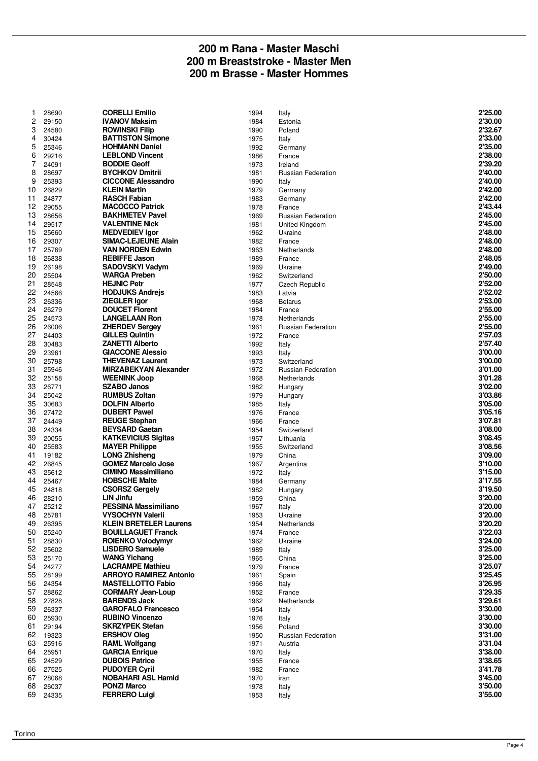# 200 m Rana - Master Maschi
# 200 m Breaststroke - Master Men
# 200 m Brasse - Master Hommes

| | | | | | |
|---|---|---|---|---|---|
| 1 | 28690 | **CORELLI Emilio** | 1994 | Italy | **2'25.00** |
| 2 | 29150 | **IVANOV Maksim** | 1984 | Estonia | **2'30.00** |
| 3 | 24580 | **ROWINSKI Filip** | 1990 | Poland | **2'32.67** |
| 4 | 30424 | **BATTISTON Simone** | 1975 | Italy | **2'33.00** |
| 5 | 25346 | **HOHMANN Daniel** | 1992 | Germany | **2'35.00** |
| 6 | 29216 | **LEBLOND Vincent** | 1986 | France | **2'38.00** |
| 7 | 24091 | **BODDIE Geoff** | 1973 | Ireland | **2'39.20** |
| 8 | 28697 | **BYCHKOV Dmitrii** | 1981 | Russian Federation | **2'40.00** |
| 9 | 25393 | **CICCONE Alessandro** | 1990 | Italy | **2'40.00** |
| 10 | 26829 | **KLEIN Martin** | 1979 | Germany | **2'42.00** |
| 11 | 24877 | **RASCH Fabian** | 1983 | Germany | **2'42.00** |
| 12 | 29055 | **MACOCCO Patrick** | 1978 | France | **2'43.44** |
| 13 | 28656 | **BAKHMETEV Pavel** | 1969 | Russian Federation | **2'45.00** |
| 14 | 29517 | **VALENTINE Nick** | 1981 | United Kingdom | **2'45.00** |
| 15 | 25660 | **MEDVEDIEV Igor** | 1962 | Ukraine | **2'48.00** |
| 16 | 29307 | **SIMAC-LEJEUNE Alain** | 1982 | France | **2'48.00** |
| 17 | 25769 | **VAN NORDEN Edwin** | 1963 | Netherlands | **2'48.00** |
| 18 | 26838 | **REBIFFE Jason** | 1989 | France | **2'48.05** |
| 19 | 26198 | **SADOVSKYI Vadym** | 1969 | Ukraine | **2'49.00** |
| 20 | 25504 | **WARGA Preben** | 1962 | Switzerland | **2'50.00** |
| 21 | 28548 | **HEJNIC Petr** | 1977 | Czech Republic | **2'52.00** |
| 22 | 24566 | **HODJUKS Andrejs** | 1983 | Latvia | **2'52.02** |
| 23 | 26336 | **ZIEGLER Igor** | 1968 | Belarus | **2'53.00** |
| 24 | 26279 | **DOUCET Florent** | 1984 | France | **2'55.00** |
| 25 | 24573 | **LANGELAAN Ron** | 1978 | Netherlands | **2'55.00** |
| 26 | 26006 | **ZHERDEV Sergey** | 1961 | Russian Federation | **2'55.00** |
| 27 | 24403 | **GILLES Quintin** | 1972 | France | **2'57.03** |
| 28 | 30483 | **ZANETTI Alberto** | 1992 | Italy | **2'57.40** |
| 29 | 23961 | **GIACCONE Alessio** | 1993 | Italy | **3'00.00** |
| 30 | 25798 | **THEVENAZ Laurent** | 1973 | Switzerland | **3'00.00** |
| 31 | 25946 | **MIRZABEKYAN Alexander** | 1972 | Russian Federation | **3'01.00** |
| 32 | 25158 | **WEENINK Joop** | 1968 | Netherlands | **3'01.28** |
| 33 | 26771 | **SZABO Janos** | 1982 | Hungary | **3'02.00** |
| 34 | 25042 | **RUMBUS Zoltan** | 1979 | Hungary | **3'03.86** |
| 35 | 30683 | **DOLFIN Alberto** | 1985 | Italy | **3'05.00** |
| 36 | 27472 | **DUBERT Pawel** | 1976 | France | **3'05.16** |
| 37 | 24449 | **REUGE Stephan** | 1966 | France | **3'07.81** |
| 38 | 24334 | **BEYSARD Gaetan** | 1954 | Switzerland | **3'08.00** |
| 39 | 20055 | **KATKEVICIUS Sigitas** | 1957 | Lithuania | **3'08.45** |
| 40 | 25583 | **MAYER Philippe** | 1955 | Switzerland | **3'08.56** |
| 41 | 19182 | **LONG Zhisheng** | 1979 | China | **3'09.00** |
| 42 | 26845 | **GOMEZ Marcelo Jose** | 1967 | Argentina | **3'10.00** |
| 43 | 25612 | **CIMINO Massimiliano** | 1972 | Italy | **3'15.00** |
| 44 | 25467 | **HOBSCHE Malte** | 1984 | Germany | **3'17.55** |
| 45 | 24818 | **CSORSZ Gergely** | 1982 | Hungary | **3'19.50** |
| 46 | 28210 | **LIN Jinfu** | 1959 | China | **3'20.00** |
| 47 | 25212 | **PESSINA Massimiliano** | 1967 | Italy | **3'20.00** |
| 48 | 25781 | **VYSOCHYN Valerii** | 1953 | Ukraine | **3'20.00** |
| 49 | 26395 | **KLEIN BRETELER Laurens** | 1954 | Netherlands | **3'20.20** |
| 50 | 25240 | **BOUILLAGUET Franck** | 1974 | France | **3'22.03** |
| 51 | 28830 | **ROIENKO Volodymyr** | 1962 | Ukraine | **3'24.00** |
| 52 | 25602 | **LISDERO Samuele** | 1989 | Italy | **3'25.00** |
| 53 | 25170 | **WANG Yichang** | 1965 | China | **3'25.00** |
| 54 | 24277 | **LACRAMPE Mathieu** | 1979 | France | **3'25.07** |
| 55 | 28199 | **ARROYO RAMIREZ Antonio** | 1961 | Spain | **3'25.45** |
| 56 | 24354 | **MASTELLOTTO Fabio** | 1966 | Italy | **3'26.95** |
| 57 | 28862 | **CORMARY Jean-Loup** | 1952 | France | **3'29.35** |
| 58 | 27828 | **BARENDS Jack** | 1962 | Netherlands | **3'29.61** |
| 59 | 26337 | **GAROFALO Francesco** | 1954 | Italy | **3'30.00** |
| 60 | 25930 | **RUBINO Vincenzo** | 1976 | Italy | **3'30.00** |
| 61 | 29194 | **SKRZYPEK Stefan** | 1956 | Poland | **3'30.00** |
| 62 | 19323 | **ERSHOV Oleg** | 1950 | Russian Federation | **3'31.00** |
| 63 | 25916 | **RAML Wolfgang** | 1971 | Austria | **3'31.04** |
| 64 | 25951 | **GARCIA Enrique** | 1970 | Italy | **3'38.00** |
| 65 | 24529 | **DUBOIS Patrice** | 1955 | France | **3'38.65** |
| 66 | 27525 | **PUDOYER Cyril** | 1982 | France | **3'41.78** |
| 67 | 28068 | **NOBAHARI ASL Hamid** | 1970 | iran | **3'45.00** |
| 68 | 26037 | **PONZI Marco** | 1978 | Italy | **3'50.00** |
| 69 | 24335 | **FERRERO Luigi** | 1953 | Italy | **3'55.00** |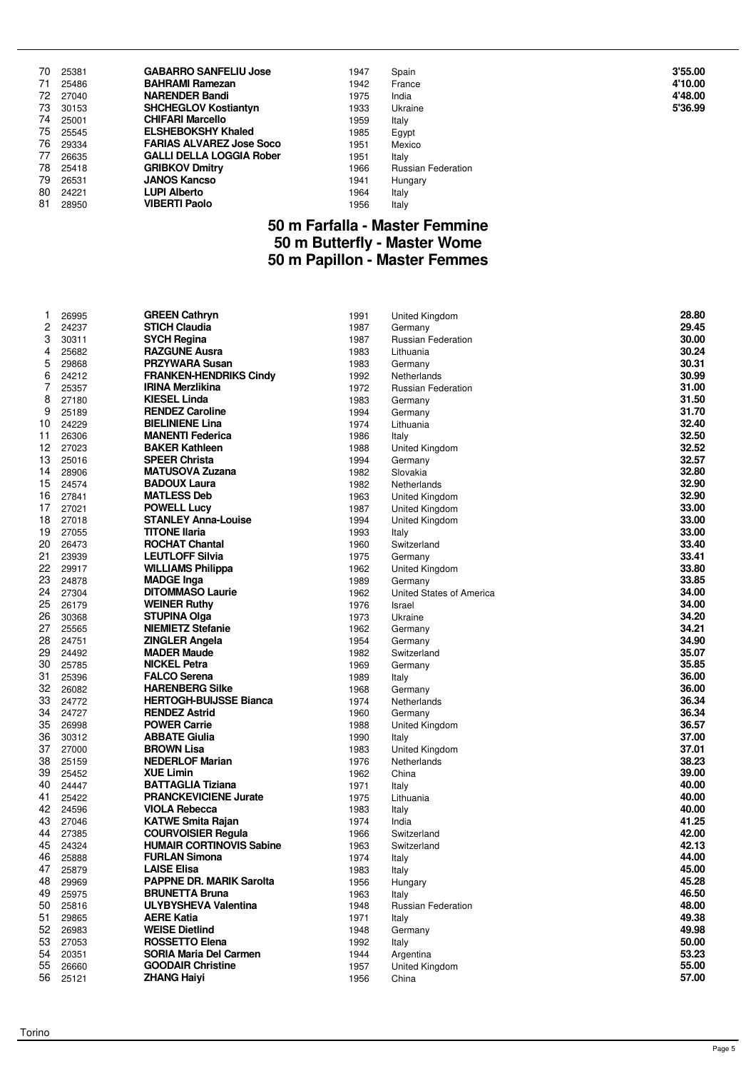| | | | | | |
|---|---|---|---|---|---|
| 70 | 25381 | **GABARRO SANFELIU Jose** | 1947 | Spain | **3'55.00** |
| 71 | 25486 | **BAHRAMI Ramezan** | 1942 | France | **4'10.00** |
| 72 | 27040 | **NARENDER Bandi** | 1975 | India | **4'48.00** |
| 73 | 30153 | **SHCHEGLOV Kostiantyn** | 1933 | Ukraine | **5'36.99** |
| 74 | 25001 | **CHIFARI Marcello** | 1959 | Italy | |
| 75 | 25545 | **ELSHEBOKSHY Khaled** | 1985 | Egypt | |
| 76 | 29334 | **FARIAS ALVAREZ Jose Soco** | 1951 | Mexico | |
| 77 | 26635 | **GALLI DELLA LOGGIA Rober** | 1951 | Italy | |
| 78 | 25418 | **GRIBKOV Dmitry** | 1966 | Russian Federation | |
| 79 | 26531 | **JANOS Kancso** | 1941 | Hungary | |
| 80 | 24221 | **LUPI Alberto** | 1964 | Italy | |
| 81 | 28950 | **VIBERTI Paolo** | 1956 | Italy | |

## 50 m Farfalla - Master Femmine
## 50 m Butterfly - Master Wome
## 50 m Papillon - Master Femmes

| | | | | | |
|---|---|---|---|---|---|
| 1 | 26995 | **GREEN Cathryn** | 1991 | United Kingdom | **28.80** |
| 2 | 24237 | **STICH Claudia** | 1987 | Germany | **29.45** |
| 3 | 30311 | **SYCH Regina** | 1987 | Russian Federation | **30.00** |
| 4 | 25682 | **RAZGUNE Ausra** | 1983 | Lithuania | **30.24** |
| 5 | 29868 | **PRZYWARA Susan** | 1983 | Germany | **30.31** |
| 6 | 24212 | **FRANKEN-HENDRIKS Cindy** | 1992 | Netherlands | **30.99** |
| 7 | 25357 | **IRINA Merzlikina** | 1972 | Russian Federation | **31.00** |
| 8 | 27180 | **KIESEL Linda** | 1983 | Germany | **31.50** |
| 9 | 25189 | **RENDEZ Caroline** | 1994 | Germany | **31.70** |
| 10 | 24229 | **BIELINIENE Lina** | 1974 | Lithuania | **32.40** |
| 11 | 26306 | **MANENTI Federica** | 1986 | Italy | **32.50** |
| 12 | 27023 | **BAKER Kathleen** | 1988 | United Kingdom | **32.52** |
| 13 | 25016 | **SPEER Christa** | 1994 | Germany | **32.57** |
| 14 | 28906 | **MATUSOVA Zuzana** | 1982 | Slovakia | **32.80** |
| 15 | 24574 | **BADOUX Laura** | 1982 | Netherlands | **32.90** |
| 16 | 27841 | **MATLESS Deb** | 1963 | United Kingdom | **32.90** |
| 17 | 27021 | **POWELL Lucy** | 1987 | United Kingdom | **33.00** |
| 18 | 27018 | **STANLEY Anna-Louise** | 1994 | United Kingdom | **33.00** |
| 19 | 27055 | **TITONE Ilaria** | 1993 | Italy | **33.00** |
| 20 | 26473 | **ROCHAT Chantal** | 1960 | Switzerland | **33.40** |
| 21 | 23939 | **LEUTLOFF Silvia** | 1975 | Germany | **33.41** |
| 22 | 29917 | **WILLIAMS Philippa** | 1962 | United Kingdom | **33.80** |
| 23 | 24878 | **MADGE Inga** | 1989 | Germany | **33.85** |
| 24 | 27304 | **DITOMMASO Laurie** | 1962 | United States of America | **34.00** |
| 25 | 26179 | **WEINER Ruthy** | 1976 | Israel | **34.00** |
| 26 | 30368 | **STUPINA Olga** | 1973 | Ukraine | **34.20** |
| 27 | 25565 | **NIEMIETZ Stefanie** | 1962 | Germany | **34.21** |
| 28 | 24751 | **ZINGLER Angela** | 1954 | Germany | **34.90** |
| 29 | 24492 | **MADER Maude** | 1982 | Switzerland | **35.07** |
| 30 | 25785 | **NICKEL Petra** | 1969 | Germany | **35.85** |
| 31 | 25396 | **FALCO Serena** | 1989 | Italy | **36.00** |
| 32 | 26082 | **HARENBERG Silke** | 1968 | Germany | **36.00** |
| 33 | 24772 | **HERTOGH-BUIJSSE Bianca** | 1974 | Netherlands | **36.34** |
| 34 | 24727 | **RENDEZ Astrid** | 1960 | Germany | **36.34** |
| 35 | 26998 | **POWER Carrie** | 1988 | United Kingdom | **36.57** |
| 36 | 30312 | **ABBATE Giulia** | 1990 | Italy | **37.00** |
| 37 | 27000 | **BROWN Lisa** | 1983 | United Kingdom | **37.01** |
| 38 | 25159 | **NEDERLOF Marian** | 1976 | Netherlands | **38.23** |
| 39 | 25452 | **XUE Limin** | 1962 | China | **39.00** |
| 40 | 24447 | **BATTAGLIA Tiziana** | 1971 | Italy | **40.00** |
| 41 | 25422 | **PRANCKEVICIENE Jurate** | 1975 | Lithuania | **40.00** |
| 42 | 24596 | **VIOLA Rebecca** | 1983 | Italy | **40.00** |
| 43 | 27046 | **KATWE Smita Rajan** | 1974 | India | **41.25** |
| 44 | 27385 | **COURVOISIER Regula** | 1966 | Switzerland | **42.00** |
| 45 | 24324 | **HUMAIR CORTINOVIS Sabine** | 1963 | Switzerland | **42.13** |
| 46 | 25888 | **FURLAN Simona** | 1974 | Italy | **44.00** |
| 47 | 25879 | **LAISE Elisa** | 1983 | Italy | **45.00** |
| 48 | 29969 | **PAPPNE DR. MARIK Sarolta** | 1956 | Hungary | **45.28** |
| 49 | 25975 | **BRUNETTA Bruna** | 1963 | Italy | **46.50** |
| 50 | 25816 | **ULYBYSHEVA Valentina** | 1948 | Russian Federation | **48.00** |
| 51 | 29865 | **AERE Katia** | 1971 | Italy | **49.38** |
| 52 | 26983 | **WEISE Dietlind** | 1948 | Germany | **49.98** |
| 53 | 27053 | **ROSSETTO Elena** | 1992 | Italy | **50.00** |
| 54 | 20351 | **SORIA Maria Del Carmen** | 1944 | Argentina | **53.23** |
| 55 | 26660 | **GOODAIR Christine** | 1957 | United Kingdom | **55.00** |
| 56 | 25121 | **ZHANG Haiyi** | 1956 | China | **57.00** |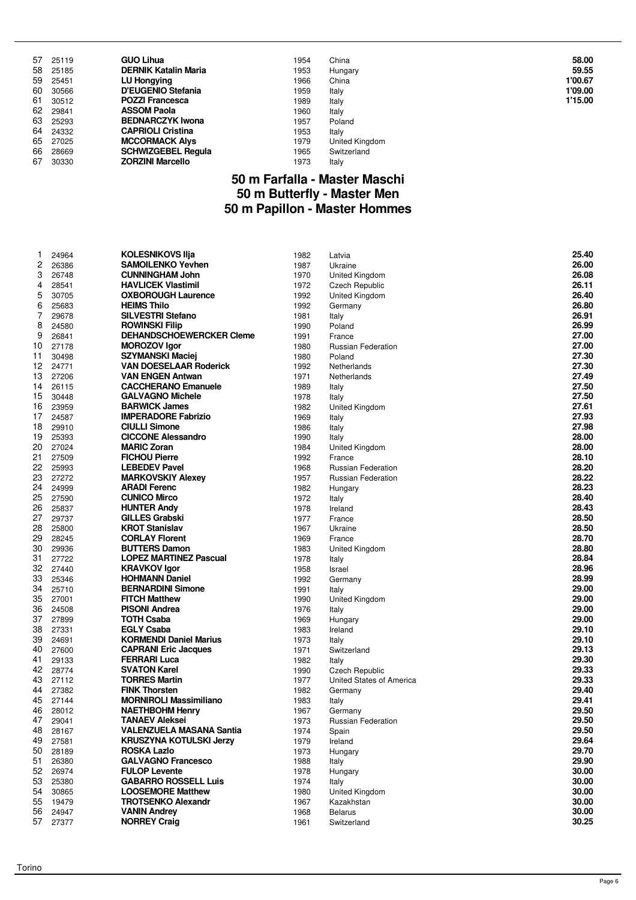| | | | | | |
|---|---|---|---|---|---|
| 57 | 25119 | **GUO Lihua** | 1954 | China | **58.00** |
| 58 | 25185 | **DERNIK Katalin Maria** | 1953 | Hungary | **59.55** |
| 59 | 25451 | **LU Hongying** | 1966 | China | **1'00.67** |
| 60 | 30566 | **D'EUGENIO Stefania** | 1959 | Italy | **1'09.00** |
| 61 | 30512 | **POZZI Francesca** | 1989 | Italy | **1'15.00** |
| 62 | 29841 | **ASSOM Paola** | 1960 | Italy | |
| 63 | 25293 | **BEDNARCZYK Iwona** | 1957 | Poland | |
| 64 | 24332 | **CAPRIOLI Cristina** | 1953 | Italy | |
| 65 | 27025 | **MCCORMACK Alys** | 1979 | United Kingdom | |
| 66 | 28669 | **SCHWIZGEBEL Regula** | 1965 | Switzerland | |
| 67 | 30330 | **ZORZINI Marcello** | 1973 | Italy | |

## 50 m Farfalla - Master Maschi
## 50 m Butterfly - Master Men
## 50 m Papillon - Master Hommes

| | | | | | |
|---|---|---|---|---|---|
| 1 | 24964 | **KOLESNIKOVS Ilja** | 1982 | Latvia | **25.40** |
| 2 | 26386 | **SAMOILENKO Yevhen** | 1987 | Ukraine | **26.00** |
| 3 | 26748 | **CUNNINGHAM John** | 1970 | United Kingdom | **26.08** |
| 4 | 28541 | **HAVLICEK Vlastimil** | 1972 | Czech Republic | **26.11** |
| 5 | 30705 | **OXBOROUGH Laurence** | 1992 | United Kingdom | **26.40** |
| 6 | 25683 | **HEIMS Thilo** | 1992 | Germany | **26.80** |
| 7 | 29678 | **SILVESTRI Stefano** | 1981 | Italy | **26.91** |
| 8 | 24580 | **ROWINSKI Filip** | 1990 | Poland | **26.99** |
| 9 | 26841 | **DEHANDSCHOEWERCKER Cleme** | 1991 | France | **27.00** |
| 10 | 27178 | **MOROZOV Igor** | 1980 | Russian Federation | **27.00** |
| 11 | 30498 | **SZYMANSKI Maciej** | 1980 | Poland | **27.30** |
| 12 | 24771 | **VAN DOESELAAR Roderick** | 1992 | Netherlands | **27.30** |
| 13 | 27206 | **VAN ENGEN Antwan** | 1971 | Netherlands | **27.49** |
| 14 | 26115 | **CACCHERANO Emanuele** | 1989 | Italy | **27.50** |
| 15 | 30448 | **GALVAGNO Michele** | 1978 | Italy | **27.50** |
| 16 | 23959 | **BARWICK James** | 1982 | United Kingdom | **27.61** |
| 17 | 24587 | **IMPERADORE Fabrizio** | 1969 | Italy | **27.93** |
| 18 | 29910 | **CIULLI Simone** | 1986 | Italy | **27.98** |
| 19 | 25393 | **CICCONE Alessandro** | 1990 | Italy | **28.00** |
| 20 | 27024 | **MARIC Zoran** | 1984 | United Kingdom | **28.00** |
| 21 | 27509 | **FICHOU Pierre** | 1992 | France | **28.10** |
| 22 | 25993 | **LEBEDEV Pavel** | 1968 | Russian Federation | **28.20** |
| 23 | 27272 | **MARKOVSKIY Alexey** | 1957 | Russian Federation | **28.22** |
| 24 | 24999 | **ARADI Ferenc** | 1982 | Hungary | **28.23** |
| 25 | 27590 | **CUNICO Mirco** | 1972 | Italy | **28.40** |
| 26 | 25837 | **HUNTER Andy** | 1978 | Ireland | **28.43** |
| 27 | 29737 | **GILLES Grabski** | 1977 | France | **28.50** |
| 28 | 25800 | **KROT Stanislav** | 1967 | Ukraine | **28.50** |
| 29 | 28245 | **CORLAY Florent** | 1969 | France | **28.70** |
| 30 | 29936 | **BUTTERS Damon** | 1983 | United Kingdom | **28.80** |
| 31 | 27722 | **LOPEZ MARTINEZ Pascual** | 1978 | Italy | **28.84** |
| 32 | 27440 | **KRAVKOV Igor** | 1958 | Israel | **28.96** |
| 33 | 25346 | **HOHMANN Daniel** | 1992 | Germany | **28.99** |
| 34 | 25710 | **BERNARDINI Simone** | 1991 | Italy | **29.00** |
| 35 | 27001 | **FITCH Matthew** | 1990 | United Kingdom | **29.00** |
| 36 | 24508 | **PISONI Andrea** | 1976 | Italy | **29.00** |
| 37 | 27899 | **TOTH Csaba** | 1969 | Hungary | **29.00** |
| 38 | 27331 | **EGLY Csaba** | 1983 | Ireland | **29.10** |
| 39 | 24691 | **KORMENDI Daniel Marius** | 1973 | Italy | **29.10** |
| 40 | 27600 | **CAPRANI Eric Jacques** | 1971 | Switzerland | **29.13** |
| 41 | 29133 | **FERRARI Luca** | 1982 | Italy | **29.30** |
| 42 | 28774 | **SVATON Karel** | 1990 | Czech Republic | **29.33** |
| 43 | 27112 | **TORRES Martin** | 1977 | United States of America | **29.33** |
| 44 | 27382 | **FINK Thorsten** | 1982 | Germany | **29.40** |
| 45 | 27144 | **MORNIROLI Massimiliano** | 1983 | Italy | **29.41** |
| 46 | 28012 | **NAETHBOHM Henry** | 1967 | Germany | **29.50** |
| 47 | 29041 | **TANAEV Aleksei** | 1973 | Russian Federation | **29.50** |
| 48 | 28167 | **VALENZUELA MASANA Santia** | 1974 | Spain | **29.50** |
| 49 | 27581 | **KRUSZYNA KOTULSKI Jerzy** | 1979 | Ireland | **29.64** |
| 50 | 28189 | **ROSKA Lazlo** | 1973 | Hungary | **29.70** |
| 51 | 26380 | **GALVAGNO Francesco** | 1988 | Italy | **29.90** |
| 52 | 26974 | **FULOP Levente** | 1978 | Hungary | **30.00** |
| 53 | 25380 | **GABARRO ROSSELL Luis** | 1974 | Italy | **30.00** |
| 54 | 30865 | **LOOSEMORE Matthew** | 1980 | United Kingdom | **30.00** |
| 55 | 19479 | **TROTSENKO Alexandr** | 1967 | Kazakhstan | **30.00** |
| 56 | 24947 | **VANIN Andrey** | 1968 | Belarus | **30.00** |
| 57 | 27377 | **NORREY Craig** | 1961 | Switzerland | **30.25** |

Torino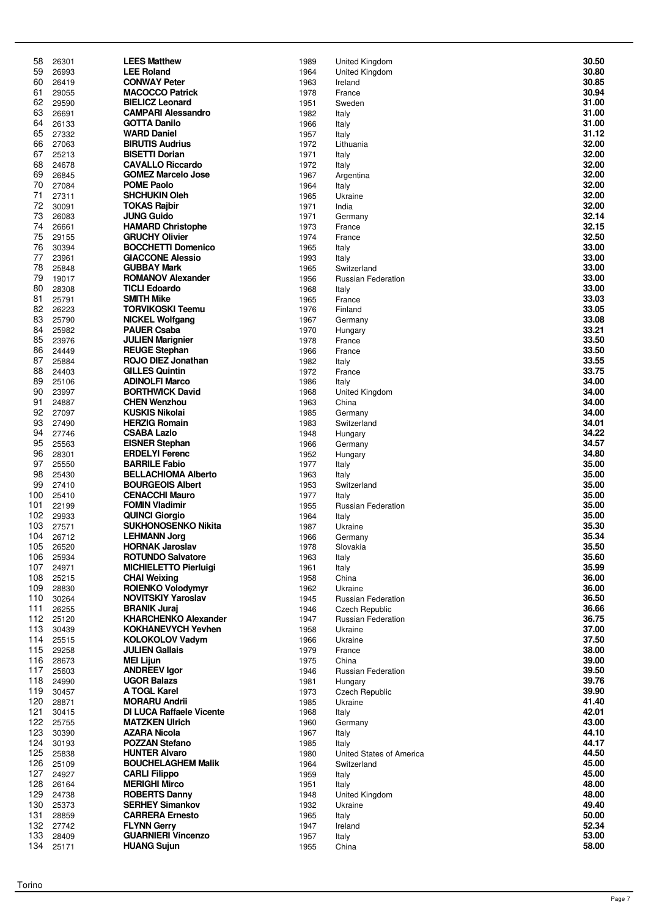| | | | | | |
|---|---|---|---|---|---|
| 58 | 26301 | **LEES Matthew** | 1989 | United Kingdom | **30.50** |
| 59 | 26993 | **LEE Roland** | 1964 | United Kingdom | **30.80** |
| 60 | 26419 | **CONWAY Peter** | 1963 | Ireland | **30.85** |
| 61 | 29055 | **MACOCCO Patrick** | 1978 | France | **30.94** |
| 62 | 29590 | **BIELICZ Leonard** | 1951 | Sweden | **31.00** |
| 63 | 26691 | **CAMPARI Alessandro** | 1982 | Italy | **31.00** |
| 64 | 26133 | **GOTTA Danilo** | 1966 | Italy | **31.00** |
| 65 | 27332 | **WARD Daniel** | 1957 | Italy | **31.12** |
| 66 | 27063 | **BIRUTIS Audrius** | 1972 | Lithuania | **32.00** |
| 67 | 25213 | **BISETTI Dorian** | 1971 | Italy | **32.00** |
| 68 | 24678 | **CAVALLO Riccardo** | 1972 | Italy | **32.00** |
| 69 | 26845 | **GOMEZ Marcelo Jose** | 1967 | Argentina | **32.00** |
| 70 | 27084 | **POME Paolo** | 1964 | Italy | **32.00** |
| 71 | 27311 | **SHCHUKIN Oleh** | 1965 | Ukraine | **32.00** |
| 72 | 30091 | **TOKAS Rajbir** | 1971 | India | **32.00** |
| 73 | 26083 | **JUNG Guido** | 1971 | Germany | **32.14** |
| 74 | 26661 | **HAMARD Christophe** | 1973 | France | **32.15** |
| 75 | 29155 | **GRUCHY Olivier** | 1974 | France | **32.50** |
| 76 | 30394 | **BOCCHETTI Domenico** | 1965 | Italy | **33.00** |
| 77 | 23961 | **GIACCONE Alessio** | 1993 | Italy | **33.00** |
| 78 | 25848 | **GUBBAY Mark** | 1965 | Switzerland | **33.00** |
| 79 | 19017 | **ROMANOV Alexander** | 1956 | Russian Federation | **33.00** |
| 80 | 28308 | **TICLI Edoardo** | 1968 | Italy | **33.00** |
| 81 | 25791 | **SMITH Mike** | 1965 | France | **33.03** |
| 82 | 26223 | **TORVIKOSKI Teemu** | 1976 | Finland | **33.05** |
| 83 | 25790 | **NICKEL Wolfgang** | 1967 | Germany | **33.08** |
| 84 | 25982 | **PAUER Csaba** | 1970 | Hungary | **33.21** |
| 85 | 23976 | **JULIEN Marignier** | 1978 | France | **33.50** |
| 86 | 24449 | **REUGE Stephan** | 1966 | France | **33.50** |
| 87 | 25884 | **ROJO DIEZ Jonathan** | 1982 | Italy | **33.55** |
| 88 | 24403 | **GILLES Quintin** | 1972 | France | **33.75** |
| 89 | 25106 | **ADINOLFI Marco** | 1986 | Italy | **34.00** |
| 90 | 23997 | **BORTHWICK David** | 1968 | United Kingdom | **34.00** |
| 91 | 24887 | **CHEN Wenzhou** | 1963 | China | **34.00** |
| 92 | 27097 | **KUSKIS Nikolai** | 1985 | Germany | **34.00** |
| 93 | 27490 | **HERZIG Romain** | 1983 | Switzerland | **34.01** |
| 94 | 27746 | **CSABA Lazlo** | 1948 | Hungary | **34.22** |
| 95 | 25563 | **EISNER Stephan** | 1966 | Germany | **34.57** |
| 96 | 28301 | **ERDELYI Ferenc** | 1952 | Hungary | **34.80** |
| 97 | 25550 | **BARRILE Fabio** | 1977 | Italy | **35.00** |
| 98 | 25430 | **BELLACHIOMA Alberto** | 1963 | Italy | **35.00** |
| 99 | 27410 | **BOURGEOIS Albert** | 1953 | Switzerland | **35.00** |
| 100 | 25410 | **CENACCHI Mauro** | 1977 | Italy | **35.00** |
| 101 | 22199 | **FOMIN Vladimir** | 1955 | Russian Federation | **35.00** |
| 102 | 29933 | **QUINCI Giorgio** | 1964 | Italy | **35.00** |
| 103 | 27571 | **SUKHONOSENKO Nikita** | 1987 | Ukraine | **35.30** |
| 104 | 26712 | **LEHMANN Jorg** | 1966 | Germany | **35.34** |
| 105 | 26520 | **HORNAK Jaroslav** | 1978 | Slovakia | **35.50** |
| 106 | 25934 | **ROTUNDO Salvatore** | 1963 | Italy | **35.60** |
| 107 | 24971 | **MICHIELETTO Pierluigi** | 1961 | Italy | **35.99** |
| 108 | 25215 | **CHAI Weixing** | 1958 | China | **36.00** |
| 109 | 28830 | **ROIENKO Volodymyr** | 1962 | Ukraine | **36.00** |
| 110 | 30264 | **NOVITSKIY Yaroslav** | 1945 | Russian Federation | **36.50** |
| 111 | 26255 | **BRANIK Juraj** | 1946 | Czech Republic | **36.66** |
| 112 | 25120 | **KHARCHENKO Alexander** | 1947 | Russian Federation | **36.75** |
| 113 | 30439 | **KOKHANEVYCH Yevhen** | 1958 | Ukraine | **37.00** |
| 114 | 25515 | **KOLOKOLOV Vadym** | 1966 | Ukraine | **37.50** |
| 115 | 29258 | **JULIEN Gallais** | 1979 | France | **38.00** |
| 116 | 28673 | **MEI Lijun** | 1975 | China | **39.00** |
| 117 | 25603 | **ANDREEV Igor** | 1946 | Russian Federation | **39.50** |
| 118 | 24990 | **UGOR Balazs** | 1981 | Hungary | **39.76** |
| 119 | 30457 | **A TOGL Karel** | 1973 | Czech Republic | **39.90** |
| 120 | 28871 | **MORARU Andrii** | 1985 | Ukraine | **41.40** |
| 121 | 30415 | **DI LUCA Raffaele Vicente** | 1968 | Italy | **42.01** |
| 122 | 25755 | **MATZKEN Ulrich** | 1960 | Germany | **43.00** |
| 123 | 30390 | **AZARA Nicola** | 1967 | Italy | **44.10** |
| 124 | 30193 | **POZZAN Stefano** | 1985 | Italy | **44.17** |
| 125 | 25838 | **HUNTER Alvaro** | 1980 | United States of America | **44.50** |
| 126 | 25109 | **BOUCHELAGHEM Malik** | 1964 | Switzerland | **45.00** |
| 127 | 24927 | **CARLI Filippo** | 1959 | Italy | **45.00** |
| 128 | 26164 | **MERIGHI Mirco** | 1951 | Italy | **48.00** |
| 129 | 24738 | **ROBERTS Danny** | 1948 | United Kingdom | **48.00** |
| 130 | 25373 | **SERHEY Simankov** | 1932 | Ukraine | **49.40** |
| 131 | 28859 | **CARRERA Ernesto** | 1965 | Italy | **50.00** |
| 132 | 27742 | **FLYNN Gerry** | 1947 | Ireland | **52.34** |
| 133 | 28409 | **GUARNIERI Vincenzo** | 1957 | Italy | **53.00** |
| 134 | 25171 | **HUANG Sujun** | 1955 | China | **58.00** |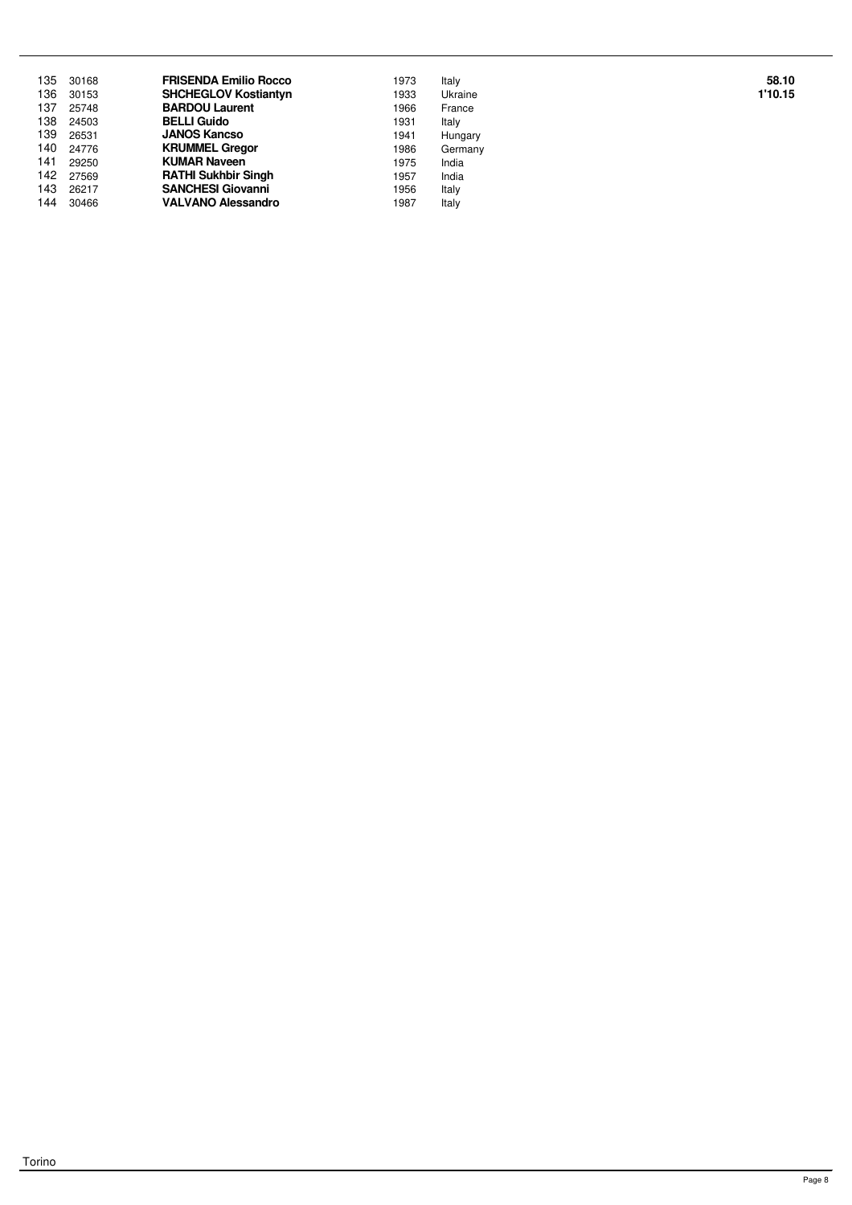| | | | | | |
|---|---|---|---|---|---|
| 135 | 30168 | **FRISENDA Emilio Rocco** | 1973 | Italy | **58.10** |
| 136 | 30153 | **SHCHEGLOV Kostiantyn** | 1933 | Ukraine | **1'10.15** |
| 137 | 25748 | **BARDOU Laurent** | 1966 | France | |
| 138 | 24503 | **BELLI Guido** | 1931 | Italy | |
| 139 | 26531 | **JANOS Kancso** | 1941 | Hungary | |
| 140 | 24776 | **KRUMMEL Gregor** | 1986 | Germany | |
| 141 | 29250 | **KUMAR Naveen** | 1975 | India | |
| 142 | 27569 | **RATHI Sukhbir Singh** | 1957 | India | |
| 143 | 26217 | **SANCHESI Giovanni** | 1956 | Italy | |
| 144 | 30466 | **VALVANO Alessandro** | 1987 | Italy | |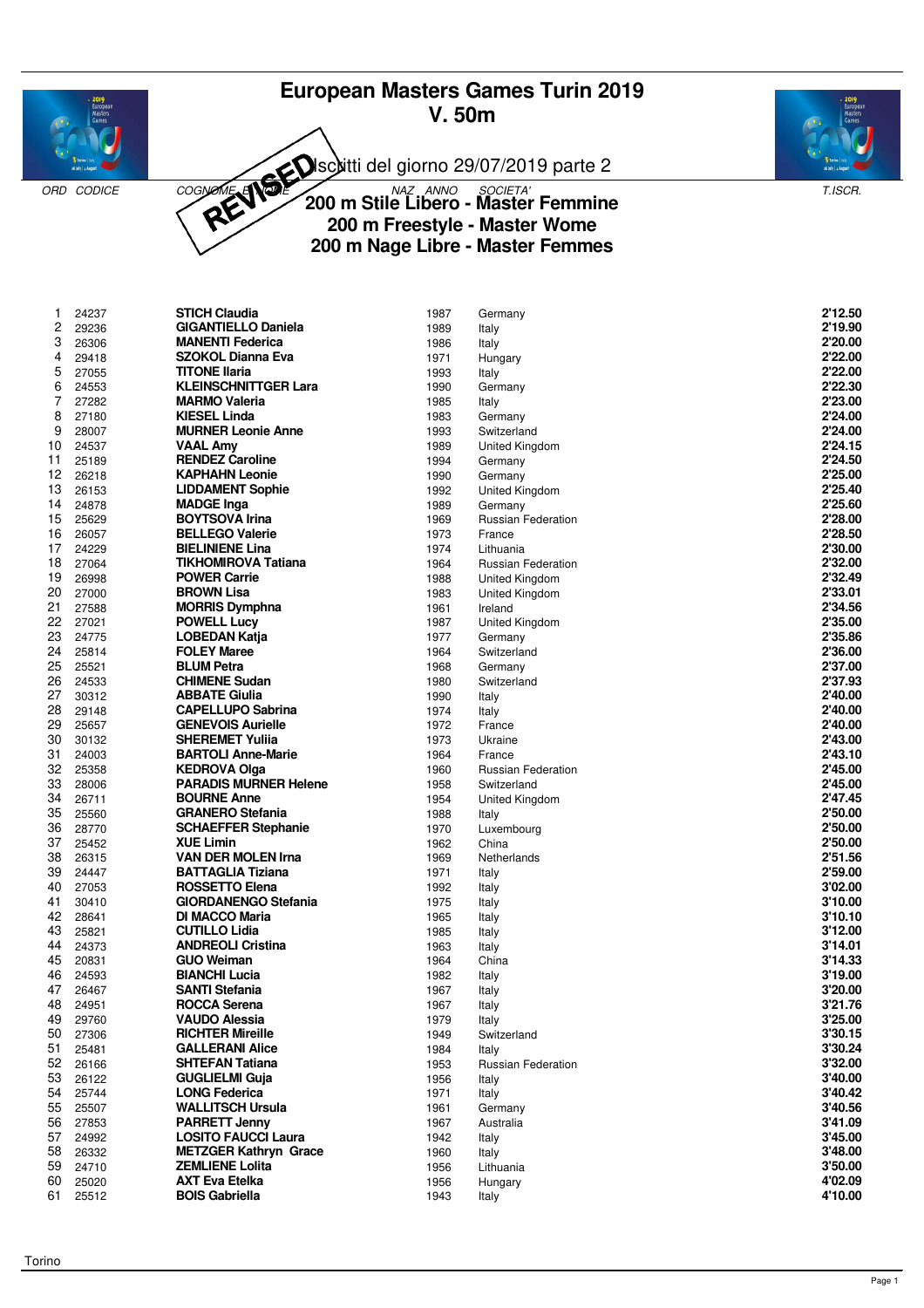# European Masters Games Turin 2019

## V. 50m

REVISED Iscritti del giorno 29/07/2019 parte 2

## 200 m Stile Libero - Master Femmine
## 200 m Freestyle - Master Wome
## 200 m Nage Libre - Master Femmes

| ORD | CODICE | COGNOME E NOME | ANNO | SOCIETA' | T.ISCR. |
|---|---|---|---|---|---|
| 1 | 24237 | **STICH Claudia** | 1987 | Germany | **2'12.50** |
| 2 | 29236 | **GIGANTIELLO Daniela** | 1989 | Italy | **2'19.90** |
| 3 | 26306 | **MANENTI Federica** | 1986 | Italy | **2'20.00** |
| 4 | 29418 | **SZOKOL Dianna Eva** | 1971 | Hungary | **2'22.00** |
| 5 | 27055 | **TITONE Ilaria** | 1993 | Italy | **2'22.00** |
| 6 | 24553 | **KLEINSCHNITTGER Lara** | 1990 | Germany | **2'22.30** |
| 7 | 27282 | **MARMO Valeria** | 1985 | Italy | **2'23.00** |
| 8 | 27180 | **KIESEL Linda** | 1983 | Germany | **2'24.00** |
| 9 | 28007 | **MURNER Leonie Anne** | 1993 | Switzerland | **2'24.00** |
| 10 | 24537 | **VAAL Amy** | 1989 | United Kingdom | **2'24.15** |
| 11 | 25189 | **RENDEZ Caroline** | 1994 | Germany | **2'24.50** |
| 12 | 26218 | **KAPHAHN Leonie** | 1990 | Germany | **2'25.00** |
| 13 | 26153 | **LIDDAMENT Sophie** | 1992 | United Kingdom | **2'25.40** |
| 14 | 24878 | **MADGE Inga** | 1989 | Germany | **2'25.60** |
| 15 | 25629 | **BOYTSOVA Irina** | 1969 | Russian Federation | **2'28.00** |
| 16 | 26057 | **BELLEGO Valerie** | 1973 | France | **2'28.50** |
| 17 | 24229 | **BIELINIENE Lina** | 1974 | Lithuania | **2'30.00** |
| 18 | 27064 | **TIKHOMIROVA Tatiana** | 1964 | Russian Federation | **2'32.00** |
| 19 | 26998 | **POWER Carrie** | 1988 | United Kingdom | **2'32.49** |
| 20 | 27000 | **BROWN Lisa** | 1983 | United Kingdom | **2'33.01** |
| 21 | 27588 | **MORRIS Dymphna** | 1961 | Ireland | **2'34.56** |
| 22 | 27021 | **POWELL Lucy** | 1987 | United Kingdom | **2'35.00** |
| 23 | 24775 | **LOBEDAN Katja** | 1977 | Germany | **2'35.86** |
| 24 | 25814 | **FOLEY Maree** | 1964 | Switzerland | **2'36.00** |
| 25 | 25521 | **BLUM Petra** | 1968 | Germany | **2'37.00** |
| 26 | 24533 | **CHIMENE Sudan** | 1980 | Switzerland | **2'37.93** |
| 27 | 30312 | **ABBATE Giulia** | 1990 | Italy | **2'40.00** |
| 28 | 29148 | **CAPELLUPO Sabrina** | 1974 | Italy | **2'40.00** |
| 29 | 25657 | **GENEVOIS Aurielle** | 1972 | France | **2'40.00** |
| 30 | 30132 | **SHEREMET Yuliia** | 1973 | Ukraine | **2'43.00** |
| 31 | 24003 | **BARTOLI Anne-Marie** | 1964 | France | **2'43.10** |
| 32 | 25358 | **KEDROVA Olga** | 1960 | Russian Federation | **2'45.00** |
| 33 | 28006 | **PARADIS MURNER Helene** | 1958 | Switzerland | **2'45.00** |
| 34 | 26711 | **BOURNE Anne** | 1954 | United Kingdom | **2'47.45** |
| 35 | 25560 | **GRANERO Stefania** | 1988 | Italy | **2'50.00** |
| 36 | 28770 | **SCHAEFFER Stephanie** | 1970 | Luxembourg | **2'50.00** |
| 37 | 25452 | **XUE Limin** | 1962 | China | **2'50.00** |
| 38 | 26315 | **VAN DER MOLEN Irna** | 1969 | Netherlands | **2'51.56** |
| 39 | 24447 | **BATTAGLIA Tiziana** | 1971 | Italy | **2'59.00** |
| 40 | 27053 | **ROSSETTO Elena** | 1992 | Italy | **3'02.00** |
| 41 | 30410 | **GIORDANENGO Stefania** | 1975 | Italy | **3'10.00** |
| 42 | 28641 | **DI MACCO Maria** | 1965 | Italy | **3'10.10** |
| 43 | 25821 | **CUTILLO Lidia** | 1985 | Italy | **3'12.00** |
| 44 | 24373 | **ANDREOLI Cristina** | 1963 | Italy | **3'14.01** |
| 45 | 20831 | **GUO Weiman** | 1964 | China | **3'14.33** |
| 46 | 24593 | **BIANCHI Lucia** | 1982 | Italy | **3'19.00** |
| 47 | 26467 | **SANTI Stefania** | 1967 | Italy | **3'20.00** |
| 48 | 24951 | **ROCCA Serena** | 1967 | Italy | **3'21.76** |
| 49 | 29760 | **VAUDO Alessia** | 1979 | Italy | **3'25.00** |
| 50 | 27306 | **RICHTER Mireille** | 1949 | Switzerland | **3'30.15** |
| 51 | 25481 | **GALLERANI Alice** | 1984 | Italy | **3'30.24** |
| 52 | 26166 | **SHTEFAN Tatiana** | 1953 | Russian Federation | **3'32.00** |
| 53 | 26122 | **GUGLIELMI Guja** | 1956 | Italy | **3'40.00** |
| 54 | 25744 | **LONG Federica** | 1971 | Italy | **3'40.42** |
| 55 | 25507 | **WALLITSCH Ursula** | 1961 | Germany | **3'40.56** |
| 56 | 27853 | **PARRETT Jenny** | 1967 | Australia | **3'41.09** |
| 57 | 24992 | **LOSITO FAUCCI Laura** | 1942 | Italy | **3'45.00** |
| 58 | 26332 | **METZGER Kathryn Grace** | 1960 | Italy | **3'48.00** |
| 59 | 24710 | **ZEMLIENE Lolita** | 1956 | Lithuania | **3'50.00** |
| 60 | 25020 | **AXT Eva Etelka** | 1956 | Hungary | **4'02.09** |
| 61 | 25512 | **BOIS Gabriella** | 1943 | Italy | **4'10.00** |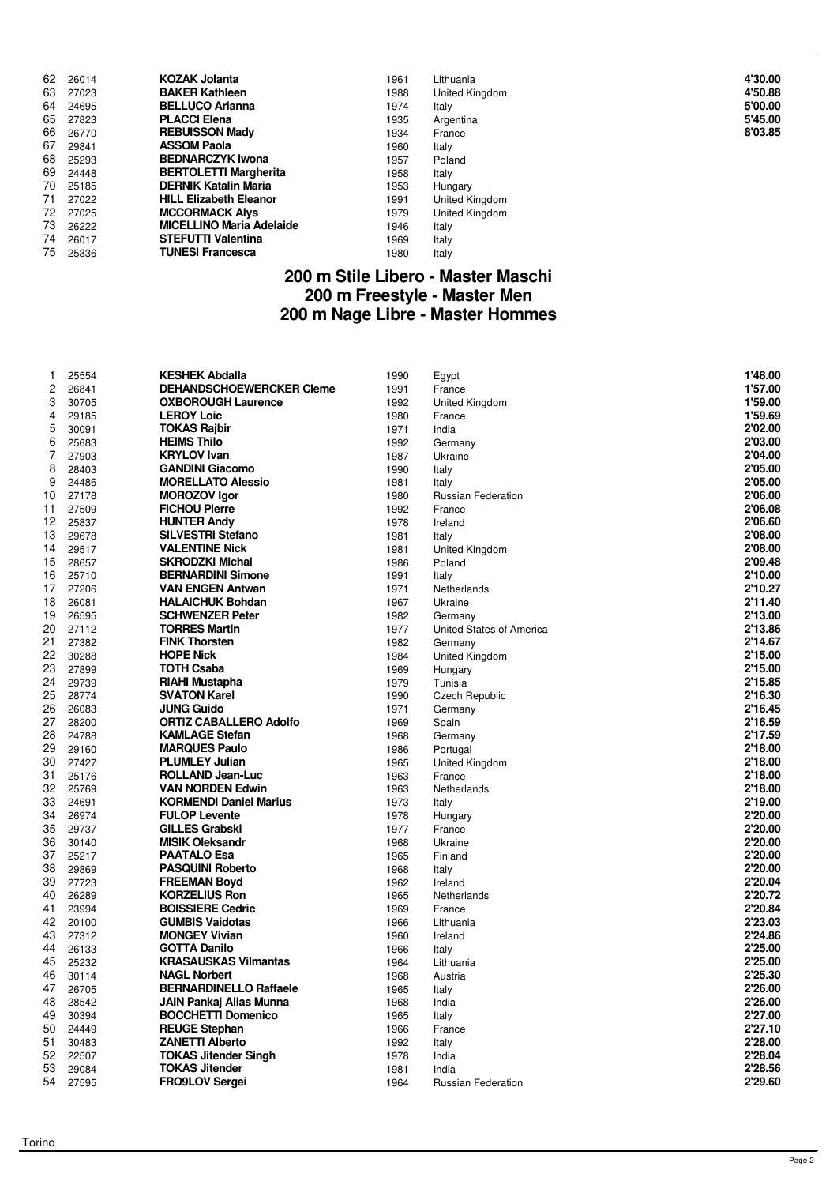| | | | | | |
|---|---|---|---|---|---|
| 62 | 26014 | **KOZAK Jolanta** | 1961 | Lithuania | **4'30.00** |
| 63 | 27023 | **BAKER Kathleen** | 1988 | United Kingdom | **4'50.88** |
| 64 | 24695 | **BELLUCO Arianna** | 1974 | Italy | **5'00.00** |
| 65 | 27823 | **PLACCI Elena** | 1935 | Argentina | **5'45.00** |
| 66 | 26770 | **REBUISSON Mady** | 1934 | France | **8'03.85** |
| 67 | 29841 | **ASSOM Paola** | 1960 | Italy | |
| 68 | 25293 | **BEDNARCZYK Iwona** | 1957 | Poland | |
| 69 | 24448 | **BERTOLETTI Margherita** | 1958 | Italy | |
| 70 | 25185 | **DERNIK Katalin Maria** | 1953 | Hungary | |
| 71 | 27022 | **HILL Elizabeth Eleanor** | 1991 | United Kingdom | |
| 72 | 27025 | **MCCORMACK Alys** | 1979 | United Kingdom | |
| 73 | 26222 | **MICELLINO Maria Adelaide** | 1946 | Italy | |
| 74 | 26017 | **STEFUTTI Valentina** | 1969 | Italy | |
| 75 | 25336 | **TUNESI Francesca** | 1980 | Italy | |

## 200 m Stile Libero - Master Maschi
## 200 m Freestyle - Master Men
## 200 m Nage Libre - Master Hommes

| | | | | | |
|---|---|---|---|---|---|
| 1 | 25554 | **KESHEK Abdalla** | 1990 | Egypt | **1'48.00** |
| 2 | 26841 | **DEHANDSCHOEWERCKER Cleme** | 1991 | France | **1'57.00** |
| 3 | 30705 | **OXBOROUGH Laurence** | 1992 | United Kingdom | **1'59.00** |
| 4 | 29185 | **LEROY Loic** | 1980 | France | **1'59.69** |
| 5 | 30091 | **TOKAS Rajbir** | 1971 | India | **2'02.00** |
| 6 | 25683 | **HEIMS Thilo** | 1992 | Germany | **2'03.00** |
| 7 | 27903 | **KRYLOV Ivan** | 1987 | Ukraine | **2'04.00** |
| 8 | 28403 | **GANDINI Giacomo** | 1990 | Italy | **2'05.00** |
| 9 | 24486 | **MORELLATO Alessio** | 1981 | Italy | **2'05.00** |
| 10 | 27178 | **MOROZOV Igor** | 1980 | Russian Federation | **2'06.00** |
| 11 | 27509 | **FICHOU Pierre** | 1992 | France | **2'06.08** |
| 12 | 25837 | **HUNTER Andy** | 1978 | Ireland | **2'06.60** |
| 13 | 29678 | **SILVESTRI Stefano** | 1981 | Italy | **2'08.00** |
| 14 | 29517 | **VALENTINE Nick** | 1981 | United Kingdom | **2'08.00** |
| 15 | 28657 | **SKRODZKI Michal** | 1986 | Poland | **2'09.48** |
| 16 | 25710 | **BERNARDINI Simone** | 1991 | Italy | **2'10.00** |
| 17 | 27206 | **VAN ENGEN Antwan** | 1971 | Netherlands | **2'10.27** |
| 18 | 26081 | **HALAICHUK Bohdan** | 1967 | Ukraine | **2'11.40** |
| 19 | 26595 | **SCHWENZER Peter** | 1982 | Germany | **2'13.00** |
| 20 | 27112 | **TORRES Martin** | 1977 | United States of America | **2'13.86** |
| 21 | 27382 | **FINK Thorsten** | 1982 | Germany | **2'14.67** |
| 22 | 30288 | **HOPE Nick** | 1984 | United Kingdom | **2'15.00** |
| 23 | 27899 | **TOTH Csaba** | 1969 | Hungary | **2'15.00** |
| 24 | 29739 | **RIAHI Mustapha** | 1979 | Tunisia | **2'15.85** |
| 25 | 28774 | **SVATON Karel** | 1990 | Czech Republic | **2'16.30** |
| 26 | 26083 | **JUNG Guido** | 1971 | Germany | **2'16.45** |
| 27 | 28200 | **ORTIZ CABALLERO Adolfo** | 1969 | Spain | **2'16.59** |
| 28 | 24788 | **KAMLAGE Stefan** | 1968 | Germany | **2'17.59** |
| 29 | 29160 | **MARQUES Paulo** | 1986 | Portugal | **2'18.00** |
| 30 | 27427 | **PLUMLEY Julian** | 1965 | United Kingdom | **2'18.00** |
| 31 | 25176 | **ROLLAND Jean-Luc** | 1963 | France | **2'18.00** |
| 32 | 25769 | **VAN NORDEN Edwin** | 1963 | Netherlands | **2'18.00** |
| 33 | 24691 | **KORMENDI Daniel Marius** | 1973 | Italy | **2'19.00** |
| 34 | 26974 | **FULOP Levente** | 1978 | Hungary | **2'20.00** |
| 35 | 29737 | **GILLES Grabski** | 1977 | France | **2'20.00** |
| 36 | 30140 | **MISIK Oleksandr** | 1968 | Ukraine | **2'20.00** |
| 37 | 25217 | **PAATALO Esa** | 1965 | Finland | **2'20.00** |
| 38 | 29869 | **PASQUINI Roberto** | 1968 | Italy | **2'20.00** |
| 39 | 27723 | **FREEMAN Boyd** | 1962 | Ireland | **2'20.04** |
| 40 | 26289 | **KORZELIUS Ron** | 1965 | Netherlands | **2'20.72** |
| 41 | 23994 | **BOISSIERE Cedric** | 1969 | France | **2'20.84** |
| 42 | 20100 | **GUMBIS Vaidotas** | 1966 | Lithuania | **2'23.03** |
| 43 | 27312 | **MONGEY Vivian** | 1960 | Ireland | **2'24.86** |
| 44 | 26133 | **GOTTA Danilo** | 1966 | Italy | **2'25.00** |
| 45 | 25232 | **KRASAUSKAS Vilmantas** | 1964 | Lithuania | **2'25.00** |
| 46 | 30114 | **NAGL Norbert** | 1968 | Austria | **2'25.30** |
| 47 | 26705 | **BERNARDINELLO Raffaele** | 1965 | Italy | **2'26.00** |
| 48 | 28542 | **JAIN Pankaj Alias Munna** | 1968 | India | **2'26.00** |
| 49 | 30394 | **BOCCHETTI Domenico** | 1965 | Italy | **2'27.00** |
| 50 | 24449 | **REUGE Stephan** | 1966 | France | **2'27.10** |
| 51 | 30483 | **ZANETTI Alberto** | 1992 | Italy | **2'28.00** |
| 52 | 22507 | **TOKAS Jitender Singh** | 1978 | India | **2'28.04** |
| 53 | 29084 | **TOKAS Jitender** | 1981 | India | **2'28.56** |
| 54 | 27595 | **FRO9LOV Sergei** | 1964 | Russian Federation | **2'29.60** |

Torino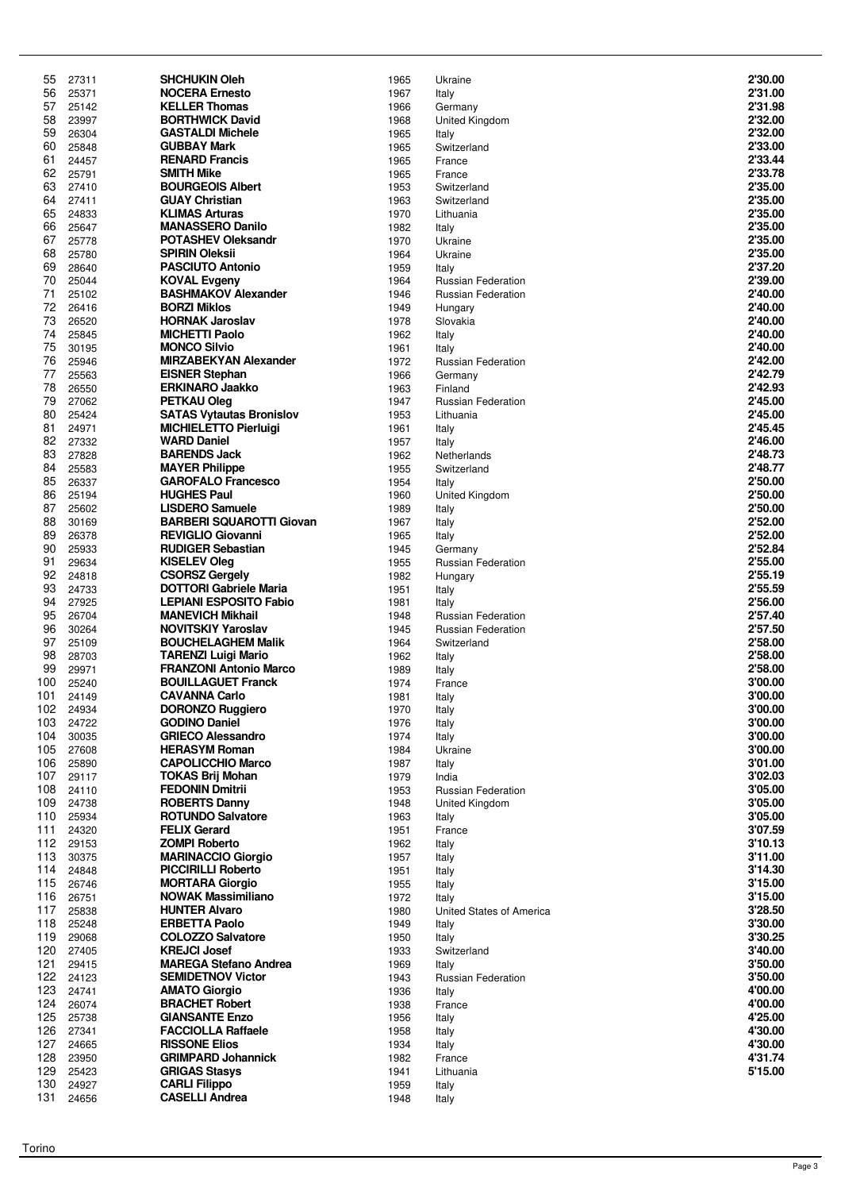| | | | | | |
|---|---|---|---|---|---|
| 55 | 27311 | **SHCHUKIN Oleh** | 1965 | Ukraine | **2'30.00** |
| 56 | 25371 | **NOCERA Ernesto** | 1967 | Italy | **2'31.00** |
| 57 | 25142 | **KELLER Thomas** | 1966 | Germany | **2'31.98** |
| 58 | 23997 | **BORTHWICK David** | 1968 | United Kingdom | **2'32.00** |
| 59 | 26304 | **GASTALDI Michele** | 1965 | Italy | **2'32.00** |
| 60 | 25848 | **GUBBAY Mark** | 1965 | Switzerland | **2'33.00** |
| 61 | 24457 | **RENARD Francis** | 1965 | France | **2'33.44** |
| 62 | 25791 | **SMITH Mike** | 1965 | France | **2'33.78** |
| 63 | 27410 | **BOURGEOIS Albert** | 1953 | Switzerland | **2'35.00** |
| 64 | 27411 | **GUAY Christian** | 1963 | Switzerland | **2'35.00** |
| 65 | 24833 | **KLIMAS Arturas** | 1970 | Lithuania | **2'35.00** |
| 66 | 25647 | **MANASSERO Danilo** | 1982 | Italy | **2'35.00** |
| 67 | 25778 | **POTASHEV Oleksandr** | 1970 | Ukraine | **2'35.00** |
| 68 | 25780 | **SPIRIN Oleksii** | 1964 | Ukraine | **2'35.00** |
| 69 | 28640 | **PASCIUTO Antonio** | 1959 | Italy | **2'37.20** |
| 70 | 25044 | **KOVAL Evgeny** | 1964 | Russian Federation | **2'39.00** |
| 71 | 25102 | **BASHMAKOV Alexander** | 1946 | Russian Federation | **2'40.00** |
| 72 | 26416 | **BORZI Miklos** | 1949 | Hungary | **2'40.00** |
| 73 | 26520 | **HORNAK Jaroslav** | 1978 | Slovakia | **2'40.00** |
| 74 | 25845 | **MICHETTI Paolo** | 1962 | Italy | **2'40.00** |
| 75 | 30195 | **MONCO Silvio** | 1961 | Italy | **2'40.00** |
| 76 | 25946 | **MIRZABEKYAN Alexander** | 1972 | Russian Federation | **2'42.00** |
| 77 | 25563 | **EISNER Stephan** | 1966 | Germany | **2'42.79** |
| 78 | 26550 | **ERKINARO Jaakko** | 1963 | Finland | **2'42.93** |
| 79 | 27062 | **PETKAU Oleg** | 1947 | Russian Federation | **2'45.00** |
| 80 | 25424 | **SATAS Vytautas Bronislov** | 1953 | Lithuania | **2'45.00** |
| 81 | 24971 | **MICHIELETTO Pierluigi** | 1961 | Italy | **2'45.45** |
| 82 | 27332 | **WARD Daniel** | 1957 | Italy | **2'46.00** |
| 83 | 27828 | **BARENDS Jack** | 1962 | Netherlands | **2'48.73** |
| 84 | 25583 | **MAYER Philippe** | 1955 | Switzerland | **2'48.77** |
| 85 | 26337 | **GAROFALO Francesco** | 1954 | Italy | **2'50.00** |
| 86 | 25194 | **HUGHES Paul** | 1960 | United Kingdom | **2'50.00** |
| 87 | 25602 | **LISDERO Samuele** | 1989 | Italy | **2'50.00** |
| 88 | 30169 | **BARBERI SQUAROTTI Giovan** | 1967 | Italy | **2'52.00** |
| 89 | 26378 | **REVIGLIO Giovanni** | 1965 | Italy | **2'52.00** |
| 90 | 25933 | **RUDIGER Sebastian** | 1945 | Germany | **2'52.84** |
| 91 | 29634 | **KISELEV Oleg** | 1955 | Russian Federation | **2'55.00** |
| 92 | 24818 | **CSORSZ Gergely** | 1982 | Hungary | **2'55.19** |
| 93 | 24733 | **DOTTORI Gabriele Maria** | 1951 | Italy | **2'55.59** |
| 94 | 27925 | **LEPIANI ESPOSITO Fabio** | 1981 | Italy | **2'56.00** |
| 95 | 26704 | **MANEVICH Mikhail** | 1948 | Russian Federation | **2'57.40** |
| 96 | 30264 | **NOVITSKIY Yaroslav** | 1945 | Russian Federation | **2'57.50** |
| 97 | 25109 | **BOUCHELAGHEM Malik** | 1964 | Switzerland | **2'58.00** |
| 98 | 28703 | **TARENZI Luigi Mario** | 1962 | Italy | **2'58.00** |
| 99 | 29971 | **FRANZONI Antonio Marco** | 1989 | Italy | **2'58.00** |
| 100 | 25240 | **BOUILLAGUET Franck** | 1974 | France | **3'00.00** |
| 101 | 24149 | **CAVANNA Carlo** | 1981 | Italy | **3'00.00** |
| 102 | 24934 | **DORONZO Ruggiero** | 1970 | Italy | **3'00.00** |
| 103 | 24722 | **GODINO Daniel** | 1976 | Italy | **3'00.00** |
| 104 | 30035 | **GRIECO Alessandro** | 1974 | Italy | **3'00.00** |
| 105 | 27608 | **HERASYM Roman** | 1984 | Ukraine | **3'00.00** |
| 106 | 25890 | **CAPOLICCHIO Marco** | 1987 | Italy | **3'01.00** |
| 107 | 29117 | **TOKAS Brij Mohan** | 1979 | India | **3'02.03** |
| 108 | 24110 | **FEDONIN Dmitrii** | 1953 | Russian Federation | **3'05.00** |
| 109 | 24738 | **ROBERTS Danny** | 1948 | United Kingdom | **3'05.00** |
| 110 | 25934 | **ROTUNDO Salvatore** | 1963 | Italy | **3'05.00** |
| 111 | 24320 | **FELIX Gerard** | 1951 | France | **3'07.59** |
| 112 | 29153 | **ZOMPI Roberto** | 1962 | Italy | **3'10.13** |
| 113 | 30375 | **MARINACCIO Giorgio** | 1957 | Italy | **3'11.00** |
| 114 | 24848 | **PICCIRILLI Roberto** | 1951 | Italy | **3'14.30** |
| 115 | 26746 | **MORTARA Giorgio** | 1955 | Italy | **3'15.00** |
| 116 | 26751 | **NOWAK Massimiliano** | 1972 | Italy | **3'15.00** |
| 117 | 25838 | **HUNTER Alvaro** | 1980 | United States of America | **3'28.50** |
| 118 | 25248 | **ERBETTA Paolo** | 1949 | Italy | **3'30.00** |
| 119 | 29068 | **COLOZZO Salvatore** | 1950 | Italy | **3'30.25** |
| 120 | 27405 | **KREJCI Josef** | 1933 | Switzerland | **3'40.00** |
| 121 | 29415 | **MAREGA Stefano Andrea** | 1969 | Italy | **3'50.00** |
| 122 | 24123 | **SEMIDETNOV Victor** | 1943 | Russian Federation | **3'50.00** |
| 123 | 24741 | **AMATO Giorgio** | 1936 | Italy | **4'00.00** |
| 124 | 26074 | **BRACHET Robert** | 1938 | France | **4'00.00** |
| 125 | 25738 | **GIANSANTE Enzo** | 1956 | Italy | **4'25.00** |
| 126 | 27341 | **FACCIOLLA Raffaele** | 1958 | Italy | **4'30.00** |
| 127 | 24665 | **RISSONE Elios** | 1934 | Italy | **4'30.00** |
| 128 | 23950 | **GRIMPARD Johannick** | 1982 | France | **4'31.74** |
| 129 | 25423 | **GRIGAS Stasys** | 1941 | Lithuania | **5'15.00** |
| 130 | 24927 | **CARLI Filippo** | 1959 | Italy | |
| 131 | 24656 | **CASELLI Andrea** | 1948 | Italy | |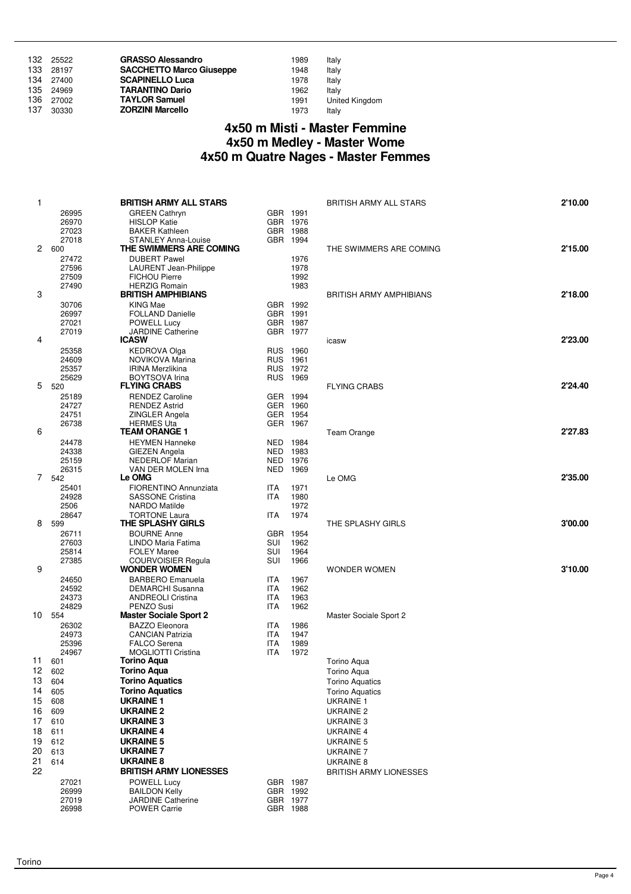| | | | | |
|---|---|---|---|---|
| 132 | 25522 | **GRASSO Alessandro** | 1989 | Italy |
| 133 | 28197 | **SACCHETTO Marco Giuseppe** | 1948 | Italy |
| 134 | 27400 | **SCAPINELLO Luca** | 1978 | Italy |
| 135 | 24969 | **TARANTINO Dario** | 1962 | Italy |
| 136 | 27002 | **TAYLOR Samuel** | 1991 | United Kingdom |
| 137 | 30330 | **ZORZINI Marcello** | 1973 | Italy |

## 4x50 m Misti - Master Femmine
## 4x50 m Medley - Master Wome
## 4x50 m Quatre Nages - Master Femmes

| Pos | Code | Team / Name | Nat | Year | Club | Time |
|---|---|---|---|---|---|---|
| 1 | | **BRITISH ARMY ALL STARS** | | | BRITISH ARMY ALL STARS | **2'10.00** |
| | 26995 | GREEN Cathryn | GBR | 1991 | | |
| | 26970 | HISLOP Katie | GBR | 1976 | | |
| | 27023 | BAKER Kathleen | GBR | 1988 | | |
| | 27018 | STANLEY Anna-Louise | GBR | 1994 | | |
| 2 | 600 | **THE SWIMMERS ARE COMING** | | | THE SWIMMERS ARE COMING | **2'15.00** |
| | 27472 | DUBERT Pawel | | 1976 | | |
| | 27596 | LAURENT Jean-Philippe | | 1978 | | |
| | 27509 | FICHOU Pierre | | 1992 | | |
| | 27490 | HERZIG Romain | | 1983 | | |
| 3 | | **BRITISH AMPHIBIANS** | | | BRITISH ARMY AMPHIBIANS | **2'18.00** |
| | 30706 | KING Mae | GBR | 1992 | | |
| | 26997 | FOLLAND Danielle | GBR | 1991 | | |
| | 27021 | POWELL Lucy | GBR | 1987 | | |
| | 27019 | JARDINE Catherine | GBR | 1977 | | |
| 4 | | **ICASW** | | | icasw | **2'23.00** |
| | 25358 | KEDROVA Olga | RUS | 1960 | | |
| | 24609 | NOVIKOVA Marina | RUS | 1961 | | |
| | 25357 | IRINA Merzlikina | RUS | 1972 | | |
| | 25629 | BOYTSOVA Irina | RUS | 1969 | | |
| 5 | 520 | **FLYING CRABS** | | | FLYING CRABS | **2'24.40** |
| | 25189 | RENDEZ Caroline | GER | 1994 | | |
| | 24727 | RENDEZ Astrid | GER | 1960 | | |
| | 24751 | ZINGLER Angela | GER | 1954 | | |
| | 26738 | HERMES Uta | GER | 1967 | | |
| 6 | | **TEAM ORANGE 1** | | | Team Orange | **2'27.83** |
| | 24478 | HEYMEN Hanneke | NED | 1984 | | |
| | 24338 | GIEZEN Angela | NED | 1983 | | |
| | 25159 | NEDERLOF Marian | NED | 1976 | | |
| | 26315 | VAN DER MOLEN Irna | NED | 1969 | | |
| 7 | 542 | **Le OMG** | | | Le OMG | **2'35.00** |
| | 25401 | FIORENTINO Annunziata | ITA | 1971 | | |
| | 24928 | SASSONE Cristina | ITA | 1980 | | |
| | 2506 | NARDO Matilde | | 1972 | | |
| | 28647 | TORTONE Laura | ITA | 1974 | | |
| 8 | 599 | **THE SPLASHY GIRLS** | | | THE SPLASHY GIRLS | **3'00.00** |
| | 26711 | BOURNE Anne | GBR | 1954 | | |
| | 27603 | LINDO Maria Fatima | SUI | 1962 | | |
| | 25814 | FOLEY Maree | SUI | 1964 | | |
| | 27385 | COURVOISIER Regula | SUI | 1966 | | |
| 9 | | **WONDER WOMEN** | | | WONDER WOMEN | **3'10.00** |
| | 24650 | BARBERO Emanuela | ITA | 1967 | | |
| | 24592 | DEMARCHI Susanna | ITA | 1962 | | |
| | 24373 | ANDREOLI Cristina | ITA | 1963 | | |
| | 24829 | PENZO Susi | ITA | 1962 | | |
| 10 | 554 | **Master Sociale Sport 2** | | | Master Sociale Sport 2 | |
| | 26302 | BAZZO Eleonora | ITA | 1986 | | |
| | 24973 | CANCIAN Patrizia | ITA | 1947 | | |
| | 25396 | FALCO Serena | ITA | 1989 | | |
| | 24967 | MOGLIOTTI Cristina | ITA | 1972 | | |
| 11 | 601 | **Torino Aqua** | | | Torino Aqua | |
| 12 | 602 | **Torino Aqua** | | | Torino Aqua | |
| 13 | 604 | **Torino Aquatics** | | | Torino Aquatics | |
| 14 | 605 | **Torino Aquatics** | | | Torino Aquatics | |
| 15 | 608 | **UKRAINE 1** | | | UKRAINE 1 | |
| 16 | 609 | **UKRAINE 2** | | | UKRAINE 2 | |
| 17 | 610 | **UKRAINE 3** | | | UKRAINE 3 | |
| 18 | 611 | **UKRAINE 4** | | | UKRAINE 4 | |
| 19 | 612 | **UKRAINE 5** | | | UKRAINE 5 | |
| 20 | 613 | **UKRAINE 7** | | | UKRAINE 7 | |
| 21 | 614 | **UKRAINE 8** | | | UKRAINE 8 | |
| 22 | | **BRITISH ARMY LIONESSES** | | | BRITISH ARMY LIONESSES | |
| | 27021 | POWELL Lucy | GBR | 1987 | | |
| | 26999 | BAILDON Kelly | GBR | 1992 | | |
| | 27019 | JARDINE Catherine | GBR | 1977 | | |
| | 26998 | POWER Carrie | GBR | 1988 | | |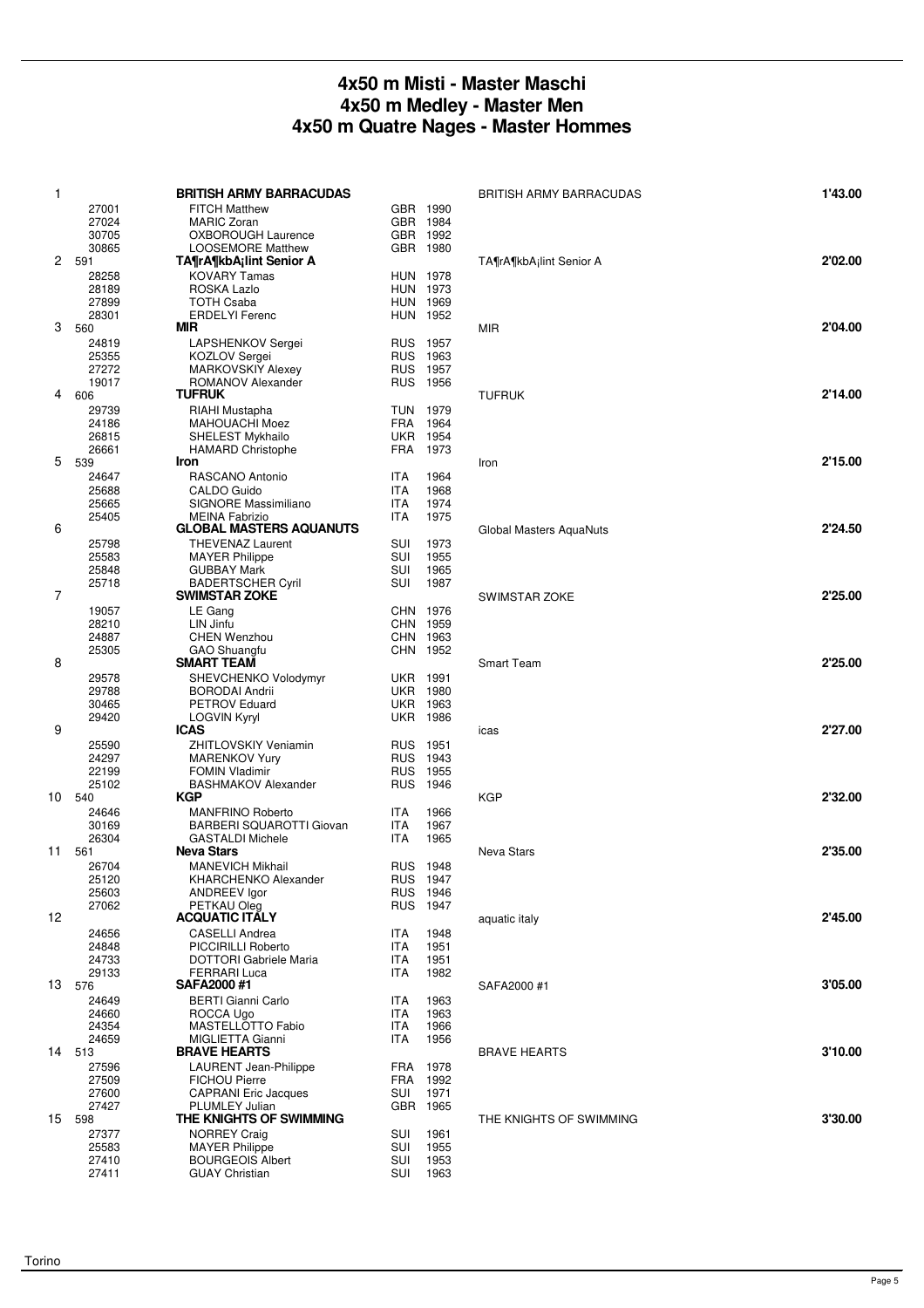# 4x50 m Misti - Master Maschi
# 4x50 m Medley - Master Men
# 4x50 m Quatre Nages - Master Hommes

| Pos | No. | Team / Name | Nat | Year | Team | Time |
|---|---|---|---|---|---|---|
| 1 | | **BRITISH ARMY BARRACUDAS** | | | BRITISH ARMY BARRACUDAS | 1'43.00 |
| | 27001 | FITCH Matthew | GBR | 1990 | | |
| | 27024 | MARIC Zoran | GBR | 1984 | | |
| | 30705 | OXBOROUGH Laurence | GBR | 1992 | | |
| | 30865 | LOOSEMORE Matthew | GBR | 1980 | | |
| 2 | 591 | **TA¶rA¶kbA¡lint Senior A** | | | TA¶rA¶kbA¡lint Senior A | 2'02.00 |
| | 28258 | KOVARY Tamas | HUN | 1978 | | |
| | 28189 | ROSKA Lazlo | HUN | 1973 | | |
| | 27899 | TOTH Csaba | HUN | 1969 | | |
| | 28301 | ERDELYI Ferenc | HUN | 1952 | | |
| 3 | 560 | **MIR** | | | MIR | 2'04.00 |
| | 24819 | LAPSHENKOV Sergei | RUS | 1957 | | |
| | 25355 | KOZLOV Sergei | RUS | 1963 | | |
| | 27272 | MARKOVSKIY Alexey | RUS | 1957 | | |
| | 19017 | ROMANOV Alexander | RUS | 1956 | | |
| 4 | 606 | **TUFRUK** | | | TUFRUK | 2'14.00 |
| | 29739 | RIAHI Mustapha | TUN | 1979 | | |
| | 24186 | MAHOUACHI Moez | FRA | 1964 | | |
| | 26815 | SHELEST Mykhailo | UKR | 1954 | | |
| | 26661 | HAMARD Christophe | FRA | 1973 | | |
| 5 | 539 | **Iron** | | | Iron | 2'15.00 |
| | 24647 | RASCANO Antonio | ITA | 1964 | | |
| | 25688 | CALDO Guido | ITA | 1968 | | |
| | 25665 | SIGNORE Massimiliano | ITA | 1974 | | |
| | 25405 | MEINA Fabrizio | ITA | 1975 | | |
| 6 | | **GLOBAL MASTERS AQUANUTS** | | | Global Masters AquaNuts | 2'24.50 |
| | 25798 | THEVENAZ Laurent | SUI | 1973 | | |
| | 25583 | MAYER Philippe | SUI | 1955 | | |
| | 25848 | GUBBAY Mark | SUI | 1965 | | |
| | 25718 | BADERTSCHER Cyril | SUI | 1987 | | |
| 7 | | **SWIMSTAR ZOKE** | | | SWIMSTAR ZOKE | 2'25.00 |
| | 19057 | LE Gang | CHN | 1976 | | |
| | 28210 | LIN Jinfu | CHN | 1959 | | |
| | 24887 | CHEN Wenzhou | CHN | 1963 | | |
| | 25305 | GAO Shuangfu | CHN | 1952 | | |
| 8 | | **SMART TEAM** | | | Smart Team | 2'25.00 |
| | 29578 | SHEVCHENKO Volodymyr | UKR | 1991 | | |
| | 29788 | BORODAI Andrii | UKR | 1980 | | |
| | 30465 | PETROV Eduard | UKR | 1963 | | |
| | 29420 | LOGVIN Kyryl | UKR | 1986 | | |
| 9 | | **ICAS** | | | icas | 2'27.00 |
| | 25590 | ZHITLOVSKIY Veniamin | RUS | 1951 | | |
| | 24297 | MARENKOV Yury | RUS | 1943 | | |
| | 22199 | FOMIN Vladimir | RUS | 1955 | | |
| | 25102 | BASHMAKOV Alexander | RUS | 1946 | | |
| 10 | 540 | **KGP** | | | KGP | 2'32.00 |
| | 24646 | MANFRINO Roberto | ITA | 1966 | | |
| | 30169 | BARBERI SQUAROTTI Giovan | ITA | 1967 | | |
| | 26304 | GASTALDI Michele | ITA | 1965 | | |
| 11 | 561 | **Neva Stars** | | | Neva Stars | 2'35.00 |
| | 26704 | MANEVICH Mikhail | RUS | 1948 | | |
| | 25120 | KHARCHENKO Alexander | RUS | 1947 | | |
| | 25603 | ANDREEV Igor | RUS | 1946 | | |
| | 27062 | PETKAU Oleg | RUS | 1947 | | |
| 12 | | **ACQUATIC ITALY** | | | aquatic italy | 2'45.00 |
| | 24656 | CASELLI Andrea | ITA | 1948 | | |
| | 24848 | PICCIRILLI Roberto | ITA | 1951 | | |
| | 24733 | DOTTORI Gabriele Maria | ITA | 1951 | | |
| | 29133 | FERRARI Luca | ITA | 1982 | | |
| 13 | 576 | **SAFA2000 #1** | | | SAFA2000 #1 | 3'05.00 |
| | 24649 | BERTI Gianni Carlo | ITA | 1963 | | |
| | 24660 | ROCCA Ugo | ITA | 1963 | | |
| | 24354 | MASTELLOTTO Fabio | ITA | 1966 | | |
| | 24659 | MIGLIETTA Gianni | ITA | 1956 | | |
| 14 | 513 | **BRAVE HEARTS** | | | BRAVE HEARTS | 3'10.00 |
| | 27596 | LAURENT Jean-Philippe | FRA | 1978 | | |
| | 27509 | FICHOU Pierre | FRA | 1992 | | |
| | 27600 | CAPRANI Eric Jacques | SUI | 1971 | | |
| | 27427 | PLUMLEY Julian | GBR | 1965 | | |
| 15 | 598 | **THE KNIGHTS OF SWIMMING** | | | THE KNIGHTS OF SWIMMING | 3'30.00 |
| | 27377 | NORREY Craig | SUI | 1961 | | |
| | 25583 | MAYER Philippe | SUI | 1955 | | |
| | 27410 | BOURGEOIS Albert | SUI | 1953 | | |
| | 27411 | GUAY Christian | SUI | 1963 | | |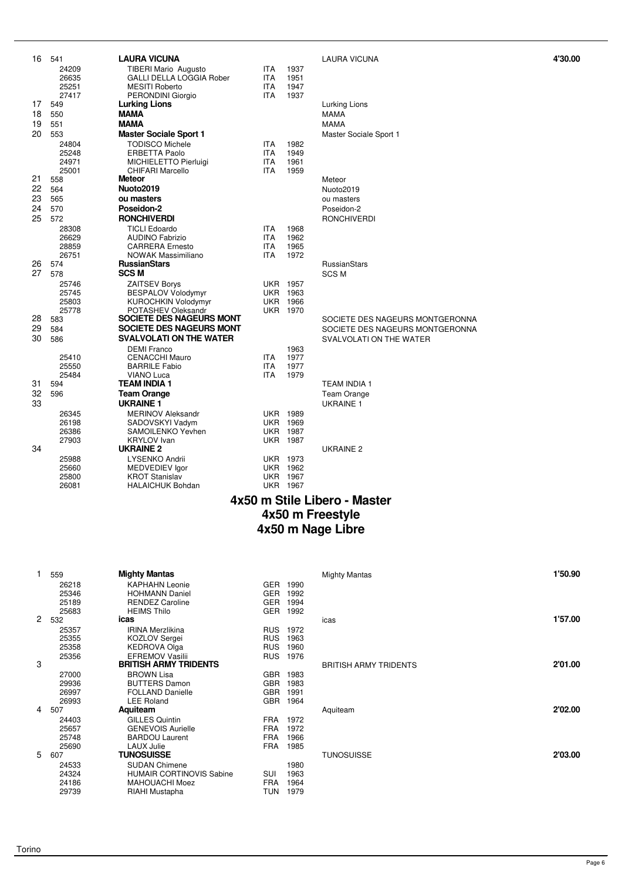| Rank | Code | Team / Athlete | Nat | Year | Club | Time |
|---|---|---|---|---|---|---|
| 16 | 541 | **LAURA VICUNA** | | | LAURA VICUNA | **4'30.00** |
| | 24209 | TIBERI Mario Augusto | ITA | 1937 | | |
| | 26635 | GALLI DELLA LOGGIA Rober | ITA | 1951 | | |
| | 25251 | MESITI Roberto | ITA | 1947 | | |
| | 27417 | PERONDINI Giorgio | ITA | 1937 | | |
| 17 | 549 | **Lurking Lions** | | | Lurking Lions | |
| 18 | 550 | **MAMA** | | | MAMA | |
| 19 | 551 | **MAMA** | | | MAMA | |
| 20 | 553 | **Master Sociale Sport 1** | | | Master Sociale Sport 1 | |
| | 24804 | TODISCO Michele | ITA | 1982 | | |
| | 25248 | ERBETTA Paolo | ITA | 1949 | | |
| | 24971 | MICHIELETTO Pierluigi | ITA | 1961 | | |
| | 25001 | CHIFARI Marcello | ITA | 1959 | | |
| 21 | 558 | **Meteor** | | | Meteor | |
| 22 | 564 | **Nuoto2019** | | | Nuoto2019 | |
| 23 | 565 | **ou masters** | | | ou masters | |
| 24 | 570 | **Poseidon-2** | | | Poseidon-2 | |
| 25 | 572 | **RONCHIVERDI** | | | RONCHIVERDI | |
| | 28308 | TICLI Edoardo | ITA | 1968 | | |
| | 26629 | AUDINO Fabrizio | ITA | 1962 | | |
| | 28859 | CARRERA Ernesto | ITA | 1965 | | |
| | 26751 | NOWAK Massimiliano | ITA | 1972 | | |
| 26 | 574 | **RussianStars** | | | RussianStars | |
| 27 | 578 | **SCS M** | | | SCS M | |
| | 25746 | ZAITSEV Borys | UKR | 1957 | | |
| | 25745 | BESPALOV Volodymyr | UKR | 1963 | | |
| | 25803 | KUROCHKIN Volodymyr | UKR | 1966 | | |
| | 25778 | POTASHEV Oleksandr | UKR | 1970 | | |
| 28 | 583 | **SOCIETE DES NAGEURS MONT** | | | SOCIETE DES NAGEURS MONTGERONNA | |
| 29 | 584 | **SOCIETE DES NAGEURS MONT** | | | SOCIETE DES NAGEURS MONTGERONNA | |
| 30 | 586 | **SVALVOLATI ON THE WATER** | | | SVALVOLATI ON THE WATER | |
| | | DEMI Franco | | 1963 | | |
| | 25410 | CENACCHI Mauro | ITA | 1977 | | |
| | 25550 | BARRILE Fabio | ITA | 1977 | | |
| | 25484 | VIANO Luca | ITA | 1979 | | |
| 31 | 594 | **TEAM INDIA 1** | | | TEAM INDIA 1 | |
| 32 | 596 | **Team Orange** | | | Team Orange | |
| 33 | | **UKRAINE 1** | | | UKRAINE 1 | |
| | 26345 | MERINOV Aleksandr | UKR | 1989 | | |
| | 26198 | SADOVSKYI Vadym | UKR | 1969 | | |
| | 26386 | SAMOILENKO Yevhen | UKR | 1987 | | |
| | 27903 | KRYLOV Ivan | UKR | 1987 | | |
| 34 | | **UKRAINE 2** | | | UKRAINE 2 | |
| | 25988 | LYSENKO Andrii | UKR | 1973 | | |
| | 25660 | MEDVEDIEV Igor | UKR | 1962 | | |
| | 25800 | KROT Stanislav | UKR | 1967 | | |
| | 26081 | HALAICHUK Bohdan | UKR | 1967 | | |

## 4x50 m Stile Libero - Master
## 4x50 m Freestyle
## 4x50 m Nage Libre

| Rank | Code | Team / Athlete | Nat | Year | Club | Time |
|---|---|---|---|---|---|---|
| 1 | 559 | **Mighty Mantas** | | | Mighty Mantas | **1'50.90** |
| | 26218 | KAPHAHN Leonie | GER | 1990 | | |
| | 25346 | HOHMANN Daniel | GER | 1992 | | |
| | 25189 | RENDEZ Caroline | GER | 1994 | | |
| | 25683 | HEIMS Thilo | GER | 1992 | | |
| 2 | 532 | **icas** | | | icas | **1'57.00** |
| | 25357 | IRINA Merzlikina | RUS | 1972 | | |
| | 25355 | KOZLOV Sergei | RUS | 1963 | | |
| | 25358 | KEDROVA Olga | RUS | 1960 | | |
| | 25356 | EFREMOV Vasilii | RUS | 1976 | | |
| 3 | | **BRITISH ARMY TRIDENTS** | | | BRITISH ARMY TRIDENTS | **2'01.00** |
| | 27000 | BROWN Lisa | GBR | 1983 | | |
| | 29936 | BUTTERS Damon | GBR | 1983 | | |
| | 26997 | FOLLAND Danielle | GBR | 1991 | | |
| | 26993 | LEE Roland | GBR | 1964 | | |
| 4 | 507 | **Aquiteam** | | | Aquiteam | **2'02.00** |
| | 24403 | GILLES Quintin | FRA | 1972 | | |
| | 25657 | GENEVOIS Aurielle | FRA | 1972 | | |
| | 25748 | BARDOU Laurent | FRA | 1966 | | |
| | 25690 | LAUX Julie | FRA | 1985 | | |
| 5 | 607 | **TUNOSUISSE** | | | TUNOSUISSE | **2'03.00** |
| | 24533 | SUDAN Chimene | | 1980 | | |
| | 24324 | HUMAIR CORTINOVIS Sabine | SUI | 1963 | | |
| | 24186 | MAHOUACHI Moez | FRA | 1964 | | |
| | 29739 | RIAHI Mustapha | TUN | 1979 | | |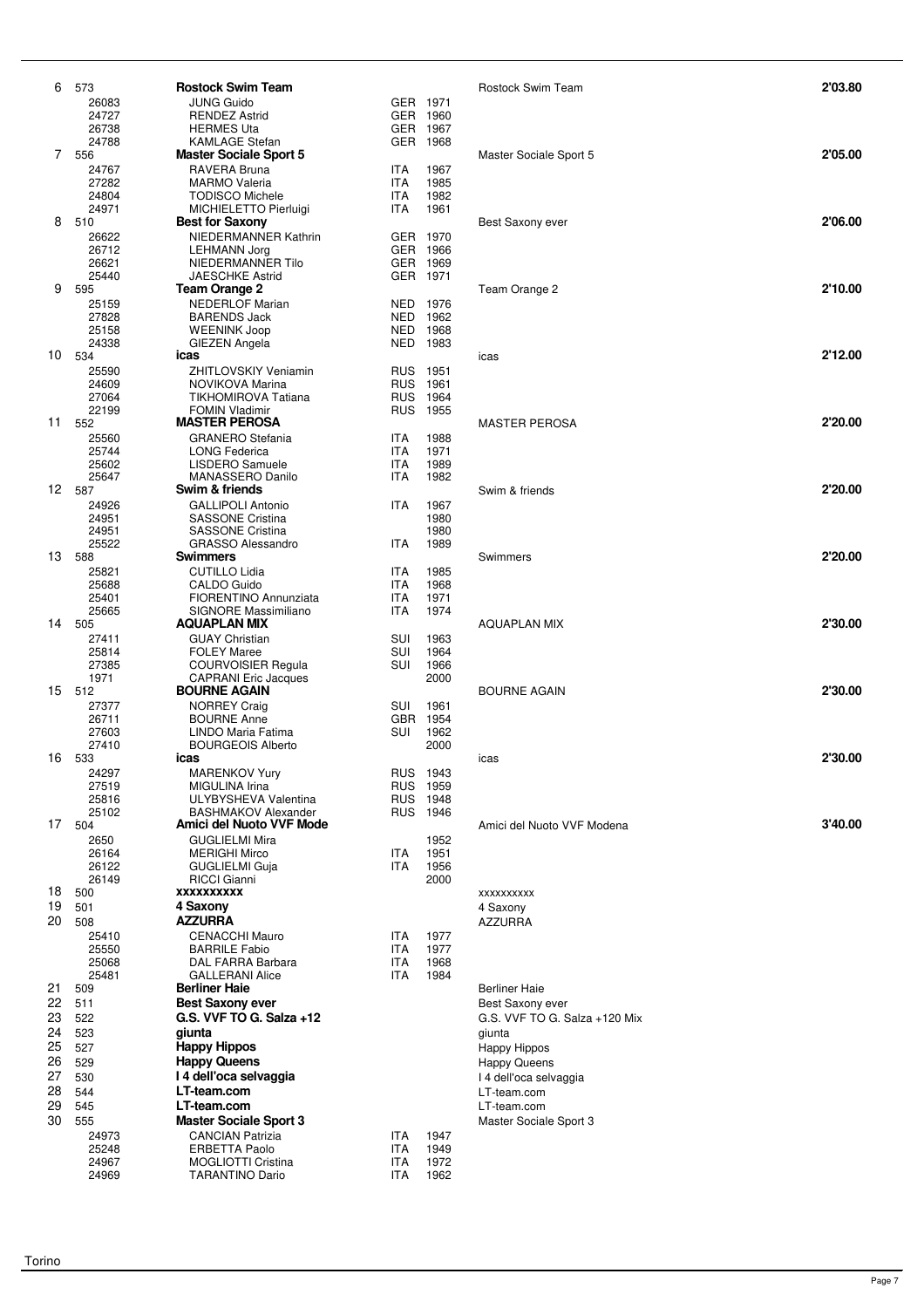| Pl. | No. | Team / Name | Nat. | Year | Club | Time |
|---|---|---|---|---|---|---|
| 6 | 573 | **Rostock Swim Team** | | | Rostock Swim Team | **2'03.80** |
| | 26083 | JUNG Guido | GER | 1971 | | |
| | 24727 | RENDEZ Astrid | GER | 1960 | | |
| | 26738 | HERMES Uta | GER | 1967 | | |
| | 24788 | KAMLAGE Stefan | GER | 1968 | | |
| 7 | 556 | **Master Sociale Sport 5** | | | Master Sociale Sport 5 | **2'05.00** |
| | 24767 | RAVERA Bruna | ITA | 1967 | | |
| | 27282 | MARMO Valeria | ITA | 1985 | | |
| | 24804 | TODISCO Michele | ITA | 1982 | | |
| | 24971 | MICHIELETTO Pierluigi | ITA | 1961 | | |
| 8 | 510 | **Best for Saxony** | | | Best Saxony ever | **2'06.00** |
| | 26622 | NIEDERMANNER Kathrin | GER | 1970 | | |
| | 26712 | LEHMANN Jorg | GER | 1966 | | |
| | 26621 | NIEDERMANNER Tilo | GER | 1969 | | |
| | 25440 | JAESCHKE Astrid | GER | 1971 | | |
| 9 | 595 | **Team Orange 2** | | | Team Orange 2 | **2'10.00** |
| | 25159 | NEDERLOF Marian | NED | 1976 | | |
| | 27828 | BARENDS Jack | NED | 1962 | | |
| | 25158 | WEENINK Joop | NED | 1968 | | |
| | 24338 | GIEZEN Angela | NED | 1983 | | |
| 10 | 534 | **icas** | | | icas | **2'12.00** |
| | 25590 | ZHITLOVSKIY Veniamin | RUS | 1951 | | |
| | 24609 | NOVIKOVA Marina | RUS | 1961 | | |
| | 27064 | TIKHOMIROVA Tatiana | RUS | 1964 | | |
| | 22199 | FOMIN Vladimir | RUS | 1955 | | |
| 11 | 552 | **MASTER PEROSA** | | | MASTER PEROSA | **2'20.00** |
| | 25560 | GRANERO Stefania | ITA | 1988 | | |
| | 25744 | LONG Federica | ITA | 1971 | | |
| | 25602 | LISDERO Samuele | ITA | 1989 | | |
| | 25647 | MANASSERO Danilo | ITA | 1982 | | |
| 12 | 587 | **Swim & friends** | | | Swim & friends | **2'20.00** |
| | 24926 | GALLIPOLI Antonio | ITA | 1967 | | |
| | 24951 | SASSONE Cristina | | 1980 | | |
| | 24951 | SASSONE Cristina | | 1980 | | |
| | 25522 | GRASSO Alessandro | ITA | 1989 | | |
| 13 | 588 | **Swimmers** | | | Swimmers | **2'20.00** |
| | 25821 | CUTILLO Lidia | ITA | 1985 | | |
| | 25688 | CALDO Guido | ITA | 1968 | | |
| | 25401 | FIORENTINO Annunziata | ITA | 1971 | | |
| | 25665 | SIGNORE Massimiliano | ITA | 1974 | | |
| 14 | 505 | **AQUAPLAN MIX** | | | AQUAPLAN MIX | **2'30.00** |
| | 27411 | GUAY Christian | SUI | 1963 | | |
| | 25814 | FOLEY Maree | SUI | 1964 | | |
| | 27385 | COURVOISIER Regula | SUI | 1966 | | |
| | 1971 | CAPRANI Eric Jacques | | 2000 | | |
| 15 | 512 | **BOURNE AGAIN** | | | BOURNE AGAIN | **2'30.00** |
| | 27377 | NORREY Craig | SUI | 1961 | | |
| | 26711 | BOURNE Anne | GBR | 1954 | | |
| | 27603 | LINDO Maria Fatima | SUI | 1962 | | |
| | 27410 | BOURGEOIS Alberto | | 2000 | | |
| 16 | 533 | **icas** | | | icas | **2'30.00** |
| | 24297 | MARENKOV Yury | RUS | 1943 | | |
| | 27519 | MIGULINA Irina | RUS | 1959 | | |
| | 25816 | ULYBYSHEVA Valentina | RUS | 1948 | | |
| | 25102 | BASHMAKOV Alexander | RUS | 1946 | | |
| 17 | 504 | **Amici del Nuoto VVF Mode** | | | Amici del Nuoto VVF Modena | **3'40.00** |
| | 2650 | GUGLIELMI Mira | | 1952 | | |
| | 26164 | MERIGHI Mirco | ITA | 1951 | | |
| | 26122 | GUGLIELMI Guja | ITA | 1956 | | |
| | 26149 | RICCI Gianni | | 2000 | | |
| 18 | 500 | **xxxxxxxxxx** | | | xxxxxxxxxx | |
| 19 | 501 | **4 Saxony** | | | 4 Saxony | |
| 20 | 508 | **AZZURRA** | | | AZZURRA | |
| | 25410 | CENACCHI Mauro | ITA | 1977 | | |
| | 25550 | BARRILE Fabio | ITA | 1977 | | |
| | 25068 | DAL FARRA Barbara | ITA | 1968 | | |
| | 25481 | GALLERANI Alice | ITA | 1984 | | |
| 21 | 509 | **Berliner Haie** | | | Berliner Haie | |
| 22 | 511 | **Best Saxony ever** | | | Best Saxony ever | |
| 23 | 522 | **G.S. VVF TO G. Salza +12** | | | G.S. VVF TO G. Salza +120 Mix | |
| 24 | 523 | **giunta** | | | giunta | |
| 25 | 527 | **Happy Hippos** | | | Happy Hippos | |
| 26 | 529 | **Happy Queens** | | | Happy Queens | |
| 27 | 530 | **I 4 dell'oca selvaggia** | | | I 4 dell'oca selvaggia | |
| 28 | 544 | **LT-team.com** | | | LT-team.com | |
| 29 | 545 | **LT-team.com** | | | LT-team.com | |
| 30 | 555 | **Master Sociale Sport 3** | | | Master Sociale Sport 3 | |
| | 24973 | CANCIAN Patrizia | ITA | 1947 | | |
| | 25248 | ERBETTA Paolo | ITA | 1949 | | |
| | 24967 | MOGLIOTTI Cristina | ITA | 1972 | | |
| | 24969 | TARANTINO Dario | ITA | 1962 | | |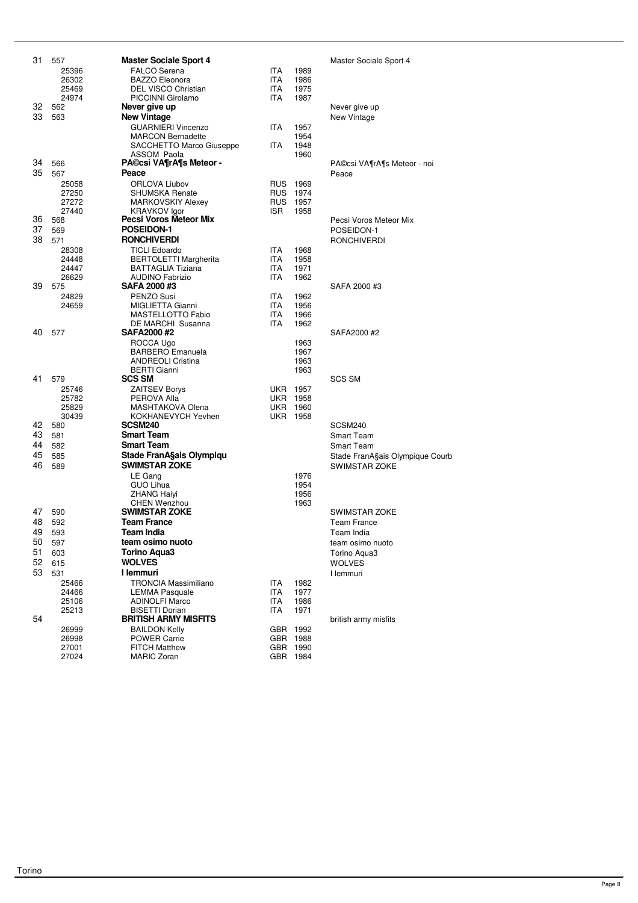| Pos. | N. | Team / Name | Nat. | Year | Club |
|---|---|---|---|---|---|
| 31 | 557 | **Master Sociale Sport 4** | | | Master Sociale Sport 4 |
| | 25396 | FALCO Serena | ITA | 1989 | |
| | 26302 | BAZZO Eleonora | ITA | 1986 | |
| | 25469 | DEL VISCO Christian | ITA | 1975 | |
| | 24974 | PICCINNI Girolamo | ITA | 1987 | |
| 32 | 562 | **Never give up** | | | Never give up |
| 33 | 563 | **New Vintage** | | | New Vintage |
| | | GUARNIERI Vincenzo | ITA | 1957 | |
| | | MARCON Bernadette | | 1954 | |
| | | SACCHETTO Marco Giuseppe | ITA | 1948 | |
| | | ASSOM Paola | | 1960 | |
| 34 | 566 | **PA©csi VA¶rA¶s Meteor -** | | | PA©csi VA¶rA¶s Meteor - noi |
| 35 | 567 | **Peace** | | | Peace |
| | 25058 | ORLOVA Liubov | RUS | 1969 | |
| | 27250 | SHUMSKA Renate | RUS | 1974 | |
| | 27272 | MARKOVSKIY Alexey | RUS | 1957 | |
| | 27440 | KRAVKOV Igor | ISR | 1958 | |
| 36 | 568 | **Pecsi Voros Meteor Mix** | | | Pecsi Voros Meteor Mix |
| 37 | 569 | **POSEIDON-1** | | | POSEIDON-1 |
| 38 | 571 | **RONCHIVERDI** | | | RONCHIVERDI |
| | 28308 | TICLI Edoardo | ITA | 1968 | |
| | 24448 | BERTOLETTI Margherita | ITA | 1958 | |
| | 24447 | BATTAGLIA Tiziana | ITA | 1971 | |
| | 26629 | AUDINO Fabrizio | ITA | 1962 | |
| 39 | 575 | **SAFA 2000 #3** | | | SAFA 2000 #3 |
| | 24829 | PENZO Susi | ITA | 1962 | |
| | 24659 | MIGLIETTA Gianni | ITA | 1956 | |
| | | MASTELLOTTO Fabio | ITA | 1966 | |
| | | DE MARCHI Susanna | ITA | 1962 | |
| 40 | 577 | **SAFA2000 #2** | | | SAFA2000 #2 |
| | | ROCCA Ugo | | 1963 | |
| | | BARBERO Emanuela | | 1967 | |
| | | ANDREOLI Cristina | | 1963 | |
| | | BERTI Gianni | | 1963 | |
| 41 | 579 | **SCS SM** | | | SCS SM |
| | 25746 | ZAITSEV Borys | UKR | 1957 | |
| | 25782 | PEROVA Alla | UKR | 1958 | |
| | 25829 | MASHTAKOVA Olena | UKR | 1960 | |
| | 30439 | KOKHANEVYCH Yevhen | UKR | 1958 | |
| 42 | 580 | **SCSM240** | | | SCSM240 |
| 43 | 581 | **Smart Team** | | | Smart Team |
| 44 | 582 | **Smart Team** | | | Smart Team |
| 45 | 585 | **Stade FranA§ais Olympiqu** | | | Stade FranA§ais Olympique Courb |
| 46 | 589 | **SWIMSTAR ZOKE** | | | SWIMSTAR ZOKE |
| | | LE Gang | | 1976 | |
| | | GUO Lihua | | 1954 | |
| | | ZHANG Haiyi | | 1956 | |
| | | CHEN Wenzhou | | 1963 | |
| 47 | 590 | **SWIMSTAR ZOKE** | | | SWIMSTAR ZOKE |
| 48 | 592 | **Team France** | | | Team France |
| 49 | 593 | **Team India** | | | Team India |
| 50 | 597 | **team osimo nuoto** | | | team osimo nuoto |
| 51 | 603 | **Torino Aqua3** | | | Torino Aqua3 |
| 52 | 615 | **WOLVES** | | | WOLVES |
| 53 | 531 | **I lemmuri** | | | I lemmuri |
| | 25466 | TRONCIA Massimiliano | ITA | 1982 | |
| | 24466 | LEMMA Pasquale | ITA | 1977 | |
| | 25106 | ADINOLFI Marco | ITA | 1986 | |
| | 25213 | BISETTI Dorian | ITA | 1971 | |
| 54 | | **BRITISH ARMY MISFITS** | | | british army misfits |
| | 26999 | BAILDON Kelly | GBR | 1992 | |
| | 26998 | POWER Carrie | GBR | 1988 | |
| | 27001 | FITCH Matthew | GBR | 1990 | |
| | 27024 | MARIC Zoran | GBR | 1984 | |

Torino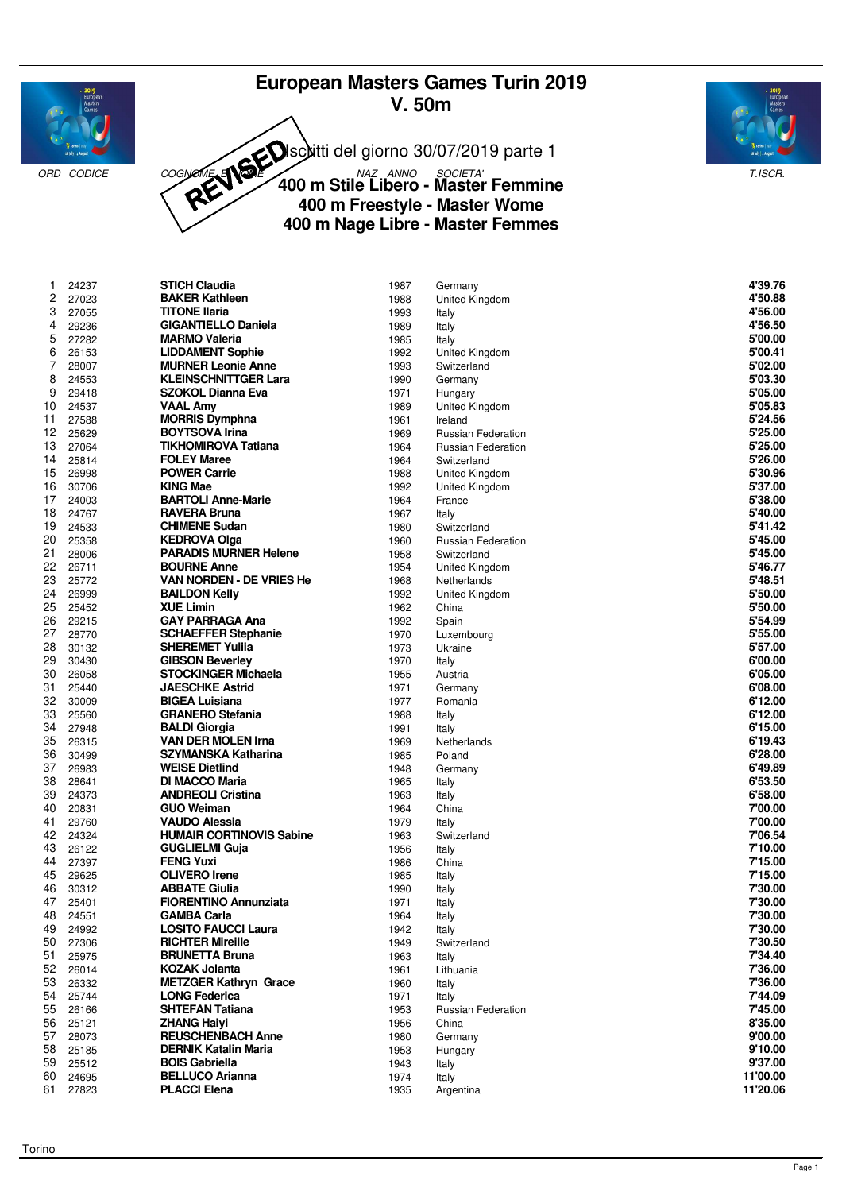# European Masters Games Turin 2019
## V. 50m

REVISED Iscritti del giorno 30/07/2019 parte 1

## 400 m Stile Libero - Master Femmine
## 400 m Freestyle - Master Wome
## 400 m Nage Libre - Master Femmes

| ORD | CODICE | COGNOME E NOME | ANNO | SOCIETA' | T.ISCR. |
|---|---|---|---|---|---|
| 1 | 24237 | **STICH Claudia** | 1987 | Germany | **4'39.76** |
| 2 | 27023 | **BAKER Kathleen** | 1988 | United Kingdom | **4'50.88** |
| 3 | 27055 | **TITONE Ilaria** | 1993 | Italy | **4'56.00** |
| 4 | 29236 | **GIGANTIELLO Daniela** | 1989 | Italy | **4'56.50** |
| 5 | 27282 | **MARMO Valeria** | 1985 | Italy | **5'00.00** |
| 6 | 26153 | **LIDDAMENT Sophie** | 1992 | United Kingdom | **5'00.41** |
| 7 | 28007 | **MURNER Leonie Anne** | 1993 | Switzerland | **5'02.00** |
| 8 | 24553 | **KLEINSCHNITTGER Lara** | 1990 | Germany | **5'03.30** |
| 9 | 29418 | **SZOKOL Dianna Eva** | 1971 | Hungary | **5'05.00** |
| 10 | 24537 | **VAAL Amy** | 1989 | United Kingdom | **5'05.83** |
| 11 | 27588 | **MORRIS Dymphna** | 1961 | Ireland | **5'24.56** |
| 12 | 25629 | **BOYTSOVA Irina** | 1969 | Russian Federation | **5'25.00** |
| 13 | 27064 | **TIKHOMIROVA Tatiana** | 1964 | Russian Federation | **5'25.00** |
| 14 | 25814 | **FOLEY Maree** | 1964 | Switzerland | **5'26.00** |
| 15 | 26998 | **POWER Carrie** | 1988 | United Kingdom | **5'30.96** |
| 16 | 30706 | **KING Mae** | 1992 | United Kingdom | **5'37.00** |
| 17 | 24003 | **BARTOLI Anne-Marie** | 1964 | France | **5'38.00** |
| 18 | 24767 | **RAVERA Bruna** | 1967 | Italy | **5'40.00** |
| 19 | 24533 | **CHIMENE Sudan** | 1980 | Switzerland | **5'41.42** |
| 20 | 25358 | **KEDROVA Olga** | 1960 | Russian Federation | **5'45.00** |
| 21 | 28006 | **PARADIS MURNER Helene** | 1958 | Switzerland | **5'45.00** |
| 22 | 26711 | **BOURNE Anne** | 1954 | United Kingdom | **5'46.77** |
| 23 | 25772 | **VAN NORDEN - DE VRIES He** | 1968 | Netherlands | **5'48.51** |
| 24 | 26999 | **BAILDON Kelly** | 1992 | United Kingdom | **5'50.00** |
| 25 | 25452 | **XUE Limin** | 1962 | China | **5'50.00** |
| 26 | 29215 | **GAY PARRAGA Ana** | 1992 | Spain | **5'54.99** |
| 27 | 28770 | **SCHAEFFER Stephanie** | 1970 | Luxembourg | **5'55.00** |
| 28 | 30132 | **SHEREMET Yuliia** | 1973 | Ukraine | **5'57.00** |
| 29 | 30430 | **GIBSON Beverley** | 1970 | Italy | **6'00.00** |
| 30 | 26058 | **STOCKINGER Michaela** | 1955 | Austria | **6'05.00** |
| 31 | 25440 | **JAESCHKE Astrid** | 1971 | Germany | **6'08.00** |
| 32 | 30009 | **BIGEA Luisiana** | 1977 | Romania | **6'12.00** |
| 33 | 25560 | **GRANERO Stefania** | 1988 | Italy | **6'12.00** |
| 34 | 27948 | **BALDI Giorgia** | 1991 | Italy | **6'15.00** |
| 35 | 26315 | **VAN DER MOLEN Irna** | 1969 | Netherlands | **6'19.43** |
| 36 | 30499 | **SZYMANSKA Katharina** | 1985 | Poland | **6'28.00** |
| 37 | 26983 | **WEISE Dietlind** | 1948 | Germany | **6'49.89** |
| 38 | 28641 | **DI MACCO Maria** | 1965 | Italy | **6'53.50** |
| 39 | 24373 | **ANDREOLI Cristina** | 1963 | Italy | **6'58.00** |
| 40 | 20831 | **GUO Weiman** | 1964 | China | **7'00.00** |
| 41 | 29760 | **VAUDO Alessia** | 1979 | Italy | **7'00.00** |
| 42 | 24324 | **HUMAIR CORTINOVIS Sabine** | 1963 | Switzerland | **7'06.54** |
| 43 | 26122 | **GUGLIELMI Guja** | 1956 | Italy | **7'10.00** |
| 44 | 27397 | **FENG Yuxi** | 1986 | China | **7'15.00** |
| 45 | 29625 | **OLIVERO Irene** | 1985 | Italy | **7'15.00** |
| 46 | 30312 | **ABBATE Giulia** | 1990 | Italy | **7'30.00** |
| 47 | 25401 | **FIORENTINO Annunziata** | 1971 | Italy | **7'30.00** |
| 48 | 24551 | **GAMBA Carla** | 1964 | Italy | **7'30.00** |
| 49 | 24992 | **LOSITO FAUCCI Laura** | 1942 | Italy | **7'30.00** |
| 50 | 27306 | **RICHTER Mireille** | 1949 | Switzerland | **7'30.50** |
| 51 | 25975 | **BRUNETTA Bruna** | 1963 | Italy | **7'34.40** |
| 52 | 26014 | **KOZAK Jolanta** | 1961 | Lithuania | **7'36.00** |
| 53 | 26332 | **METZGER Kathryn Grace** | 1960 | Italy | **7'36.00** |
| 54 | 25744 | **LONG Federica** | 1971 | Italy | **7'44.09** |
| 55 | 26166 | **SHTEFAN Tatiana** | 1953 | Russian Federation | **7'45.00** |
| 56 | 25121 | **ZHANG Haiyi** | 1956 | China | **8'35.00** |
| 57 | 28073 | **REUSCHENBACH Anne** | 1980 | Germany | **9'00.00** |
| 58 | 25185 | **DERNIK Katalin Maria** | 1953 | Hungary | **9'10.00** |
| 59 | 25512 | **BOIS Gabriella** | 1943 | Italy | **9'37.00** |
| 60 | 24695 | **BELLUCO Arianna** | 1974 | Italy | **11'00.00** |
| 61 | 27823 | **PLACCI Elena** | 1935 | Argentina | **11'20.06** |

Torino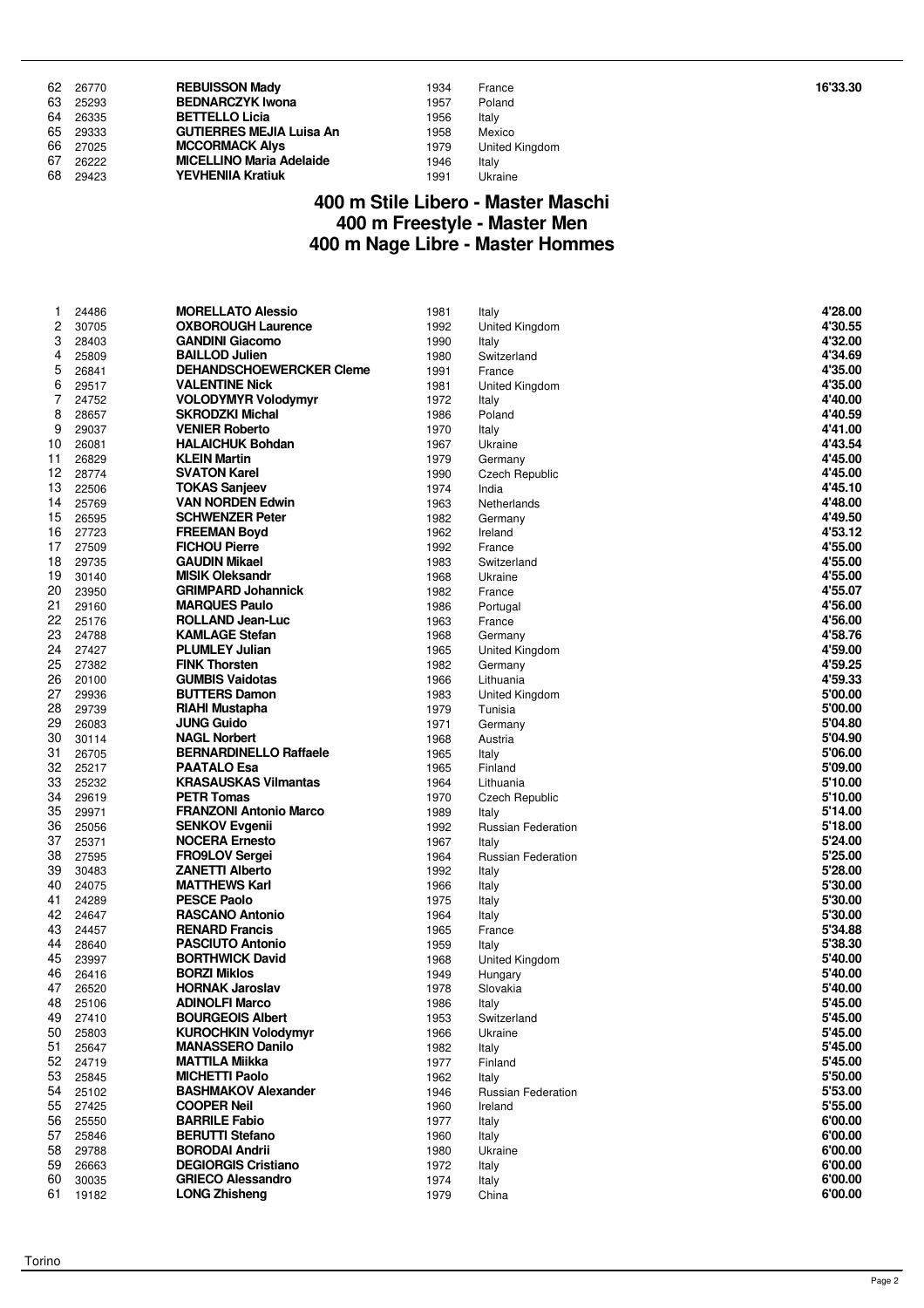| | | | | | |
|---|---|---|---|---|---|
| 62 | 26770 | **REBUISSON Mady** | 1934 | France | **16'33.30** |
| 63 | 25293 | **BEDNARCZYK Iwona** | 1957 | Poland | |
| 64 | 26335 | **BETTELLO Licia** | 1956 | Italy | |
| 65 | 29333 | **GUTIERRES MEJIA Luisa An** | 1958 | Mexico | |
| 66 | 27025 | **MCCORMACK Alys** | 1979 | United Kingdom | |
| 67 | 26222 | **MICELLINO Maria Adelaide** | 1946 | Italy | |
| 68 | 29423 | **YEVHENIIA Kratiuk** | 1991 | Ukraine | |

## 400 m Stile Libero - Master Maschi
## 400 m Freestyle - Master Men
## 400 m Nage Libre - Master Hommes

| | | | | | |
|---|---|---|---|---|---|
| 1 | 24486 | **MORELLATO Alessio** | 1981 | Italy | **4'28.00** |
| 2 | 30705 | **OXBOROUGH Laurence** | 1992 | United Kingdom | **4'30.55** |
| 3 | 28403 | **GANDINI Giacomo** | 1990 | Italy | **4'32.00** |
| 4 | 25809 | **BAILLOD Julien** | 1980 | Switzerland | **4'34.69** |
| 5 | 26841 | **DEHANDSCHOEWERCKER Cleme** | 1991 | France | **4'35.00** |
| 6 | 29517 | **VALENTINE Nick** | 1981 | United Kingdom | **4'35.00** |
| 7 | 24752 | **VOLODYMYR Volodymyr** | 1972 | Italy | **4'40.00** |
| 8 | 28657 | **SKRODZKI Michal** | 1986 | Poland | **4'40.59** |
| 9 | 29037 | **VENIER Roberto** | 1970 | Italy | **4'41.00** |
| 10 | 26081 | **HALAICHUK Bohdan** | 1967 | Ukraine | **4'43.54** |
| 11 | 26829 | **KLEIN Martin** | 1979 | Germany | **4'45.00** |
| 12 | 28774 | **SVATON Karel** | 1990 | Czech Republic | **4'45.00** |
| 13 | 22506 | **TOKAS Sanjeev** | 1974 | India | **4'45.10** |
| 14 | 25769 | **VAN NORDEN Edwin** | 1963 | Netherlands | **4'48.00** |
| 15 | 26595 | **SCHWENZER Peter** | 1982 | Germany | **4'49.50** |
| 16 | 27723 | **FREEMAN Boyd** | 1962 | Ireland | **4'53.12** |
| 17 | 27509 | **FICHOU Pierre** | 1992 | France | **4'55.00** |
| 18 | 29735 | **GAUDIN Mikael** | 1983 | Switzerland | **4'55.00** |
| 19 | 30140 | **MISIK Oleksandr** | 1968 | Ukraine | **4'55.00** |
| 20 | 23950 | **GRIMPARD Johannick** | 1982 | France | **4'55.07** |
| 21 | 29160 | **MARQUES Paulo** | 1986 | Portugal | **4'56.00** |
| 22 | 25176 | **ROLLAND Jean-Luc** | 1963 | France | **4'56.00** |
| 23 | 24788 | **KAMLAGE Stefan** | 1968 | Germany | **4'58.76** |
| 24 | 27427 | **PLUMLEY Julian** | 1965 | United Kingdom | **4'59.00** |
| 25 | 27382 | **FINK Thorsten** | 1982 | Germany | **4'59.25** |
| 26 | 20100 | **GUMBIS Vaidotas** | 1966 | Lithuania | **4'59.33** |
| 27 | 29936 | **BUTTERS Damon** | 1983 | United Kingdom | **5'00.00** |
| 28 | 29739 | **RIAHI Mustapha** | 1979 | Tunisia | **5'00.00** |
| 29 | 26083 | **JUNG Guido** | 1971 | Germany | **5'04.80** |
| 30 | 30114 | **NAGL Norbert** | 1968 | Austria | **5'04.90** |
| 31 | 26705 | **BERNARDINELLO Raffaele** | 1965 | Italy | **5'06.00** |
| 32 | 25217 | **PAATALO Esa** | 1965 | Finland | **5'09.00** |
| 33 | 25232 | **KRASAUSKAS Vilmantas** | 1964 | Lithuania | **5'10.00** |
| 34 | 29619 | **PETR Tomas** | 1970 | Czech Republic | **5'10.00** |
| 35 | 29971 | **FRANZONI Antonio Marco** | 1989 | Italy | **5'14.00** |
| 36 | 25056 | **SENKOV Evgenii** | 1992 | Russian Federation | **5'18.00** |
| 37 | 25371 | **NOCERA Ernesto** | 1967 | Italy | **5'24.00** |
| 38 | 27595 | **FRO9LOV Sergei** | 1964 | Russian Federation | **5'25.00** |
| 39 | 30483 | **ZANETTI Alberto** | 1992 | Italy | **5'28.00** |
| 40 | 24075 | **MATTHEWS Karl** | 1966 | Italy | **5'30.00** |
| 41 | 24289 | **PESCE Paolo** | 1975 | Italy | **5'30.00** |
| 42 | 24647 | **RASCANO Antonio** | 1964 | Italy | **5'30.00** |
| 43 | 24457 | **RENARD Francis** | 1965 | France | **5'34.88** |
| 44 | 28640 | **PASCIUTO Antonio** | 1959 | Italy | **5'38.30** |
| 45 | 23997 | **BORTHWICK David** | 1968 | United Kingdom | **5'40.00** |
| 46 | 26416 | **BORZI Miklos** | 1949 | Hungary | **5'40.00** |
| 47 | 26520 | **HORNAK Jaroslav** | 1978 | Slovakia | **5'40.00** |
| 48 | 25106 | **ADINOLFI Marco** | 1986 | Italy | **5'45.00** |
| 49 | 27410 | **BOURGEOIS Albert** | 1953 | Switzerland | **5'45.00** |
| 50 | 25803 | **KUROCHKIN Volodymyr** | 1966 | Ukraine | **5'45.00** |
| 51 | 25647 | **MANASSERO Danilo** | 1982 | Italy | **5'45.00** |
| 52 | 24719 | **MATTILA Miikka** | 1977 | Finland | **5'45.00** |
| 53 | 25845 | **MICHETTI Paolo** | 1962 | Italy | **5'50.00** |
| 54 | 25102 | **BASHMAKOV Alexander** | 1946 | Russian Federation | **5'53.00** |
| 55 | 27425 | **COOPER Neil** | 1960 | Ireland | **5'55.00** |
| 56 | 25550 | **BARRILE Fabio** | 1977 | Italy | **6'00.00** |
| 57 | 25846 | **BERUTTI Stefano** | 1960 | Italy | **6'00.00** |
| 58 | 29788 | **BORODAI Andrii** | 1980 | Ukraine | **6'00.00** |
| 59 | 26663 | **DEGIORGIS Cristiano** | 1972 | Italy | **6'00.00** |
| 60 | 30035 | **GRIECO Alessandro** | 1974 | Italy | **6'00.00** |
| 61 | 19182 | **LONG Zhisheng** | 1979 | China | **6'00.00** |

Torino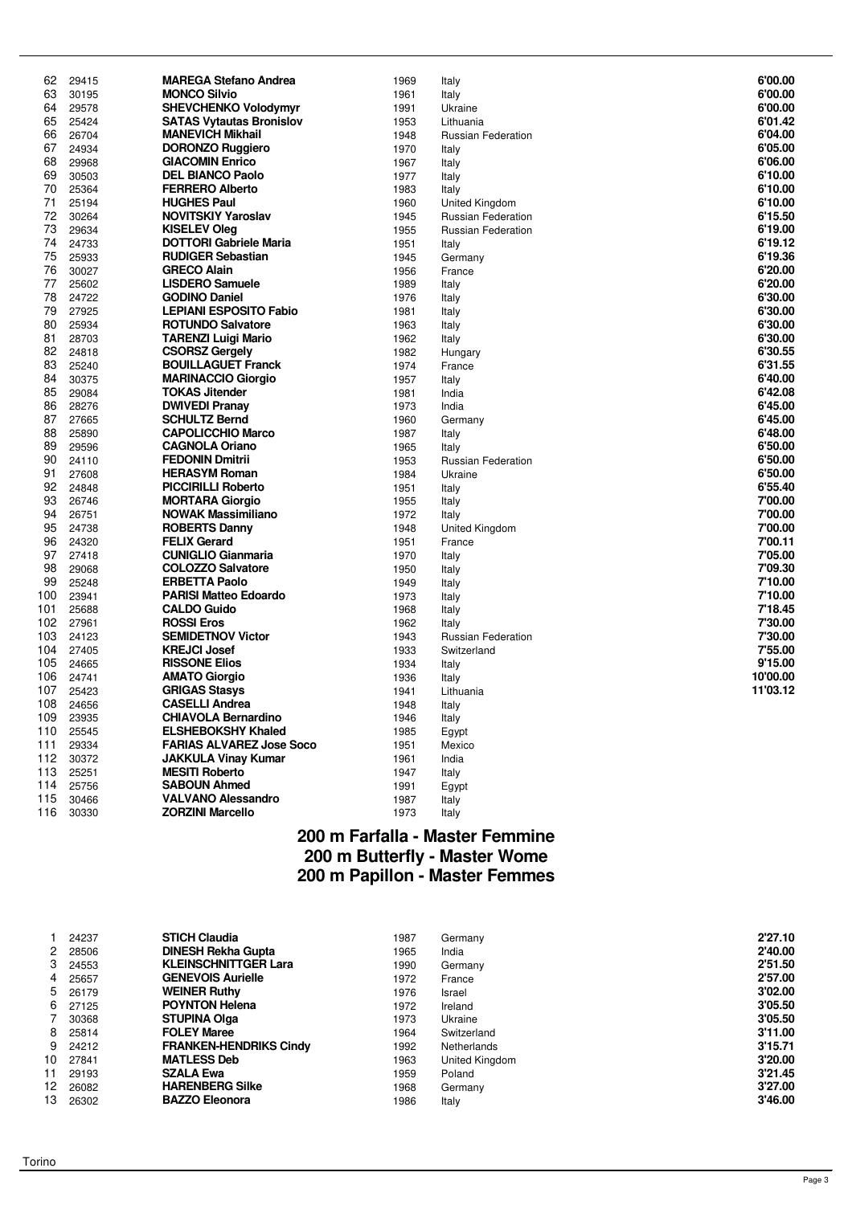| | | | | | |
|---|---|---|---|---|---|
| 62 | 29415 | **MAREGA Stefano Andrea** | 1969 | Italy | **6'00.00** |
| 63 | 30195 | **MONCO Silvio** | 1961 | Italy | **6'00.00** |
| 64 | 29578 | **SHEVCHENKO Volodymyr** | 1991 | Ukraine | **6'00.00** |
| 65 | 25424 | **SATAS Vytautas Bronislov** | 1953 | Lithuania | **6'01.42** |
| 66 | 26704 | **MANEVICH Mikhail** | 1948 | Russian Federation | **6'04.00** |
| 67 | 24934 | **DORONZO Ruggiero** | 1970 | Italy | **6'05.00** |
| 68 | 29968 | **GIACOMIN Enrico** | 1967 | Italy | **6'06.00** |
| 69 | 30503 | **DEL BIANCO Paolo** | 1977 | Italy | **6'10.00** |
| 70 | 25364 | **FERRERO Alberto** | 1983 | Italy | **6'10.00** |
| 71 | 25194 | **HUGHES Paul** | 1960 | United Kingdom | **6'10.00** |
| 72 | 30264 | **NOVITSKIY Yaroslav** | 1945 | Russian Federation | **6'15.50** |
| 73 | 29634 | **KISELEV Oleg** | 1955 | Russian Federation | **6'19.00** |
| 74 | 24733 | **DOTTORI Gabriele Maria** | 1951 | Italy | **6'19.12** |
| 75 | 25933 | **RUDIGER Sebastian** | 1945 | Germany | **6'19.36** |
| 76 | 30027 | **GRECO Alain** | 1956 | France | **6'20.00** |
| 77 | 25602 | **LISDERO Samuele** | 1989 | Italy | **6'20.00** |
| 78 | 24722 | **GODINO Daniel** | 1976 | Italy | **6'30.00** |
| 79 | 27925 | **LEPIANI ESPOSITO Fabio** | 1981 | Italy | **6'30.00** |
| 80 | 25934 | **ROTUNDO Salvatore** | 1963 | Italy | **6'30.00** |
| 81 | 28703 | **TARENZI Luigi Mario** | 1962 | Italy | **6'30.00** |
| 82 | 24818 | **CSORSZ Gergely** | 1982 | Hungary | **6'30.55** |
| 83 | 25240 | **BOUILLAGUET Franck** | 1974 | France | **6'31.55** |
| 84 | 30375 | **MARINACCIO Giorgio** | 1957 | Italy | **6'40.00** |
| 85 | 29084 | **TOKAS Jitender** | 1981 | India | **6'42.08** |
| 86 | 28276 | **DWIVEDI Pranay** | 1973 | India | **6'45.00** |
| 87 | 27665 | **SCHULTZ Bernd** | 1960 | Germany | **6'45.00** |
| 88 | 25890 | **CAPOLICCHIO Marco** | 1987 | Italy | **6'48.00** |
| 89 | 29596 | **CAGNOLA Oriano** | 1965 | Italy | **6'50.00** |
| 90 | 24110 | **FEDONIN Dmitrii** | 1953 | Russian Federation | **6'50.00** |
| 91 | 27608 | **HERASYM Roman** | 1984 | Ukraine | **6'50.00** |
| 92 | 24848 | **PICCIRILLI Roberto** | 1951 | Italy | **6'55.40** |
| 93 | 26746 | **MORTARA Giorgio** | 1955 | Italy | **7'00.00** |
| 94 | 26751 | **NOWAK Massimiliano** | 1972 | Italy | **7'00.00** |
| 95 | 24738 | **ROBERTS Danny** | 1948 | United Kingdom | **7'00.00** |
| 96 | 24320 | **FELIX Gerard** | 1951 | France | **7'00.11** |
| 97 | 27418 | **CUNIGLIO Gianmaria** | 1970 | Italy | **7'05.00** |
| 98 | 29068 | **COLOZZO Salvatore** | 1950 | Italy | **7'09.30** |
| 99 | 25248 | **ERBETTA Paolo** | 1949 | Italy | **7'10.00** |
| 100 | 23941 | **PARISI Matteo Edoardo** | 1973 | Italy | **7'10.00** |
| 101 | 25688 | **CALDO Guido** | 1968 | Italy | **7'18.45** |
| 102 | 27961 | **ROSSI Eros** | 1962 | Italy | **7'30.00** |
| 103 | 24123 | **SEMIDETNOV Victor** | 1943 | Russian Federation | **7'30.00** |
| 104 | 27405 | **KREJCI Josef** | 1933 | Switzerland | **7'55.00** |
| 105 | 24665 | **RISSONE Elios** | 1934 | Italy | **9'15.00** |
| 106 | 24741 | **AMATO Giorgio** | 1936 | Italy | **10'00.00** |
| 107 | 25423 | **GRIGAS Stasys** | 1941 | Lithuania | **11'03.12** |
| 108 | 24656 | **CASELLI Andrea** | 1948 | Italy | |
| 109 | 23935 | **CHIAVOLA Bernardino** | 1946 | Italy | |
| 110 | 25545 | **ELSHEBOKSHY Khaled** | 1985 | Egypt | |
| 111 | 29334 | **FARIAS ALVAREZ Jose Soco** | 1951 | Mexico | |
| 112 | 30372 | **JAKKULA Vinay Kumar** | 1961 | India | |
| 113 | 25251 | **MESITI Roberto** | 1947 | Italy | |
| 114 | 25756 | **SABOUN Ahmed** | 1991 | Egypt | |
| 115 | 30466 | **VALVANO Alessandro** | 1987 | Italy | |
| 116 | 30330 | **ZORZINI Marcello** | 1973 | Italy | |

## 200 m Farfalla - Master Femmine
## 200 m Butterfly - Master Wome
## 200 m Papillon - Master Femmes

| | | | | | |
|---|---|---|---|---|---|
| 1 | 24237 | **STICH Claudia** | 1987 | Germany | **2'27.10** |
| 2 | 28506 | **DINESH Rekha Gupta** | 1965 | India | **2'40.00** |
| 3 | 24553 | **KLEINSCHNITTGER Lara** | 1990 | Germany | **2'51.50** |
| 4 | 25657 | **GENEVOIS Aurielle** | 1972 | France | **2'57.00** |
| 5 | 26179 | **WEINER Ruthy** | 1976 | Israel | **3'02.00** |
| 6 | 27125 | **POYNTON Helena** | 1972 | Ireland | **3'05.50** |
| 7 | 30368 | **STUPINA Olga** | 1973 | Ukraine | **3'05.50** |
| 8 | 25814 | **FOLEY Maree** | 1964 | Switzerland | **3'11.00** |
| 9 | 24212 | **FRANKEN-HENDRIKS Cindy** | 1992 | Netherlands | **3'15.71** |
| 10 | 27841 | **MATLESS Deb** | 1963 | United Kingdom | **3'20.00** |
| 11 | 29193 | **SZALA Ewa** | 1959 | Poland | **3'21.45** |
| 12 | 26082 | **HARENBERG Silke** | 1968 | Germany | **3'27.00** |
| 13 | 26302 | **BAZZO Eleonora** | 1986 | Italy | **3'46.00** |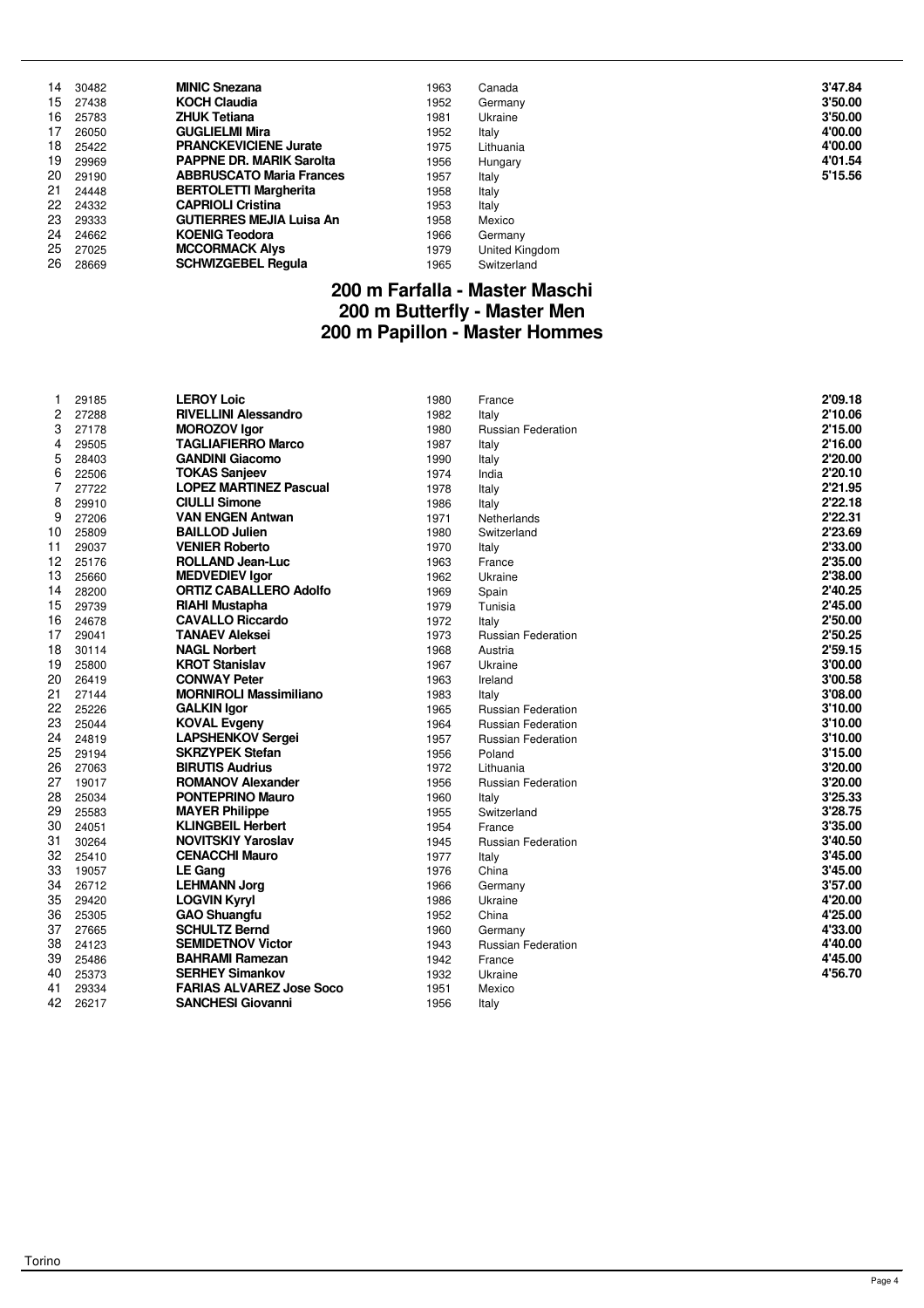| | | | | | |
|---|---|---|---|---|---|
| 14 | 30482 | **MINIC Snezana** | 1963 | Canada | **3'47.84** |
| 15 | 27438 | **KOCH Claudia** | 1952 | Germany | **3'50.00** |
| 16 | 25783 | **ZHUK Tetiana** | 1981 | Ukraine | **3'50.00** |
| 17 | 26050 | **GUGLIELMI Mira** | 1952 | Italy | **4'00.00** |
| 18 | 25422 | **PRANCKEVICIENE Jurate** | 1975 | Lithuania | **4'00.00** |
| 19 | 29969 | **PAPPNE DR. MARIK Sarolta** | 1956 | Hungary | **4'01.54** |
| 20 | 29190 | **ABBRUSCATO Maria Frances** | 1957 | Italy | **5'15.56** |
| 21 | 24448 | **BERTOLETTI Margherita** | 1958 | Italy | |
| 22 | 24332 | **CAPRIOLI Cristina** | 1953 | Italy | |
| 23 | 29333 | **GUTIERRES MEJIA Luisa An** | 1958 | Mexico | |
| 24 | 24662 | **KOENIG Teodora** | 1966 | Germany | |
| 25 | 27025 | **MCCORMACK Alys** | 1979 | United Kingdom | |
| 26 | 28669 | **SCHWIZGEBEL Regula** | 1965 | Switzerland | |

## 200 m Farfalla - Master Maschi
## 200 m Butterfly - Master Men
## 200 m Papillon - Master Hommes

| | | | | | |
|---|---|---|---|---|---|
| 1 | 29185 | **LEROY Loic** | 1980 | France | **2'09.18** |
| 2 | 27288 | **RIVELLINI Alessandro** | 1982 | Italy | **2'10.06** |
| 3 | 27178 | **MOROZOV Igor** | 1980 | Russian Federation | **2'15.00** |
| 4 | 29505 | **TAGLIAFIERRO Marco** | 1987 | Italy | **2'16.00** |
| 5 | 28403 | **GANDINI Giacomo** | 1990 | Italy | **2'20.00** |
| 6 | 22506 | **TOKAS Sanjeev** | 1974 | India | **2'20.10** |
| 7 | 27722 | **LOPEZ MARTINEZ Pascual** | 1978 | Italy | **2'21.95** |
| 8 | 29910 | **CIULLI Simone** | 1986 | Italy | **2'22.18** |
| 9 | 27206 | **VAN ENGEN Antwan** | 1971 | Netherlands | **2'22.31** |
| 10 | 25809 | **BAILLOD Julien** | 1980 | Switzerland | **2'23.69** |
| 11 | 29037 | **VENIER Roberto** | 1970 | Italy | **2'33.00** |
| 12 | 25176 | **ROLLAND Jean-Luc** | 1963 | France | **2'35.00** |
| 13 | 25660 | **MEDVEDIEV Igor** | 1962 | Ukraine | **2'38.00** |
| 14 | 28200 | **ORTIZ CABALLERO Adolfo** | 1969 | Spain | **2'40.25** |
| 15 | 29739 | **RIAHI Mustapha** | 1979 | Tunisia | **2'45.00** |
| 16 | 24678 | **CAVALLO Riccardo** | 1972 | Italy | **2'50.00** |
| 17 | 29041 | **TANAEV Aleksei** | 1973 | Russian Federation | **2'50.25** |
| 18 | 30114 | **NAGL Norbert** | 1968 | Austria | **2'59.15** |
| 19 | 25800 | **KROT Stanislav** | 1967 | Ukraine | **3'00.00** |
| 20 | 26419 | **CONWAY Peter** | 1963 | Ireland | **3'00.58** |
| 21 | 27144 | **MORNIROLI Massimiliano** | 1983 | Italy | **3'08.00** |
| 22 | 25226 | **GALKIN Igor** | 1965 | Russian Federation | **3'10.00** |
| 23 | 25044 | **KOVAL Evgeny** | 1964 | Russian Federation | **3'10.00** |
| 24 | 24819 | **LAPSHENKOV Sergei** | 1957 | Russian Federation | **3'10.00** |
| 25 | 29194 | **SKRZYPEK Stefan** | 1956 | Poland | **3'15.00** |
| 26 | 27063 | **BIRUTIS Audrius** | 1972 | Lithuania | **3'20.00** |
| 27 | 19017 | **ROMANOV Alexander** | 1956 | Russian Federation | **3'20.00** |
| 28 | 25034 | **PONTEPRINO Mauro** | 1960 | Italy | **3'25.33** |
| 29 | 25583 | **MAYER Philippe** | 1955 | Switzerland | **3'28.75** |
| 30 | 24051 | **KLINGBEIL Herbert** | 1954 | France | **3'35.00** |
| 31 | 30264 | **NOVITSKIY Yaroslav** | 1945 | Russian Federation | **3'40.50** |
| 32 | 25410 | **CENACCHI Mauro** | 1977 | Italy | **3'45.00** |
| 33 | 19057 | **LE Gang** | 1976 | China | **3'45.00** |
| 34 | 26712 | **LEHMANN Jorg** | 1966 | Germany | **3'57.00** |
| 35 | 29420 | **LOGVIN Kyryl** | 1986 | Ukraine | **4'20.00** |
| 36 | 25305 | **GAO Shuangfu** | 1952 | China | **4'25.00** |
| 37 | 27665 | **SCHULTZ Bernd** | 1960 | Germany | **4'33.00** |
| 38 | 24123 | **SEMIDETNOV Victor** | 1943 | Russian Federation | **4'40.00** |
| 39 | 25486 | **BAHRAMI Ramezan** | 1942 | France | **4'45.00** |
| 40 | 25373 | **SERHEY Simankov** | 1932 | Ukraine | **4'56.70** |
| 41 | 29334 | **FARIAS ALVAREZ Jose Soco** | 1951 | Mexico | |
| 42 | 26217 | **SANCHESI Giovanni** | 1956 | Italy | |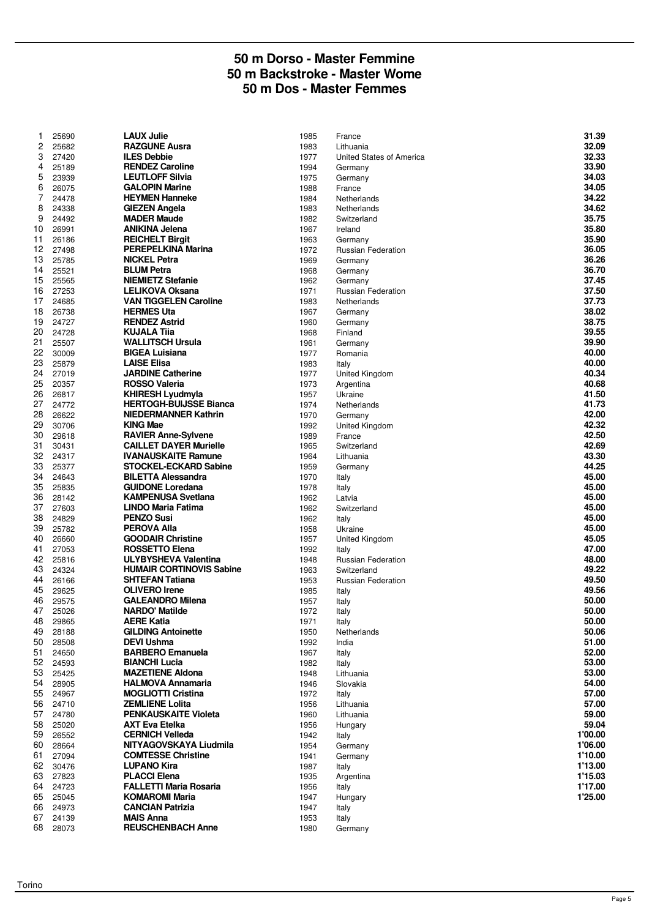# 50 m Dorso - Master Femmine
# 50 m Backstroke - Master Wome
# 50 m Dos - Master Femmes

| | | | | | |
|---|---|---|---|---|---|
| 1 | 25690 | **LAUX Julie** | 1985 | France | **31.39** |
| 2 | 25682 | **RAZGUNE Ausra** | 1983 | Lithuania | **32.09** |
| 3 | 27420 | **ILES Debbie** | 1977 | United States of America | **32.33** |
| 4 | 25189 | **RENDEZ Caroline** | 1994 | Germany | **33.90** |
| 5 | 23939 | **LEUTLOFF Silvia** | 1975 | Germany | **34.03** |
| 6 | 26075 | **GALOPIN Marine** | 1988 | France | **34.05** |
| 7 | 24478 | **HEYMEN Hanneke** | 1984 | Netherlands | **34.22** |
| 8 | 24338 | **GIEZEN Angela** | 1983 | Netherlands | **34.62** |
| 9 | 24492 | **MADER Maude** | 1982 | Switzerland | **35.75** |
| 10 | 26991 | **ANIKINA Jelena** | 1967 | Ireland | **35.80** |
| 11 | 26186 | **REICHELT Birgit** | 1963 | Germany | **35.90** |
| 12 | 27498 | **PEREPELKINA Marina** | 1972 | Russian Federation | **36.05** |
| 13 | 25785 | **NICKEL Petra** | 1969 | Germany | **36.26** |
| 14 | 25521 | **BLUM Petra** | 1968 | Germany | **36.70** |
| 15 | 25565 | **NIEMIETZ Stefanie** | 1962 | Germany | **37.45** |
| 16 | 27253 | **LELIKOVA Oksana** | 1971 | Russian Federation | **37.50** |
| 17 | 24685 | **VAN TIGGELEN Caroline** | 1983 | Netherlands | **37.73** |
| 18 | 26738 | **HERMES Uta** | 1967 | Germany | **38.02** |
| 19 | 24727 | **RENDEZ Astrid** | 1960 | Germany | **38.75** |
| 20 | 24728 | **KUJALA Tiia** | 1968 | Finland | **39.55** |
| 21 | 25507 | **WALLITSCH Ursula** | 1961 | Germany | **39.90** |
| 22 | 30009 | **BIGEA Luisiana** | 1977 | Romania | **40.00** |
| 23 | 25879 | **LAISE Elisa** | 1983 | Italy | **40.00** |
| 24 | 27019 | **JARDINE Catherine** | 1977 | United Kingdom | **40.34** |
| 25 | 20357 | **ROSSO Valeria** | 1973 | Argentina | **40.68** |
| 26 | 26817 | **KHIRESH Lyudmyla** | 1957 | Ukraine | **41.50** |
| 27 | 24772 | **HERTOGH-BUIJSSE Bianca** | 1974 | Netherlands | **41.73** |
| 28 | 26622 | **NIEDERMANNER Kathrin** | 1970 | Germany | **42.00** |
| 29 | 30706 | **KING Mae** | 1992 | United Kingdom | **42.32** |
| 30 | 29618 | **RAVIER Anne-Sylvene** | 1989 | France | **42.50** |
| 31 | 30431 | **CAILLET DAYER Murielle** | 1965 | Switzerland | **42.69** |
| 32 | 24317 | **IVANAUSKAITE Ramune** | 1964 | Lithuania | **43.30** |
| 33 | 25377 | **STOCKEL-ECKARD Sabine** | 1959 | Germany | **44.25** |
| 34 | 24643 | **BILETTA Alessandra** | 1970 | Italy | **45.00** |
| 35 | 25835 | **GUIDONE Loredana** | 1978 | Italy | **45.00** |
| 36 | 28142 | **KAMPENUSA Svetlana** | 1962 | Latvia | **45.00** |
| 37 | 27603 | **LINDO Maria Fatima** | 1962 | Switzerland | **45.00** |
| 38 | 24829 | **PENZO Susi** | 1962 | Italy | **45.00** |
| 39 | 25782 | **PEROVA Alla** | 1958 | Ukraine | **45.00** |
| 40 | 26660 | **GOODAIR Christine** | 1957 | United Kingdom | **45.05** |
| 41 | 27053 | **ROSSETTO Elena** | 1992 | Italy | **47.00** |
| 42 | 25816 | **ULYBYSHEVA Valentina** | 1948 | Russian Federation | **48.00** |
| 43 | 24324 | **HUMAIR CORTINOVIS Sabine** | 1963 | Switzerland | **49.22** |
| 44 | 26166 | **SHTEFAN Tatiana** | 1953 | Russian Federation | **49.50** |
| 45 | 29625 | **OLIVERO Irene** | 1985 | Italy | **49.56** |
| 46 | 29575 | **GALEANDRO Milena** | 1957 | Italy | **50.00** |
| 47 | 25026 | **NARDO' Matilde** | 1972 | Italy | **50.00** |
| 48 | 29865 | **AERE Katia** | 1971 | Italy | **50.00** |
| 49 | 28188 | **GILDING Antoinette** | 1950 | Netherlands | **50.06** |
| 50 | 28508 | **DEVI Ushma** | 1992 | India | **51.00** |
| 51 | 24650 | **BARBERO Emanuela** | 1967 | Italy | **52.00** |
| 52 | 24593 | **BIANCHI Lucia** | 1982 | Italy | **53.00** |
| 53 | 25425 | **MAZETIENE Aldona** | 1948 | Lithuania | **53.00** |
| 54 | 28905 | **HALMOVA Annamaria** | 1946 | Slovakia | **54.00** |
| 55 | 24967 | **MOGLIOTTI Cristina** | 1972 | Italy | **57.00** |
| 56 | 24710 | **ZEMLIENE Lolita** | 1956 | Lithuania | **57.00** |
| 57 | 24780 | **PENKAUSKAITE Violeta** | 1960 | Lithuania | **59.00** |
| 58 | 25020 | **AXT Eva Etelka** | 1956 | Hungary | **59.04** |
| 59 | 26552 | **CERNICH Velleda** | 1942 | Italy | **1'00.00** |
| 60 | 28664 | **NITYAGOVSKAYA Liudmila** | 1954 | Germany | **1'06.00** |
| 61 | 27094 | **COMTESSE Christine** | 1941 | Germany | **1'10.00** |
| 62 | 30476 | **LUPANO Kira** | 1987 | Italy | **1'13.00** |
| 63 | 27823 | **PLACCI Elena** | 1935 | Argentina | **1'15.03** |
| 64 | 24723 | **FALLETTI Maria Rosaria** | 1956 | Italy | **1'17.00** |
| 65 | 25045 | **KOMAROMI Maria** | 1947 | Hungary | **1'25.00** |
| 66 | 24973 | **CANCIAN Patrizia** | 1947 | Italy | |
| 67 | 24139 | **MAIS Anna** | 1953 | Italy | |
| 68 | 28073 | **REUSCHENBACH Anne** | 1980 | Germany | |

Torino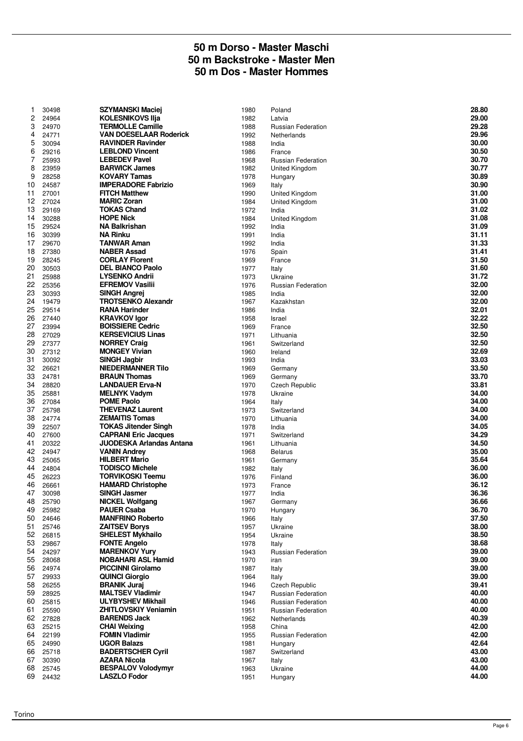# 50 m Dorso - Master Maschi
# 50 m Backstroke - Master Men
# 50 m Dos - Master Hommes

| | | | | | |
|---|---|---|---|---|---|
| 1 | 30498 | **SZYMANSKI Maciej** | 1980 | Poland | **28.80** |
| 2 | 24964 | **KOLESNIKOVS Ilja** | 1982 | Latvia | **29.00** |
| 3 | 24970 | **TERMOLLE Camille** | 1988 | Russian Federation | **29.28** |
| 4 | 24771 | **VAN DOESELAAR Roderick** | 1992 | Netherlands | **29.96** |
| 5 | 30094 | **RAVINDER Ravinder** | 1988 | India | **30.00** |
| 6 | 29216 | **LEBLOND Vincent** | 1986 | France | **30.50** |
| 7 | 25993 | **LEBEDEV Pavel** | 1968 | Russian Federation | **30.70** |
| 8 | 23959 | **BARWICK James** | 1982 | United Kingdom | **30.77** |
| 9 | 28258 | **KOVARY Tamas** | 1978 | Hungary | **30.89** |
| 10 | 24587 | **IMPERADORE Fabrizio** | 1969 | Italy | **30.90** |
| 11 | 27001 | **FITCH Matthew** | 1990 | United Kingdom | **31.00** |
| 12 | 27024 | **MARIC Zoran** | 1984 | United Kingdom | **31.00** |
| 13 | 29169 | **TOKAS Chand** | 1972 | India | **31.02** |
| 14 | 30288 | **HOPE Nick** | 1984 | United Kingdom | **31.08** |
| 15 | 29524 | **NA Balkrishan** | 1992 | India | **31.09** |
| 16 | 30399 | **NA Rinku** | 1991 | India | **31.11** |
| 17 | 29670 | **TANWAR Aman** | 1992 | India | **31.33** |
| 18 | 27380 | **NABER Assad** | 1976 | Spain | **31.41** |
| 19 | 28245 | **CORLAY Florent** | 1969 | France | **31.50** |
| 20 | 30503 | **DEL BIANCO Paolo** | 1977 | Italy | **31.60** |
| 21 | 25988 | **LYSENKO Andrii** | 1973 | Ukraine | **31.72** |
| 22 | 25356 | **EFREMOV Vasilii** | 1976 | Russian Federation | **32.00** |
| 23 | 30393 | **SINGH Angrej** | 1985 | India | **32.00** |
| 24 | 19479 | **TROTSENKO Alexandr** | 1967 | Kazakhstan | **32.00** |
| 25 | 29514 | **RANA Harinder** | 1986 | India | **32.01** |
| 26 | 27440 | **KRAVKOV Igor** | 1958 | Israel | **32.22** |
| 27 | 23994 | **BOISSIERE Cedric** | 1969 | France | **32.50** |
| 28 | 27029 | **KERSEVICIUS Linas** | 1971 | Lithuania | **32.50** |
| 29 | 27377 | **NORREY Craig** | 1961 | Switzerland | **32.50** |
| 30 | 27312 | **MONGEY Vivian** | 1960 | Ireland | **32.69** |
| 31 | 30092 | **SINGH Jagbir** | 1993 | India | **33.03** |
| 32 | 26621 | **NIEDERMANNER Tilo** | 1969 | Germany | **33.50** |
| 33 | 24781 | **BRAUN Thomas** | 1969 | Germany | **33.70** |
| 34 | 28820 | **LANDAUER Erva-N** | 1970 | Czech Republic | **33.81** |
| 35 | 25881 | **MELNYK Vadym** | 1978 | Ukraine | **34.00** |
| 36 | 27084 | **POME Paolo** | 1964 | Italy | **34.00** |
| 37 | 25798 | **THEVENAZ Laurent** | 1973 | Switzerland | **34.00** |
| 38 | 24774 | **ZEMAITIS Tomas** | 1970 | Lithuania | **34.00** |
| 39 | 22507 | **TOKAS Jitender Singh** | 1978 | India | **34.05** |
| 40 | 27600 | **CAPRANI Eric Jacques** | 1971 | Switzerland | **34.29** |
| 41 | 20322 | **JUODESKA Arlandas Antana** | 1961 | Lithuania | **34.50** |
| 42 | 24947 | **VANIN Andrey** | 1968 | Belarus | **35.00** |
| 43 | 25065 | **HILBERT Mario** | 1961 | Germany | **35.64** |
| 44 | 24804 | **TODISCO Michele** | 1982 | Italy | **36.00** |
| 45 | 26223 | **TORVIKOSKI Teemu** | 1976 | Finland | **36.00** |
| 46 | 26661 | **HAMARD Christophe** | 1973 | France | **36.12** |
| 47 | 30098 | **SINGH Jasmer** | 1977 | India | **36.36** |
| 48 | 25790 | **NICKEL Wolfgang** | 1967 | Germany | **36.66** |
| 49 | 25982 | **PAUER Csaba** | 1970 | Hungary | **36.70** |
| 50 | 24646 | **MANFRINO Roberto** | 1966 | Italy | **37.50** |
| 51 | 25746 | **ZAITSEV Borys** | 1957 | Ukraine | **38.00** |
| 52 | 26815 | **SHELEST Mykhailo** | 1954 | Ukraine | **38.50** |
| 53 | 29867 | **FONTE Angelo** | 1978 | Italy | **38.68** |
| 54 | 24297 | **MARENKOV Yury** | 1943 | Russian Federation | **39.00** |
| 55 | 28068 | **NOBAHARI ASL Hamid** | 1970 | iran | **39.00** |
| 56 | 24974 | **PICCINNI Girolamo** | 1987 | Italy | **39.00** |
| 57 | 29933 | **QUINCI Giorgio** | 1964 | Italy | **39.00** |
| 58 | 26255 | **BRANIK Juraj** | 1946 | Czech Republic | **39.41** |
| 59 | 28925 | **MALTSEV Vladimir** | 1947 | Russian Federation | **40.00** |
| 60 | 25815 | **ULYBYSHEV Mikhail** | 1946 | Russian Federation | **40.00** |
| 61 | 25590 | **ZHITLOVSKIY Veniamin** | 1951 | Russian Federation | **40.00** |
| 62 | 27828 | **BARENDS Jack** | 1962 | Netherlands | **40.39** |
| 63 | 25215 | **CHAI Weixing** | 1958 | China | **42.00** |
| 64 | 22199 | **FOMIN Vladimir** | 1955 | Russian Federation | **42.00** |
| 65 | 24990 | **UGOR Balazs** | 1981 | Hungary | **42.64** |
| 66 | 25718 | **BADERTSCHER Cyril** | 1987 | Switzerland | **43.00** |
| 67 | 30390 | **AZARA Nicola** | 1967 | Italy | **43.00** |
| 68 | 25745 | **BESPALOV Volodymyr** | 1963 | Ukraine | **44.00** |
| 69 | 24432 | **LASZLO Fodor** | 1951 | Hungary | **44.00** |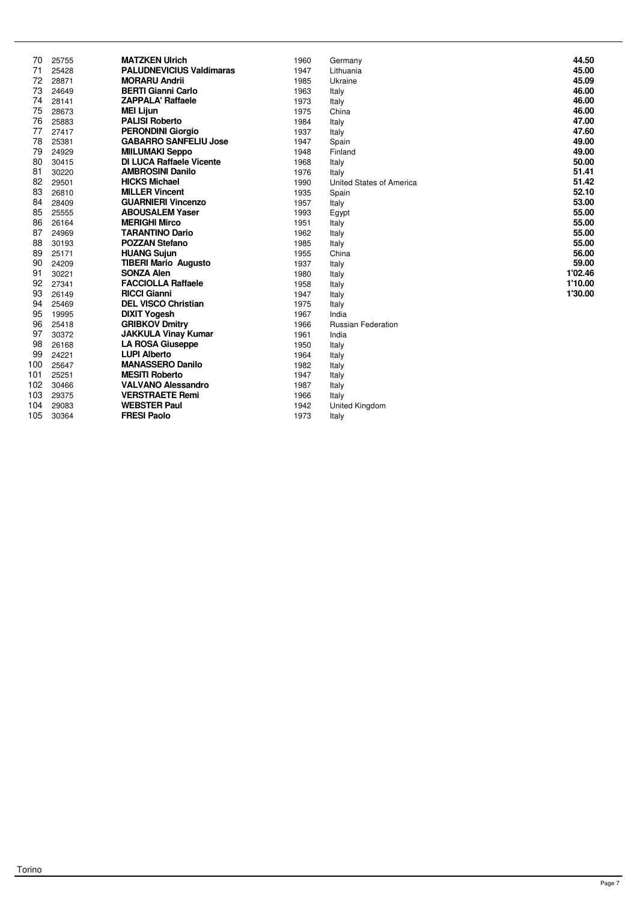| | | | | | |
|---|---|---|---|---|---|
| 70 | 25755 | **MATZKEN Ulrich** | 1960 | Germany | **44.50** |
| 71 | 25428 | **PALUDNEVICIUS Valdimaras** | 1947 | Lithuania | **45.00** |
| 72 | 28871 | **MORARU Andrii** | 1985 | Ukraine | **45.09** |
| 73 | 24649 | **BERTI Gianni Carlo** | 1963 | Italy | **46.00** |
| 74 | 28141 | **ZAPPALA' Raffaele** | 1973 | Italy | **46.00** |
| 75 | 28673 | **MEI Lijun** | 1975 | China | **46.00** |
| 76 | 25883 | **PALISI Roberto** | 1984 | Italy | **47.00** |
| 77 | 27417 | **PERONDINI Giorgio** | 1937 | Italy | **47.60** |
| 78 | 25381 | **GABARRO SANFELIU Jose** | 1947 | Spain | **49.00** |
| 79 | 24929 | **MIILUMAKI Seppo** | 1948 | Finland | **49.00** |
| 80 | 30415 | **DI LUCA Raffaele Vicente** | 1968 | Italy | **50.00** |
| 81 | 30220 | **AMBROSINI Danilo** | 1976 | Italy | **51.41** |
| 82 | 29501 | **HICKS Michael** | 1990 | United States of America | **51.42** |
| 83 | 26810 | **MILLER Vincent** | 1935 | Spain | **52.10** |
| 84 | 28409 | **GUARNIERI Vincenzo** | 1957 | Italy | **53.00** |
| 85 | 25555 | **ABOUSALEM Yaser** | 1993 | Egypt | **55.00** |
| 86 | 26164 | **MERIGHI Mirco** | 1951 | Italy | **55.00** |
| 87 | 24969 | **TARANTINO Dario** | 1962 | Italy | **55.00** |
| 88 | 30193 | **POZZAN Stefano** | 1985 | Italy | **55.00** |
| 89 | 25171 | **HUANG Sujun** | 1955 | China | **56.00** |
| 90 | 24209 | **TIBERI Mario Augusto** | 1937 | Italy | **59.00** |
| 91 | 30221 | **SONZA Alen** | 1980 | Italy | **1'02.46** |
| 92 | 27341 | **FACCIOLLA Raffaele** | 1958 | Italy | **1'10.00** |
| 93 | 26149 | **RICCI Gianni** | 1947 | Italy | **1'30.00** |
| 94 | 25469 | **DEL VISCO Christian** | 1975 | Italy | |
| 95 | 19995 | **DIXIT Yogesh** | 1967 | India | |
| 96 | 25418 | **GRIBKOV Dmitry** | 1966 | Russian Federation | |
| 97 | 30372 | **JAKKULA Vinay Kumar** | 1961 | India | |
| 98 | 26168 | **LA ROSA Giuseppe** | 1950 | Italy | |
| 99 | 24221 | **LUPI Alberto** | 1964 | Italy | |
| 100 | 25647 | **MANASSERO Danilo** | 1982 | Italy | |
| 101 | 25251 | **MESITI Roberto** | 1947 | Italy | |
| 102 | 30466 | **VALVANO Alessandro** | 1987 | Italy | |
| 103 | 29375 | **VERSTRAETE Remi** | 1966 | Italy | |
| 104 | 29083 | **WEBSTER Paul** | 1942 | United Kingdom | |
| 105 | 30364 | **FRESI Paolo** | 1973 | Italy | |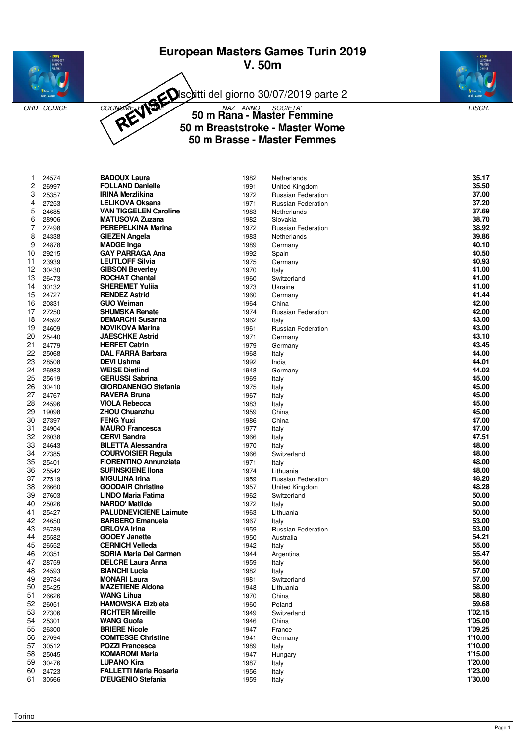# European Masters Games Turin 2019
## V. 50m

REVISED Iscritti del giorno 30/07/2019 parte 2

## 50 m Rana - Master Femmine
## 50 m Breaststroke - Master Wome
## 50 m Brasse - Master Femmes

| ORD | CODICE | COGNOME E NOME | NAZ ANNO | SOCIETA' | T.ISCR. |
|---|---|---|---|---|---|
| 1 | 24574 | **BADOUX Laura** | 1982 | Netherlands | **35.17** |
| 2 | 26997 | **FOLLAND Danielle** | 1991 | United Kingdom | **35.50** |
| 3 | 25357 | **IRINA Merzlikina** | 1972 | Russian Federation | **37.00** |
| 4 | 27253 | **LELIKOVA Oksana** | 1971 | Russian Federation | **37.20** |
| 5 | 24685 | **VAN TIGGELEN Caroline** | 1983 | Netherlands | **37.69** |
| 6 | 28906 | **MATUSOVA Zuzana** | 1982 | Slovakia | **38.70** |
| 7 | 27498 | **PEREPELKINA Marina** | 1972 | Russian Federation | **38.92** |
| 8 | 24338 | **GIEZEN Angela** | 1983 | Netherlands | **39.86** |
| 9 | 24878 | **MADGE Inga** | 1989 | Germany | **40.10** |
| 10 | 29215 | **GAY PARRAGA Ana** | 1992 | Spain | **40.50** |
| 11 | 23939 | **LEUTLOFF Silvia** | 1975 | Germany | **40.93** |
| 12 | 30430 | **GIBSON Beverley** | 1970 | Italy | **41.00** |
| 13 | 26473 | **ROCHAT Chantal** | 1960 | Switzerland | **41.00** |
| 14 | 30132 | **SHEREMET Yuliia** | 1973 | Ukraine | **41.00** |
| 15 | 24727 | **RENDEZ Astrid** | 1960 | Germany | **41.44** |
| 16 | 20831 | **GUO Weiman** | 1964 | China | **42.00** |
| 17 | 27250 | **SHUMSKA Renate** | 1974 | Russian Federation | **42.00** |
| 18 | 24592 | **DEMARCHI Susanna** | 1962 | Italy | **43.00** |
| 19 | 24609 | **NOVIKOVA Marina** | 1961 | Russian Federation | **43.00** |
| 20 | 25440 | **JAESCHKE Astrid** | 1971 | Germany | **43.10** |
| 21 | 24779 | **HERFET Catrin** | 1979 | Germany | **43.45** |
| 22 | 25068 | **DAL FARRA Barbara** | 1968 | Italy | **44.00** |
| 23 | 28508 | **DEVI Ushma** | 1992 | India | **44.01** |
| 24 | 26983 | **WEISE Dietlind** | 1948 | Germany | **44.02** |
| 25 | 25619 | **GERUSSI Sabrina** | 1969 | Italy | **45.00** |
| 26 | 30410 | **GIORDANENGO Stefania** | 1975 | Italy | **45.00** |
| 27 | 24767 | **RAVERA Bruna** | 1967 | Italy | **45.00** |
| 28 | 24596 | **VIOLA Rebecca** | 1983 | Italy | **45.00** |
| 29 | 19098 | **ZHOU Chuanzhu** | 1959 | China | **45.00** |
| 30 | 27397 | **FENG Yuxi** | 1986 | China | **47.00** |
| 31 | 24904 | **MAURO Francesca** | 1977 | Italy | **47.00** |
| 32 | 26038 | **CERVI Sandra** | 1966 | Italy | **47.51** |
| 33 | 24643 | **BILETTA Alessandra** | 1970 | Italy | **48.00** |
| 34 | 27385 | **COURVOISIER Regula** | 1966 | Switzerland | **48.00** |
| 35 | 25401 | **FIORENTINO Annunziata** | 1971 | Italy | **48.00** |
| 36 | 25542 | **SUFINSKIENE Ilona** | 1974 | Lithuania | **48.00** |
| 37 | 27519 | **MIGULINA Irina** | 1959 | Russian Federation | **48.20** |
| 38 | 26660 | **GOODAIR Christine** | 1957 | United Kingdom | **48.28** |
| 39 | 27603 | **LINDO Maria Fatima** | 1962 | Switzerland | **50.00** |
| 40 | 25026 | **NARDO' Matilde** | 1972 | Italy | **50.00** |
| 41 | 25427 | **PALUDNEVICIENE Laimute** | 1963 | Lithuania | **50.00** |
| 42 | 24650 | **BARBERO Emanuela** | 1967 | Italy | **53.00** |
| 43 | 26789 | **ORLOVA Irina** | 1959 | Russian Federation | **53.00** |
| 44 | 25582 | **GOOEY Janette** | 1950 | Australia | **54.21** |
| 45 | 26552 | **CERNICH Velleda** | 1942 | Italy | **55.00** |
| 46 | 20351 | **SORIA Maria Del Carmen** | 1944 | Argentina | **55.47** |
| 47 | 28759 | **DELCRE Laura Anna** | 1959 | Italy | **56.00** |
| 48 | 24593 | **BIANCHI Lucia** | 1982 | Italy | **57.00** |
| 49 | 29734 | **MONARI Laura** | 1981 | Switzerland | **57.00** |
| 50 | 25425 | **MAZETIENE Aldona** | 1948 | Lithuania | **58.00** |
| 51 | 26626 | **WANG Lihua** | 1970 | China | **58.80** |
| 52 | 26051 | **HAMOWSKA Elzbieta** | 1960 | Poland | **59.68** |
| 53 | 27306 | **RICHTER Mireille** | 1949 | Switzerland | **1'02.15** |
| 54 | 25301 | **WANG Guofa** | 1946 | China | **1'05.00** |
| 55 | 26300 | **BRIERE Nicole** | 1947 | France | **1'09.25** |
| 56 | 27094 | **COMTESSE Christine** | 1941 | Germany | **1'10.00** |
| 57 | 30512 | **POZZI Francesca** | 1989 | Italy | **1'10.00** |
| 58 | 25045 | **KOMAROMI Maria** | 1947 | Hungary | **1'15.00** |
| 59 | 30476 | **LUPANO Kira** | 1987 | Italy | **1'20.00** |
| 60 | 24723 | **FALLETTI Maria Rosaria** | 1956 | Italy | **1'23.00** |
| 61 | 30566 | **D'EUGENIO Stefania** | 1959 | Italy | **1'30.00** |

Torino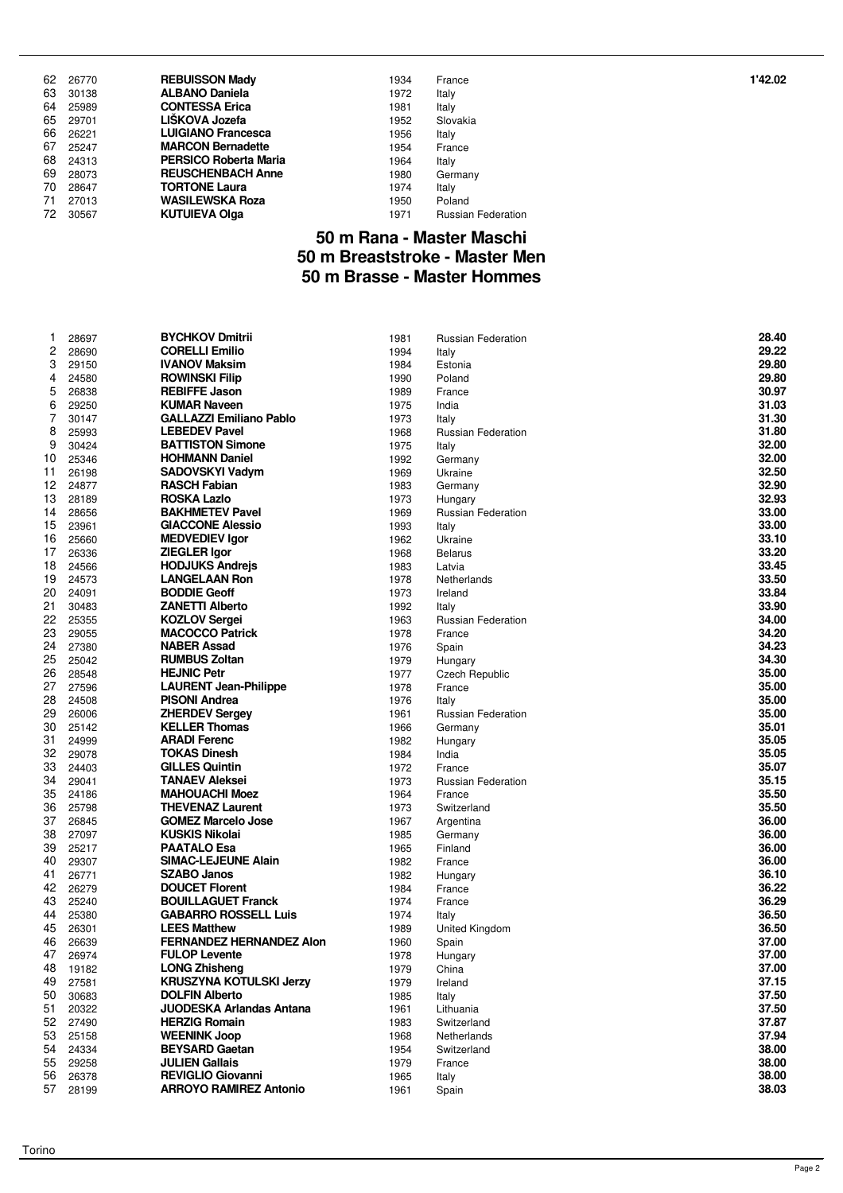| | | | | | |
|---|---|---|---|---|---|
| 62 | 26770 | **REBUISSON Mady** | 1934 | France | **1'42.02** |
| 63 | 30138 | **ALBANO Daniela** | 1972 | Italy | |
| 64 | 25989 | **CONTESSA Erica** | 1981 | Italy | |
| 65 | 29701 | **LIŠKOVA Jozefa** | 1952 | Slovakia | |
| 66 | 26221 | **LUIGIANO Francesca** | 1956 | Italy | |
| 67 | 25247 | **MARCON Bernadette** | 1954 | France | |
| 68 | 24313 | **PERSICO Roberta Maria** | 1964 | Italy | |
| 69 | 28073 | **REUSCHENBACH Anne** | 1980 | Germany | |
| 70 | 28647 | **TORTONE Laura** | 1974 | Italy | |
| 71 | 27013 | **WASILEWSKA Roza** | 1950 | Poland | |
| 72 | 30567 | **KUTUIEVA Olga** | 1971 | Russian Federation | |

## 50 m Rana - Master Maschi
## 50 m Breaststroke - Master Men
## 50 m Brasse - Master Hommes

| | | | | | |
|---|---|---|---|---|---|
| 1 | 28697 | **BYCHKOV Dmitrii** | 1981 | Russian Federation | **28.40** |
| 2 | 28690 | **CORELLI Emilio** | 1994 | Italy | **29.22** |
| 3 | 29150 | **IVANOV Maksim** | 1984 | Estonia | **29.80** |
| 4 | 24580 | **ROWINSKI Filip** | 1990 | Poland | **29.80** |
| 5 | 26838 | **REBIFFE Jason** | 1989 | France | **30.97** |
| 6 | 29250 | **KUMAR Naveen** | 1975 | India | **31.03** |
| 7 | 30147 | **GALLAZZI Emiliano Pablo** | 1973 | Italy | **31.30** |
| 8 | 25993 | **LEBEDEV Pavel** | 1968 | Russian Federation | **31.80** |
| 9 | 30424 | **BATTISTON Simone** | 1975 | Italy | **32.00** |
| 10 | 25346 | **HOHMANN Daniel** | 1992 | Germany | **32.00** |
| 11 | 26198 | **SADOVSKYI Vadym** | 1969 | Ukraine | **32.50** |
| 12 | 24877 | **RASCH Fabian** | 1983 | Germany | **32.90** |
| 13 | 28189 | **ROSKA Lazlo** | 1973 | Hungary | **32.93** |
| 14 | 28656 | **BAKHMETEV Pavel** | 1969 | Russian Federation | **33.00** |
| 15 | 23961 | **GIACCONE Alessio** | 1993 | Italy | **33.00** |
| 16 | 25660 | **MEDVEDIEV Igor** | 1962 | Ukraine | **33.10** |
| 17 | 26336 | **ZIEGLER Igor** | 1968 | Belarus | **33.20** |
| 18 | 24566 | **HODJUKS Andrejs** | 1983 | Latvia | **33.45** |
| 19 | 24573 | **LANGELAAN Ron** | 1978 | Netherlands | **33.50** |
| 20 | 24091 | **BODDIE Geoff** | 1973 | Ireland | **33.84** |
| 21 | 30483 | **ZANETTI Alberto** | 1992 | Italy | **33.90** |
| 22 | 25355 | **KOZLOV Sergei** | 1963 | Russian Federation | **34.00** |
| 23 | 29055 | **MACOCCO Patrick** | 1978 | France | **34.20** |
| 24 | 27380 | **NABER Assad** | 1976 | Spain | **34.23** |
| 25 | 25042 | **RUMBUS Zoltan** | 1979 | Hungary | **34.30** |
| 26 | 28548 | **HEJNIC Petr** | 1977 | Czech Republic | **35.00** |
| 27 | 27596 | **LAURENT Jean-Philippe** | 1978 | France | **35.00** |
| 28 | 24508 | **PISONI Andrea** | 1976 | Italy | **35.00** |
| 29 | 26006 | **ZHERDEV Sergey** | 1961 | Russian Federation | **35.00** |
| 30 | 25142 | **KELLER Thomas** | 1966 | Germany | **35.01** |
| 31 | 24999 | **ARADI Ferenc** | 1982 | Hungary | **35.05** |
| 32 | 29078 | **TOKAS Dinesh** | 1984 | India | **35.05** |
| 33 | 24403 | **GILLES Quintin** | 1972 | France | **35.07** |
| 34 | 29041 | **TANAEV Aleksei** | 1973 | Russian Federation | **35.15** |
| 35 | 24186 | **MAHOUACHI Moez** | 1964 | France | **35.50** |
| 36 | 25798 | **THEVENAZ Laurent** | 1973 | Switzerland | **35.50** |
| 37 | 26845 | **GOMEZ Marcelo Jose** | 1967 | Argentina | **36.00** |
| 38 | 27097 | **KUSKIS Nikolai** | 1985 | Germany | **36.00** |
| 39 | 25217 | **PAATALO Esa** | 1965 | Finland | **36.00** |
| 40 | 29307 | **SIMAC-LEJEUNE Alain** | 1982 | France | **36.00** |
| 41 | 26771 | **SZABO Janos** | 1982 | Hungary | **36.10** |
| 42 | 26279 | **DOUCET Florent** | 1984 | France | **36.22** |
| 43 | 25240 | **BOUILLAGUET Franck** | 1974 | France | **36.29** |
| 44 | 25380 | **GABARRO ROSSELL Luis** | 1974 | Italy | **36.50** |
| 45 | 26301 | **LEES Matthew** | 1989 | United Kingdom | **36.50** |
| 46 | 26639 | **FERNANDEZ HERNANDEZ Alon** | 1960 | Spain | **37.00** |
| 47 | 26974 | **FULOP Levente** | 1978 | Hungary | **37.00** |
| 48 | 19182 | **LONG Zhisheng** | 1979 | China | **37.00** |
| 49 | 27581 | **KRUSZYNA KOTULSKI Jerzy** | 1979 | Ireland | **37.15** |
| 50 | 30683 | **DOLFIN Alberto** | 1985 | Italy | **37.50** |
| 51 | 20322 | **JUODESKA Arlandas Antana** | 1961 | Lithuania | **37.50** |
| 52 | 27490 | **HERZIG Romain** | 1983 | Switzerland | **37.87** |
| 53 | 25158 | **WEENINK Joop** | 1968 | Netherlands | **37.94** |
| 54 | 24334 | **BEYSARD Gaetan** | 1954 | Switzerland | **38.00** |
| 55 | 29258 | **JULIEN Gallais** | 1979 | France | **38.00** |
| 56 | 26378 | **REVIGLIO Giovanni** | 1965 | Italy | **38.00** |
| 57 | 28199 | **ARROYO RAMIREZ Antonio** | 1961 | Spain | **38.03** |

Torino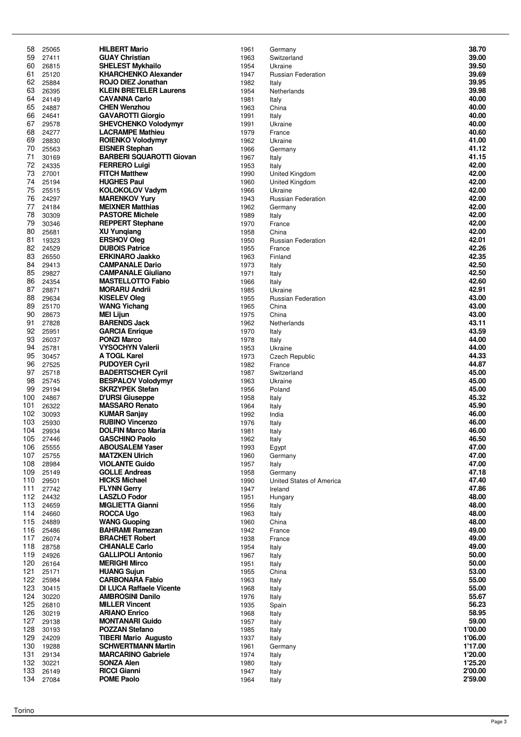| | | | | | |
|---|---|---|---|---|---|
| 58 | 25065 | **HILBERT Mario** | 1961 | Germany | **38.70** |
| 59 | 27411 | **GUAY Christian** | 1963 | Switzerland | **39.00** |
| 60 | 26815 | **SHELEST Mykhailo** | 1954 | Ukraine | **39.50** |
| 61 | 25120 | **KHARCHENKO Alexander** | 1947 | Russian Federation | **39.69** |
| 62 | 25884 | **ROJO DIEZ Jonathan** | 1982 | Italy | **39.95** |
| 63 | 26395 | **KLEIN BRETELER Laurens** | 1954 | Netherlands | **39.98** |
| 64 | 24149 | **CAVANNA Carlo** | 1981 | Italy | **40.00** |
| 65 | 24887 | **CHEN Wenzhou** | 1963 | China | **40.00** |
| 66 | 24641 | **GAVAROTTI Giorgio** | 1991 | Italy | **40.00** |
| 67 | 29578 | **SHEVCHENKO Volodymyr** | 1991 | Ukraine | **40.00** |
| 68 | 24277 | **LACRAMPE Mathieu** | 1979 | France | **40.60** |
| 69 | 28830 | **ROIENKO Volodymyr** | 1962 | Ukraine | **41.00** |
| 70 | 25563 | **EISNER Stephan** | 1966 | Germany | **41.12** |
| 71 | 30169 | **BARBERI SQUAROTTI Giovan** | 1967 | Italy | **41.15** |
| 72 | 24335 | **FERRERO Luigi** | 1953 | Italy | **42.00** |
| 73 | 27001 | **FITCH Matthew** | 1990 | United Kingdom | **42.00** |
| 74 | 25194 | **HUGHES Paul** | 1960 | United Kingdom | **42.00** |
| 75 | 25515 | **KOLOKOLOV Vadym** | 1966 | Ukraine | **42.00** |
| 76 | 24297 | **MARENKOV Yury** | 1943 | Russian Federation | **42.00** |
| 77 | 24184 | **MEIXNER Matthias** | 1962 | Germany | **42.00** |
| 78 | 30309 | **PASTORE Michele** | 1989 | Italy | **42.00** |
| 79 | 30346 | **REPPERT Stephane** | 1970 | France | **42.00** |
| 80 | 25681 | **XU Yunqiang** | 1958 | China | **42.00** |
| 81 | 19323 | **ERSHOV Oleg** | 1950 | Russian Federation | **42.01** |
| 82 | 24529 | **DUBOIS Patrice** | 1955 | France | **42.26** |
| 83 | 26550 | **ERKINARO Jaakko** | 1963 | Finland | **42.35** |
| 84 | 29413 | **CAMPANALE Dario** | 1973 | Italy | **42.50** |
| 85 | 29827 | **CAMPANALE Giuliano** | 1971 | Italy | **42.50** |
| 86 | 24354 | **MASTELLOTTO Fabio** | 1966 | Italy | **42.60** |
| 87 | 28871 | **MORARU Andrii** | 1985 | Ukraine | **42.91** |
| 88 | 29634 | **KISELEV Oleg** | 1955 | Russian Federation | **43.00** |
| 89 | 25170 | **WANG Yichang** | 1965 | China | **43.00** |
| 90 | 28673 | **MEI Lijun** | 1975 | China | **43.00** |
| 91 | 27828 | **BARENDS Jack** | 1962 | Netherlands | **43.11** |
| 92 | 25951 | **GARCIA Enrique** | 1970 | Italy | **43.59** |
| 93 | 26037 | **PONZI Marco** | 1978 | Italy | **44.00** |
| 94 | 25781 | **VYSOCHYN Valerii** | 1953 | Ukraine | **44.00** |
| 95 | 30457 | **A TOGL Karel** | 1973 | Czech Republic | **44.33** |
| 96 | 27525 | **PUDOYER Cyril** | 1982 | France | **44.87** |
| 97 | 25718 | **BADERTSCHER Cyril** | 1987 | Switzerland | **45.00** |
| 98 | 25745 | **BESPALOV Volodymyr** | 1963 | Ukraine | **45.00** |
| 99 | 29194 | **SKRZYPEK Stefan** | 1956 | Poland | **45.00** |
| 100 | 24867 | **D'URSI Giuseppe** | 1958 | Italy | **45.32** |
| 101 | 26322 | **MASSARO Renato** | 1964 | Italy | **45.90** |
| 102 | 30093 | **KUMAR Sanjay** | 1992 | India | **46.00** |
| 103 | 25930 | **RUBINO Vincenzo** | 1976 | Italy | **46.00** |
| 104 | 29934 | **DOLFIN Marco Maria** | 1981 | Italy | **46.00** |
| 105 | 27446 | **GASCHINO Paolo** | 1962 | Italy | **46.50** |
| 106 | 25555 | **ABOUSALEM Yaser** | 1993 | Egypt | **47.00** |
| 107 | 25755 | **MATZKEN Ulrich** | 1960 | Germany | **47.00** |
| 108 | 28984 | **VIOLANTE Guido** | 1957 | Italy | **47.00** |
| 109 | 25149 | **GOLLE Andreas** | 1958 | Germany | **47.18** |
| 110 | 29501 | **HICKS Michael** | 1990 | United States of America | **47.40** |
| 111 | 27742 | **FLYNN Gerry** | 1947 | Ireland | **47.86** |
| 112 | 24432 | **LASZLO Fodor** | 1951 | Hungary | **48.00** |
| 113 | 24659 | **MIGLIETTA Gianni** | 1956 | Italy | **48.00** |
| 114 | 24660 | **ROCCA Ugo** | 1963 | Italy | **48.00** |
| 115 | 24889 | **WANG Guoping** | 1960 | China | **48.00** |
| 116 | 25486 | **BAHRAMI Ramezan** | 1942 | France | **49.00** |
| 117 | 26074 | **BRACHET Robert** | 1938 | France | **49.00** |
| 118 | 28758 | **CHIANALE Carlo** | 1954 | Italy | **49.00** |
| 119 | 24926 | **GALLIPOLI Antonio** | 1967 | Italy | **50.00** |
| 120 | 26164 | **MERIGHI Mirco** | 1951 | Italy | **50.00** |
| 121 | 25171 | **HUANG Sujun** | 1955 | China | **53.00** |
| 122 | 25984 | **CARBONARA Fabio** | 1963 | Italy | **55.00** |
| 123 | 30415 | **DI LUCA Raffaele Vicente** | 1968 | Italy | **55.00** |
| 124 | 30220 | **AMBROSINI Danilo** | 1976 | Italy | **55.67** |
| 125 | 26810 | **MILLER Vincent** | 1935 | Spain | **56.23** |
| 126 | 30219 | **ARIANO Enrico** | 1968 | Italy | **58.95** |
| 127 | 29138 | **MONTANARI Guido** | 1957 | Italy | **59.00** |
| 128 | 30193 | **POZZAN Stefano** | 1985 | Italy | **1'00.00** |
| 129 | 24209 | **TIBERI Mario Augusto** | 1937 | Italy | **1'06.00** |
| 130 | 19288 | **SCHWERTMANN Martin** | 1961 | Germany | **1'17.00** |
| 131 | 29134 | **MARCARINO Gabriele** | 1974 | Italy | **1'20.00** |
| 132 | 30221 | **SONZA Alen** | 1980 | Italy | **1'25.20** |
| 133 | 26149 | **RICCI Gianni** | 1947 | Italy | **2'00.00** |
| 134 | 27084 | **POME Paolo** | 1964 | Italy | **2'59.00** |

Torino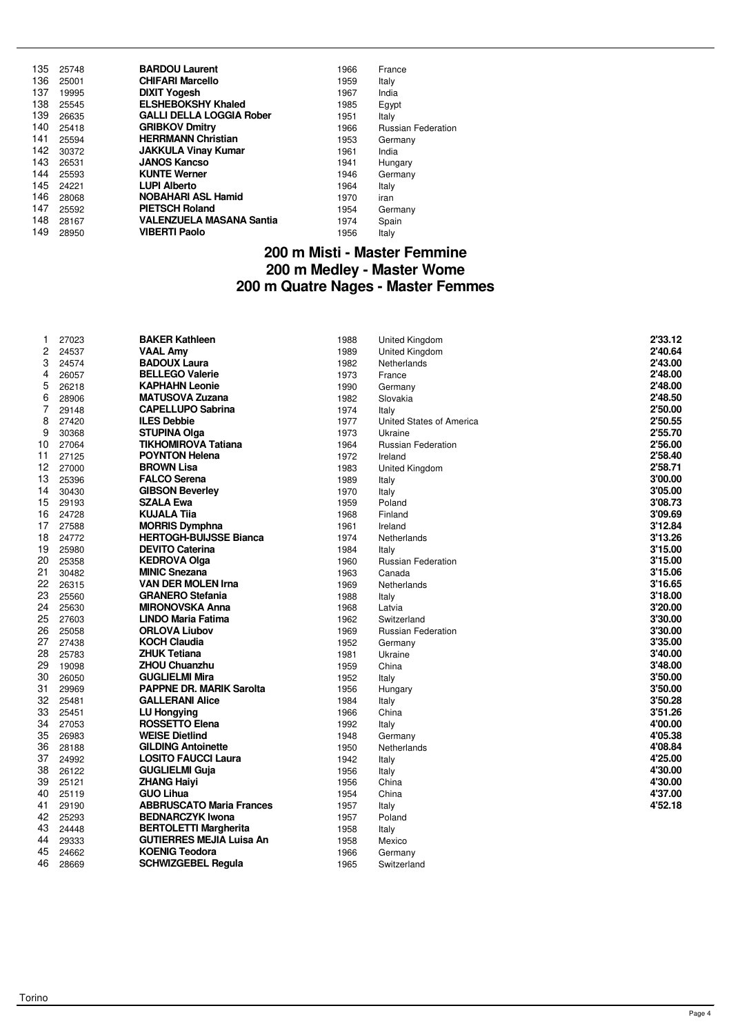| | | | | |
|---|---|---|---|---|
| 135 | 25748 | **BARDOU Laurent** | 1966 | France |
| 136 | 25001 | **CHIFARI Marcello** | 1959 | Italy |
| 137 | 19995 | **DIXIT Yogesh** | 1967 | India |
| 138 | 25545 | **ELSHEBOKSHY Khaled** | 1985 | Egypt |
| 139 | 26635 | **GALLI DELLA LOGGIA Rober** | 1951 | Italy |
| 140 | 25418 | **GRIBKOV Dmitry** | 1966 | Russian Federation |
| 141 | 25594 | **HERRMANN Christian** | 1953 | Germany |
| 142 | 30372 | **JAKKULA Vinay Kumar** | 1961 | India |
| 143 | 26531 | **JANOS Kancso** | 1941 | Hungary |
| 144 | 25593 | **KUNTE Werner** | 1946 | Germany |
| 145 | 24221 | **LUPI Alberto** | 1964 | Italy |
| 146 | 28068 | **NOBAHARI ASL Hamid** | 1970 | iran |
| 147 | 25592 | **PIETSCH Roland** | 1954 | Germany |
| 148 | 28167 | **VALENZUELA MASANA Santia** | 1974 | Spain |
| 149 | 28950 | **VIBERTI Paolo** | 1956 | Italy |

## 200 m Misti - Master Femmine
## 200 m Medley - Master Wome
## 200 m Quatre Nages - Master Femmes

| | | | | | |
|---|---|---|---|---|---|
| 1 | 27023 | **BAKER Kathleen** | 1988 | United Kingdom | **2'33.12** |
| 2 | 24537 | **VAAL Amy** | 1989 | United Kingdom | **2'40.64** |
| 3 | 24574 | **BADOUX Laura** | 1982 | Netherlands | **2'43.00** |
| 4 | 26057 | **BELLEGO Valerie** | 1973 | France | **2'48.00** |
| 5 | 26218 | **KAPHAHN Leonie** | 1990 | Germany | **2'48.00** |
| 6 | 28906 | **MATUSOVA Zuzana** | 1982 | Slovakia | **2'48.50** |
| 7 | 29148 | **CAPELLUPO Sabrina** | 1974 | Italy | **2'50.00** |
| 8 | 27420 | **ILES Debbie** | 1977 | United States of America | **2'50.55** |
| 9 | 30368 | **STUPINA Olga** | 1973 | Ukraine | **2'55.70** |
| 10 | 27064 | **TIKHOMIROVA Tatiana** | 1964 | Russian Federation | **2'56.00** |
| 11 | 27125 | **POYNTON Helena** | 1972 | Ireland | **2'58.40** |
| 12 | 27000 | **BROWN Lisa** | 1983 | United Kingdom | **2'58.71** |
| 13 | 25396 | **FALCO Serena** | 1989 | Italy | **3'00.00** |
| 14 | 30430 | **GIBSON Beverley** | 1970 | Italy | **3'05.00** |
| 15 | 29193 | **SZALA Ewa** | 1959 | Poland | **3'08.73** |
| 16 | 24728 | **KUJALA Tiia** | 1968 | Finland | **3'09.69** |
| 17 | 27588 | **MORRIS Dymphna** | 1961 | Ireland | **3'12.84** |
| 18 | 24772 | **HERTOGH-BUIJSSE Bianca** | 1974 | Netherlands | **3'13.26** |
| 19 | 25980 | **DEVITO Caterina** | 1984 | Italy | **3'15.00** |
| 20 | 25358 | **KEDROVA Olga** | 1960 | Russian Federation | **3'15.00** |
| 21 | 30482 | **MINIC Snezana** | 1963 | Canada | **3'15.06** |
| 22 | 26315 | **VAN DER MOLEN Irna** | 1969 | Netherlands | **3'16.65** |
| 23 | 25560 | **GRANERO Stefania** | 1988 | Italy | **3'18.00** |
| 24 | 25630 | **MIRONOVSKA Anna** | 1968 | Latvia | **3'20.00** |
| 25 | 27603 | **LINDO Maria Fatima** | 1962 | Switzerland | **3'30.00** |
| 26 | 25058 | **ORLOVA Liubov** | 1969 | Russian Federation | **3'30.00** |
| 27 | 27438 | **KOCH Claudia** | 1952 | Germany | **3'35.00** |
| 28 | 25783 | **ZHUK Tetiana** | 1981 | Ukraine | **3'40.00** |
| 29 | 19098 | **ZHOU Chuanzhu** | 1959 | China | **3'48.00** |
| 30 | 26050 | **GUGLIELMI Mira** | 1952 | Italy | **3'50.00** |
| 31 | 29969 | **PAPPNE DR. MARIK Sarolta** | 1956 | Hungary | **3'50.00** |
| 32 | 25481 | **GALLERANI Alice** | 1984 | Italy | **3'50.28** |
| 33 | 25451 | **LU Hongying** | 1966 | China | **3'51.26** |
| 34 | 27053 | **ROSSETTO Elena** | 1992 | Italy | **4'00.00** |
| 35 | 26983 | **WEISE Dietlind** | 1948 | Germany | **4'05.38** |
| 36 | 28188 | **GILDING Antoinette** | 1950 | Netherlands | **4'08.84** |
| 37 | 24992 | **LOSITO FAUCCI Laura** | 1942 | Italy | **4'25.00** |
| 38 | 26122 | **GUGLIELMI Guja** | 1956 | Italy | **4'30.00** |
| 39 | 25121 | **ZHANG Haiyi** | 1956 | China | **4'30.00** |
| 40 | 25119 | **GUO Lihua** | 1954 | China | **4'37.00** |
| 41 | 29190 | **ABBRUSCATO Maria Frances** | 1957 | Italy | **4'52.18** |
| 42 | 25293 | **BEDNARCZYK Iwona** | 1957 | Poland | |
| 43 | 24448 | **BERTOLETTI Margherita** | 1958 | Italy | |
| 44 | 29333 | **GUTIERRES MEJIA Luisa An** | 1958 | Mexico | |
| 45 | 24662 | **KOENIG Teodora** | 1966 | Germany | |
| 46 | 28669 | **SCHWIZGEBEL Regula** | 1965 | Switzerland | |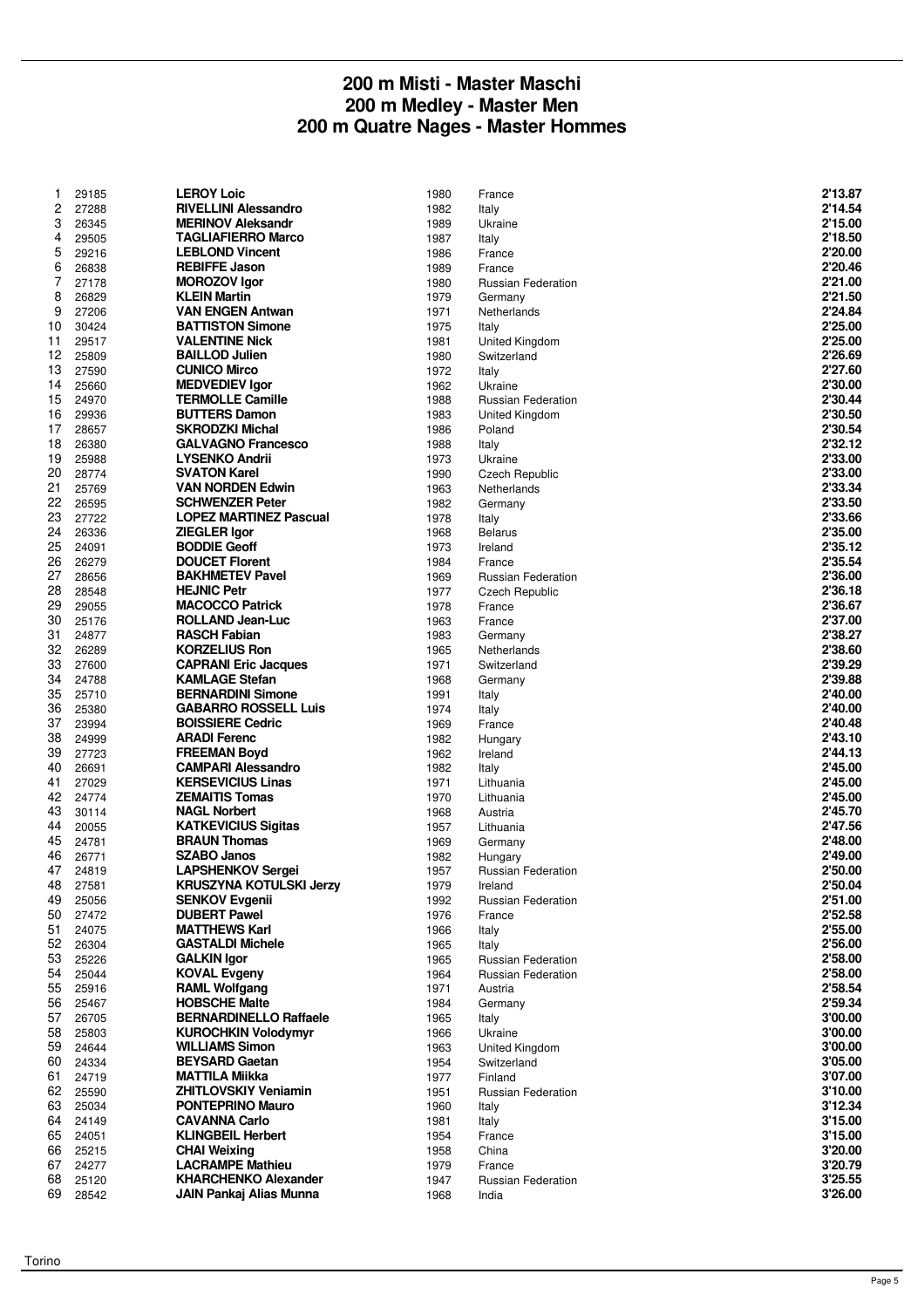# 200 m Misti - Master Maschi
# 200 m Medley - Master Men
# 200 m Quatre Nages - Master Hommes

| | | | | | |
|---|---|---|---|---|---|
| 1 | 29185 | **LEROY Loic** | 1980 | France | **2'13.87** |
| 2 | 27288 | **RIVELLINI Alessandro** | 1982 | Italy | **2'14.54** |
| 3 | 26345 | **MERINOV Aleksandr** | 1989 | Ukraine | **2'15.00** |
| 4 | 29505 | **TAGLIAFIERRO Marco** | 1987 | Italy | **2'18.50** |
| 5 | 29216 | **LEBLOND Vincent** | 1986 | France | **2'20.00** |
| 6 | 26838 | **REBIFFE Jason** | 1989 | France | **2'20.46** |
| 7 | 27178 | **MOROZOV Igor** | 1980 | Russian Federation | **2'21.00** |
| 8 | 26829 | **KLEIN Martin** | 1979 | Germany | **2'21.50** |
| 9 | 27206 | **VAN ENGEN Antwan** | 1971 | Netherlands | **2'24.84** |
| 10 | 30424 | **BATTISTON Simone** | 1975 | Italy | **2'25.00** |
| 11 | 29517 | **VALENTINE Nick** | 1981 | United Kingdom | **2'25.00** |
| 12 | 25809 | **BAILLOD Julien** | 1980 | Switzerland | **2'26.69** |
| 13 | 27590 | **CUNICO Mirco** | 1972 | Italy | **2'27.60** |
| 14 | 25660 | **MEDVEDIEV Igor** | 1962 | Ukraine | **2'30.00** |
| 15 | 24970 | **TERMOLLE Camille** | 1988 | Russian Federation | **2'30.44** |
| 16 | 29936 | **BUTTERS Damon** | 1983 | United Kingdom | **2'30.50** |
| 17 | 28657 | **SKRODZKI Michal** | 1986 | Poland | **2'30.54** |
| 18 | 26380 | **GALVAGNO Francesco** | 1988 | Italy | **2'32.12** |
| 19 | 25988 | **LYSENKO Andrii** | 1973 | Ukraine | **2'33.00** |
| 20 | 28774 | **SVATON Karel** | 1990 | Czech Republic | **2'33.00** |
| 21 | 25769 | **VAN NORDEN Edwin** | 1963 | Netherlands | **2'33.34** |
| 22 | 26595 | **SCHWENZER Peter** | 1982 | Germany | **2'33.50** |
| 23 | 27722 | **LOPEZ MARTINEZ Pascual** | 1978 | Italy | **2'33.66** |
| 24 | 26336 | **ZIEGLER Igor** | 1968 | Belarus | **2'35.00** |
| 25 | 24091 | **BODDIE Geoff** | 1973 | Ireland | **2'35.12** |
| 26 | 26279 | **DOUCET Florent** | 1984 | France | **2'35.54** |
| 27 | 28656 | **BAKHMETEV Pavel** | 1969 | Russian Federation | **2'36.00** |
| 28 | 28548 | **HEJNIC Petr** | 1977 | Czech Republic | **2'36.18** |
| 29 | 29055 | **MACOCCO Patrick** | 1978 | France | **2'36.67** |
| 30 | 25176 | **ROLLAND Jean-Luc** | 1963 | France | **2'37.00** |
| 31 | 24877 | **RASCH Fabian** | 1983 | Germany | **2'38.27** |
| 32 | 26289 | **KORZELIUS Ron** | 1965 | Netherlands | **2'38.60** |
| 33 | 27600 | **CAPRANI Eric Jacques** | 1971 | Switzerland | **2'39.29** |
| 34 | 24788 | **KAMLAGE Stefan** | 1968 | Germany | **2'39.88** |
| 35 | 25710 | **BERNARDINI Simone** | 1991 | Italy | **2'40.00** |
| 36 | 25380 | **GABARRO ROSSELL Luis** | 1974 | Italy | **2'40.00** |
| 37 | 23994 | **BOISSIERE Cedric** | 1969 | France | **2'40.48** |
| 38 | 24999 | **ARADI Ferenc** | 1982 | Hungary | **2'43.10** |
| 39 | 27723 | **FREEMAN Boyd** | 1962 | Ireland | **2'44.13** |
| 40 | 26691 | **CAMPARI Alessandro** | 1982 | Italy | **2'45.00** |
| 41 | 27029 | **KERSEVICIUS Linas** | 1971 | Lithuania | **2'45.00** |
| 42 | 24774 | **ZEMAITIS Tomas** | 1970 | Lithuania | **2'45.00** |
| 43 | 30114 | **NAGL Norbert** | 1968 | Austria | **2'45.70** |
| 44 | 20055 | **KATKEVICIUS Sigitas** | 1957 | Lithuania | **2'47.56** |
| 45 | 24781 | **BRAUN Thomas** | 1969 | Germany | **2'48.00** |
| 46 | 26771 | **SZABO Janos** | 1982 | Hungary | **2'49.00** |
| 47 | 24819 | **LAPSHENKOV Sergei** | 1957 | Russian Federation | **2'50.00** |
| 48 | 27581 | **KRUSZYNA KOTULSKI Jerzy** | 1979 | Ireland | **2'50.04** |
| 49 | 25056 | **SENKOV Evgenii** | 1992 | Russian Federation | **2'51.00** |
| 50 | 27472 | **DUBERT Pawel** | 1976 | France | **2'52.58** |
| 51 | 24075 | **MATTHEWS Karl** | 1966 | Italy | **2'55.00** |
| 52 | 26304 | **GASTALDI Michele** | 1965 | Italy | **2'56.00** |
| 53 | 25226 | **GALKIN Igor** | 1965 | Russian Federation | **2'58.00** |
| 54 | 25044 | **KOVAL Evgeny** | 1964 | Russian Federation | **2'58.00** |
| 55 | 25916 | **RAML Wolfgang** | 1971 | Austria | **2'58.54** |
| 56 | 25467 | **HOBSCHE Malte** | 1984 | Germany | **2'59.34** |
| 57 | 26705 | **BERNARDINELLO Raffaele** | 1965 | Italy | **3'00.00** |
| 58 | 25803 | **KUROCHKIN Volodymyr** | 1966 | Ukraine | **3'00.00** |
| 59 | 24644 | **WILLIAMS Simon** | 1963 | United Kingdom | **3'00.00** |
| 60 | 24334 | **BEYSARD Gaetan** | 1954 | Switzerland | **3'05.00** |
| 61 | 24719 | **MATTILA Miikka** | 1977 | Finland | **3'07.00** |
| 62 | 25590 | **ZHITLOVSKIY Veniamin** | 1951 | Russian Federation | **3'10.00** |
| 63 | 25034 | **PONTEPRINO Mauro** | 1960 | Italy | **3'12.34** |
| 64 | 24149 | **CAVANNA Carlo** | 1981 | Italy | **3'15.00** |
| 65 | 24051 | **KLINGBEIL Herbert** | 1954 | France | **3'15.00** |
| 66 | 25215 | **CHAI Weixing** | 1958 | China | **3'20.00** |
| 67 | 24277 | **LACRAMPE Mathieu** | 1979 | France | **3'20.79** |
| 68 | 25120 | **KHARCHENKO Alexander** | 1947 | Russian Federation | **3'25.55** |
| 69 | 28542 | **JAIN Pankaj Alias Munna** | 1968 | India | **3'26.00** |

Torino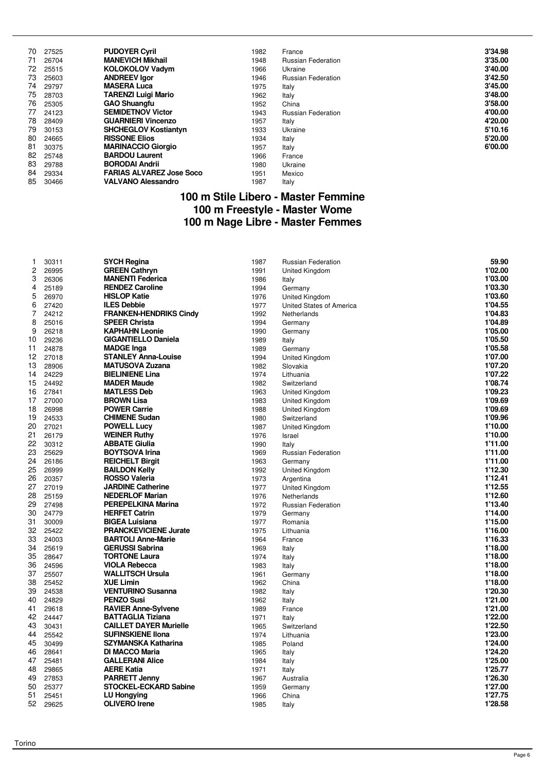| | | | | | |
|---|---|---|---|---|---|
| 70 | 27525 | **PUDOYER Cyril** | 1982 | France | **3'34.98** |
| 71 | 26704 | **MANEVICH Mikhail** | 1948 | Russian Federation | **3'35.00** |
| 72 | 25515 | **KOLOKOLOV Vadym** | 1966 | Ukraine | **3'40.00** |
| 73 | 25603 | **ANDREEV Igor** | 1946 | Russian Federation | **3'42.50** |
| 74 | 29797 | **MASERA Luca** | 1975 | Italy | **3'45.00** |
| 75 | 28703 | **TARENZI Luigi Mario** | 1962 | Italy | **3'48.00** |
| 76 | 25305 | **GAO Shuangfu** | 1952 | China | **3'58.00** |
| 77 | 24123 | **SEMIDETNOV Victor** | 1943 | Russian Federation | **4'00.00** |
| 78 | 28409 | **GUARNIERI Vincenzo** | 1957 | Italy | **4'20.00** |
| 79 | 30153 | **SHCHEGLOV Kostiantyn** | 1933 | Ukraine | **5'10.16** |
| 80 | 24665 | **RISSONE Elios** | 1934 | Italy | **5'20.00** |
| 81 | 30375 | **MARINACCIO Giorgio** | 1957 | Italy | **6'00.00** |
| 82 | 25748 | **BARDOU Laurent** | 1966 | France | |
| 83 | 29788 | **BORODAI Andrii** | 1980 | Ukraine | |
| 84 | 29334 | **FARIAS ALVAREZ Jose Soco** | 1951 | Mexico | |
| 85 | 30466 | **VALVANO Alessandro** | 1987 | Italy | |

## 100 m Stile Libero - Master Femmine
## 100 m Freestyle - Master Wome
## 100 m Nage Libre - Master Femmes

| | | | | | |
|---|---|---|---|---|---|
| 1 | 30311 | **SYCH Regina** | 1987 | Russian Federation | **59.90** |
| 2 | 26995 | **GREEN Cathryn** | 1991 | United Kingdom | **1'02.00** |
| 3 | 26306 | **MANENTI Federica** | 1986 | Italy | **1'03.00** |
| 4 | 25189 | **RENDEZ Caroline** | 1994 | Germany | **1'03.30** |
| 5 | 26970 | **HISLOP Katie** | 1976 | United Kingdom | **1'03.60** |
| 6 | 27420 | **ILES Debbie** | 1977 | United States of America | **1'04.55** |
| 7 | 24212 | **FRANKEN-HENDRIKS Cindy** | 1992 | Netherlands | **1'04.83** |
| 8 | 25016 | **SPEER Christa** | 1994 | Germany | **1'04.89** |
| 9 | 26218 | **KAPHAHN Leonie** | 1990 | Germany | **1'05.00** |
| 10 | 29236 | **GIGANTIELLO Daniela** | 1989 | Italy | **1'05.50** |
| 11 | 24878 | **MADGE Inga** | 1989 | Germany | **1'05.58** |
| 12 | 27018 | **STANLEY Anna-Louise** | 1994 | United Kingdom | **1'07.00** |
| 13 | 28906 | **MATUSOVA Zuzana** | 1982 | Slovakia | **1'07.20** |
| 14 | 24229 | **BIELINIENE Lina** | 1974 | Lithuania | **1'07.22** |
| 15 | 24492 | **MADER Maude** | 1982 | Switzerland | **1'08.74** |
| 16 | 27841 | **MATLESS Deb** | 1963 | United Kingdom | **1'09.23** |
| 17 | 27000 | **BROWN Lisa** | 1983 | United Kingdom | **1'09.69** |
| 18 | 26998 | **POWER Carrie** | 1988 | United Kingdom | **1'09.69** |
| 19 | 24533 | **CHIMENE Sudan** | 1980 | Switzerland | **1'09.96** |
| 20 | 27021 | **POWELL Lucy** | 1987 | United Kingdom | **1'10.00** |
| 21 | 26179 | **WEINER Ruthy** | 1976 | Israel | **1'10.00** |
| 22 | 30312 | **ABBATE Giulia** | 1990 | Italy | **1'11.00** |
| 23 | 25629 | **BOYTSOVA Irina** | 1969 | Russian Federation | **1'11.00** |
| 24 | 26186 | **REICHELT Birgit** | 1963 | Germany | **1'11.00** |
| 25 | 26999 | **BAILDON Kelly** | 1992 | United Kingdom | **1'12.30** |
| 26 | 20357 | **ROSSO Valeria** | 1973 | Argentina | **1'12.41** |
| 27 | 27019 | **JARDINE Catherine** | 1977 | United Kingdom | **1'12.55** |
| 28 | 25159 | **NEDERLOF Marian** | 1976 | Netherlands | **1'12.60** |
| 29 | 27498 | **PEREPELKINA Marina** | 1972 | Russian Federation | **1'13.40** |
| 30 | 24779 | **HERFET Catrin** | 1979 | Germany | **1'14.00** |
| 31 | 30009 | **BIGEA Luisiana** | 1977 | Romania | **1'15.00** |
| 32 | 25422 | **PRANCKEVICIENE Jurate** | 1975 | Lithuania | **1'16.00** |
| 33 | 24003 | **BARTOLI Anne-Marie** | 1964 | France | **1'16.33** |
| 34 | 25619 | **GERUSSI Sabrina** | 1969 | Italy | **1'18.00** |
| 35 | 28647 | **TORTONE Laura** | 1974 | Italy | **1'18.00** |
| 36 | 24596 | **VIOLA Rebecca** | 1983 | Italy | **1'18.00** |
| 37 | 25507 | **WALLITSCH Ursula** | 1961 | Germany | **1'18.00** |
| 38 | 25452 | **XUE Limin** | 1962 | China | **1'18.00** |
| 39 | 24538 | **VENTURINO Susanna** | 1982 | Italy | **1'20.30** |
| 40 | 24829 | **PENZO Susi** | 1962 | Italy | **1'21.00** |
| 41 | 29618 | **RAVIER Anne-Sylvene** | 1989 | France | **1'21.00** |
| 42 | 24447 | **BATTAGLIA Tiziana** | 1971 | Italy | **1'22.00** |
| 43 | 30431 | **CAILLET DAYER Murielle** | 1965 | Switzerland | **1'22.50** |
| 44 | 25542 | **SUFINSKIENE Ilona** | 1974 | Lithuania | **1'23.00** |
| 45 | 30499 | **SZYMANSKA Katharina** | 1985 | Poland | **1'24.00** |
| 46 | 28641 | **DI MACCO Maria** | 1965 | Italy | **1'24.20** |
| 47 | 25481 | **GALLERANI Alice** | 1984 | Italy | **1'25.00** |
| 48 | 29865 | **AERE Katia** | 1971 | Italy | **1'25.77** |
| 49 | 27853 | **PARRETT Jenny** | 1967 | Australia | **1'26.30** |
| 50 | 25377 | **STOCKEL-ECKARD Sabine** | 1959 | Germany | **1'27.00** |
| 51 | 25451 | **LU Hongying** | 1966 | China | **1'27.75** |
| 52 | 29625 | **OLIVERO Irene** | 1985 | Italy | **1'28.58** |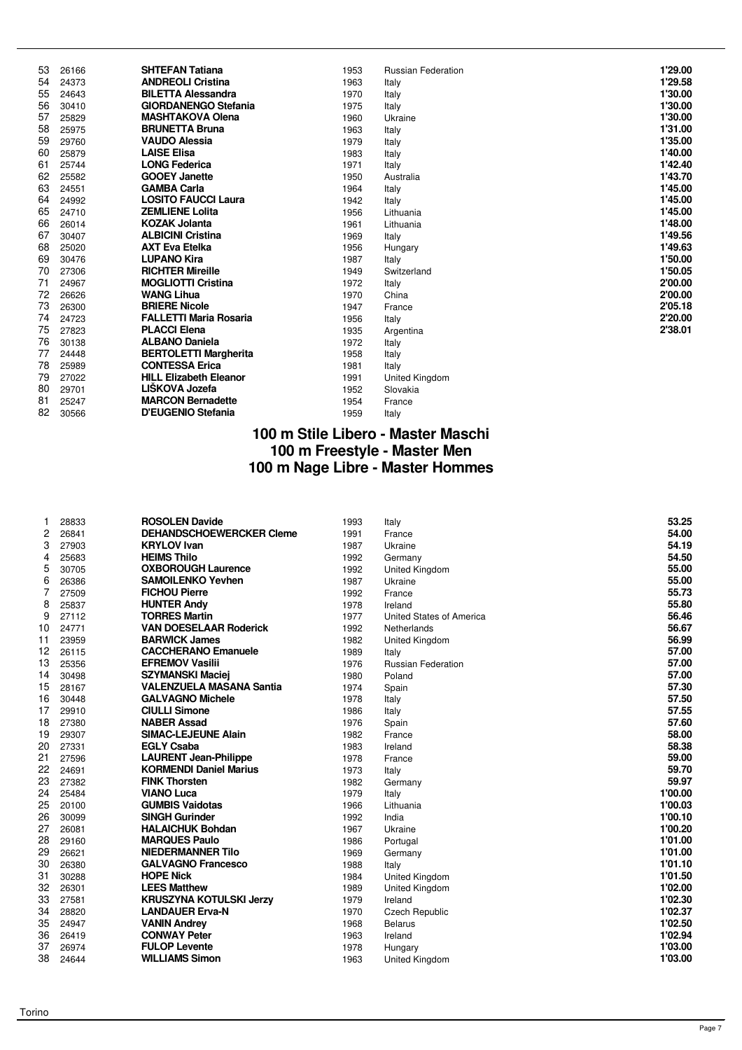| | | | | | |
|---|---|---|---|---|---|
| 53 | 26166 | **SHTEFAN Tatiana** | 1953 | Russian Federation | **1'29.00** |
| 54 | 24373 | **ANDREOLI Cristina** | 1963 | Italy | **1'29.58** |
| 55 | 24643 | **BILETTA Alessandra** | 1970 | Italy | **1'30.00** |
| 56 | 30410 | **GIORDANENGO Stefania** | 1975 | Italy | **1'30.00** |
| 57 | 25829 | **MASHTAKOVA Olena** | 1960 | Ukraine | **1'30.00** |
| 58 | 25975 | **BRUNETTA Bruna** | 1963 | Italy | **1'31.00** |
| 59 | 29760 | **VAUDO Alessia** | 1979 | Italy | **1'35.00** |
| 60 | 25879 | **LAISE Elisa** | 1983 | Italy | **1'40.00** |
| 61 | 25744 | **LONG Federica** | 1971 | Italy | **1'42.40** |
| 62 | 25582 | **GOOEY Janette** | 1950 | Australia | **1'43.70** |
| 63 | 24551 | **GAMBA Carla** | 1964 | Italy | **1'45.00** |
| 64 | 24992 | **LOSITO FAUCCI Laura** | 1942 | Italy | **1'45.00** |
| 65 | 24710 | **ZEMLIENE Lolita** | 1956 | Lithuania | **1'45.00** |
| 66 | 26014 | **KOZAK Jolanta** | 1961 | Lithuania | **1'48.00** |
| 67 | 30407 | **ALBICINI Cristina** | 1969 | Italy | **1'49.56** |
| 68 | 25020 | **AXT Eva Etelka** | 1956 | Hungary | **1'49.63** |
| 69 | 30476 | **LUPANO Kira** | 1987 | Italy | **1'50.00** |
| 70 | 27306 | **RICHTER Mireille** | 1949 | Switzerland | **1'50.05** |
| 71 | 24967 | **MOGLIOTTI Cristina** | 1972 | Italy | **2'00.00** |
| 72 | 26626 | **WANG Lihua** | 1970 | China | **2'00.00** |
| 73 | 26300 | **BRIERE Nicole** | 1947 | France | **2'05.18** |
| 74 | 24723 | **FALLETTI Maria Rosaria** | 1956 | Italy | **2'20.00** |
| 75 | 27823 | **PLACCI Elena** | 1935 | Argentina | **2'38.01** |
| 76 | 30138 | **ALBANO Daniela** | 1972 | Italy | |
| 77 | 24448 | **BERTOLETTI Margherita** | 1958 | Italy | |
| 78 | 25989 | **CONTESSA Erica** | 1981 | Italy | |
| 79 | 27022 | **HILL Elizabeth Eleanor** | 1991 | United Kingdom | |
| 80 | 29701 | **LIŠKOVA Jozefa** | 1952 | Slovakia | |
| 81 | 25247 | **MARCON Bernadette** | 1954 | France | |
| 82 | 30566 | **D'EUGENIO Stefania** | 1959 | Italy | |

## 100 m Stile Libero - Master Maschi
## 100 m Freestyle - Master Men
## 100 m Nage Libre - Master Hommes

| | | | | | |
|---|---|---|---|---|---|
| 1 | 28833 | **ROSOLEN Davide** | 1993 | Italy | **53.25** |
| 2 | 26841 | **DEHANDSCHOEWERCKER Cleme** | 1991 | France | **54.00** |
| 3 | 27903 | **KRYLOV Ivan** | 1987 | Ukraine | **54.19** |
| 4 | 25683 | **HEIMS Thilo** | 1992 | Germany | **54.50** |
| 5 | 30705 | **OXBOROUGH Laurence** | 1992 | United Kingdom | **55.00** |
| 6 | 26386 | **SAMOILENKO Yevhen** | 1987 | Ukraine | **55.00** |
| 7 | 27509 | **FICHOU Pierre** | 1992 | France | **55.73** |
| 8 | 25837 | **HUNTER Andy** | 1978 | Ireland | **55.80** |
| 9 | 27112 | **TORRES Martin** | 1977 | United States of America | **56.46** |
| 10 | 24771 | **VAN DOESELAAR Roderick** | 1992 | Netherlands | **56.67** |
| 11 | 23959 | **BARWICK James** | 1982 | United Kingdom | **56.99** |
| 12 | 26115 | **CACCHERANO Emanuele** | 1989 | Italy | **57.00** |
| 13 | 25356 | **EFREMOV Vasilii** | 1976 | Russian Federation | **57.00** |
| 14 | 30498 | **SZYMANSKI Maciej** | 1980 | Poland | **57.00** |
| 15 | 28167 | **VALENZUELA MASANA Santia** | 1974 | Spain | **57.30** |
| 16 | 30448 | **GALVAGNO Michele** | 1978 | Italy | **57.50** |
| 17 | 29910 | **CIULLI Simone** | 1986 | Italy | **57.55** |
| 18 | 27380 | **NABER Assad** | 1976 | Spain | **57.60** |
| 19 | 29307 | **SIMAC-LEJEUNE Alain** | 1982 | France | **58.00** |
| 20 | 27331 | **EGLY Csaba** | 1983 | Ireland | **58.38** |
| 21 | 27596 | **LAURENT Jean-Philippe** | 1978 | France | **59.00** |
| 22 | 24691 | **KORMENDI Daniel Marius** | 1973 | Italy | **59.70** |
| 23 | 27382 | **FINK Thorsten** | 1982 | Germany | **59.97** |
| 24 | 25484 | **VIANO Luca** | 1979 | Italy | **1'00.00** |
| 25 | 20100 | **GUMBIS Vaidotas** | 1966 | Lithuania | **1'00.03** |
| 26 | 30099 | **SINGH Gurinder** | 1992 | India | **1'00.10** |
| 27 | 26081 | **HALAICHUK Bohdan** | 1967 | Ukraine | **1'00.20** |
| 28 | 29160 | **MARQUES Paulo** | 1986 | Portugal | **1'01.00** |
| 29 | 26621 | **NIEDERMANNER Tilo** | 1969 | Germany | **1'01.00** |
| 30 | 26380 | **GALVAGNO Francesco** | 1988 | Italy | **1'01.10** |
| 31 | 30288 | **HOPE Nick** | 1984 | United Kingdom | **1'01.50** |
| 32 | 26301 | **LEES Matthew** | 1989 | United Kingdom | **1'02.00** |
| 33 | 27581 | **KRUSZYNA KOTULSKI Jerzy** | 1979 | Ireland | **1'02.30** |
| 34 | 28820 | **LANDAUER Erva-N** | 1970 | Czech Republic | **1'02.37** |
| 35 | 24947 | **VANIN Andrey** | 1968 | Belarus | **1'02.50** |
| 36 | 26419 | **CONWAY Peter** | 1963 | Ireland | **1'02.94** |
| 37 | 26974 | **FULOP Levente** | 1978 | Hungary | **1'03.00** |
| 38 | 24644 | **WILLIAMS Simon** | 1963 | United Kingdom | **1'03.00** |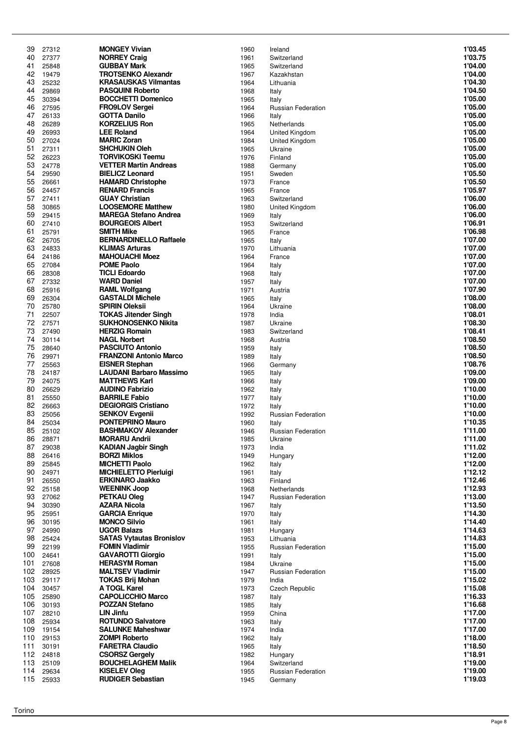| | | | | | |
|---|---|---|---|---|---|
| 39 | 27312 | **MONGEY Vivian** | 1960 | Ireland | **1'03.45** |
| 40 | 27377 | **NORREY Craig** | 1961 | Switzerland | **1'03.75** |
| 41 | 25848 | **GUBBAY Mark** | 1965 | Switzerland | **1'04.00** |
| 42 | 19479 | **TROTSENKO Alexandr** | 1967 | Kazakhstan | **1'04.00** |
| 43 | 25232 | **KRASAUSKAS Vilmantas** | 1964 | Lithuania | **1'04.30** |
| 44 | 29869 | **PASQUINI Roberto** | 1968 | Italy | **1'04.50** |
| 45 | 30394 | **BOCCHETTI Domenico** | 1965 | Italy | **1'05.00** |
| 46 | 27595 | **FRO9LOV Sergei** | 1964 | Russian Federation | **1'05.00** |
| 47 | 26133 | **GOTTA Danilo** | 1966 | Italy | **1'05.00** |
| 48 | 26289 | **KORZELIUS Ron** | 1965 | Netherlands | **1'05.00** |
| 49 | 26993 | **LEE Roland** | 1964 | United Kingdom | **1'05.00** |
| 50 | 27024 | **MARIC Zoran** | 1984 | United Kingdom | **1'05.00** |
| 51 | 27311 | **SHCHUKIN Oleh** | 1965 | Ukraine | **1'05.00** |
| 52 | 26223 | **TORVIKOSKI Teemu** | 1976 | Finland | **1'05.00** |
| 53 | 24778 | **VETTER Martin Andreas** | 1988 | Germany | **1'05.00** |
| 54 | 29590 | **BIELICZ Leonard** | 1951 | Sweden | **1'05.50** |
| 55 | 26661 | **HAMARD Christophe** | 1973 | France | **1'05.50** |
| 56 | 24457 | **RENARD Francis** | 1965 | France | **1'05.97** |
| 57 | 27411 | **GUAY Christian** | 1963 | Switzerland | **1'06.00** |
| 58 | 30865 | **LOOSEMORE Matthew** | 1980 | United Kingdom | **1'06.00** |
| 59 | 29415 | **MAREGA Stefano Andrea** | 1969 | Italy | **1'06.00** |
| 60 | 27410 | **BOURGEOIS Albert** | 1953 | Switzerland | **1'06.91** |
| 61 | 25791 | **SMITH Mike** | 1965 | France | **1'06.98** |
| 62 | 26705 | **BERNARDINELLO Raffaele** | 1965 | Italy | **1'07.00** |
| 63 | 24833 | **KLIMAS Arturas** | 1970 | Lithuania | **1'07.00** |
| 64 | 24186 | **MAHOUACHI Moez** | 1964 | France | **1'07.00** |
| 65 | 27084 | **POME Paolo** | 1964 | Italy | **1'07.00** |
| 66 | 28308 | **TICLI Edoardo** | 1968 | Italy | **1'07.00** |
| 67 | 27332 | **WARD Daniel** | 1957 | Italy | **1'07.00** |
| 68 | 25916 | **RAML Wolfgang** | 1971 | Austria | **1'07.90** |
| 69 | 26304 | **GASTALDI Michele** | 1965 | Italy | **1'08.00** |
| 70 | 25780 | **SPIRIN Oleksii** | 1964 | Ukraine | **1'08.00** |
| 71 | 22507 | **TOKAS Jitender Singh** | 1978 | India | **1'08.01** |
| 72 | 27571 | **SUKHONOSENKO Nikita** | 1987 | Ukraine | **1'08.30** |
| 73 | 27490 | **HERZIG Romain** | 1983 | Switzerland | **1'08.41** |
| 74 | 30114 | **NAGL Norbert** | 1968 | Austria | **1'08.50** |
| 75 | 28640 | **PASCIUTO Antonio** | 1959 | Italy | **1'08.50** |
| 76 | 29971 | **FRANZONI Antonio Marco** | 1989 | Italy | **1'08.50** |
| 77 | 25563 | **EISNER Stephan** | 1966 | Germany | **1'08.76** |
| 78 | 24187 | **LAUDANI Barbaro Massimo** | 1965 | Italy | **1'09.00** |
| 79 | 24075 | **MATTHEWS Karl** | 1966 | Italy | **1'09.00** |
| 80 | 26629 | **AUDINO Fabrizio** | 1962 | Italy | **1'10.00** |
| 81 | 25550 | **BARRILE Fabio** | 1977 | Italy | **1'10.00** |
| 82 | 26663 | **DEGIORGIS Cristiano** | 1972 | Italy | **1'10.00** |
| 83 | 25056 | **SENKOV Evgenii** | 1992 | Russian Federation | **1'10.00** |
| 84 | 25034 | **PONTEPRINO Mauro** | 1960 | Italy | **1'10.35** |
| 85 | 25102 | **BASHMAKOV Alexander** | 1946 | Russian Federation | **1'11.00** |
| 86 | 28871 | **MORARU Andrii** | 1985 | Ukraine | **1'11.00** |
| 87 | 29038 | **KADIAN Jagbir Singh** | 1973 | India | **1'11.02** |
| 88 | 26416 | **BORZI Miklos** | 1949 | Hungary | **1'12.00** |
| 89 | 25845 | **MICHETTI Paolo** | 1962 | Italy | **1'12.00** |
| 90 | 24971 | **MICHIELETTO Pierluigi** | 1961 | Italy | **1'12.12** |
| 91 | 26550 | **ERKINARO Jaakko** | 1963 | Finland | **1'12.46** |
| 92 | 25158 | **WEENINK Joop** | 1968 | Netherlands | **1'12.93** |
| 93 | 27062 | **PETKAU Oleg** | 1947 | Russian Federation | **1'13.00** |
| 94 | 30390 | **AZARA Nicola** | 1967 | Italy | **1'13.50** |
| 95 | 25951 | **GARCIA Enrique** | 1970 | Italy | **1'14.30** |
| 96 | 30195 | **MONCO Silvio** | 1961 | Italy | **1'14.40** |
| 97 | 24990 | **UGOR Balazs** | 1981 | Hungary | **1'14.63** |
| 98 | 25424 | **SATAS Vytautas Bronislov** | 1953 | Lithuania | **1'14.83** |
| 99 | 22199 | **FOMIN Vladimir** | 1955 | Russian Federation | **1'15.00** |
| 100 | 24641 | **GAVAROTTI Giorgio** | 1991 | Italy | **1'15.00** |
| 101 | 27608 | **HERASYM Roman** | 1984 | Ukraine | **1'15.00** |
| 102 | 28925 | **MALTSEV Vladimir** | 1947 | Russian Federation | **1'15.00** |
| 103 | 29117 | **TOKAS Brij Mohan** | 1979 | India | **1'15.02** |
| 104 | 30457 | **A TOGL Karel** | 1973 | Czech Republic | **1'15.08** |
| 105 | 25890 | **CAPOLICCHIO Marco** | 1987 | Italy | **1'16.33** |
| 106 | 30193 | **POZZAN Stefano** | 1985 | Italy | **1'16.68** |
| 107 | 28210 | **LIN Jinfu** | 1959 | China | **1'17.00** |
| 108 | 25934 | **ROTUNDO Salvatore** | 1963 | Italy | **1'17.00** |
| 109 | 19154 | **SALUNKE Maheshwar** | 1974 | India | **1'17.00** |
| 110 | 29153 | **ZOMPI Roberto** | 1962 | Italy | **1'18.00** |
| 111 | 30191 | **FARETRA Claudio** | 1965 | Italy | **1'18.50** |
| 112 | 24818 | **CSORSZ Gergely** | 1982 | Hungary | **1'18.91** |
| 113 | 25109 | **BOUCHELAGHEM Malik** | 1964 | Switzerland | **1'19.00** |
| 114 | 29634 | **KISELEV Oleg** | 1955 | Russian Federation | **1'19.00** |
| 115 | 25933 | **RUDIGER Sebastian** | 1945 | Germany | **1'19.03** |

Torino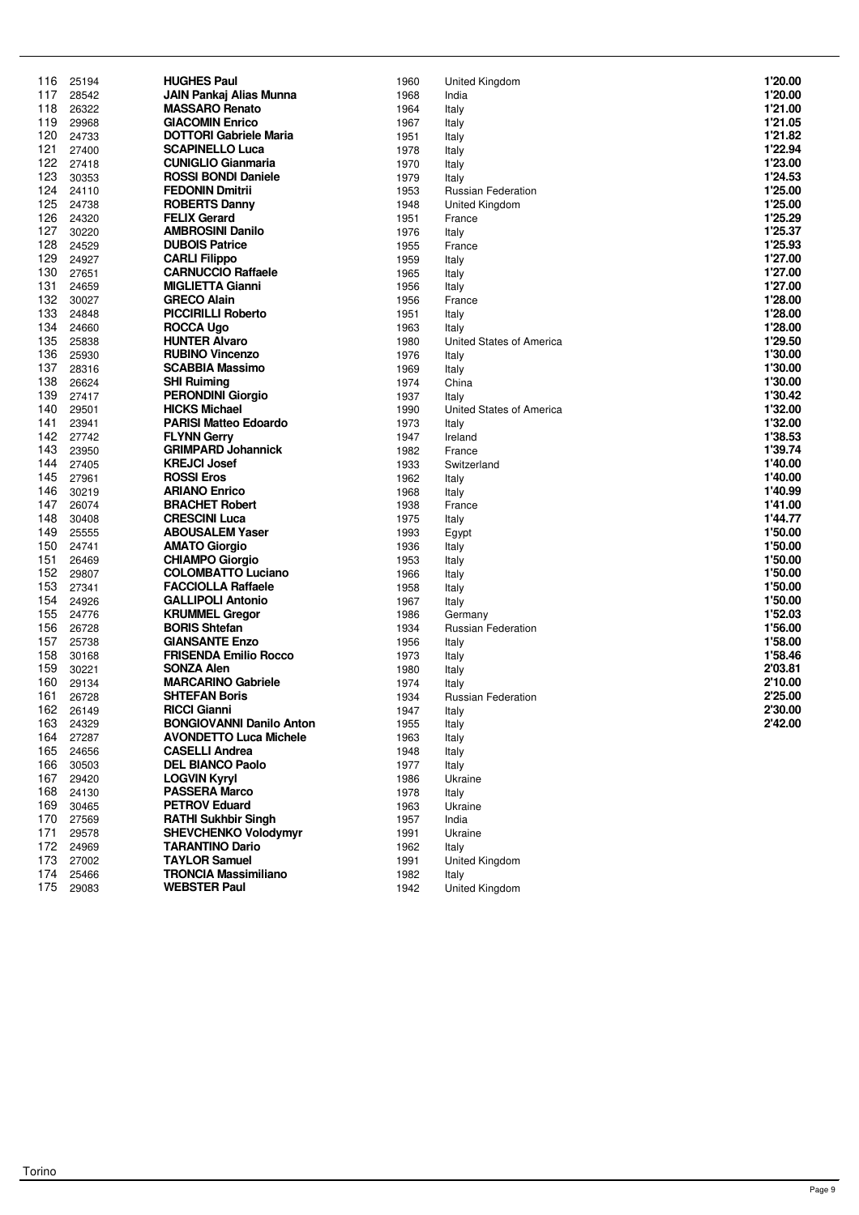| | | | | | |
|---|---|---|---|---|---|
| 116 | 25194 | **HUGHES Paul** | 1960 | United Kingdom | **1'20.00** |
| 117 | 28542 | **JAIN Pankaj Alias Munna** | 1968 | India | **1'20.00** |
| 118 | 26322 | **MASSARO Renato** | 1964 | Italy | **1'21.00** |
| 119 | 29968 | **GIACOMIN Enrico** | 1967 | Italy | **1'21.05** |
| 120 | 24733 | **DOTTORI Gabriele Maria** | 1951 | Italy | **1'21.82** |
| 121 | 27400 | **SCAPINELLO Luca** | 1978 | Italy | **1'22.94** |
| 122 | 27418 | **CUNIGLIO Gianmaria** | 1970 | Italy | **1'23.00** |
| 123 | 30353 | **ROSSI BONDI Daniele** | 1979 | Italy | **1'24.53** |
| 124 | 24110 | **FEDONIN Dmitrii** | 1953 | Russian Federation | **1'25.00** |
| 125 | 24738 | **ROBERTS Danny** | 1948 | United Kingdom | **1'25.00** |
| 126 | 24320 | **FELIX Gerard** | 1951 | France | **1'25.29** |
| 127 | 30220 | **AMBROSINI Danilo** | 1976 | Italy | **1'25.37** |
| 128 | 24529 | **DUBOIS Patrice** | 1955 | France | **1'25.93** |
| 129 | 24927 | **CARLI Filippo** | 1959 | Italy | **1'27.00** |
| 130 | 27651 | **CARNUCCIO Raffaele** | 1965 | Italy | **1'27.00** |
| 131 | 24659 | **MIGLIETTA Gianni** | 1956 | Italy | **1'27.00** |
| 132 | 30027 | **GRECO Alain** | 1956 | France | **1'28.00** |
| 133 | 24848 | **PICCIRILLI Roberto** | 1951 | Italy | **1'28.00** |
| 134 | 24660 | **ROCCA Ugo** | 1963 | Italy | **1'28.00** |
| 135 | 25838 | **HUNTER Alvaro** | 1980 | United States of America | **1'29.50** |
| 136 | 25930 | **RUBINO Vincenzo** | 1976 | Italy | **1'30.00** |
| 137 | 28316 | **SCABBIA Massimo** | 1969 | Italy | **1'30.00** |
| 138 | 26624 | **SHI Ruiming** | 1974 | China | **1'30.00** |
| 139 | 27417 | **PERONDINI Giorgio** | 1937 | Italy | **1'30.42** |
| 140 | 29501 | **HICKS Michael** | 1990 | United States of America | **1'32.00** |
| 141 | 23941 | **PARISI Matteo Edoardo** | 1973 | Italy | **1'32.00** |
| 142 | 27742 | **FLYNN Gerry** | 1947 | Ireland | **1'38.53** |
| 143 | 23950 | **GRIMPARD Johannick** | 1982 | France | **1'39.74** |
| 144 | 27405 | **KREJCI Josef** | 1933 | Switzerland | **1'40.00** |
| 145 | 27961 | **ROSSI Eros** | 1962 | Italy | **1'40.00** |
| 146 | 30219 | **ARIANO Enrico** | 1968 | Italy | **1'40.99** |
| 147 | 26074 | **BRACHET Robert** | 1938 | France | **1'41.00** |
| 148 | 30408 | **CRESCINI Luca** | 1975 | Italy | **1'44.77** |
| 149 | 25555 | **ABOUSALEM Yaser** | 1993 | Egypt | **1'50.00** |
| 150 | 24741 | **AMATO Giorgio** | 1936 | Italy | **1'50.00** |
| 151 | 26469 | **CHIAMPO Giorgio** | 1953 | Italy | **1'50.00** |
| 152 | 29807 | **COLOMBATTO Luciano** | 1966 | Italy | **1'50.00** |
| 153 | 27341 | **FACCIOLLA Raffaele** | 1958 | Italy | **1'50.00** |
| 154 | 24926 | **GALLIPOLI Antonio** | 1967 | Italy | **1'50.00** |
| 155 | 24776 | **KRUMMEL Gregor** | 1986 | Germany | **1'52.03** |
| 156 | 26728 | **BORIS Shtefan** | 1934 | Russian Federation | **1'56.00** |
| 157 | 25738 | **GIANSANTE Enzo** | 1956 | Italy | **1'58.00** |
| 158 | 30168 | **FRISENDA Emilio Rocco** | 1973 | Italy | **1'58.46** |
| 159 | 30221 | **SONZA Alen** | 1980 | Italy | **2'03.81** |
| 160 | 29134 | **MARCARINO Gabriele** | 1974 | Italy | **2'10.00** |
| 161 | 26728 | **SHTEFAN Boris** | 1934 | Russian Federation | **2'25.00** |
| 162 | 26149 | **RICCI Gianni** | 1947 | Italy | **2'30.00** |
| 163 | 24329 | **BONGIOVANNI Danilo Anton** | 1955 | Italy | **2'42.00** |
| 164 | 27287 | **AVONDETTO Luca Michele** | 1963 | Italy | |
| 165 | 24656 | **CASELLI Andrea** | 1948 | Italy | |
| 166 | 30503 | **DEL BIANCO Paolo** | 1977 | Italy | |
| 167 | 29420 | **LOGVIN Kyryl** | 1986 | Ukraine | |
| 168 | 24130 | **PASSERA Marco** | 1978 | Italy | |
| 169 | 30465 | **PETROV Eduard** | 1963 | Ukraine | |
| 170 | 27569 | **RATHI Sukhbir Singh** | 1957 | India | |
| 171 | 29578 | **SHEVCHENKO Volodymyr** | 1991 | Ukraine | |
| 172 | 24969 | **TARANTINO Dario** | 1962 | Italy | |
| 173 | 27002 | **TAYLOR Samuel** | 1991 | United Kingdom | |
| 174 | 25466 | **TRONCIA Massimiliano** | 1982 | Italy | |
| 175 | 29083 | **WEBSTER Paul** | 1942 | United Kingdom | |